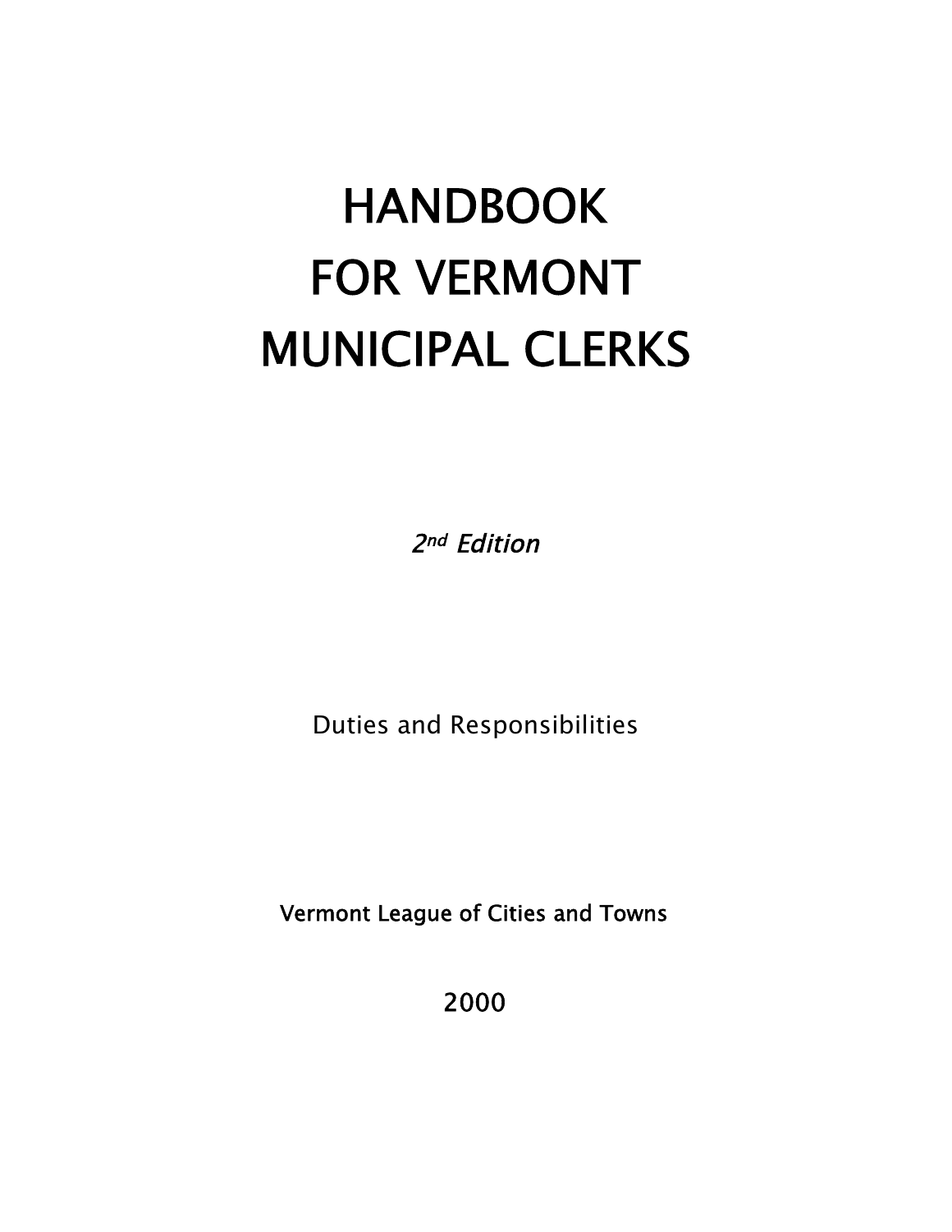# HANDBOOK FOR VERMONT MUNICIPAL CLERKS

*2nd Edition*

Duties and Responsibilities

Vermont League of Cities and Towns

2000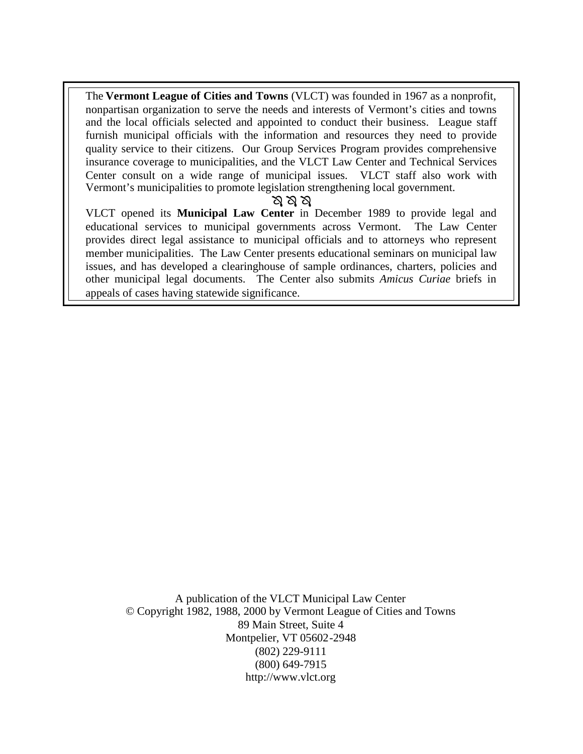The **Vermont League of Cities and Towns** (VLCT) was founded in 1967 as a nonprofit, nonpartisan organization to serve the needs and interests of Vermont's cities and towns and the local officials selected and appointed to conduct their business. League staff furnish municipal officials with the information and resources they need to provide quality service to their citizens. Our Group Services Program provides comprehensive insurance coverage to municipalities, and the VLCT Law Center and Technical Services Center consult on a wide range of municipal issues. VLCT staff also work with Vermont's municipalities to promote legislation strengthening local government.

ꝏ ꝏ ꝏ

VLCT opened its **Municipal Law Center** in December 1989 to provide legal and educational services to municipal governments across Vermont. The Law Center provides direct legal assistance to municipal officials and to attorneys who represent member municipalities. The Law Center presents educational seminars on municipal law issues, and has developed a clearinghouse of sample ordinances, charters, policies and other municipal legal documents. The Center also submits *Amicus Curiae* briefs in appeals of cases having statewide significance.

A publication of the VLCT Municipal Law Center
© Copyright 1982, 1988, 2000 by Vermont League of Cities and Towns
89 Main Street, Suite 4
Montpelier, VT 05602-2948
(802) 229-9111
(800) 649-7915
http://www.vlct.org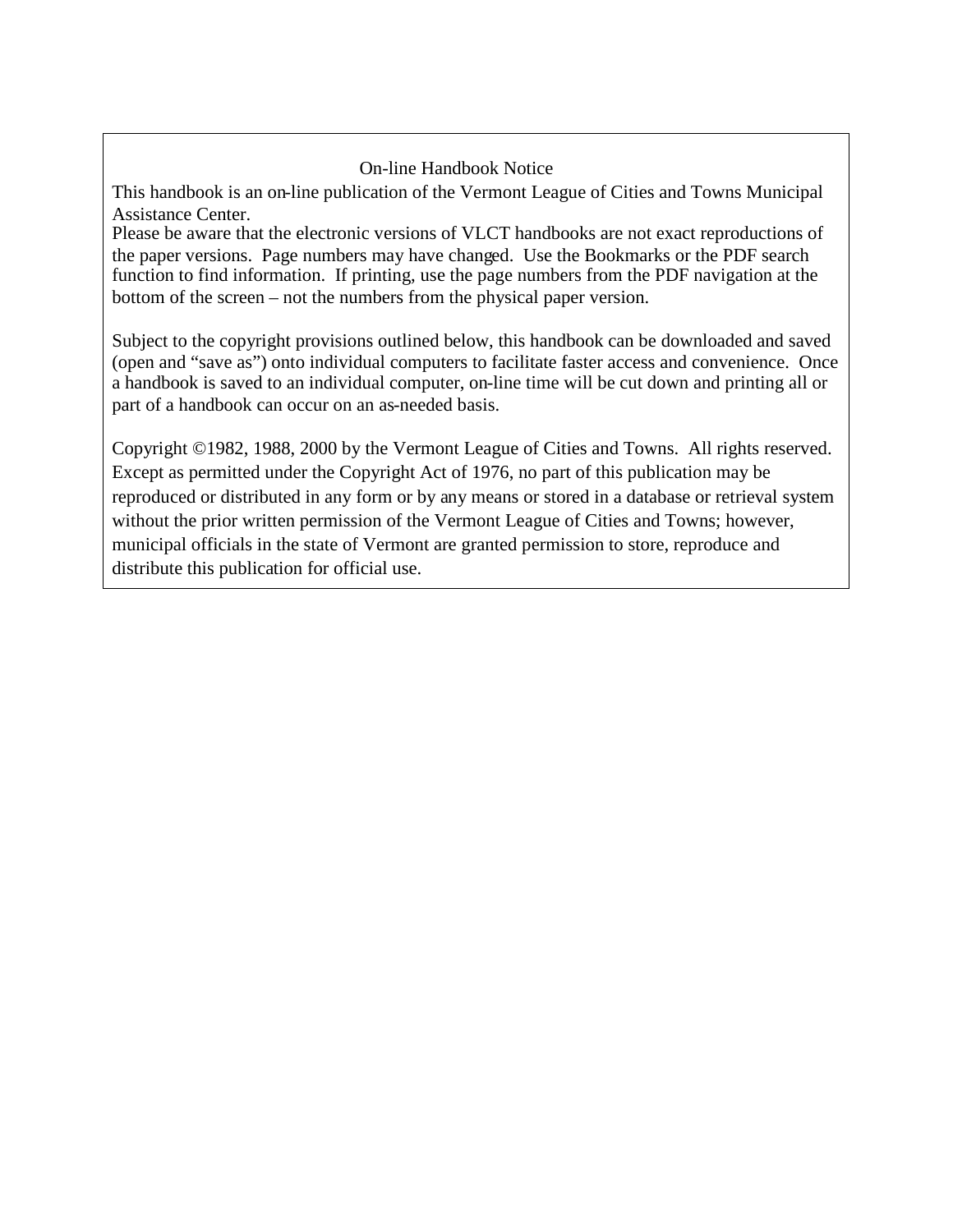## On-line Handbook Notice

This handbook is an on-line publication of the Vermont League of Cities and Towns Municipal Assistance Center.

Please be aware that the electronic versions of VLCT handbooks are not exact reproductions of the paper versions. Page numbers may have changed. Use the Bookmarks or the PDF search function to find information. If printing, use the page numbers from the PDF navigation at the bottom of the screen – not the numbers from the physical paper version.

Subject to the copyright provisions outlined below, this handbook can be downloaded and saved (open and "save as") onto individual computers to facilitate faster access and convenience. Once a handbook is saved to an individual computer, on-line time will be cut down and printing all or part of a handbook can occur on an as-needed basis.

Copyright ©1982, 1988, 2000 by the Vermont League of Cities and Towns. All rights reserved. Except as permitted under the Copyright Act of 1976, no part of this publication may be reproduced or distributed in any form or by any means or stored in a database or retrieval system without the prior written permission of the Vermont League of Cities and Towns; however, municipal officials in the state of Vermont are granted permission to store, reproduce and distribute this publication for official use.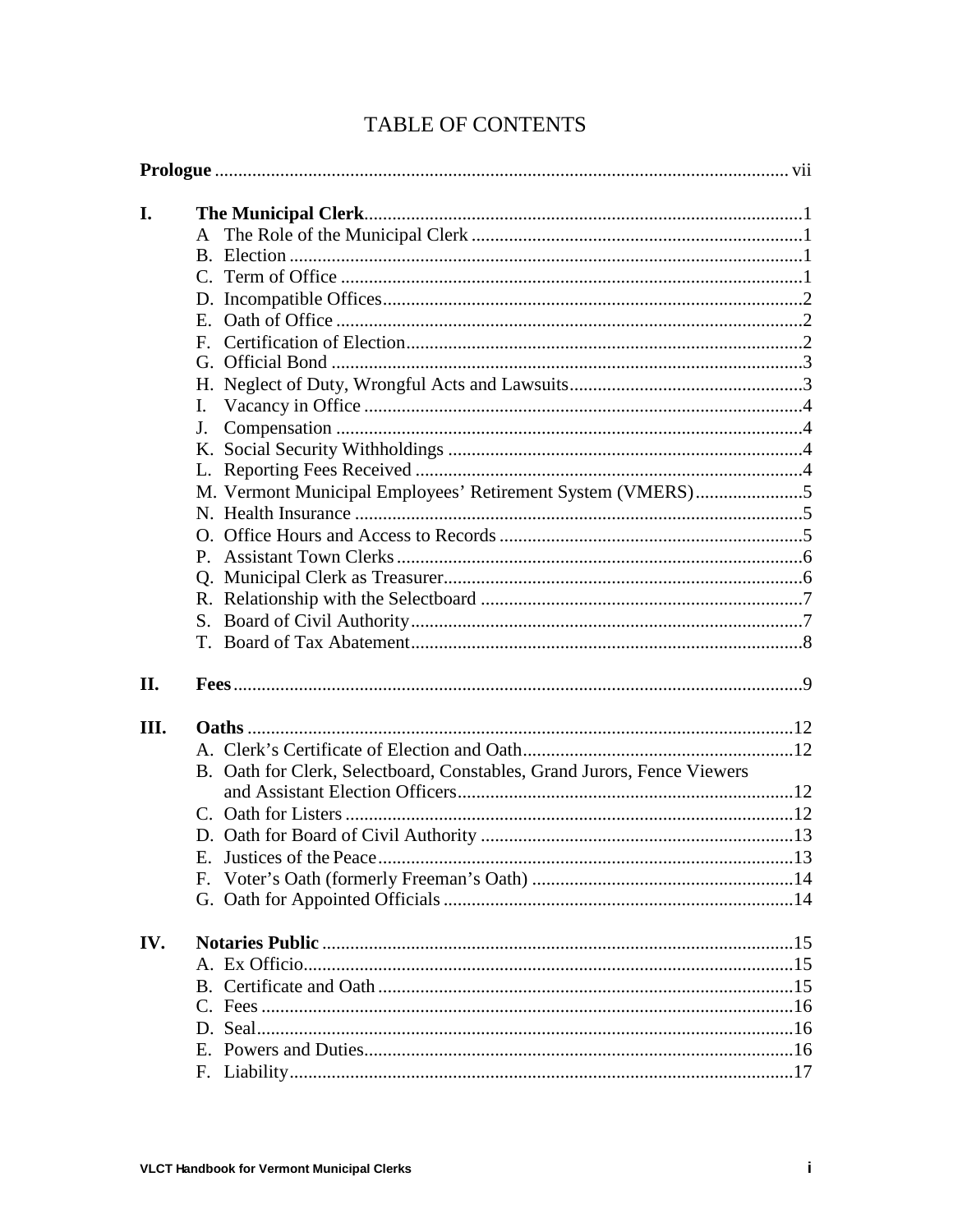# TABLE OF CONTENTS

**Prologue** ........................................................................................................ vii

**I. The Municipal Clerk** ........................................................................................ 1

- A The Role of the Municipal Clerk ........................................................................ 1
- B. Election ........................................................................................................ 1
- C. Term of Office ................................................................................................ 1
- D. Incompatible Offices ........................................................................................ 2
- E. Oath of Office ................................................................................................ 2
- F. Certification of Election .................................................................................... 2
- G. Official Bond ................................................................................................. 3
- H. Neglect of Duty, Wrongful Acts and Lawsuits ........................................................ 3
- I. Vacancy in Office ............................................................................................ 4
- J. Compensation ................................................................................................. 4
- K. Social Security Withholdings ............................................................................. 4
- L. Reporting Fees Received ................................................................................... 4
- M. Vermont Municipal Employees' Retirement System (VMERS) ..................................... 5
- N. Health Insurance ............................................................................................. 5
- O. Office Hours and Access to Records ..................................................................... 5
- P. Assistant Town Clerks ...................................................................................... 6
- Q. Municipal Clerk as Treasurer ............................................................................. 6
- R. Relationship with the Selectboard ....................................................................... 7
- S. Board of Civil Authority ................................................................................... 7
- T. Board of Tax Abatement ................................................................................... 8

**II. Fees** .............................................................................................................. 9

**III. Oaths** ........................................................................................................... 12

- A. Clerk's Certificate of Election and Oath ............................................................... 12
- B. Oath for Clerk, Selectboard, Constables, Grand Jurors, Fence Viewers and Assistant Election Officers ........................................................................................ 12
- C. Oath for Listers ............................................................................................... 12
- D. Oath for Board of Civil Authority ........................................................................ 13
- E. Justices of the Peace ........................................................................................ 13
- F. Voter's Oath (formerly Freeman's Oath) ............................................................... 14
- G. Oath for Appointed Officials .............................................................................. 14

**IV. Notaries Public** ............................................................................................... 15

- A. Ex Officio ...................................................................................................... 15
- B. Certificate and Oath ......................................................................................... 15
- C. Fees ............................................................................................................. 16
- D. Seal ............................................................................................................. 16
- E. Powers and Duties ........................................................................................... 16
- F. Liability ......................................................................................................... 17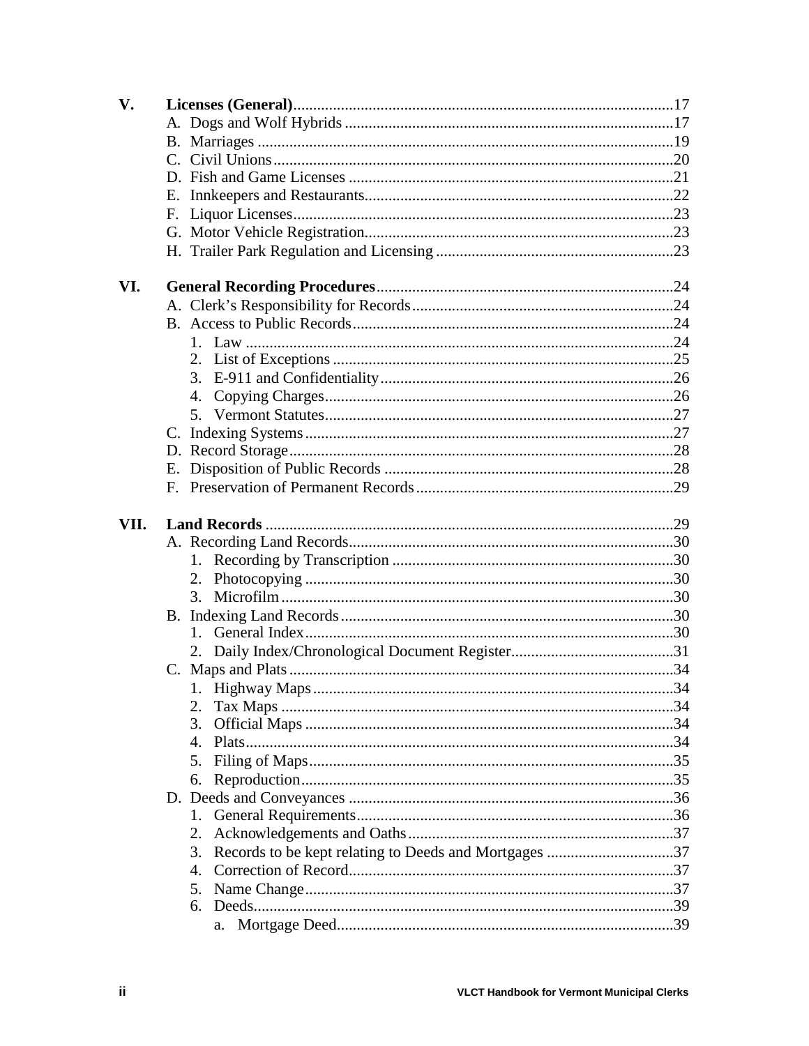**V. Licenses (General)** ....17

- A. Dogs and Wolf Hybrids ....17
- B. Marriages ....19
- C. Civil Unions ....20
- D. Fish and Game Licenses ....21
- E. Innkeepers and Restaurants ....22
- F. Liquor Licenses ....23
- G. Motor Vehicle Registration ....23
- H. Trailer Park Regulation and Licensing ....23

**VI. General Recording Procedures** ....24

- A. Clerk's Responsibility for Records ....24
- B. Access to Public Records ....24
  1. Law ....24
  2. List of Exceptions ....25
  3. E-911 and Confidentiality ....26
  4. Copying Charges ....26
  5. Vermont Statutes ....27
- C. Indexing Systems ....27
- D. Record Storage ....28
- E. Disposition of Public Records ....28
- F. Preservation of Permanent Records ....29

**VII. Land Records** ....29

- A. Recording Land Records ....30
  1. Recording by Transcription ....30
  2. Photocopying ....30
  3. Microfilm ....30
- B. Indexing Land Records ....30
  1. General Index ....30
  2. Daily Index/Chronological Document Register ....31
- C. Maps and Plats ....34
  1. Highway Maps ....34
  2. Tax Maps ....34
  3. Official Maps ....34
  4. Plats ....34
  5. Filing of Maps ....35
  6. Reproduction ....35
- D. Deeds and Conveyances ....36
  1. General Requirements ....36
  2. Acknowledgements and Oaths ....37
  3. Records to be kept relating to Deeds and Mortgages ....37
  4. Correction of Record ....37
  5. Name Change ....37
  6. Deeds ....39
     - a. Mortgage Deed ....39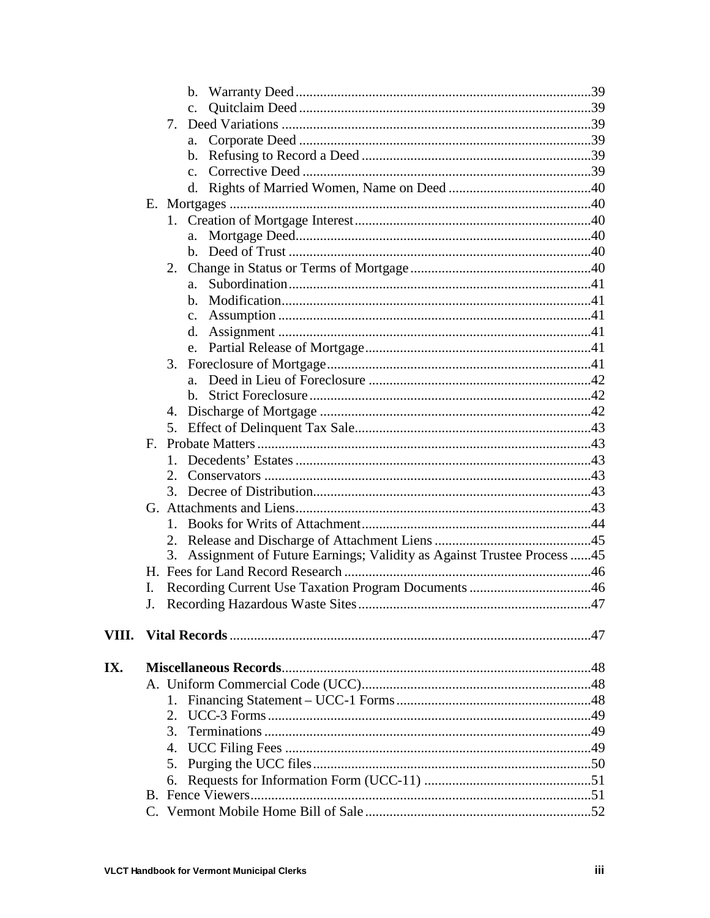- b. Warranty Deed ....................................................................................39
- c. Quitclaim Deed ....................................................................................39
- 7. Deed Variations ........................................................................................39
  - a. Corporate Deed ....................................................................................39
  - b. Refusing to Record a Deed ..................................................................39
  - c. Corrective Deed ...................................................................................39
  - d. Rights of Married Women, Name on Deed .........................................40

E. Mortgages .......................................................................................................40

- 1. Creation of Mortgage Interest ...................................................................40
  - a. Mortgage Deed.....................................................................................40
  - b. Deed of Trust .......................................................................................40
- 2. Change in Status or Terms of Mortgage ....................................................40
  - a. Subordination ......................................................................................41
  - b. Modification.........................................................................................41
  - c. Assumption ..........................................................................................41
  - d. Assignment ..........................................................................................41
  - e. Partial Release of Mortgage .................................................................41
- 3. Foreclosure of Mortgage............................................................................41
  - a. Deed in Lieu of Foreclosure ................................................................42
  - b. Strict Foreclosure .................................................................................42
- 4. Discharge of Mortgage .............................................................................42
- 5. Effect of Delinquent Tax Sale....................................................................43

F. Probate Matters ...............................................................................................43

- 1. Decedents' Estates .....................................................................................43
- 2. Conservators ..............................................................................................43
- 3. Decree of Distribution................................................................................43

G. Attachments and Liens....................................................................................43

- 1. Books for Writs of Attachment..................................................................44
- 2. Release and Discharge of Attachment Liens .............................................45
- 3. Assignment of Future Earnings; Validity as Against Trustee Process ......45

H. Fees for Land Record Research .......................................................................46

I. Recording Current Use Taxation Program Documents ...................................46

J. Recording Hazardous Waste Sites ...................................................................47

**VIII. Vital Records** .......................................................................................................47

**IX. Miscellaneous Records**........................................................................................48

A. Uniform Commercial Code (UCC)..................................................................48

- 1. Financing Statement – UCC-1 Forms ........................................................48
- 2. UCC-3 Forms .............................................................................................49
- 3. Terminations ..............................................................................................49
- 4. UCC Filing Fees ........................................................................................49
- 5. Purging the UCC files................................................................................50
- 6. Requests for Information Form (UCC-11) ................................................51

B. Fence Viewers.................................................................................................51

C. Vermont Mobile Home Bill of Sale .................................................................52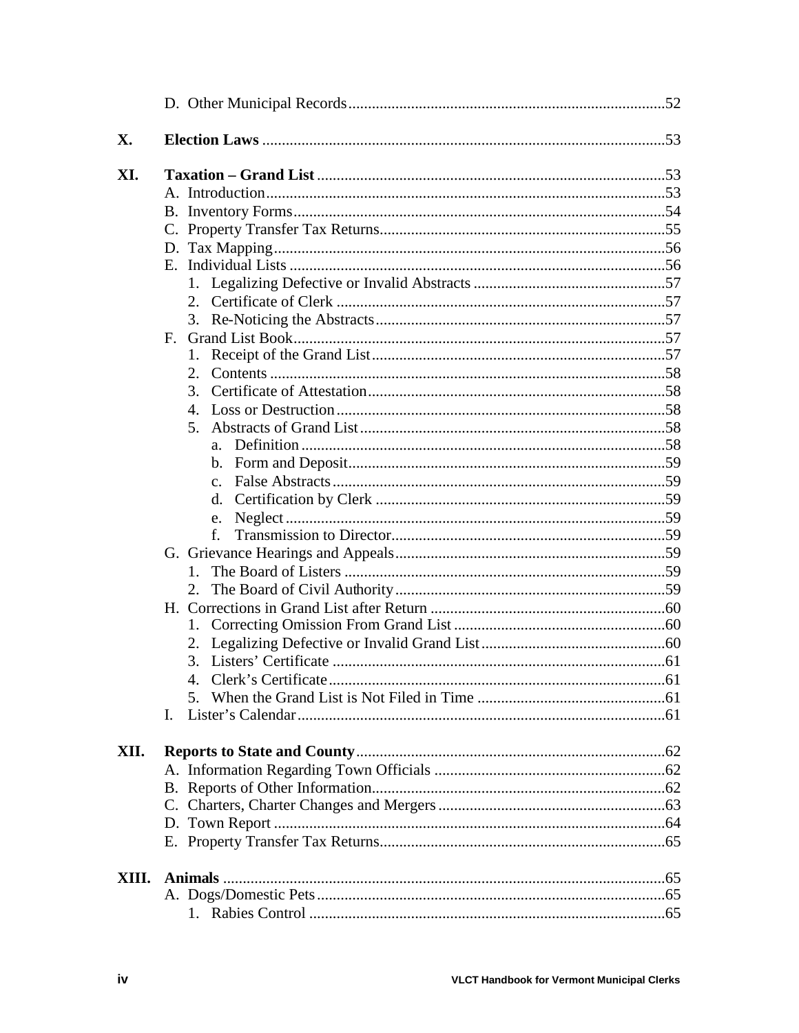D. Other Municipal Records ....... 52

**X. Election Laws** ....... 53

**XI. Taxation – Grand List** ....... 53

- A. Introduction ....... 53
- B. Inventory Forms ....... 54
- C. Property Transfer Tax Returns ....... 55
- D. Tax Mapping ....... 56
- E. Individual Lists ....... 56
  1. Legalizing Defective or Invalid Abstracts ....... 57
  2. Certificate of Clerk ....... 57
  3. Re-Noticing the Abstracts ....... 57
- F. Grand List Book ....... 57
  1. Receipt of the Grand List ....... 57
  2. Contents ....... 58
  3. Certificate of Attestation ....... 58
  4. Loss or Destruction ....... 58
  5. Abstracts of Grand List ....... 58
     - a. Definition ....... 58
     - b. Form and Deposit ....... 59
     - c. False Abstracts ....... 59
     - d. Certification by Clerk ....... 59
     - e. Neglect ....... 59
     - f. Transmission to Director ....... 59
- G. Grievance Hearings and Appeals ....... 59
  1. The Board of Listers ....... 59
  2. The Board of Civil Authority ....... 59
- H. Corrections in Grand List after Return ....... 60
  1. Correcting Omission From Grand List ....... 60
  2. Legalizing Defective or Invalid Grand List ....... 60
  3. Listers' Certificate ....... 61
  4. Clerk's Certificate ....... 61
  5. When the Grand List is Not Filed in Time ....... 61
- I. Lister's Calendar ....... 61

**XII. Reports to State and County** ....... 62

- A. Information Regarding Town Officials ....... 62
- B. Reports of Other Information ....... 62
- C. Charters, Charter Changes and Mergers ....... 63
- D. Town Report ....... 64
- E. Property Transfer Tax Returns ....... 65

**XIII. Animals** ....... 65

- A. Dogs/Domestic Pets ....... 65
  1. Rabies Control ....... 65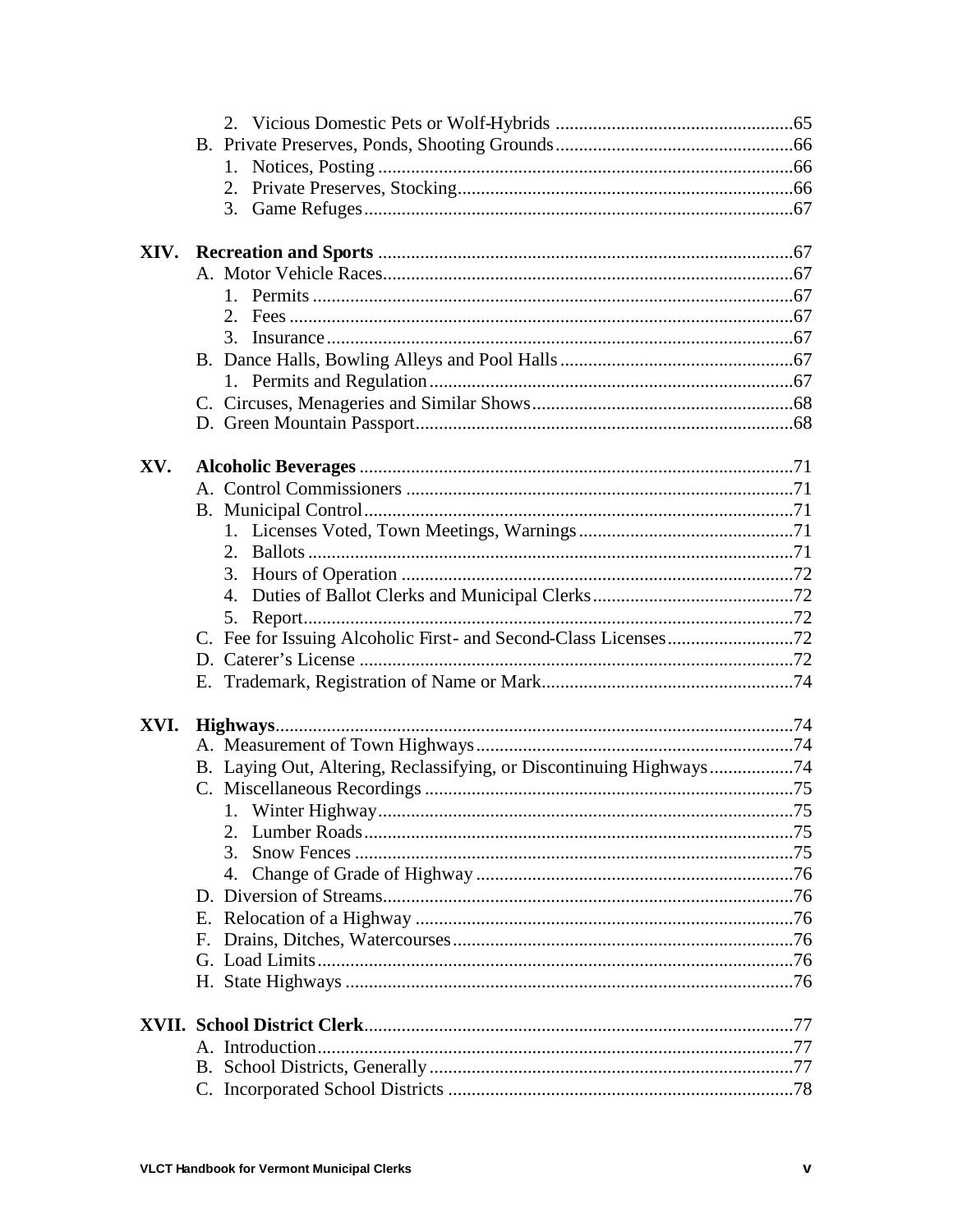2. Vicious Domestic Pets or Wolf-Hybrids ....................................................65

B. Private Preserves, Ponds, Shooting Grounds....................................................66

1. Notices, Posting ..........................................................................................66
2. Private Preserves, Stocking.........................................................................66
3. Game Refuges.............................................................................................67

**XIV. Recreation and Sports** ..........................................................................................67

A. Motor Vehicle Races.........................................................................................67

1. Permits ........................................................................................................67
2. Fees .............................................................................................................67
3. Insurance.....................................................................................................67

B. Dance Halls, Bowling Alleys and Pool Halls....................................................67

1. Permits and Regulation...............................................................................67

C. Circuses, Menageries and Similar Shows.........................................................68

D. Green Mountain Passport..................................................................................68

**XV. Alcoholic Beverages** ..............................................................................................71

A. Control Commissioners ....................................................................................71

B. Municipal Control.............................................................................................71

1. Licenses Voted, Town Meetings, Warnings...............................................71
2. Ballots .........................................................................................................71
3. Hours of Operation .....................................................................................72
4. Duties of Ballot Clerks and Municipal Clerks............................................72
5. Report..........................................................................................................72

C. Fee for Issuing Alcoholic First- and Second-Class Licenses...........................72

D. Caterer's License ..............................................................................................72

E. Trademark, Registration of Name or Mark.......................................................74

**XVI. Highways**...............................................................................................................74

A. Measurement of Town Highways.....................................................................74

B. Laying Out, Altering, Reclassifying, or Discontinuing Highways..................74

C. Miscellaneous Recordings ................................................................................75

1. Winter Highway..........................................................................................75
2. Lumber Roads.............................................................................................75
3. Snow Fences ...............................................................................................75
4. Change of Grade of Highway .....................................................................76

D. Diversion of Streams........................................................................................76

E. Relocation of a Highway ..................................................................................76

F. Drains, Ditches, Watercourses..........................................................................76

G. Load Limits.......................................................................................................76

H. State Highways .................................................................................................76

**XVII. School District Clerk**...........................................................................................77

A. Introduction......................................................................................................77

B. School Districts, Generally...............................................................................77

C. Incorporated School Districts ..........................................................................78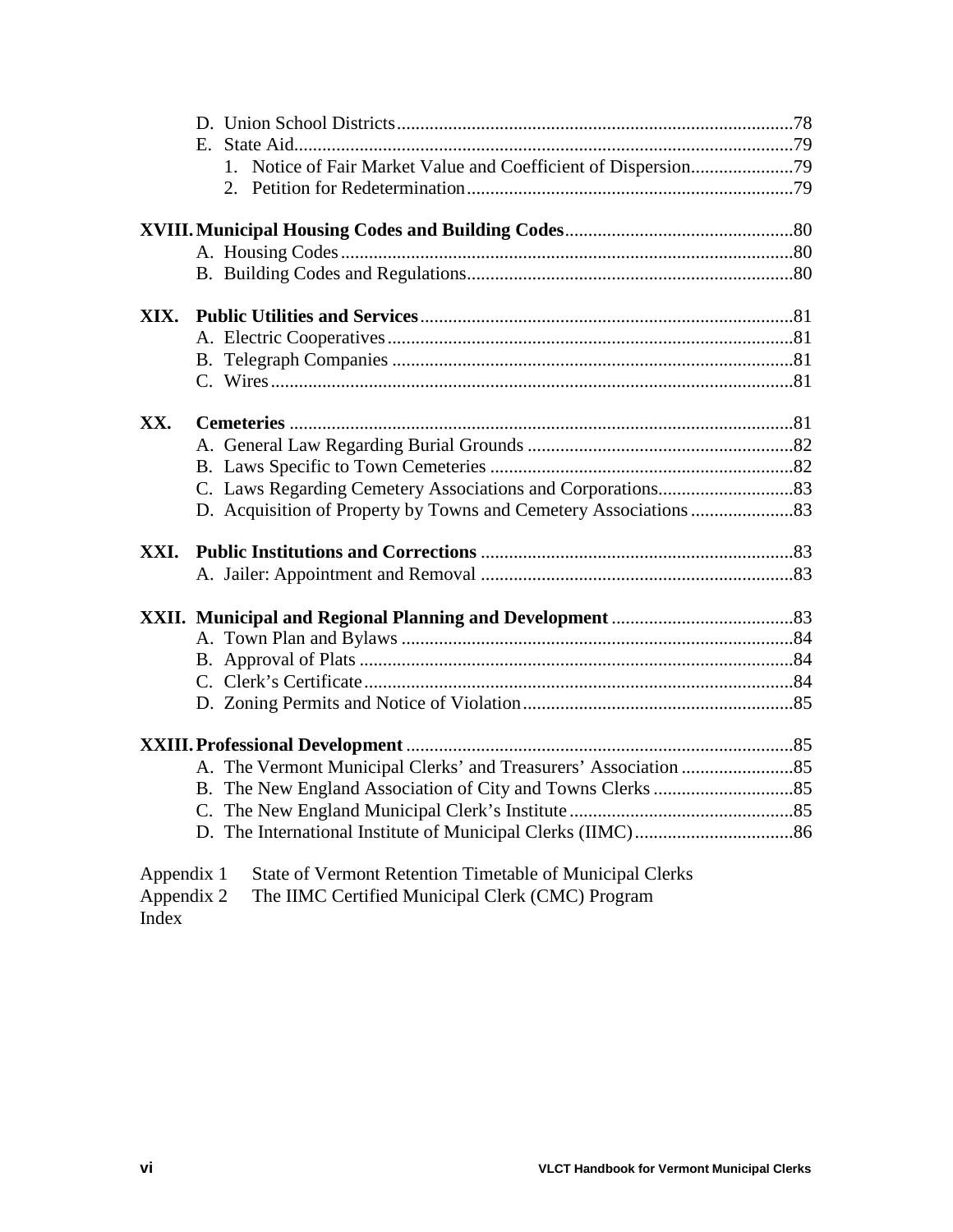- D. Union School Districts....................................................................................78
- E. State Aid...........................................................................................................79
  1. Notice of Fair Market Value and Coefficient of Dispersion......................79
  2. Petition for Redetermination......................................................................79

**XVIII. Municipal Housing Codes and Building Codes**................................................80

- A. Housing Codes................................................................................................80
- B. Building Codes and Regulations.....................................................................80

**XIX. Public Utilities and Services**...............................................................................81

- A. Electric Cooperatives......................................................................................81
- B. Telegraph Companies .....................................................................................81
- C. Wires...............................................................................................................81

**XX. Cemeteries** ...........................................................................................................81

- A. General Law Regarding Burial Grounds .........................................................82
- B. Laws Specific to Town Cemeteries .................................................................82
- C. Laws Regarding Cemetery Associations and Corporations.............................83
- D. Acquisition of Property by Towns and Cemetery Associations......................83

**XXI. Public Institutions and Corrections** ..................................................................83

- A. Jailer: Appointment and Removal ..................................................................83

**XXII. Municipal and Regional Planning and Development** .......................................83

- A. Town Plan and Bylaws ...................................................................................84
- B. Approval of Plats ............................................................................................84
- C. Clerk's Certificate...........................................................................................84
- D. Zoning Permits and Notice of Violation.........................................................85

**XXIII. Professional Development**..................................................................................85

- A. The Vermont Municipal Clerks' and Treasurers' Association ........................85
- B. The New England Association of City and Towns Clerks ..............................85
- C. The New England Municipal Clerk's Institute................................................85
- D. The International Institute of Municipal Clerks (IIMC)..................................86

Appendix 1 State of Vermont Retention Timetable of Municipal Clerks
Appendix 2 The IIMC Certified Municipal Clerk (CMC) Program
Index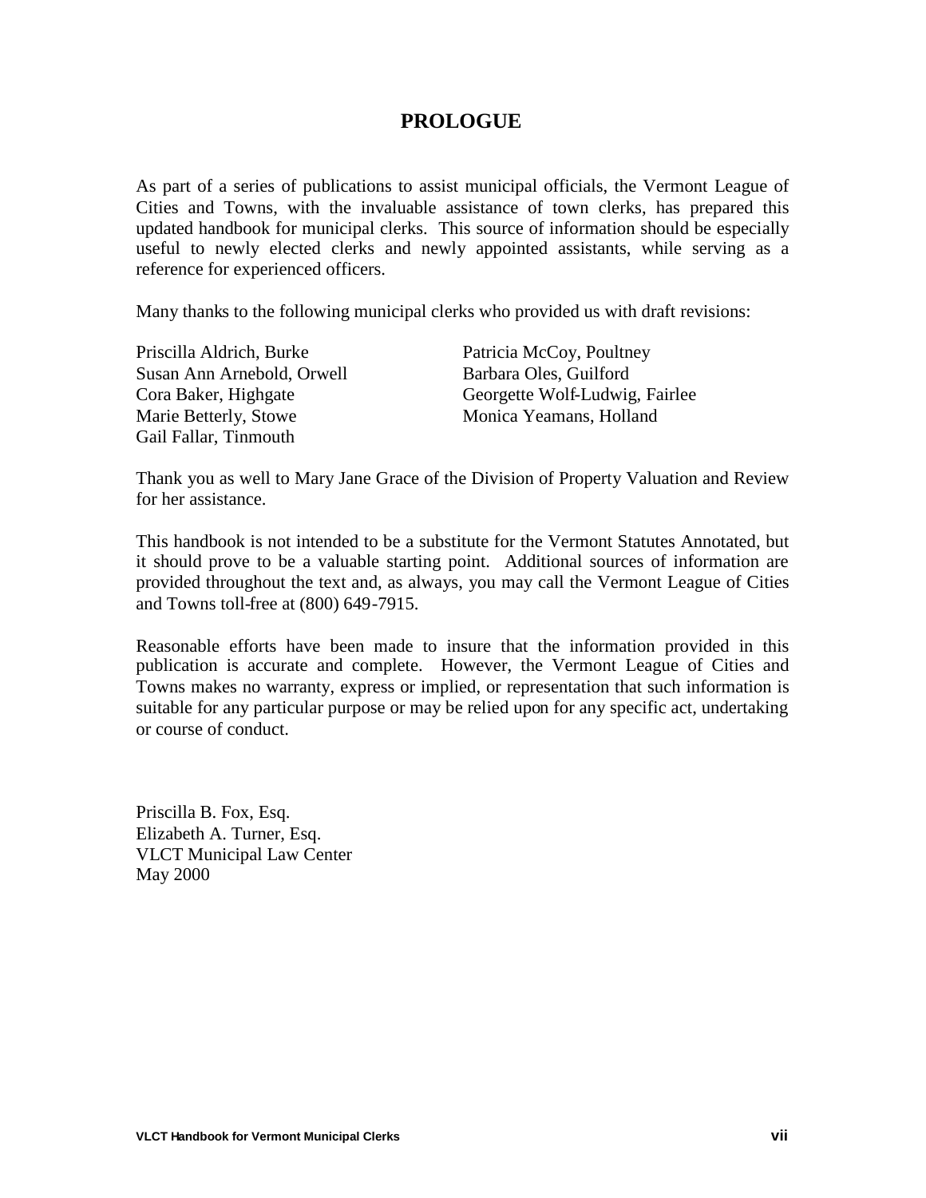# PROLOGUE

As part of a series of publications to assist municipal officials, the Vermont League of Cities and Towns, with the invaluable assistance of town clerks, has prepared this updated handbook for municipal clerks. This source of information should be especially useful to newly elected clerks and newly appointed assistants, while serving as a reference for experienced officers.

Many thanks to the following municipal clerks who provided us with draft revisions:

Priscilla Aldrich, Burke
Susan Ann Arnebold, Orwell
Cora Baker, Highgate
Marie Betterly, Stowe
Gail Fallar, Tinmouth
Patricia McCoy, Poultney
Barbara Oles, Guilford
Georgette Wolf-Ludwig, Fairlee
Monica Yeamans, Holland

Thank you as well to Mary Jane Grace of the Division of Property Valuation and Review for her assistance.

This handbook is not intended to be a substitute for the Vermont Statutes Annotated, but it should prove to be a valuable starting point. Additional sources of information are provided throughout the text and, as always, you may call the Vermont League of Cities and Towns toll-free at (800) 649-7915.

Reasonable efforts have been made to insure that the information provided in this publication is accurate and complete. However, the Vermont League of Cities and Towns makes no warranty, express or implied, or representation that such information is suitable for any particular purpose or may be relied upon for any specific act, undertaking or course of conduct.

Priscilla B. Fox, Esq.
Elizabeth A. Turner, Esq.
VLCT Municipal Law Center
May 2000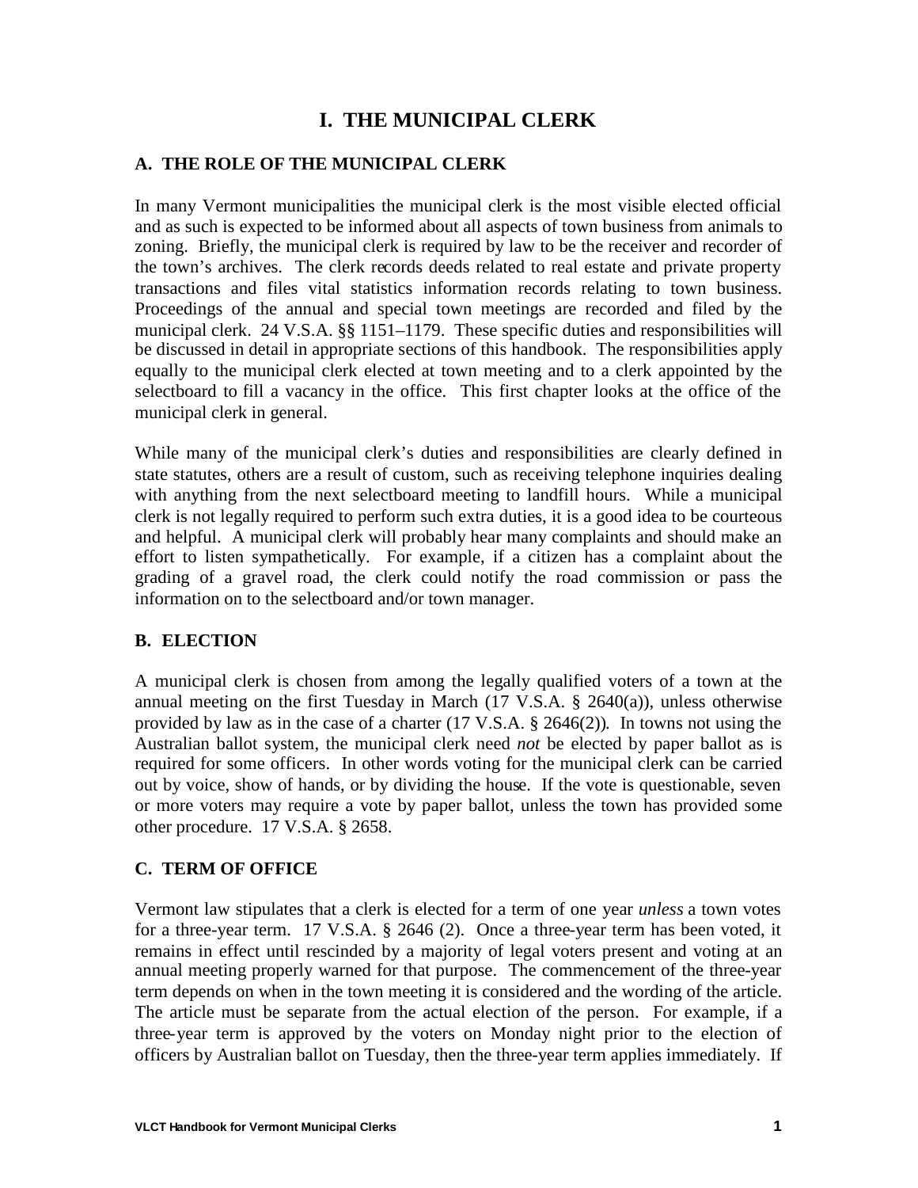# I. THE MUNICIPAL CLERK

## A. THE ROLE OF THE MUNICIPAL CLERK

In many Vermont municipalities the municipal clerk is the most visible elected official and as such is expected to be informed about all aspects of town business from animals to zoning. Briefly, the municipal clerk is required by law to be the receiver and recorder of the town's archives. The clerk records deeds related to real estate and private property transactions and files vital statistics information records relating to town business. Proceedings of the annual and special town meetings are recorded and filed by the municipal clerk. 24 V.S.A. §§ 1151–1179. These specific duties and responsibilities will be discussed in detail in appropriate sections of this handbook. The responsibilities apply equally to the municipal clerk elected at town meeting and to a clerk appointed by the selectboard to fill a vacancy in the office. This first chapter looks at the office of the municipal clerk in general.

While many of the municipal clerk's duties and responsibilities are clearly defined in state statutes, others are a result of custom, such as receiving telephone inquiries dealing with anything from the next selectboard meeting to landfill hours. While a municipal clerk is not legally required to perform such extra duties, it is a good idea to be courteous and helpful. A municipal clerk will probably hear many complaints and should make an effort to listen sympathetically. For example, if a citizen has a complaint about the grading of a gravel road, the clerk could notify the road commission or pass the information on to the selectboard and/or town manager.

## B. ELECTION

A municipal clerk is chosen from among the legally qualified voters of a town at the annual meeting on the first Tuesday in March (17 V.S.A. § 2640(a)), unless otherwise provided by law as in the case of a charter (17 V.S.A. § 2646(2)). In towns not using the Australian ballot system, the municipal clerk need *not* be elected by paper ballot as is required for some officers. In other words voting for the municipal clerk can be carried out by voice, show of hands, or by dividing the house. If the vote is questionable, seven or more voters may require a vote by paper ballot, unless the town has provided some other procedure. 17 V.S.A. § 2658.

## C. TERM OF OFFICE

Vermont law stipulates that a clerk is elected for a term of one year *unless* a town votes for a three-year term. 17 V.S.A. § 2646 (2). Once a three-year term has been voted, it remains in effect until rescinded by a majority of legal voters present and voting at an annual meeting properly warned for that purpose. The commencement of the three-year term depends on when in the town meeting it is considered and the wording of the article. The article must be separate from the actual election of the person. For example, if a three-year term is approved by the voters on Monday night prior to the election of officers by Australian ballot on Tuesday, then the three-year term applies immediately. If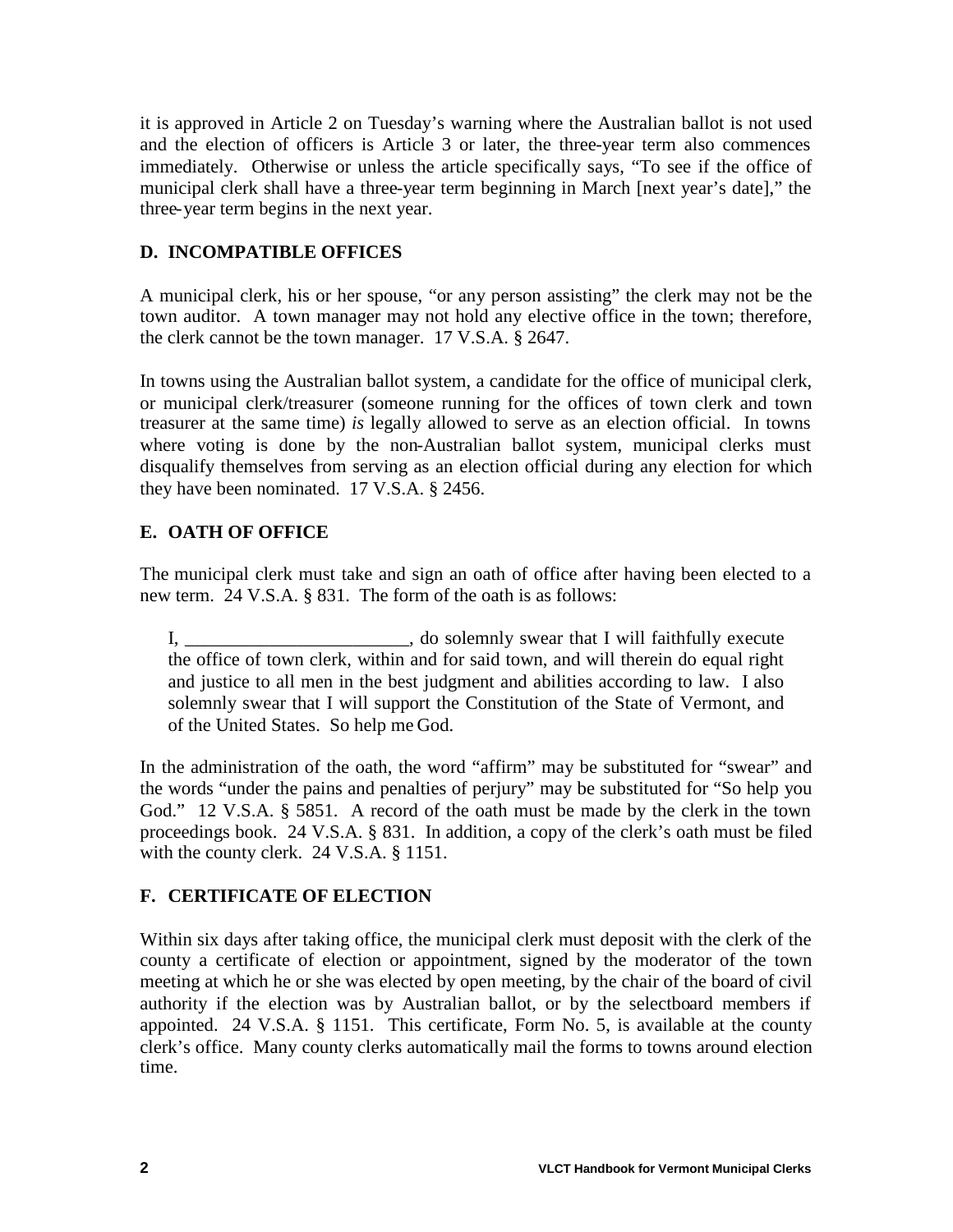it is approved in Article 2 on Tuesday's warning where the Australian ballot is not used and the election of officers is Article 3 or later, the three-year term also commences immediately. Otherwise or unless the article specifically says, "To see if the office of municipal clerk shall have a three-year term beginning in March [next year's date]," the three-year term begins in the next year.

## D. INCOMPATIBLE OFFICES

A municipal clerk, his or her spouse, "or any person assisting" the clerk may not be the town auditor. A town manager may not hold any elective office in the town; therefore, the clerk cannot be the town manager. 17 V.S.A. § 2647.

In towns using the Australian ballot system, a candidate for the office of municipal clerk, or municipal clerk/treasurer (someone running for the offices of town clerk and town treasurer at the same time) *is* legally allowed to serve as an election official. In towns where voting is done by the non-Australian ballot system, municipal clerks must disqualify themselves from serving as an election official during any election for which they have been nominated. 17 V.S.A. § 2456.

## E. OATH OF OFFICE

The municipal clerk must take and sign an oath of office after having been elected to a new term. 24 V.S.A. § 831. The form of the oath is as follows:

> I, ________________________, do solemnly swear that I will faithfully execute the office of town clerk, within and for said town, and will therein do equal right and justice to all men in the best judgment and abilities according to law. I also solemnly swear that I will support the Constitution of the State of Vermont, and of the United States. So help me God.

In the administration of the oath, the word "affirm" may be substituted for "swear" and the words "under the pains and penalties of perjury" may be substituted for "So help you God." 12 V.S.A. § 5851. A record of the oath must be made by the clerk in the town proceedings book. 24 V.S.A. § 831. In addition, a copy of the clerk's oath must be filed with the county clerk. 24 V.S.A. § 1151.

## F. CERTIFICATE OF ELECTION

Within six days after taking office, the municipal clerk must deposit with the clerk of the county a certificate of election or appointment, signed by the moderator of the town meeting at which he or she was elected by open meeting, by the chair of the board of civil authority if the election was by Australian ballot, or by the selectboard members if appointed. 24 V.S.A. § 1151. This certificate, Form No. 5, is available at the county clerk's office. Many county clerks automatically mail the forms to towns around election time.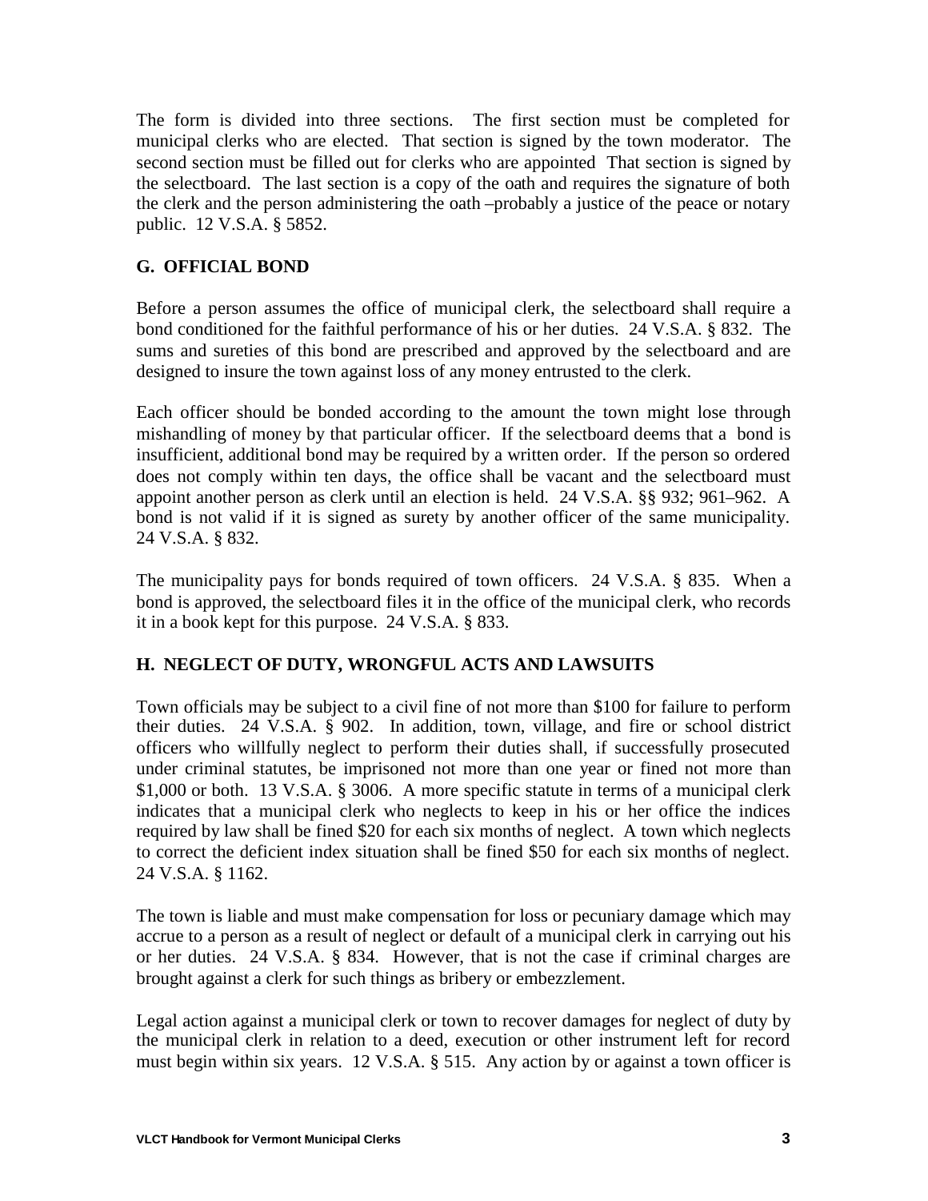The form is divided into three sections. The first section must be completed for municipal clerks who are elected. That section is signed by the town moderator. The second section must be filled out for clerks who are appointed That section is signed by the selectboard. The last section is a copy of the oath and requires the signature of both the clerk and the person administering the oath –probably a justice of the peace or notary public. 12 V.S.A. § 5852.

## G. OFFICIAL BOND

Before a person assumes the office of municipal clerk, the selectboard shall require a bond conditioned for the faithful performance of his or her duties. 24 V.S.A. § 832. The sums and sureties of this bond are prescribed and approved by the selectboard and are designed to insure the town against loss of any money entrusted to the clerk.

Each officer should be bonded according to the amount the town might lose through mishandling of money by that particular officer. If the selectboard deems that a bond is insufficient, additional bond may be required by a written order. If the person so ordered does not comply within ten days, the office shall be vacant and the selectboard must appoint another person as clerk until an election is held. 24 V.S.A. §§ 932; 961–962. A bond is not valid if it is signed as surety by another officer of the same municipality. 24 V.S.A. § 832.

The municipality pays for bonds required of town officers. 24 V.S.A. § 835. When a bond is approved, the selectboard files it in the office of the municipal clerk, who records it in a book kept for this purpose. 24 V.S.A. § 833.

## H. NEGLECT OF DUTY, WRONGFUL ACTS AND LAWSUITS

Town officials may be subject to a civil fine of not more than $100 for failure to perform their duties. 24 V.S.A. § 902. In addition, town, village, and fire or school district officers who willfully neglect to perform their duties shall, if successfully prosecuted under criminal statutes, be imprisoned not more than one year or fined not more than $1,000 or both. 13 V.S.A. § 3006. A more specific statute in terms of a municipal clerk indicates that a municipal clerk who neglects to keep in his or her office the indices required by law shall be fined $20 for each six months of neglect. A town which neglects to correct the deficient index situation shall be fined $50 for each six months of neglect. 24 V.S.A. § 1162.

The town is liable and must make compensation for loss or pecuniary damage which may accrue to a person as a result of neglect or default of a municipal clerk in carrying out his or her duties. 24 V.S.A. § 834. However, that is not the case if criminal charges are brought against a clerk for such things as bribery or embezzlement.

Legal action against a municipal clerk or town to recover damages for neglect of duty by the municipal clerk in relation to a deed, execution or other instrument left for record must begin within six years. 12 V.S.A. § 515. Any action by or against a town officer is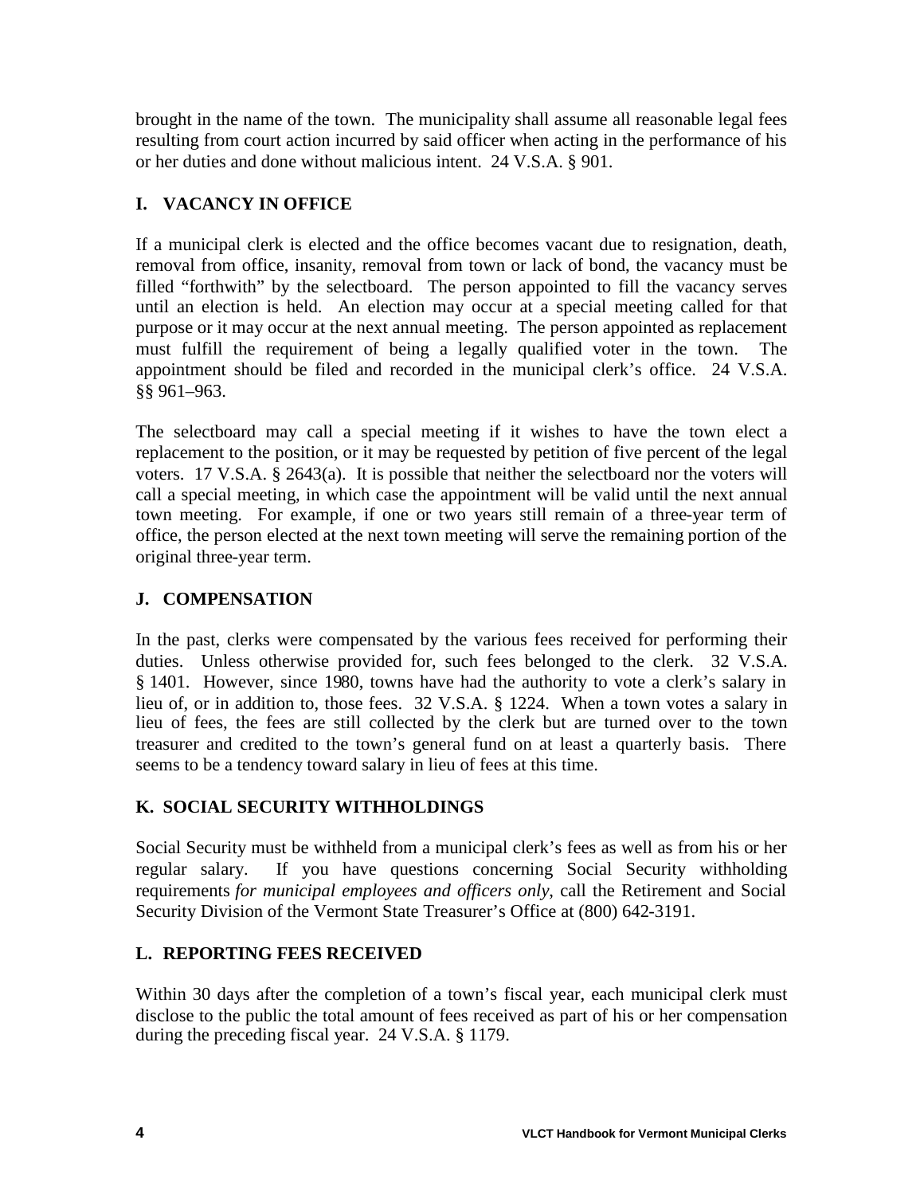brought in the name of the town. The municipality shall assume all reasonable legal fees resulting from court action incurred by said officer when acting in the performance of his or her duties and done without malicious intent. 24 V.S.A. § 901.

## I. VACANCY IN OFFICE

If a municipal clerk is elected and the office becomes vacant due to resignation, death, removal from office, insanity, removal from town or lack of bond, the vacancy must be filled "forthwith" by the selectboard. The person appointed to fill the vacancy serves until an election is held. An election may occur at a special meeting called for that purpose or it may occur at the next annual meeting. The person appointed as replacement must fulfill the requirement of being a legally qualified voter in the town. The appointment should be filed and recorded in the municipal clerk's office. 24 V.S.A. §§ 961–963.

The selectboard may call a special meeting if it wishes to have the town elect a replacement to the position, or it may be requested by petition of five percent of the legal voters. 17 V.S.A. § 2643(a). It is possible that neither the selectboard nor the voters will call a special meeting, in which case the appointment will be valid until the next annual town meeting. For example, if one or two years still remain of a three-year term of office, the person elected at the next town meeting will serve the remaining portion of the original three-year term.

## J. COMPENSATION

In the past, clerks were compensated by the various fees received for performing their duties. Unless otherwise provided for, such fees belonged to the clerk. 32 V.S.A. § 1401. However, since 1980, towns have had the authority to vote a clerk's salary in lieu of, or in addition to, those fees. 32 V.S.A. § 1224. When a town votes a salary in lieu of fees, the fees are still collected by the clerk but are turned over to the town treasurer and credited to the town's general fund on at least a quarterly basis. There seems to be a tendency toward salary in lieu of fees at this time.

## K. SOCIAL SECURITY WITHHOLDINGS

Social Security must be withheld from a municipal clerk's fees as well as from his or her regular salary. If you have questions concerning Social Security withholding requirements *for municipal employees and officers only*, call the Retirement and Social Security Division of the Vermont State Treasurer's Office at (800) 642-3191.

## L. REPORTING FEES RECEIVED

Within 30 days after the completion of a town's fiscal year, each municipal clerk must disclose to the public the total amount of fees received as part of his or her compensation during the preceding fiscal year. 24 V.S.A. § 1179.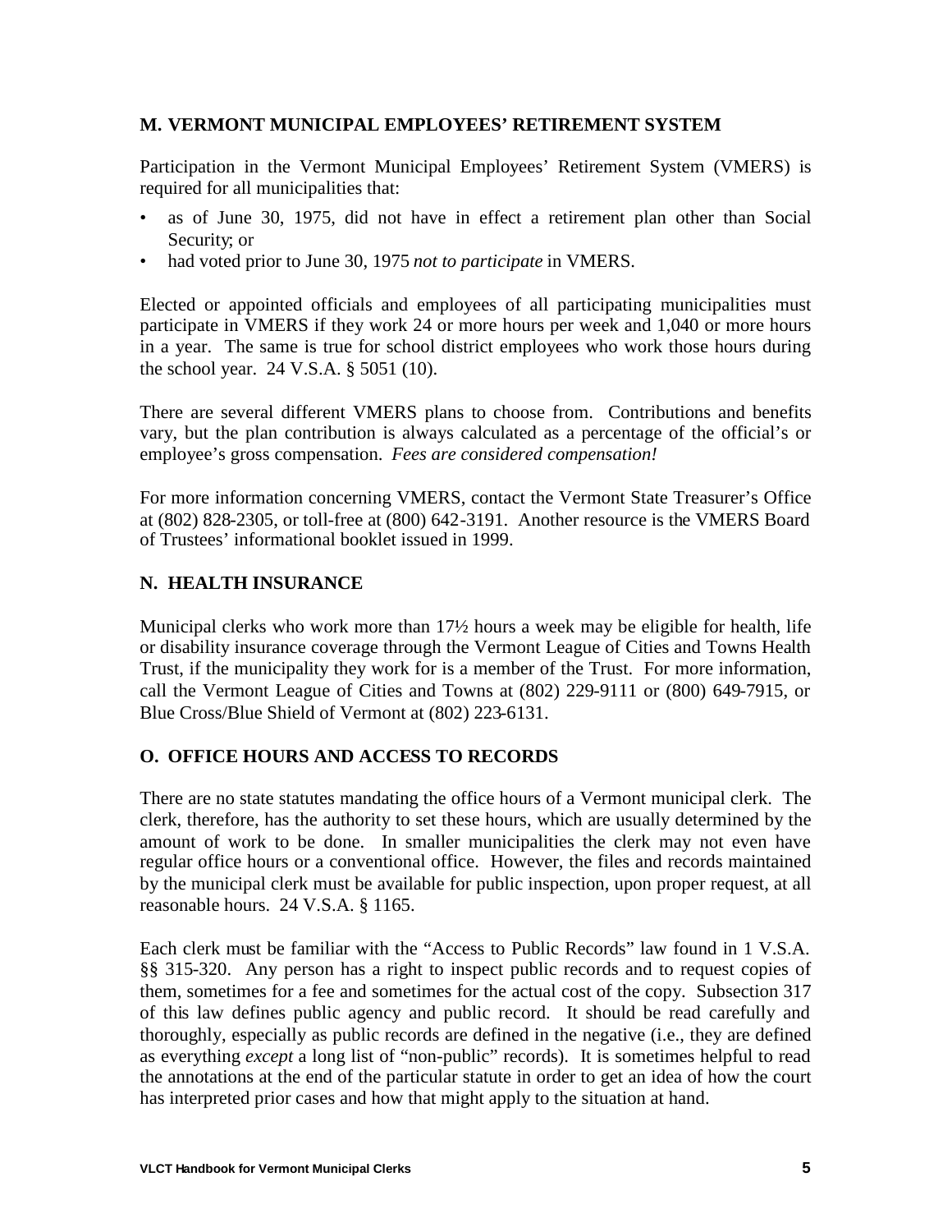## M. VERMONT MUNICIPAL EMPLOYEES' RETIREMENT SYSTEM

Participation in the Vermont Municipal Employees' Retirement System (VMERS) is required for all municipalities that:

- as of June 30, 1975, did not have in effect a retirement plan other than Social Security; or
- had voted prior to June 30, 1975 *not to participate* in VMERS.

Elected or appointed officials and employees of all participating municipalities must participate in VMERS if they work 24 or more hours per week and 1,040 or more hours in a year. The same is true for school district employees who work those hours during the school year. 24 V.S.A. § 5051 (10).

There are several different VMERS plans to choose from. Contributions and benefits vary, but the plan contribution is always calculated as a percentage of the official's or employee's gross compensation. *Fees are considered compensation!*

For more information concerning VMERS, contact the Vermont State Treasurer's Office at (802) 828-2305, or toll-free at (800) 642-3191. Another resource is the VMERS Board of Trustees' informational booklet issued in 1999.

## N. HEALTH INSURANCE

Municipal clerks who work more than 17½ hours a week may be eligible for health, life or disability insurance coverage through the Vermont League of Cities and Towns Health Trust, if the municipality they work for is a member of the Trust. For more information, call the Vermont League of Cities and Towns at (802) 229-9111 or (800) 649-7915, or Blue Cross/Blue Shield of Vermont at (802) 223-6131.

## O. OFFICE HOURS AND ACCESS TO RECORDS

There are no state statutes mandating the office hours of a Vermont municipal clerk. The clerk, therefore, has the authority to set these hours, which are usually determined by the amount of work to be done. In smaller municipalities the clerk may not even have regular office hours or a conventional office. However, the files and records maintained by the municipal clerk must be available for public inspection, upon proper request, at all reasonable hours. 24 V.S.A. § 1165.

Each clerk must be familiar with the "Access to Public Records" law found in 1 V.S.A. §§ 315-320. Any person has a right to inspect public records and to request copies of them, sometimes for a fee and sometimes for the actual cost of the copy. Subsection 317 of this law defines public agency and public record. It should be read carefully and thoroughly, especially as public records are defined in the negative (i.e., they are defined as everything *except* a long list of "non-public" records). It is sometimes helpful to read the annotations at the end of the particular statute in order to get an idea of how the court has interpreted prior cases and how that might apply to the situation at hand.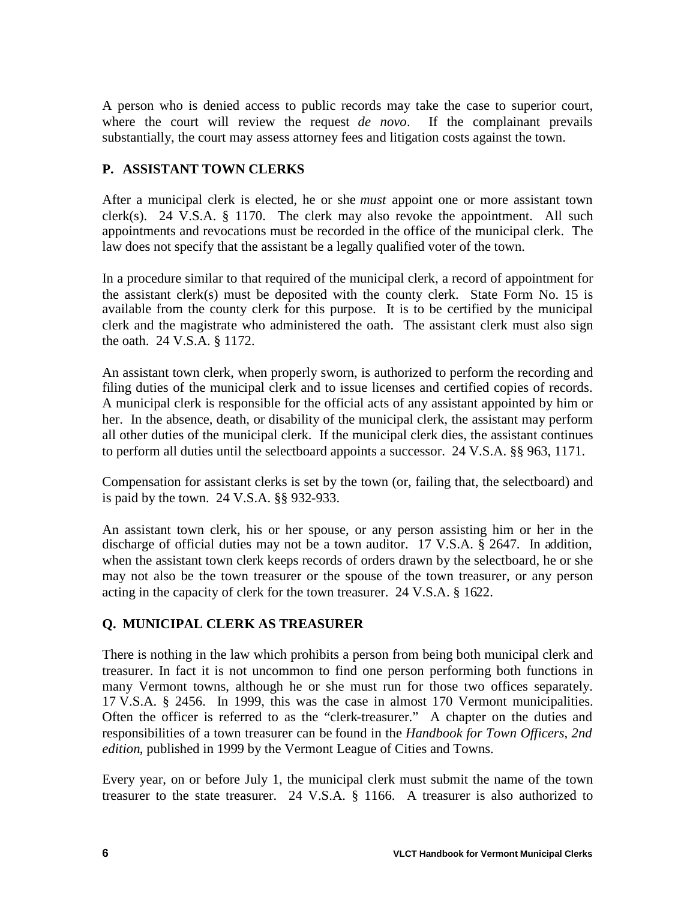A person who is denied access to public records may take the case to superior court, where the court will review the request *de novo*. If the complainant prevails substantially, the court may assess attorney fees and litigation costs against the town.

### P. ASSISTANT TOWN CLERKS

After a municipal clerk is elected, he or she *must* appoint one or more assistant town clerk(s). 24 V.S.A. § 1170. The clerk may also revoke the appointment. All such appointments and revocations must be recorded in the office of the municipal clerk. The law does not specify that the assistant be a legally qualified voter of the town.

In a procedure similar to that required of the municipal clerk, a record of appointment for the assistant clerk(s) must be deposited with the county clerk. State Form No. 15 is available from the county clerk for this purpose. It is to be certified by the municipal clerk and the magistrate who administered the oath. The assistant clerk must also sign the oath. 24 V.S.A. § 1172.

An assistant town clerk, when properly sworn, is authorized to perform the recording and filing duties of the municipal clerk and to issue licenses and certified copies of records. A municipal clerk is responsible for the official acts of any assistant appointed by him or her. In the absence, death, or disability of the municipal clerk, the assistant may perform all other duties of the municipal clerk. If the municipal clerk dies, the assistant continues to perform all duties until the selectboard appoints a successor. 24 V.S.A. §§ 963, 1171.

Compensation for assistant clerks is set by the town (or, failing that, the selectboard) and is paid by the town. 24 V.S.A. §§ 932-933.

An assistant town clerk, his or her spouse, or any person assisting him or her in the discharge of official duties may not be a town auditor. 17 V.S.A. § 2647. In addition, when the assistant town clerk keeps records of orders drawn by the selectboard, he or she may not also be the town treasurer or the spouse of the town treasurer, or any person acting in the capacity of clerk for the town treasurer. 24 V.S.A. § 1622.

### Q. MUNICIPAL CLERK AS TREASURER

There is nothing in the law which prohibits a person from being both municipal clerk and treasurer. In fact it is not uncommon to find one person performing both functions in many Vermont towns, although he or she must run for those two offices separately. 17 V.S.A. § 2456. In 1999, this was the case in almost 170 Vermont municipalities. Often the officer is referred to as the "clerk-treasurer." A chapter on the duties and responsibilities of a town treasurer can be found in the *Handbook for Town Officers, 2nd edition*, published in 1999 by the Vermont League of Cities and Towns.

Every year, on or before July 1, the municipal clerk must submit the name of the town treasurer to the state treasurer. 24 V.S.A. § 1166. A treasurer is also authorized to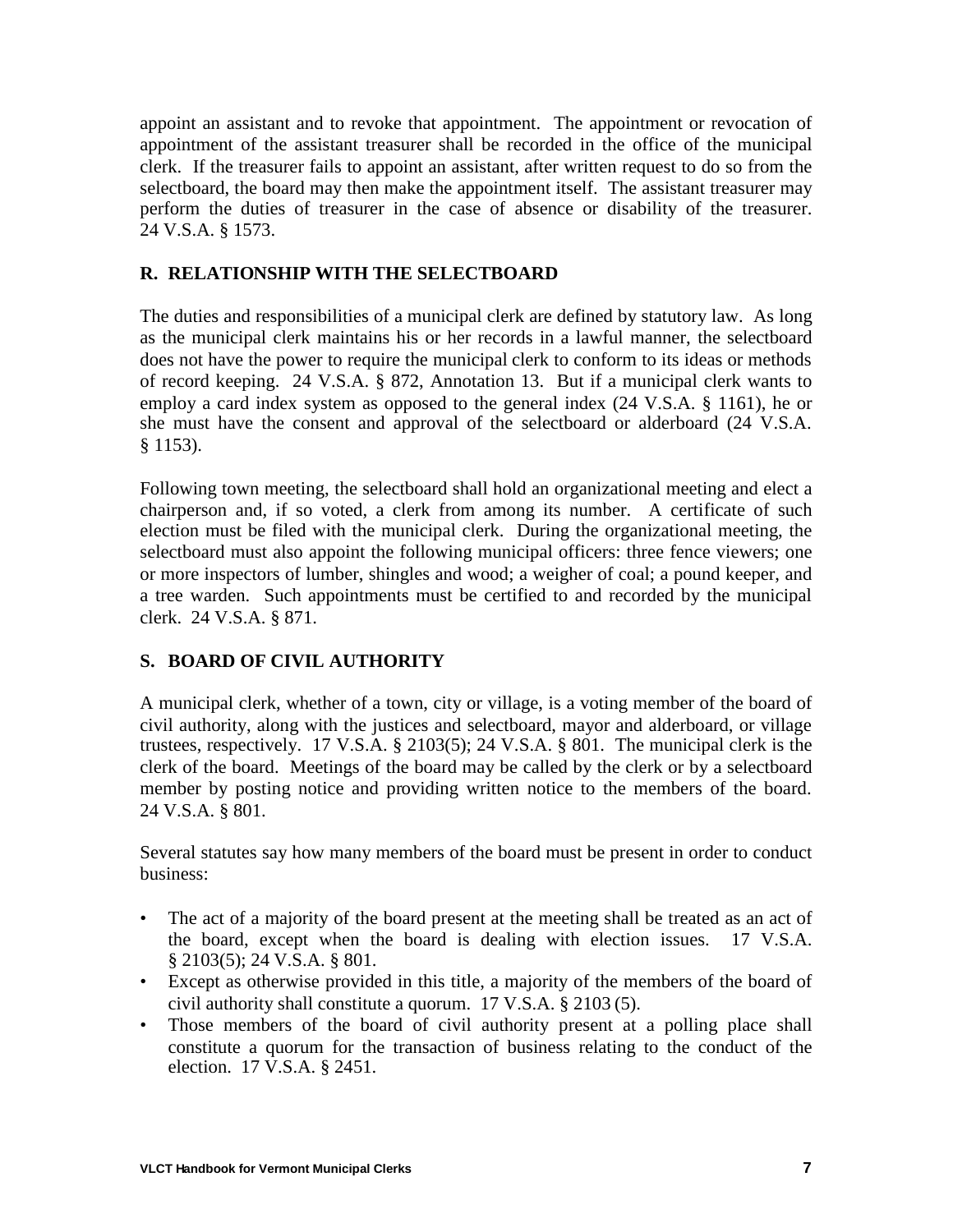appoint an assistant and to revoke that appointment. The appointment or revocation of appointment of the assistant treasurer shall be recorded in the office of the municipal clerk. If the treasurer fails to appoint an assistant, after written request to do so from the selectboard, the board may then make the appointment itself. The assistant treasurer may perform the duties of treasurer in the case of absence or disability of the treasurer. 24 V.S.A. § 1573.

## R. RELATIONSHIP WITH THE SELECTBOARD

The duties and responsibilities of a municipal clerk are defined by statutory law. As long as the municipal clerk maintains his or her records in a lawful manner, the selectboard does not have the power to require the municipal clerk to conform to its ideas or methods of record keeping. 24 V.S.A. § 872, Annotation 13. But if a municipal clerk wants to employ a card index system as opposed to the general index (24 V.S.A. § 1161), he or she must have the consent and approval of the selectboard or alderboard (24 V.S.A. § 1153).

Following town meeting, the selectboard shall hold an organizational meeting and elect a chairperson and, if so voted, a clerk from among its number. A certificate of such election must be filed with the municipal clerk. During the organizational meeting, the selectboard must also appoint the following municipal officers: three fence viewers; one or more inspectors of lumber, shingles and wood; a weigher of coal; a pound keeper, and a tree warden. Such appointments must be certified to and recorded by the municipal clerk. 24 V.S.A. § 871.

## S. BOARD OF CIVIL AUTHORITY

A municipal clerk, whether of a town, city or village, is a voting member of the board of civil authority, along with the justices and selectboard, mayor and alderboard, or village trustees, respectively. 17 V.S.A. § 2103(5); 24 V.S.A. § 801. The municipal clerk is the clerk of the board. Meetings of the board may be called by the clerk or by a selectboard member by posting notice and providing written notice to the members of the board. 24 V.S.A. § 801.

Several statutes say how many members of the board must be present in order to conduct business:

- The act of a majority of the board present at the meeting shall be treated as an act of the board, except when the board is dealing with election issues. 17 V.S.A. § 2103(5); 24 V.S.A. § 801.
- Except as otherwise provided in this title, a majority of the members of the board of civil authority shall constitute a quorum. 17 V.S.A. § 2103 (5).
- Those members of the board of civil authority present at a polling place shall constitute a quorum for the transaction of business relating to the conduct of the election. 17 V.S.A. § 2451.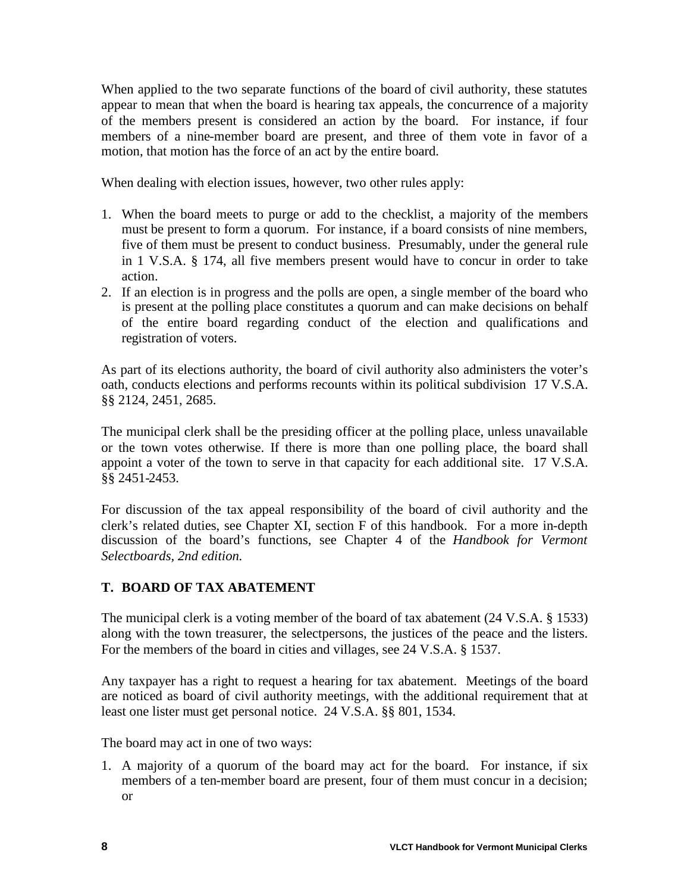When applied to the two separate functions of the board of civil authority, these statutes appear to mean that when the board is hearing tax appeals, the concurrence of a majority of the members present is considered an action by the board. For instance, if four members of a nine-member board are present, and three of them vote in favor of a motion, that motion has the force of an act by the entire board.

When dealing with election issues, however, two other rules apply:

1. When the board meets to purge or add to the checklist, a majority of the members must be present to form a quorum. For instance, if a board consists of nine members, five of them must be present to conduct business. Presumably, under the general rule in 1 V.S.A. § 174, all five members present would have to concur in order to take action.
2. If an election is in progress and the polls are open, a single member of the board who is present at the polling place constitutes a quorum and can make decisions on behalf of the entire board regarding conduct of the election and qualifications and registration of voters.

As part of its elections authority, the board of civil authority also administers the voter's oath, conducts elections and performs recounts within its political subdivision 17 V.S.A. §§ 2124, 2451, 2685.

The municipal clerk shall be the presiding officer at the polling place, unless unavailable or the town votes otherwise. If there is more than one polling place, the board shall appoint a voter of the town to serve in that capacity for each additional site. 17 V.S.A. §§ 2451-2453.

For discussion of the tax appeal responsibility of the board of civil authority and the clerk's related duties, see Chapter XI, section F of this handbook. For a more in-depth discussion of the board's functions, see Chapter 4 of the *Handbook for Vermont Selectboards, 2nd edition.*

## T. BOARD OF TAX ABATEMENT

The municipal clerk is a voting member of the board of tax abatement (24 V.S.A. § 1533) along with the town treasurer, the selectpersons, the justices of the peace and the listers. For the members of the board in cities and villages, see 24 V.S.A. § 1537.

Any taxpayer has a right to request a hearing for tax abatement. Meetings of the board are noticed as board of civil authority meetings, with the additional requirement that at least one lister must get personal notice. 24 V.S.A. §§ 801, 1534.

The board may act in one of two ways:

1. A majority of a quorum of the board may act for the board. For instance, if six members of a ten-member board are present, four of them must concur in a decision; or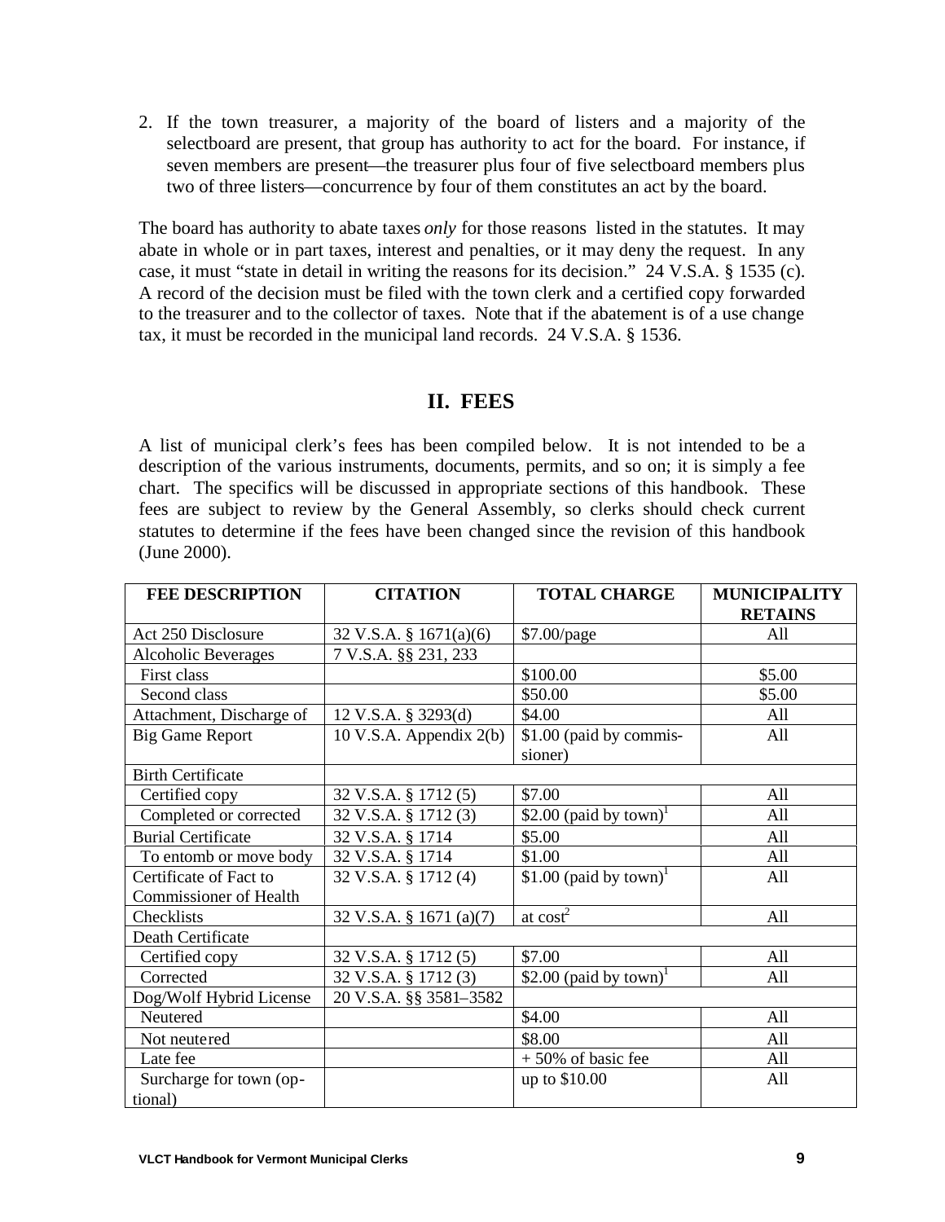2. If the town treasurer, a majority of the board of listers and a majority of the selectboard are present, that group has authority to act for the board. For instance, if seven members are present—the treasurer plus four of five selectboard members plus two of three listers—concurrence by four of them constitutes an act by the board.

The board has authority to abate taxes *only* for those reasons listed in the statutes. It may abate in whole or in part taxes, interest and penalties, or it may deny the request. In any case, it must "state in detail in writing the reasons for its decision." 24 V.S.A. § 1535 (c). A record of the decision must be filed with the town clerk and a certified copy forwarded to the treasurer and to the collector of taxes. Note that if the abatement is of a use change tax, it must be recorded in the municipal land records. 24 V.S.A. § 1536.

## II. FEES

A list of municipal clerk's fees has been compiled below. It is not intended to be a description of the various instruments, documents, permits, and so on; it is simply a fee chart. The specifics will be discussed in appropriate sections of this handbook. These fees are subject to review by the General Assembly, so clerks should check current statutes to determine if the fees have been changed since the revision of this handbook (June 2000).

| FEE DESCRIPTION | CITATION | TOTAL CHARGE | MUNICIPALITY RETAINS |
|---|---|---|---|
| Act 250 Disclosure | 32 V.S.A. § 1671(a)(6) | $7.00/page | All |
| Alcoholic Beverages | 7 V.S.A. §§ 231, 233 | | |
| First class | | $100.00 | $5.00 |
| Second class | | $50.00 | $5.00 |
| Attachment, Discharge of | 12 V.S.A. § 3293(d) | $4.00 | All |
| Big Game Report | 10 V.S.A. Appendix 2(b) | $1.00 (paid by commissioner) | All |
| Birth Certificate | | | |
| Certified copy | 32 V.S.A. § 1712 (5) | $7.00 | All |
| Completed or corrected | 32 V.S.A. § 1712 (3) | $2.00 (paid by town)[1] | All |
| Burial Certificate | 32 V.S.A. § 1714 | $5.00 | All |
| To entomb or move body | 32 V.S.A. § 1714 | $1.00 | All |
| Certificate of Fact to Commissioner of Health | 32 V.S.A. § 1712 (4) | $1.00 (paid by town)[1] | All |
| Checklists | 32 V.S.A. § 1671 (a)(7) | at cost[2] | All |
| Death Certificate | | | |
| Certified copy | 32 V.S.A. § 1712 (5) | $7.00 | All |
| Corrected | 32 V.S.A. § 1712 (3) | $2.00 (paid by town)[1] | All |
| Dog/Wolf Hybrid License | 20 V.S.A. §§ 3581–3582 | | |
| Neutered | | $4.00 | All |
| Not neutered | | $8.00 | All |
| Late fee | | + 50% of basic fee | All |
| Surcharge for town (optional) | | up to $10.00 | All |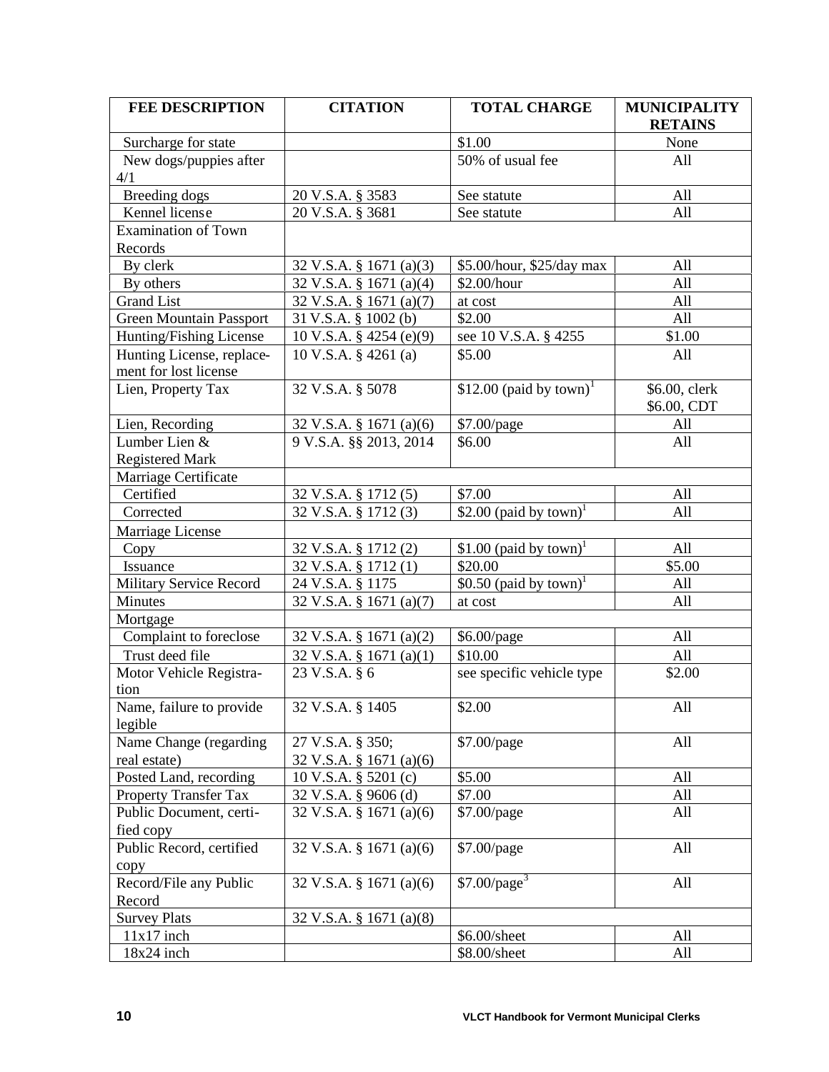| FEE DESCRIPTION | CITATION | TOTAL CHARGE | MUNICIPALITY RETAINS |
|---|---|---|---|
| Surcharge for state | | \$1.00 | None |
| New dogs/puppies after 4/1 | | 50% of usual fee | All |
| Breeding dogs | 20 V.S.A. § 3583 | See statute | All |
| Kennel license | 20 V.S.A. § 3681 | See statute | All |
| Examination of Town Records | | | |
| By clerk | 32 V.S.A. § 1671 (a)(3) | \$5.00/hour, \$25/day max | All |
| By others | 32 V.S.A. § 1671 (a)(4) | \$2.00/hour | All |
| Grand List | 32 V.S.A. § 1671 (a)(7) | at cost | All |
| Green Mountain Passport | 31 V.S.A. § 1002 (b) | \$2.00 | All |
| Hunting/Fishing License | 10 V.S.A. § 4254 (e)(9) | see 10 V.S.A. § 4255 | \$1.00 |
| Hunting License, replacement for lost license | 10 V.S.A. § 4261 (a) | \$5.00 | All |
| Lien, Property Tax | 32 V.S.A. § 5078 | \$12.00 (paid by town)[1] | \$6.00, clerk \$6.00, CDT |
| Lien, Recording | 32 V.S.A. § 1671 (a)(6) | \$7.00/page | All |
| Lumber Lien & Registered Mark | 9 V.S.A. §§ 2013, 2014 | \$6.00 | All |
| Marriage Certificate | | | |
| Certified | 32 V.S.A. § 1712 (5) | \$7.00 | All |
| Corrected | 32 V.S.A. § 1712 (3) | \$2.00 (paid by town)[1] | All |
| Marriage License | | | |
| Copy | 32 V.S.A. § 1712 (2) | \$1.00 (paid by town)[1] | All |
| Issuance | 32 V.S.A. § 1712 (1) | \$20.00 | \$5.00 |
| Military Service Record | 24 V.S.A. § 1175 | \$0.50 (paid by town)[1] | All |
| Minutes | 32 V.S.A. § 1671 (a)(7) | at cost | All |
| Mortgage | | | |
| Complaint to foreclose | 32 V.S.A. § 1671 (a)(2) | \$6.00/page | All |
| Trust deed file | 32 V.S.A. § 1671 (a)(1) | \$10.00 | All |
| Motor Vehicle Registration | 23 V.S.A. § 6 | see specific vehicle type | \$2.00 |
| Name, failure to provide legible | 32 V.S.A. § 1405 | \$2.00 | All |
| Name Change (regarding real estate) | 27 V.S.A. § 350; 32 V.S.A. § 1671 (a)(6) | \$7.00/page | All |
| Posted Land, recording | 10 V.S.A. § 5201 (c) | \$5.00 | All |
| Property Transfer Tax | 32 V.S.A. § 9606 (d) | \$7.00 | All |
| Public Document, certified copy | 32 V.S.A. § 1671 (a)(6) | \$7.00/page | All |
| Public Record, certified copy | 32 V.S.A. § 1671 (a)(6) | \$7.00/page | All |
| Record/File any Public Record | 32 V.S.A. § 1671 (a)(6) | \$7.00/page[3] | All |
| Survey Plats | 32 V.S.A. § 1671 (a)(8) | | |
| 11x17 inch | | \$6.00/sheet | All |
| 18x24 inch | | \$8.00/sheet | All |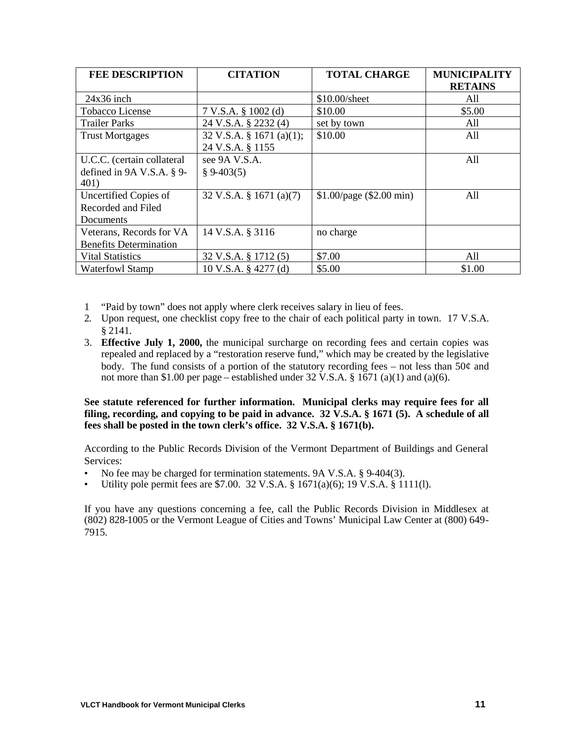| FEE DESCRIPTION | CITATION | TOTAL CHARGE | MUNICIPALITY RETAINS |
|---|---|---|---|
| 24x36 inch | | $10.00/sheet | All |
| Tobacco License | 7 V.S.A. § 1002 (d) | $10.00 | $5.00 |
| Trailer Parks | 24 V.S.A. § 2232 (4) | set by town | All |
| Trust Mortgages | 32 V.S.A. § 1671 (a)(1); 24 V.S.A. § 1155 | $10.00 | All |
| U.C.C. (certain collateral defined in 9A V.S.A. § 9-401) | see 9A V.S.A. § 9-403(5) | | All |
| Uncertified Copies of Recorded and Filed Documents | 32 V.S.A. § 1671 (a)(7) | $1.00/page ($2.00 min) | All |
| Veterans, Records for VA Benefits Determination | 14 V.S.A. § 3116 | no charge | |
| Vital Statistics | 32 V.S.A. § 1712 (5) | $7.00 | All |
| Waterfowl Stamp | 10 V.S.A. § 4277 (d) | $5.00 | $1.00 |

1. "Paid by town" does not apply where clerk receives salary in lieu of fees.
2. Upon request, one checklist copy free to the chair of each political party in town. 17 V.S.A. § 2141.
3. **Effective July 1, 2000,** the municipal surcharge on recording fees and certain copies was repealed and replaced by a "restoration reserve fund," which may be created by the legislative body. The fund consists of a portion of the statutory recording fees – not less than 50¢ and not more than $1.00 per page – established under 32 V.S.A. § 1671 (a)(1) and (a)(6).

**See statute referenced for further information. Municipal clerks may require fees for all filing, recording, and copying to be paid in advance. 32 V.S.A. § 1671 (5). A schedule of all fees shall be posted in the town clerk's office. 32 V.S.A. § 1671(b).**

According to the Public Records Division of the Vermont Department of Buildings and General Services:

- No fee may be charged for termination statements. 9A V.S.A. § 9-404(3).
- Utility pole permit fees are $7.00. 32 V.S.A. § 1671(a)(6); 19 V.S.A. § 1111(l).

If you have any questions concerning a fee, call the Public Records Division in Middlesex at (802) 828-1005 or the Vermont League of Cities and Towns' Municipal Law Center at (800) 649-7915.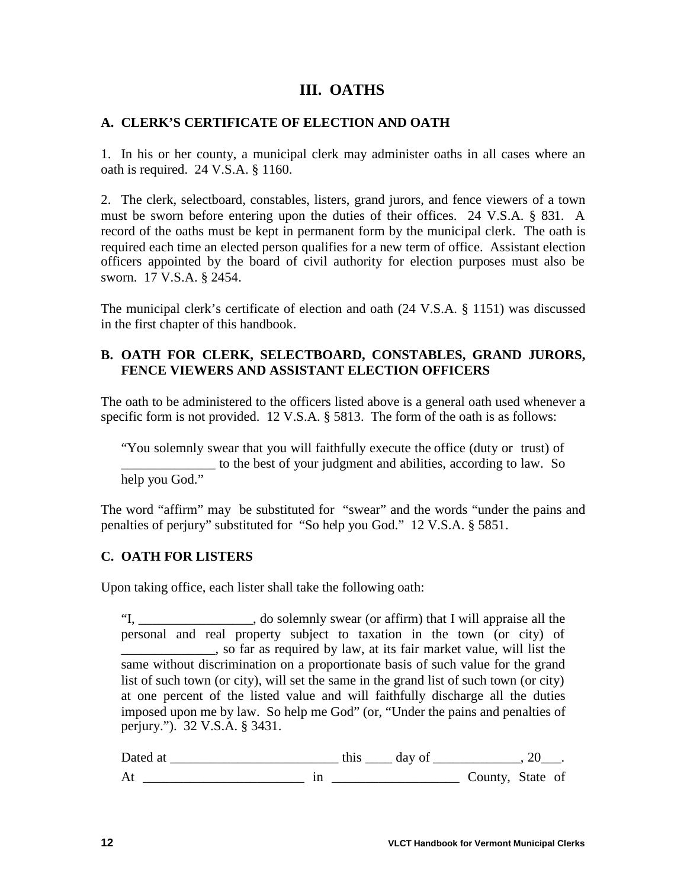# III. OATHS

## A. CLERK'S CERTIFICATE OF ELECTION AND OATH

1. In his or her county, a municipal clerk may administer oaths in all cases where an oath is required. 24 V.S.A. § 1160.

2. The clerk, selectboard, constables, listers, grand jurors, and fence viewers of a town must be sworn before entering upon the duties of their offices. 24 V.S.A. § 831. A record of the oaths must be kept in permanent form by the municipal clerk. The oath is required each time an elected person qualifies for a new term of office. Assistant election officers appointed by the board of civil authority for election purposes must also be sworn. 17 V.S.A. § 2454.

The municipal clerk's certificate of election and oath (24 V.S.A. § 1151) was discussed in the first chapter of this handbook.

## B. OATH FOR CLERK, SELECTBOARD, CONSTABLES, GRAND JURORS, FENCE VIEWERS AND ASSISTANT ELECTION OFFICERS

The oath to be administered to the officers listed above is a general oath used whenever a specific form is not provided. 12 V.S.A. § 5813. The form of the oath is as follows:

> "You solemnly swear that you will faithfully execute the office (duty or trust) of ______________ to the best of your judgment and abilities, according to law. So help you God."

The word "affirm" may be substituted for "swear" and the words "under the pains and penalties of perjury" substituted for "So help you God." 12 V.S.A. § 5851.

## C. OATH FOR LISTERS

Upon taking office, each lister shall take the following oath:

> "I, _________________, do solemnly swear (or affirm) that I will appraise all the personal and real property subject to taxation in the town (or city) of ______________, so far as required by law, at its fair market value, will list the same without discrimination on a proportionate basis of such value for the grand list of such town (or city), will set the same in the grand list of such town (or city) at one percent of the listed value and will faithfully discharge all the duties imposed upon me by law. So help me God" (or, "Under the pains and penalties of perjury."). 32 V.S.A. § 3431.
>
> Dated at _________________________ this ____ day of _____________, 20___.
>
> At ________________________ in ___________________ County, State of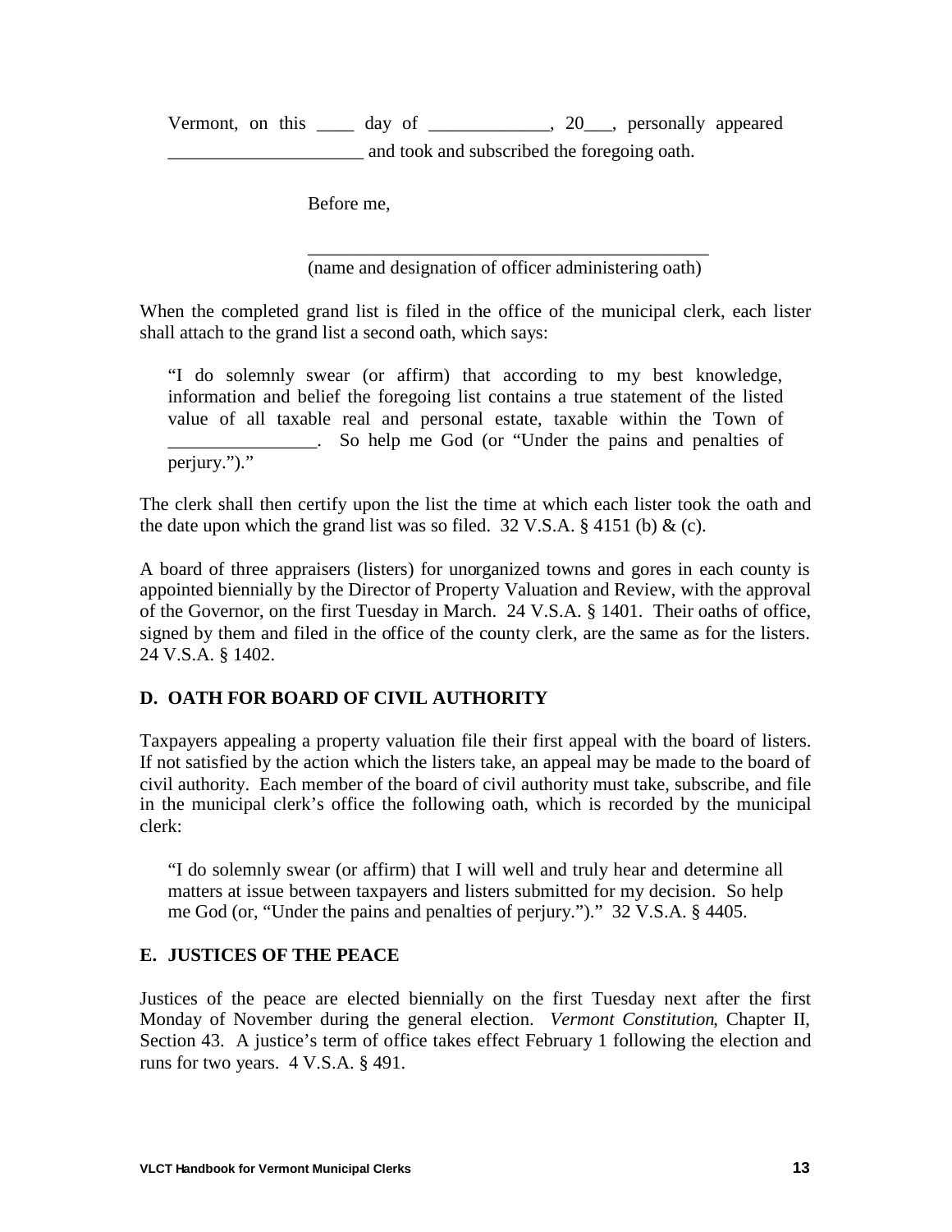Vermont, on this ____ day of _____________, 20___, personally appeared _____________________ and took and subscribed the foregoing oath.

Before me,

_____________________________________________
(name and designation of officer administering oath)

When the completed grand list is filed in the office of the municipal clerk, each lister shall attach to the grand list a second oath, which says:

> "I do solemnly swear (or affirm) that according to my best knowledge, information and belief the foregoing list contains a true statement of the listed value of all taxable real and personal estate, taxable within the Town of ________________. So help me God (or "Under the pains and penalties of perjury.")."

The clerk shall then certify upon the list the time at which each lister took the oath and the date upon which the grand list was so filed. 32 V.S.A. § 4151 (b) & (c).

A board of three appraisers (listers) for unorganized towns and gores in each county is appointed biennially by the Director of Property Valuation and Review, with the approval of the Governor, on the first Tuesday in March. 24 V.S.A. § 1401. Their oaths of office, signed by them and filed in the office of the county clerk, are the same as for the listers. 24 V.S.A. § 1402.

## D. OATH FOR BOARD OF CIVIL AUTHORITY

Taxpayers appealing a property valuation file their first appeal with the board of listers. If not satisfied by the action which the listers take, an appeal may be made to the board of civil authority. Each member of the board of civil authority must take, subscribe, and file in the municipal clerk's office the following oath, which is recorded by the municipal clerk:

> "I do solemnly swear (or affirm) that I will well and truly hear and determine all matters at issue between taxpayers and listers submitted for my decision. So help me God (or, "Under the pains and penalties of perjury.")." 32 V.S.A. § 4405.

## E. JUSTICES OF THE PEACE

Justices of the peace are elected biennially on the first Tuesday next after the first Monday of November during the general election. *Vermont Constitution*, Chapter II, Section 43. A justice's term of office takes effect February 1 following the election and runs for two years. 4 V.S.A. § 491.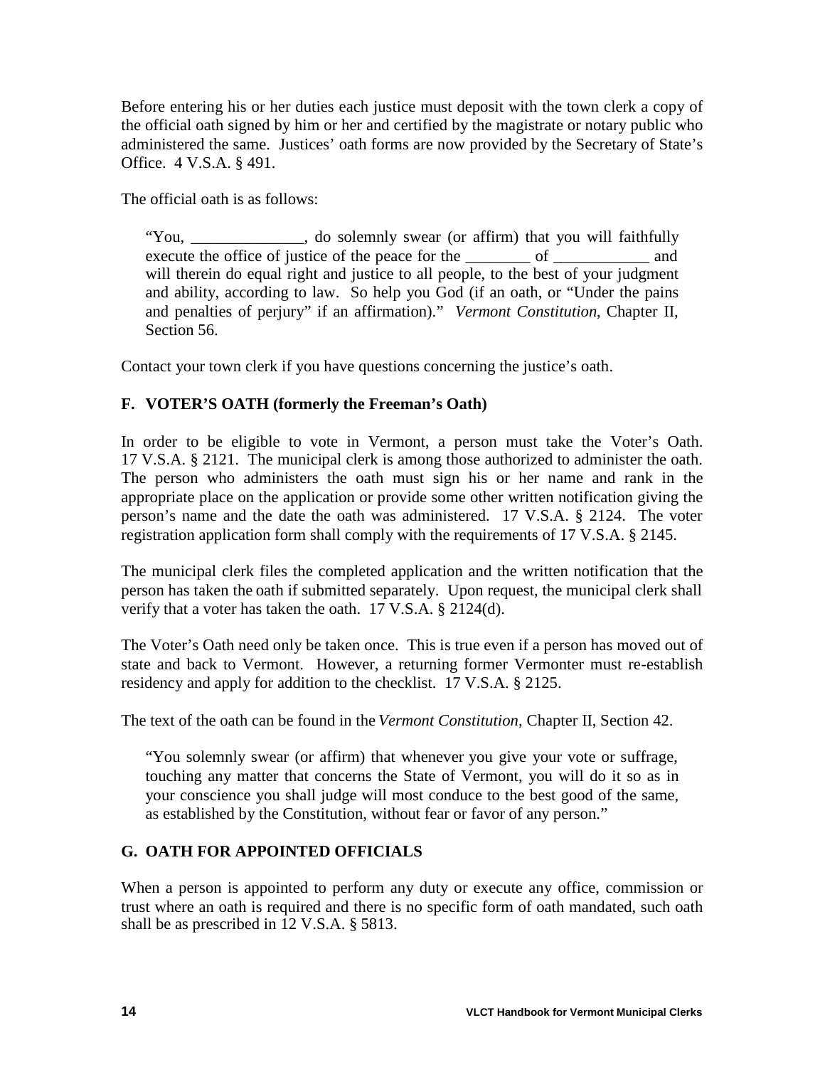Before entering his or her duties each justice must deposit with the town clerk a copy of the official oath signed by him or her and certified by the magistrate or notary public who administered the same. Justices' oath forms are now provided by the Secretary of State's Office. 4 V.S.A. § 491.

The official oath is as follows:

> "You, ______________, do solemnly swear (or affirm) that you will faithfully execute the office of justice of the peace for the ________ of ____________ and will therein do equal right and justice to all people, to the best of your judgment and ability, according to law. So help you God (if an oath, or "Under the pains and penalties of perjury" if an affirmation)." *Vermont Constitution*, Chapter II, Section 56.

Contact your town clerk if you have questions concerning the justice's oath.

### F. VOTER'S OATH (formerly the Freeman's Oath)

In order to be eligible to vote in Vermont, a person must take the Voter's Oath. 17 V.S.A. § 2121. The municipal clerk is among those authorized to administer the oath. The person who administers the oath must sign his or her name and rank in the appropriate place on the application or provide some other written notification giving the person's name and the date the oath was administered. 17 V.S.A. § 2124. The voter registration application form shall comply with the requirements of 17 V.S.A. § 2145.

The municipal clerk files the completed application and the written notification that the person has taken the oath if submitted separately. Upon request, the municipal clerk shall verify that a voter has taken the oath. 17 V.S.A. § 2124(d).

The Voter's Oath need only be taken once. This is true even if a person has moved out of state and back to Vermont. However, a returning former Vermonter must re-establish residency and apply for addition to the checklist. 17 V.S.A. § 2125.

The text of the oath can be found in the *Vermont Constitution*, Chapter II, Section 42.

> "You solemnly swear (or affirm) that whenever you give your vote or suffrage, touching any matter that concerns the State of Vermont, you will do it so as in your conscience you shall judge will most conduce to the best good of the same, as established by the Constitution, without fear or favor of any person."

### G. OATH FOR APPOINTED OFFICIALS

When a person is appointed to perform any duty or execute any office, commission or trust where an oath is required and there is no specific form of oath mandated, such oath shall be as prescribed in 12 V.S.A. § 5813.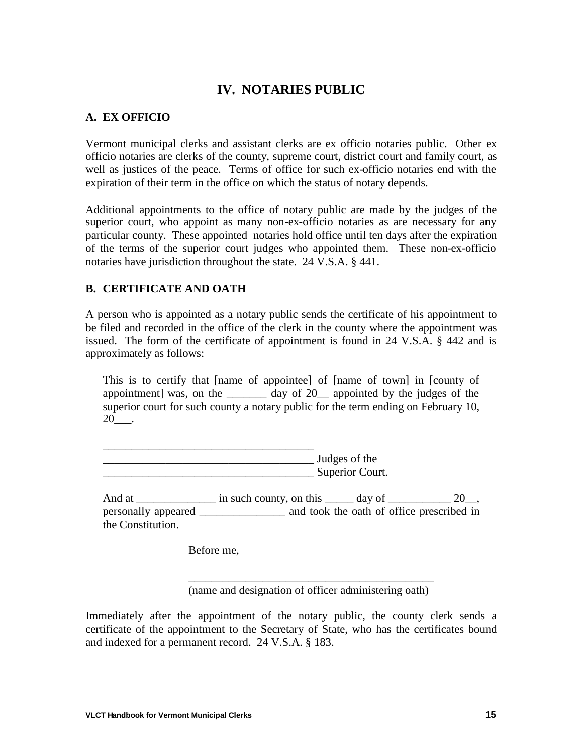# IV. NOTARIES PUBLIC

## A. EX OFFICIO

Vermont municipal clerks and assistant clerks are ex officio notaries public. Other ex officio notaries are clerks of the county, supreme court, district court and family court, as well as justices of the peace. Terms of office for such ex-officio notaries end with the expiration of their term in the office on which the status of notary depends.

Additional appointments to the office of notary public are made by the judges of the superior court, who appoint as many non-ex-officio notaries as are necessary for any particular county. These appointed notaries hold office until ten days after the expiration of the terms of the superior court judges who appointed them. These non-ex-officio notaries have jurisdiction throughout the state. 24 V.S.A. § 441.

## B. CERTIFICATE AND OATH

A person who is appointed as a notary public sends the certificate of his appointment to be filed and recorded in the office of the clerk in the county where the appointment was issued. The form of the certificate of appointment is found in 24 V.S.A. § 442 and is approximately as follows:

> This is to certify that [name of appointee] of [name of town] in [county of appointment] was, on the _______ day of 20__ appointed by the judges of the superior court for such county a notary public for the term ending on February 10, 20___.
>
> ______________________________________
> ______________________________________ Judges of the
> ______________________________________ Superior Court.
>
> And at ______________ in such county, on this _____ day of ___________ 20__, personally appeared _______________ and took the oath of office prescribed in the Constitution.
>
> Before me,
>
> ____________________________________________
> (name and designation of officer administering oath)

Immediately after the appointment of the notary public, the county clerk sends a certificate of the appointment to the Secretary of State, who has the certificates bound and indexed for a permanent record. 24 V.S.A. § 183.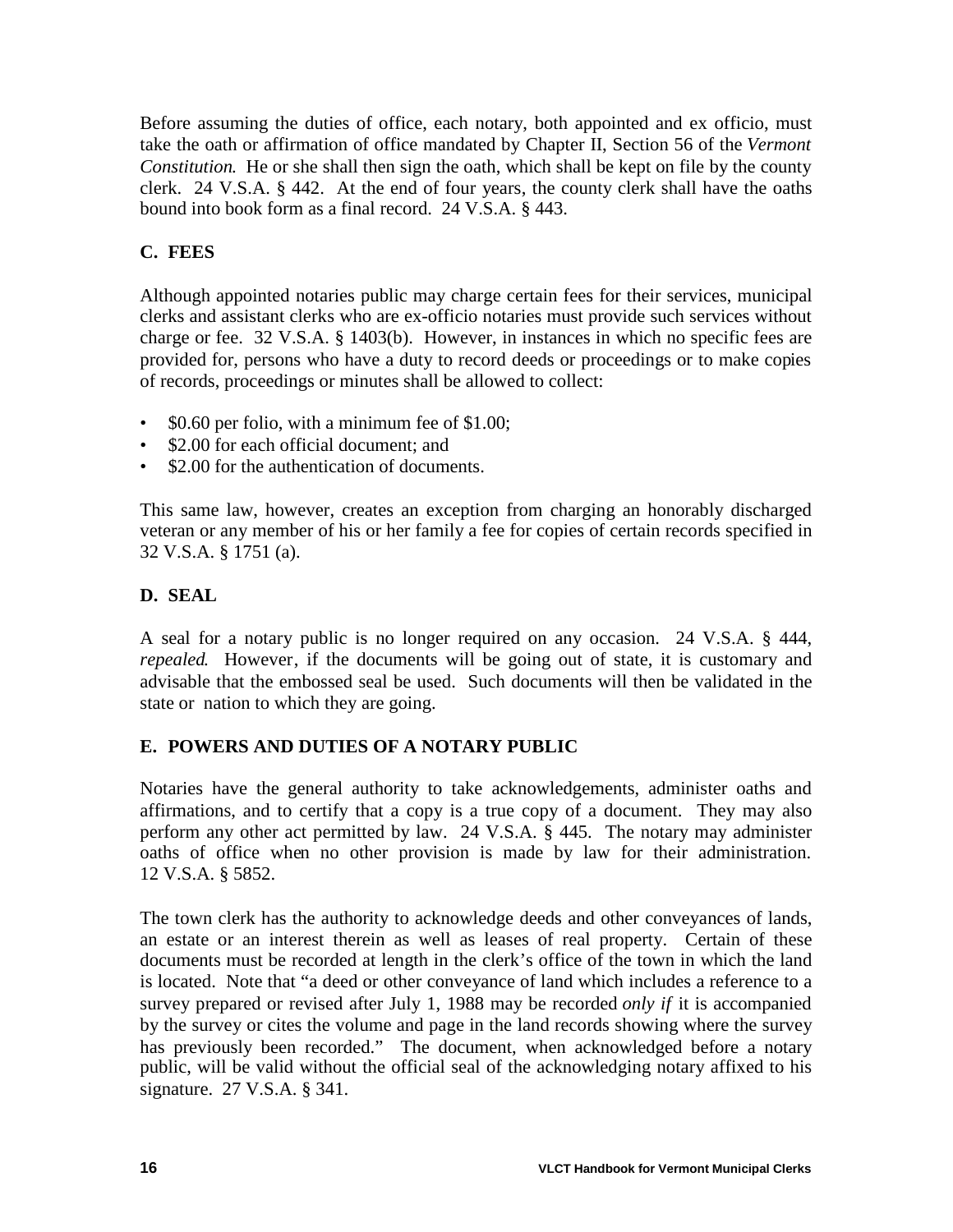Before assuming the duties of office, each notary, both appointed and ex officio, must take the oath or affirmation of office mandated by Chapter II, Section 56 of the *Vermont Constitution*. He or she shall then sign the oath, which shall be kept on file by the county clerk. 24 V.S.A. § 442. At the end of four years, the county clerk shall have the oaths bound into book form as a final record. 24 V.S.A. § 443.

## C. FEES

Although appointed notaries public may charge certain fees for their services, municipal clerks and assistant clerks who are ex-officio notaries must provide such services without charge or fee. 32 V.S.A. § 1403(b). However, in instances in which no specific fees are provided for, persons who have a duty to record deeds or proceedings or to make copies of records, proceedings or minutes shall be allowed to collect:

- $0.60 per folio, with a minimum fee of $1.00;
- $2.00 for each official document; and
- $2.00 for the authentication of documents.

This same law, however, creates an exception from charging an honorably discharged veteran or any member of his or her family a fee for copies of certain records specified in 32 V.S.A. § 1751 (a).

## D. SEAL

A seal for a notary public is no longer required on any occasion. 24 V.S.A. § 444, *repealed*. However, if the documents will be going out of state, it is customary and advisable that the embossed seal be used. Such documents will then be validated in the state or nation to which they are going.

## E. POWERS AND DUTIES OF A NOTARY PUBLIC

Notaries have the general authority to take acknowledgements, administer oaths and affirmations, and to certify that a copy is a true copy of a document. They may also perform any other act permitted by law. 24 V.S.A. § 445. The notary may administer oaths of office when no other provision is made by law for their administration. 12 V.S.A. § 5852.

The town clerk has the authority to acknowledge deeds and other conveyances of lands, an estate or an interest therein as well as leases of real property. Certain of these documents must be recorded at length in the clerk's office of the town in which the land is located. Note that "a deed or other conveyance of land which includes a reference to a survey prepared or revised after July 1, 1988 may be recorded *only if* it is accompanied by the survey or cites the volume and page in the land records showing where the survey has previously been recorded." The document, when acknowledged before a notary public, will be valid without the official seal of the acknowledging notary affixed to his signature. 27 V.S.A. § 341.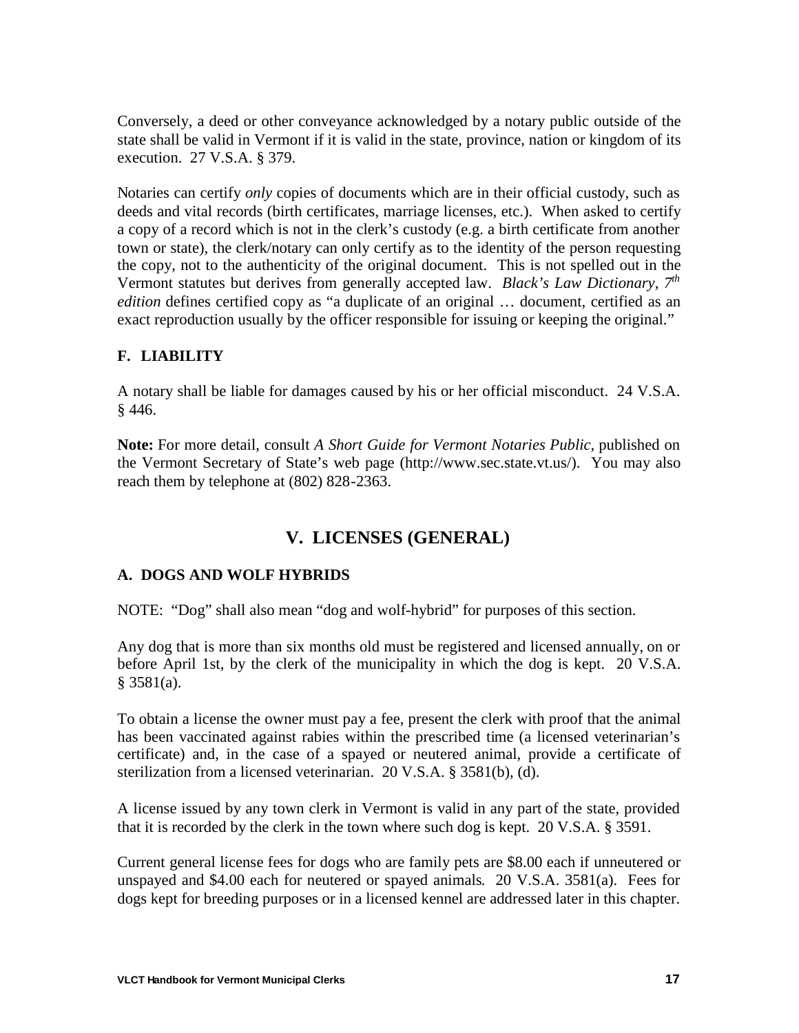Conversely, a deed or other conveyance acknowledged by a notary public outside of the state shall be valid in Vermont if it is valid in the state, province, nation or kingdom of its execution. 27 V.S.A. § 379.

Notaries can certify *only* copies of documents which are in their official custody, such as deeds and vital records (birth certificates, marriage licenses, etc.). When asked to certify a copy of a record which is not in the clerk's custody (e.g. a birth certificate from another town or state), the clerk/notary can only certify as to the identity of the person requesting the copy, not to the authenticity of the original document. This is not spelled out in the Vermont statutes but derives from generally accepted law. *Black's Law Dictionary, 7th edition* defines certified copy as "a duplicate of an original … document, certified as an exact reproduction usually by the officer responsible for issuing or keeping the original."

### F. LIABILITY

A notary shall be liable for damages caused by his or her official misconduct. 24 V.S.A. § 446.

**Note:** For more detail, consult *A Short Guide for Vermont Notaries Public*, published on the Vermont Secretary of State's web page (http://www.sec.state.vt.us/). You may also reach them by telephone at (802) 828-2363.

## V. LICENSES (GENERAL)

### A. DOGS AND WOLF HYBRIDS

NOTE: "Dog" shall also mean "dog and wolf-hybrid" for purposes of this section.

Any dog that is more than six months old must be registered and licensed annually, on or before April 1st, by the clerk of the municipality in which the dog is kept. 20 V.S.A. § 3581(a).

To obtain a license the owner must pay a fee, present the clerk with proof that the animal has been vaccinated against rabies within the prescribed time (a licensed veterinarian's certificate) and, in the case of a spayed or neutered animal, provide a certificate of sterilization from a licensed veterinarian. 20 V.S.A. § 3581(b), (d).

A license issued by any town clerk in Vermont is valid in any part of the state, provided that it is recorded by the clerk in the town where such dog is kept. 20 V.S.A. § 3591.

Current general license fees for dogs who are family pets are $8.00 each if unneutered or unspayed and $4.00 each for neutered or spayed animals. 20 V.S.A. 3581(a). Fees for dogs kept for breeding purposes or in a licensed kennel are addressed later in this chapter.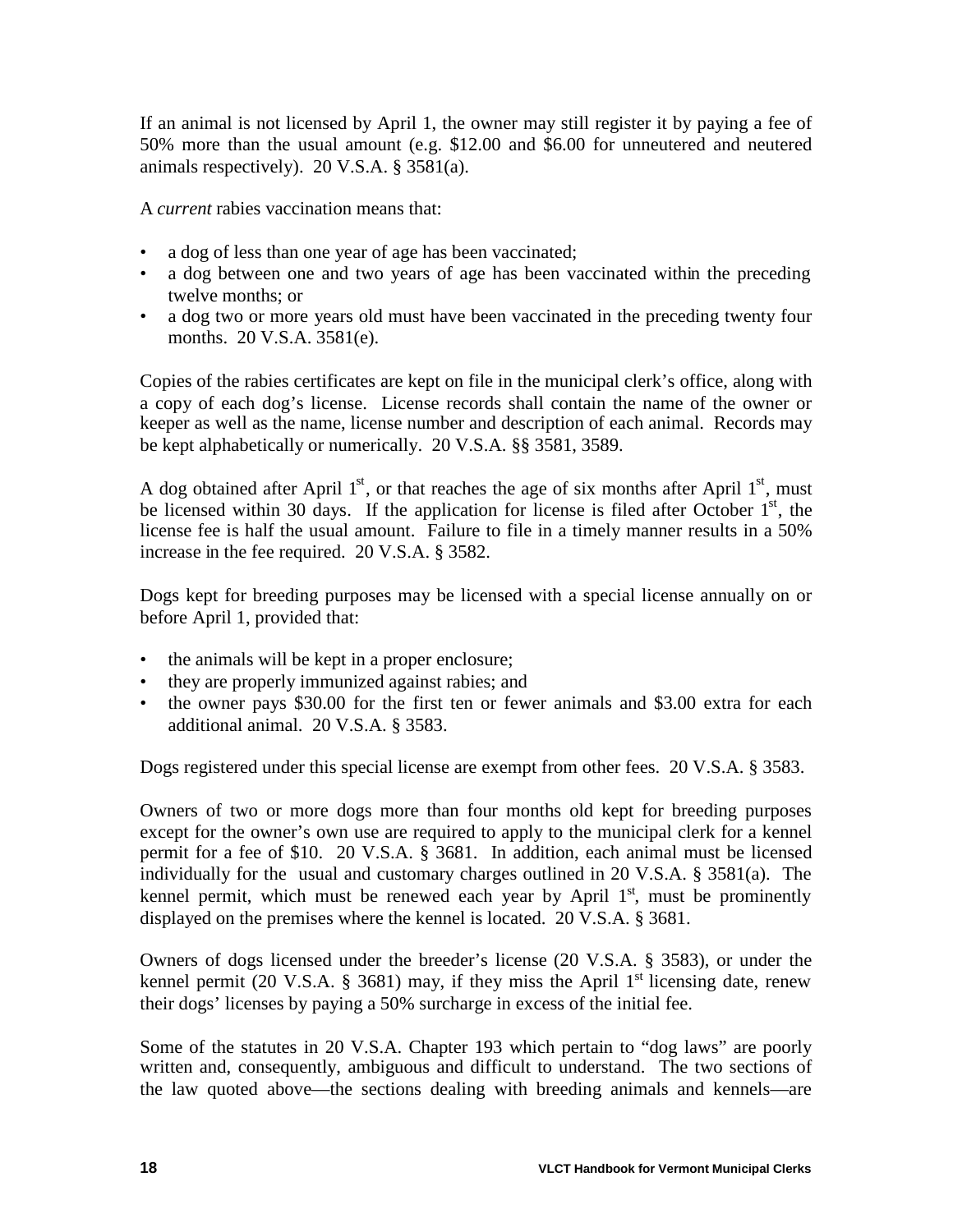If an animal is not licensed by April 1, the owner may still register it by paying a fee of 50% more than the usual amount (e.g. $12.00 and $6.00 for unneutered and neutered animals respectively). 20 V.S.A. § 3581(a).

A *current* rabies vaccination means that:

- a dog of less than one year of age has been vaccinated;
- a dog between one and two years of age has been vaccinated within the preceding twelve months; or
- a dog two or more years old must have been vaccinated in the preceding twenty four months. 20 V.S.A. 3581(e).

Copies of the rabies certificates are kept on file in the municipal clerk's office, along with a copy of each dog's license. License records shall contain the name of the owner or keeper as well as the name, license number and description of each animal. Records may be kept alphabetically or numerically. 20 V.S.A. §§ 3581, 3589.

A dog obtained after April 1st, or that reaches the age of six months after April 1st, must be licensed within 30 days. If the application for license is filed after October 1st, the license fee is half the usual amount. Failure to file in a timely manner results in a 50% increase in the fee required. 20 V.S.A. § 3582.

Dogs kept for breeding purposes may be licensed with a special license annually on or before April 1, provided that:

- the animals will be kept in a proper enclosure;
- they are properly immunized against rabies; and
- the owner pays $30.00 for the first ten or fewer animals and $3.00 extra for each additional animal. 20 V.S.A. § 3583.

Dogs registered under this special license are exempt from other fees. 20 V.S.A. § 3583.

Owners of two or more dogs more than four months old kept for breeding purposes except for the owner's own use are required to apply to the municipal clerk for a kennel permit for a fee of $10. 20 V.S.A. § 3681. In addition, each animal must be licensed individually for the usual and customary charges outlined in 20 V.S.A. § 3581(a). The kennel permit, which must be renewed each year by April 1st, must be prominently displayed on the premises where the kennel is located. 20 V.S.A. § 3681.

Owners of dogs licensed under the breeder's license (20 V.S.A. § 3583), or under the kennel permit (20 V.S.A. § 3681) may, if they miss the April 1st licensing date, renew their dogs' licenses by paying a 50% surcharge in excess of the initial fee.

Some of the statutes in 20 V.S.A. Chapter 193 which pertain to "dog laws" are poorly written and, consequently, ambiguous and difficult to understand. The two sections of the law quoted above—the sections dealing with breeding animals and kennels—are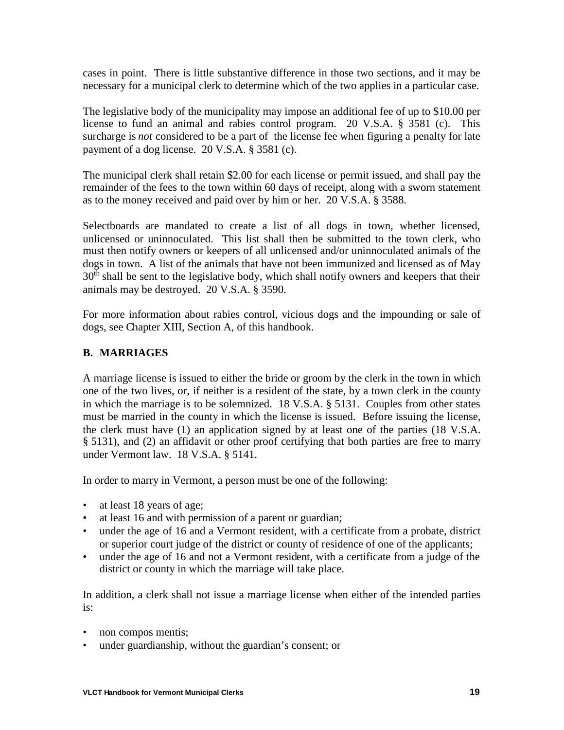cases in point. There is little substantive difference in those two sections, and it may be necessary for a municipal clerk to determine which of the two applies in a particular case.

The legislative body of the municipality may impose an additional fee of up to $10.00 per license to fund an animal and rabies control program. 20 V.S.A. § 3581 (c). This surcharge is *not* considered to be a part of the license fee when figuring a penalty for late payment of a dog license. 20 V.S.A. § 3581 (c).

The municipal clerk shall retain $2.00 for each license or permit issued, and shall pay the remainder of the fees to the town within 60 days of receipt, along with a sworn statement as to the money received and paid over by him or her. 20 V.S.A. § 3588.

Selectboards are mandated to create a list of all dogs in town, whether licensed, unlicensed or uninnoculated. This list shall then be submitted to the town clerk, who must then notify owners or keepers of all unlicensed and/or uninnoculated animals of the dogs in town. A list of the animals that have not been immunized and licensed as of May 30th shall be sent to the legislative body, which shall notify owners and keepers that their animals may be destroyed. 20 V.S.A. § 3590.

For more information about rabies control, vicious dogs and the impounding or sale of dogs, see Chapter XIII, Section A, of this handbook.

## B. MARRIAGES

A marriage license is issued to either the bride or groom by the clerk in the town in which one of the two lives, or, if neither is a resident of the state, by a town clerk in the county in which the marriage is to be solemnized. 18 V.S.A. § 5131. Couples from other states must be married in the county in which the license is issued. Before issuing the license, the clerk must have (1) an application signed by at least one of the parties (18 V.S.A. § 5131), and (2) an affidavit or other proof certifying that both parties are free to marry under Vermont law. 18 V.S.A. § 5141.

In order to marry in Vermont, a person must be one of the following:

- at least 18 years of age;
- at least 16 and with permission of a parent or guardian;
- under the age of 16 and a Vermont resident, with a certificate from a probate, district or superior court judge of the district or county of residence of one of the applicants;
- under the age of 16 and not a Vermont resident, with a certificate from a judge of the district or county in which the marriage will take place.

In addition, a clerk shall not issue a marriage license when either of the intended parties is:

- non compos mentis;
- under guardianship, without the guardian's consent; or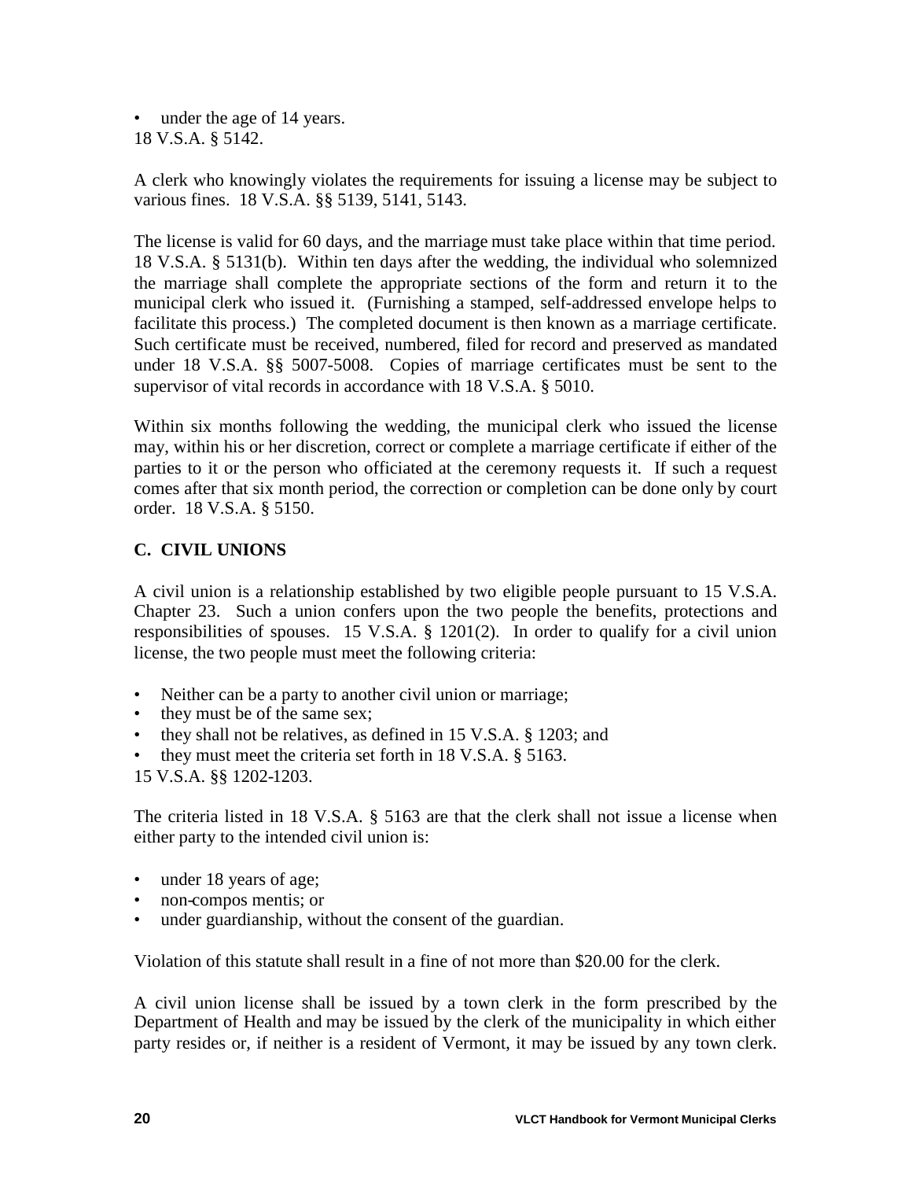- under the age of 14 years.

18 V.S.A. § 5142.

A clerk who knowingly violates the requirements for issuing a license may be subject to various fines. 18 V.S.A. §§ 5139, 5141, 5143.

The license is valid for 60 days, and the marriage must take place within that time period. 18 V.S.A. § 5131(b). Within ten days after the wedding, the individual who solemnized the marriage shall complete the appropriate sections of the form and return it to the municipal clerk who issued it. (Furnishing a stamped, self-addressed envelope helps to facilitate this process.) The completed document is then known as a marriage certificate. Such certificate must be received, numbered, filed for record and preserved as mandated under 18 V.S.A. §§ 5007-5008. Copies of marriage certificates must be sent to the supervisor of vital records in accordance with 18 V.S.A. § 5010.

Within six months following the wedding, the municipal clerk who issued the license may, within his or her discretion, correct or complete a marriage certificate if either of the parties to it or the person who officiated at the ceremony requests it. If such a request comes after that six month period, the correction or completion can be done only by court order. 18 V.S.A. § 5150.

### C. CIVIL UNIONS

A civil union is a relationship established by two eligible people pursuant to 15 V.S.A. Chapter 23. Such a union confers upon the two people the benefits, protections and responsibilities of spouses. 15 V.S.A. § 1201(2). In order to qualify for a civil union license, the two people must meet the following criteria:

- Neither can be a party to another civil union or marriage;
- they must be of the same sex;
- they shall not be relatives, as defined in 15 V.S.A. § 1203; and
- they must meet the criteria set forth in 18 V.S.A. § 5163.

15 V.S.A. §§ 1202-1203.

The criteria listed in 18 V.S.A. § 5163 are that the clerk shall not issue a license when either party to the intended civil union is:

- under 18 years of age;
- non-compos mentis; or
- under guardianship, without the consent of the guardian.

Violation of this statute shall result in a fine of not more than $20.00 for the clerk.

A civil union license shall be issued by a town clerk in the form prescribed by the Department of Health and may be issued by the clerk of the municipality in which either party resides or, if neither is a resident of Vermont, it may be issued by any town clerk.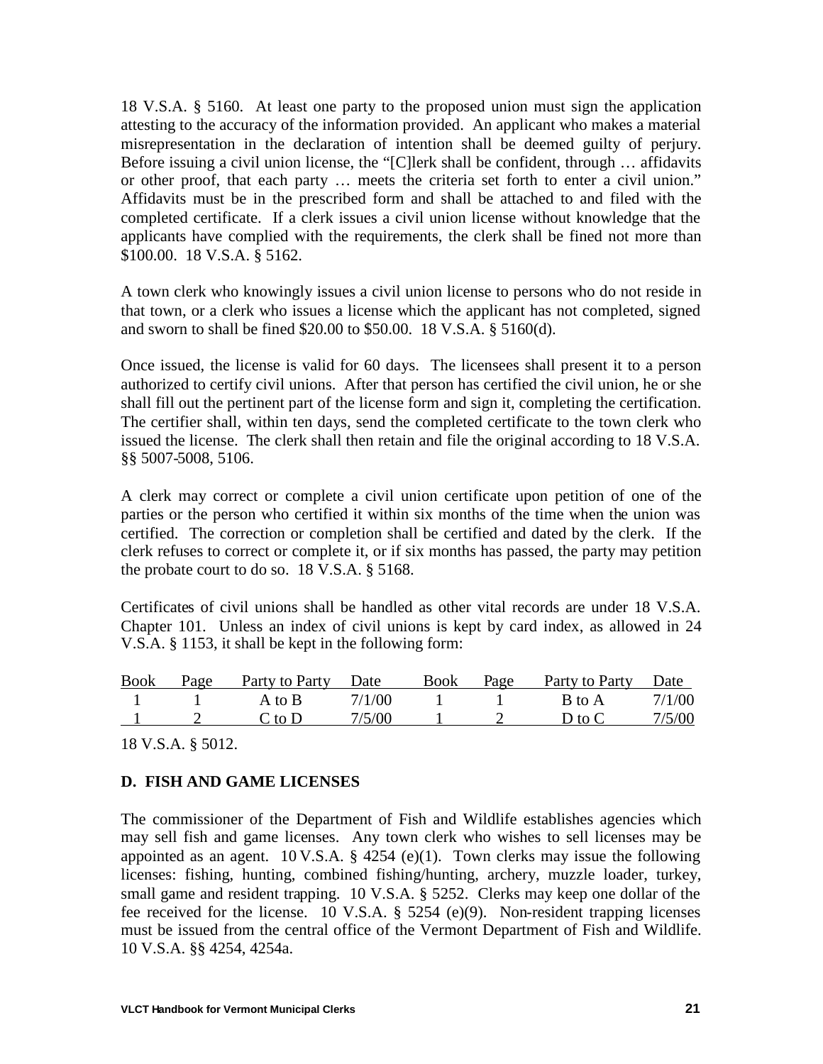18 V.S.A. § 5160. At least one party to the proposed union must sign the application attesting to the accuracy of the information provided. An applicant who makes a material misrepresentation in the declaration of intention shall be deemed guilty of perjury. Before issuing a civil union license, the "[C]lerk shall be confident, through … affidavits or other proof, that each party … meets the criteria set forth to enter a civil union." Affidavits must be in the prescribed form and shall be attached to and filed with the completed certificate. If a clerk issues a civil union license without knowledge that the applicants have complied with the requirements, the clerk shall be fined not more than $100.00. 18 V.S.A. § 5162.

A town clerk who knowingly issues a civil union license to persons who do not reside in that town, or a clerk who issues a license which the applicant has not completed, signed and sworn to shall be fined $20.00 to $50.00. 18 V.S.A. § 5160(d).

Once issued, the license is valid for 60 days. The licensees shall present it to a person authorized to certify civil unions. After that person has certified the civil union, he or she shall fill out the pertinent part of the license form and sign it, completing the certification. The certifier shall, within ten days, send the completed certificate to the town clerk who issued the license. The clerk shall then retain and file the original according to 18 V.S.A. §§ 5007-5008, 5106.

A clerk may correct or complete a civil union certificate upon petition of one of the parties or the person who certified it within six months of the time when the union was certified. The correction or completion shall be certified and dated by the clerk. If the clerk refuses to correct or complete it, or if six months has passed, the party may petition the probate court to do so. 18 V.S.A. § 5168.

Certificates of civil unions shall be handled as other vital records are under 18 V.S.A. Chapter 101. Unless an index of civil unions is kept by card index, as allowed in 24 V.S.A. § 1153, it shall be kept in the following form:

| Book | Page | Party to Party | Date | Book | Page | Party to Party | Date |
|---|---|---|---|---|---|---|---|
| 1 | 1 | A to B | 7/1/00 | 1 | 1 | B to A | 7/1/00 |
| 1 | 2 | C to D | 7/5/00 | 1 | 2 | D to C | 7/5/00 |

18 V.S.A. § 5012.

### D. FISH AND GAME LICENSES

The commissioner of the Department of Fish and Wildlife establishes agencies which may sell fish and game licenses. Any town clerk who wishes to sell licenses may be appointed as an agent. 10 V.S.A. § 4254 (e)(1). Town clerks may issue the following licenses: fishing, hunting, combined fishing/hunting, archery, muzzle loader, turkey, small game and resident trapping. 10 V.S.A. § 5252. Clerks may keep one dollar of the fee received for the license. 10 V.S.A. § 5254 (e)(9). Non-resident trapping licenses must be issued from the central office of the Vermont Department of Fish and Wildlife. 10 V.S.A. §§ 4254, 4254a.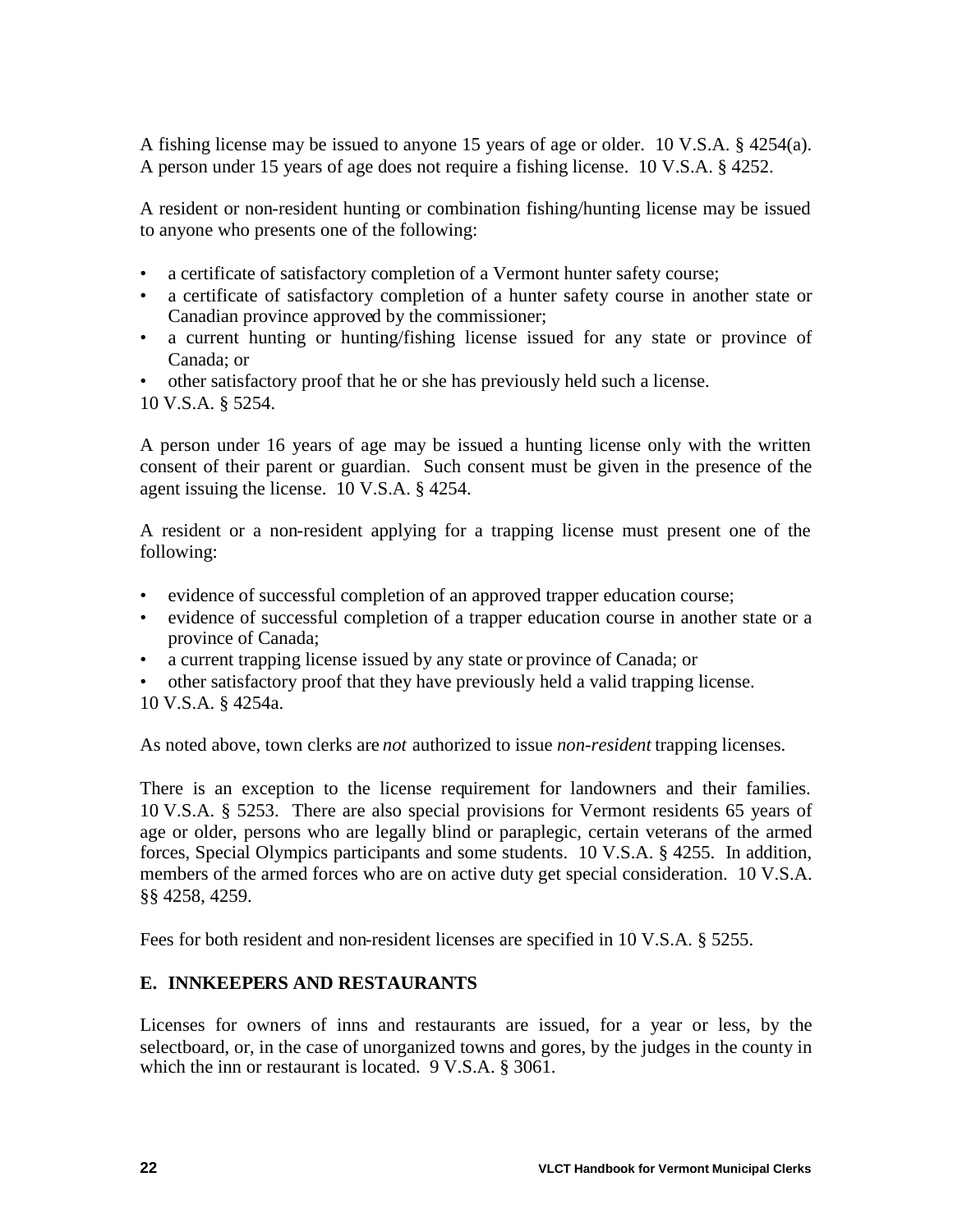A fishing license may be issued to anyone 15 years of age or older. 10 V.S.A. § 4254(a). A person under 15 years of age does not require a fishing license. 10 V.S.A. § 4252.

A resident or non-resident hunting or combination fishing/hunting license may be issued to anyone who presents one of the following:

- a certificate of satisfactory completion of a Vermont hunter safety course;
- a certificate of satisfactory completion of a hunter safety course in another state or Canadian province approved by the commissioner;
- a current hunting or hunting/fishing license issued for any state or province of Canada; or
- other satisfactory proof that he or she has previously held such a license.

10 V.S.A. § 5254.

A person under 16 years of age may be issued a hunting license only with the written consent of their parent or guardian. Such consent must be given in the presence of the agent issuing the license. 10 V.S.A. § 4254.

A resident or a non-resident applying for a trapping license must present one of the following:

- evidence of successful completion of an approved trapper education course;
- evidence of successful completion of a trapper education course in another state or a province of Canada;
- a current trapping license issued by any state or province of Canada; or
- other satisfactory proof that they have previously held a valid trapping license.

10 V.S.A. § 4254a.

As noted above, town clerks are *not* authorized to issue *non-resident* trapping licenses.

There is an exception to the license requirement for landowners and their families. 10 V.S.A. § 5253. There are also special provisions for Vermont residents 65 years of age or older, persons who are legally blind or paraplegic, certain veterans of the armed forces, Special Olympics participants and some students. 10 V.S.A. § 4255. In addition, members of the armed forces who are on active duty get special consideration. 10 V.S.A. §§ 4258, 4259.

Fees for both resident and non-resident licenses are specified in 10 V.S.A. § 5255.

## E. INNKEEPERS AND RESTAURANTS

Licenses for owners of inns and restaurants are issued, for a year or less, by the selectboard, or, in the case of unorganized towns and gores, by the judges in the county in which the inn or restaurant is located. 9 V.S.A. § 3061.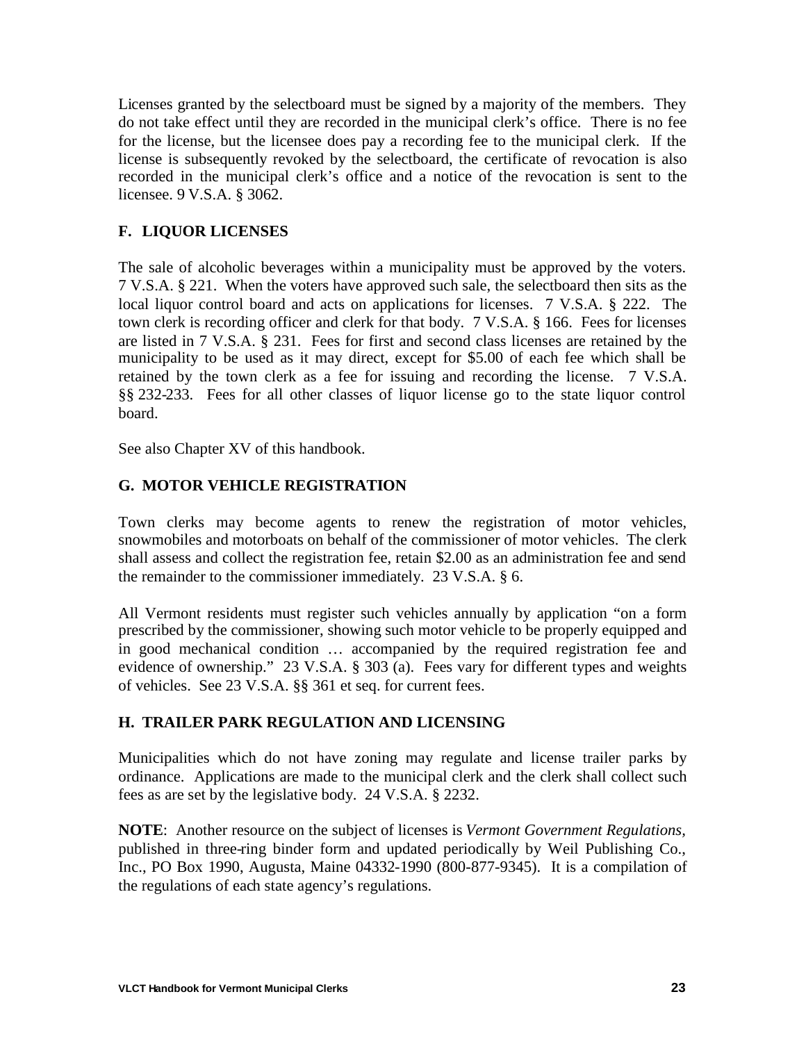Licenses granted by the selectboard must be signed by a majority of the members. They do not take effect until they are recorded in the municipal clerk's office. There is no fee for the license, but the licensee does pay a recording fee to the municipal clerk. If the license is subsequently revoked by the selectboard, the certificate of revocation is also recorded in the municipal clerk's office and a notice of the revocation is sent to the licensee. 9 V.S.A. § 3062.

## F. LIQUOR LICENSES

The sale of alcoholic beverages within a municipality must be approved by the voters. 7 V.S.A. § 221. When the voters have approved such sale, the selectboard then sits as the local liquor control board and acts on applications for licenses. 7 V.S.A. § 222. The town clerk is recording officer and clerk for that body. 7 V.S.A. § 166. Fees for licenses are listed in 7 V.S.A. § 231. Fees for first and second class licenses are retained by the municipality to be used as it may direct, except for $5.00 of each fee which shall be retained by the town clerk as a fee for issuing and recording the license. 7 V.S.A. §§ 232-233. Fees for all other classes of liquor license go to the state liquor control board.

See also Chapter XV of this handbook.

## G. MOTOR VEHICLE REGISTRATION

Town clerks may become agents to renew the registration of motor vehicles, snowmobiles and motorboats on behalf of the commissioner of motor vehicles. The clerk shall assess and collect the registration fee, retain $2.00 as an administration fee and send the remainder to the commissioner immediately. 23 V.S.A. § 6.

All Vermont residents must register such vehicles annually by application "on a form prescribed by the commissioner, showing such motor vehicle to be properly equipped and in good mechanical condition … accompanied by the required registration fee and evidence of ownership." 23 V.S.A. § 303 (a). Fees vary for different types and weights of vehicles. See 23 V.S.A. §§ 361 et seq. for current fees.

## H. TRAILER PARK REGULATION AND LICENSING

Municipalities which do not have zoning may regulate and license trailer parks by ordinance. Applications are made to the municipal clerk and the clerk shall collect such fees as are set by the legislative body. 24 V.S.A. § 2232.

**NOTE**: Another resource on the subject of licenses is *Vermont Government Regulations*, published in three-ring binder form and updated periodically by Weil Publishing Co., Inc., PO Box 1990, Augusta, Maine 04332-1990 (800-877-9345). It is a compilation of the regulations of each state agency's regulations.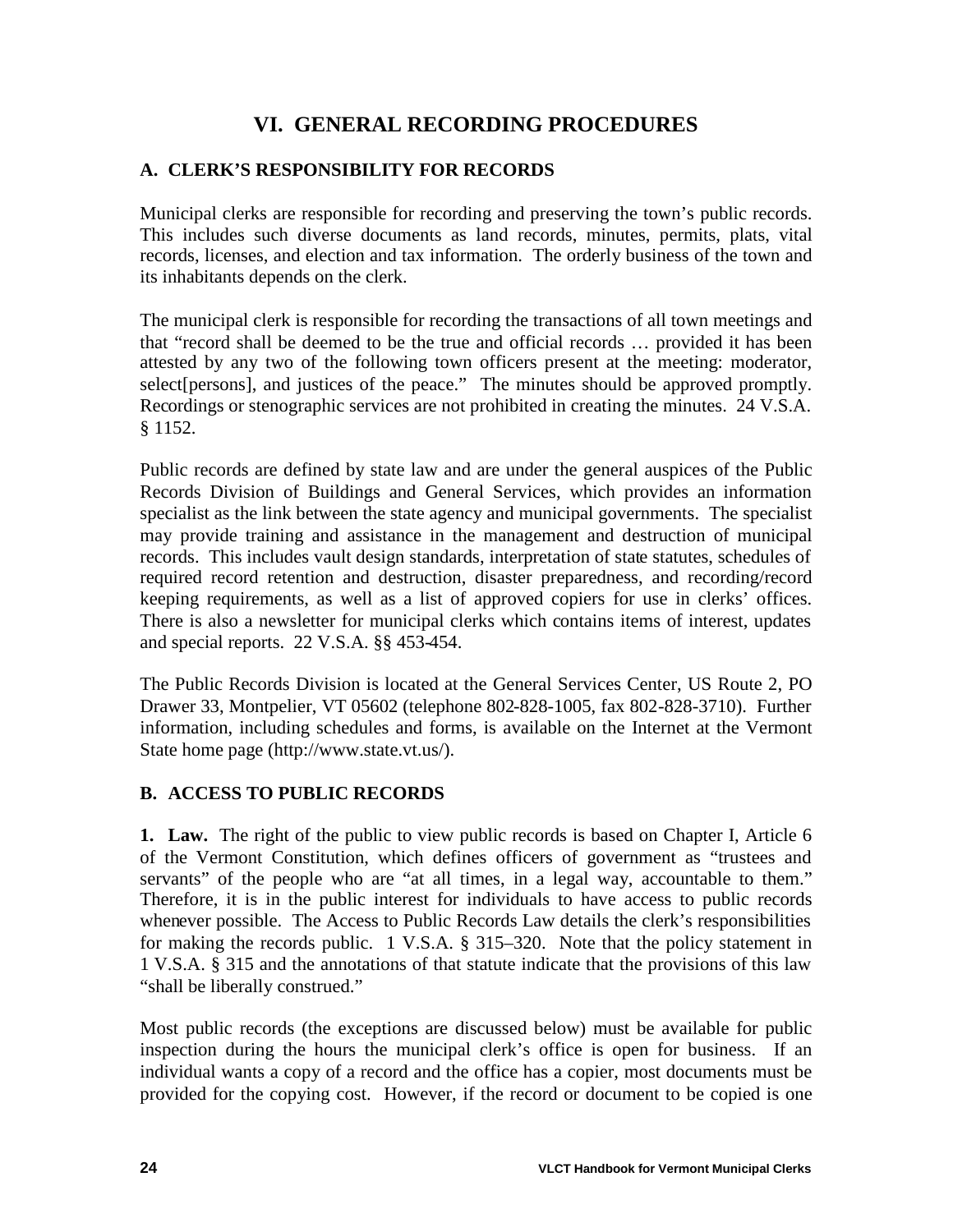# VI. GENERAL RECORDING PROCEDURES

## A. CLERK'S RESPONSIBILITY FOR RECORDS

Municipal clerks are responsible for recording and preserving the town's public records. This includes such diverse documents as land records, minutes, permits, plats, vital records, licenses, and election and tax information. The orderly business of the town and its inhabitants depends on the clerk.

The municipal clerk is responsible for recording the transactions of all town meetings and that "record shall be deemed to be the true and official records … provided it has been attested by any two of the following town officers present at the meeting: moderator, select[persons], and justices of the peace." The minutes should be approved promptly. Recordings or stenographic services are not prohibited in creating the minutes. 24 V.S.A. § 1152.

Public records are defined by state law and are under the general auspices of the Public Records Division of Buildings and General Services, which provides an information specialist as the link between the state agency and municipal governments. The specialist may provide training and assistance in the management and destruction of municipal records. This includes vault design standards, interpretation of state statutes, schedules of required record retention and destruction, disaster preparedness, and recording/record keeping requirements, as well as a list of approved copiers for use in clerks' offices. There is also a newsletter for municipal clerks which contains items of interest, updates and special reports. 22 V.S.A. §§ 453-454.

The Public Records Division is located at the General Services Center, US Route 2, PO Drawer 33, Montpelier, VT 05602 (telephone 802-828-1005, fax 802-828-3710). Further information, including schedules and forms, is available on the Internet at the Vermont State home page (http://www.state.vt.us/).

## B. ACCESS TO PUBLIC RECORDS

**1. Law.** The right of the public to view public records is based on Chapter I, Article 6 of the Vermont Constitution, which defines officers of government as "trustees and servants" of the people who are "at all times, in a legal way, accountable to them." Therefore, it is in the public interest for individuals to have access to public records whenever possible. The Access to Public Records Law details the clerk's responsibilities for making the records public. 1 V.S.A. § 315–320. Note that the policy statement in 1 V.S.A. § 315 and the annotations of that statute indicate that the provisions of this law "shall be liberally construed."

Most public records (the exceptions are discussed below) must be available for public inspection during the hours the municipal clerk's office is open for business. If an individual wants a copy of a record and the office has a copier, most documents must be provided for the copying cost. However, if the record or document to be copied is one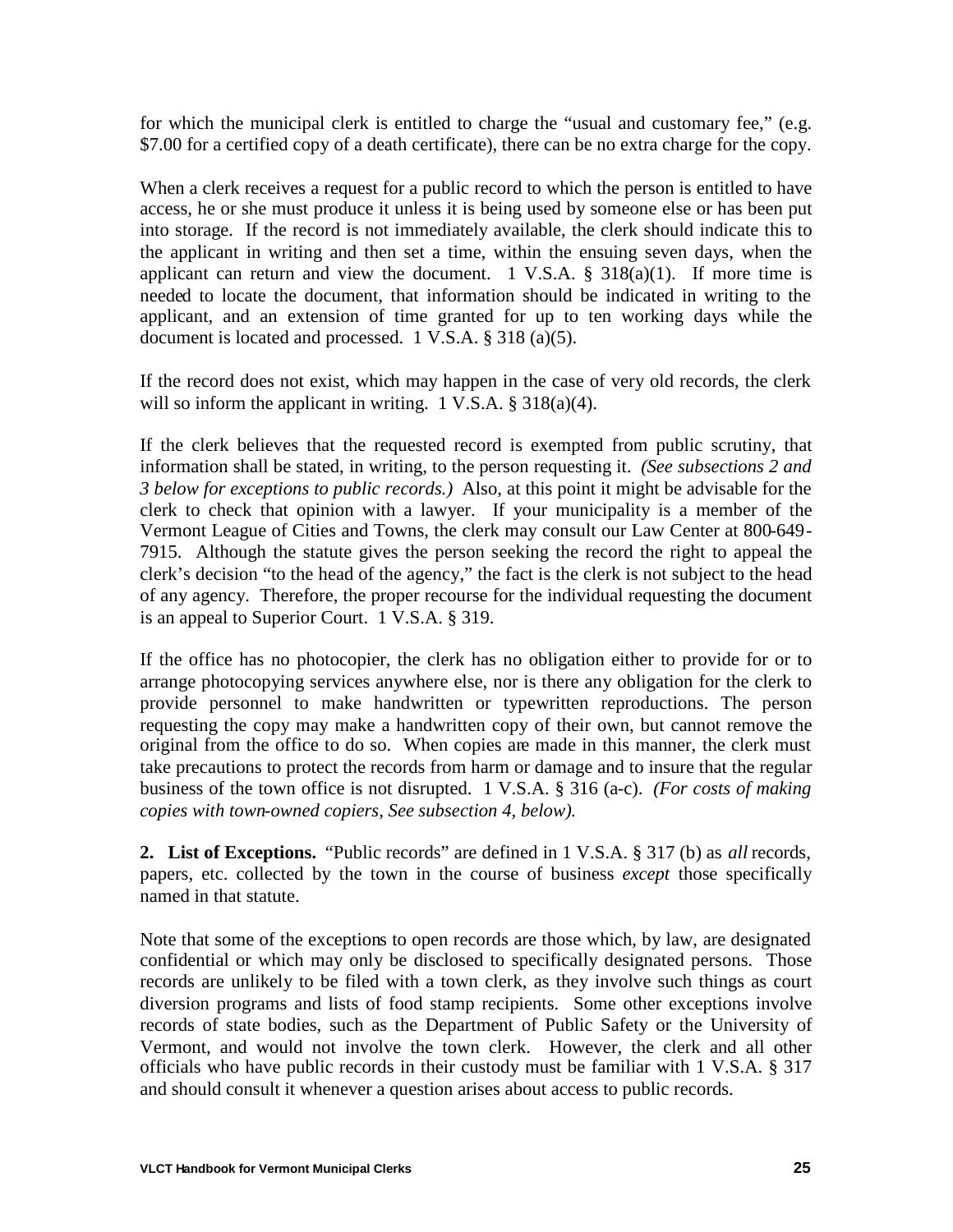for which the municipal clerk is entitled to charge the "usual and customary fee," (e.g. $7.00 for a certified copy of a death certificate), there can be no extra charge for the copy.

When a clerk receives a request for a public record to which the person is entitled to have access, he or she must produce it unless it is being used by someone else or has been put into storage. If the record is not immediately available, the clerk should indicate this to the applicant in writing and then set a time, within the ensuing seven days, when the applicant can return and view the document. 1 V.S.A. § 318(a)(1). If more time is needed to locate the document, that information should be indicated in writing to the applicant, and an extension of time granted for up to ten working days while the document is located and processed. 1 V.S.A. § 318 (a)(5).

If the record does not exist, which may happen in the case of very old records, the clerk will so inform the applicant in writing. 1 V.S.A. § 318(a)(4).

If the clerk believes that the requested record is exempted from public scrutiny, that information shall be stated, in writing, to the person requesting it. *(See subsections 2 and 3 below for exceptions to public records.)* Also, at this point it might be advisable for the clerk to check that opinion with a lawyer. If your municipality is a member of the Vermont League of Cities and Towns, the clerk may consult our Law Center at 800-649-7915. Although the statute gives the person seeking the record the right to appeal the clerk's decision "to the head of the agency," the fact is the clerk is not subject to the head of any agency. Therefore, the proper recourse for the individual requesting the document is an appeal to Superior Court. 1 V.S.A. § 319.

If the office has no photocopier, the clerk has no obligation either to provide for or to arrange photocopying services anywhere else, nor is there any obligation for the clerk to provide personnel to make handwritten or typewritten reproductions. The person requesting the copy may make a handwritten copy of their own, but cannot remove the original from the office to do so. When copies are made in this manner, the clerk must take precautions to protect the records from harm or damage and to insure that the regular business of the town office is not disrupted. 1 V.S.A. § 316 (a-c). *(For costs of making copies with town-owned copiers, See subsection 4, below).*

**2. List of Exceptions.** "Public records" are defined in 1 V.S.A. § 317 (b) as *all* records, papers, etc. collected by the town in the course of business *except* those specifically named in that statute.

Note that some of the exceptions to open records are those which, by law, are designated confidential or which may only be disclosed to specifically designated persons. Those records are unlikely to be filed with a town clerk, as they involve such things as court diversion programs and lists of food stamp recipients. Some other exceptions involve records of state bodies, such as the Department of Public Safety or the University of Vermont, and would not involve the town clerk. However, the clerk and all other officials who have public records in their custody must be familiar with 1 V.S.A. § 317 and should consult it whenever a question arises about access to public records.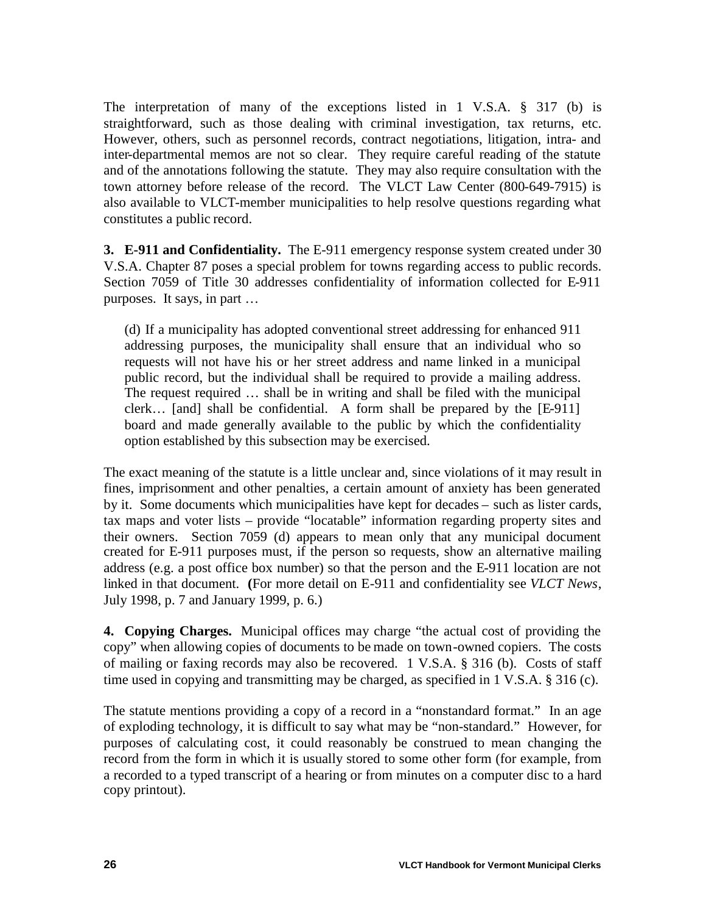The interpretation of many of the exceptions listed in 1 V.S.A. § 317 (b) is straightforward, such as those dealing with criminal investigation, tax returns, etc. However, others, such as personnel records, contract negotiations, litigation, intra- and inter-departmental memos are not so clear. They require careful reading of the statute and of the annotations following the statute. They may also require consultation with the town attorney before release of the record. The VLCT Law Center (800-649-7915) is also available to VLCT-member municipalities to help resolve questions regarding what constitutes a public record.

**3. E-911 and Confidentiality.** The E-911 emergency response system created under 30 V.S.A. Chapter 87 poses a special problem for towns regarding access to public records. Section 7059 of Title 30 addresses confidentiality of information collected for E-911 purposes. It says, in part …

> (d) If a municipality has adopted conventional street addressing for enhanced 911 addressing purposes, the municipality shall ensure that an individual who so requests will not have his or her street address and name linked in a municipal public record, but the individual shall be required to provide a mailing address. The request required … shall be in writing and shall be filed with the municipal clerk… [and] shall be confidential. A form shall be prepared by the [E-911] board and made generally available to the public by which the confidentiality option established by this subsection may be exercised.

The exact meaning of the statute is a little unclear and, since violations of it may result in fines, imprisonment and other penalties, a certain amount of anxiety has been generated by it. Some documents which municipalities have kept for decades – such as lister cards, tax maps and voter lists – provide "locatable" information regarding property sites and their owners. Section 7059 (d) appears to mean only that any municipal document created for E-911 purposes must, if the person so requests, show an alternative mailing address (e.g. a post office box number) so that the person and the E-911 location are not linked in that document. (For more detail on E-911 and confidentiality see *VLCT News*, July 1998, p. 7 and January 1999, p. 6.)

**4. Copying Charges.** Municipal offices may charge "the actual cost of providing the copy" when allowing copies of documents to be made on town-owned copiers. The costs of mailing or faxing records may also be recovered. 1 V.S.A. § 316 (b). Costs of staff time used in copying and transmitting may be charged, as specified in 1 V.S.A. § 316 (c).

The statute mentions providing a copy of a record in a "nonstandard format." In an age of exploding technology, it is difficult to say what may be "non-standard." However, for purposes of calculating cost, it could reasonably be construed to mean changing the record from the form in which it is usually stored to some other form (for example, from a recorded to a typed transcript of a hearing or from minutes on a computer disc to a hard copy printout).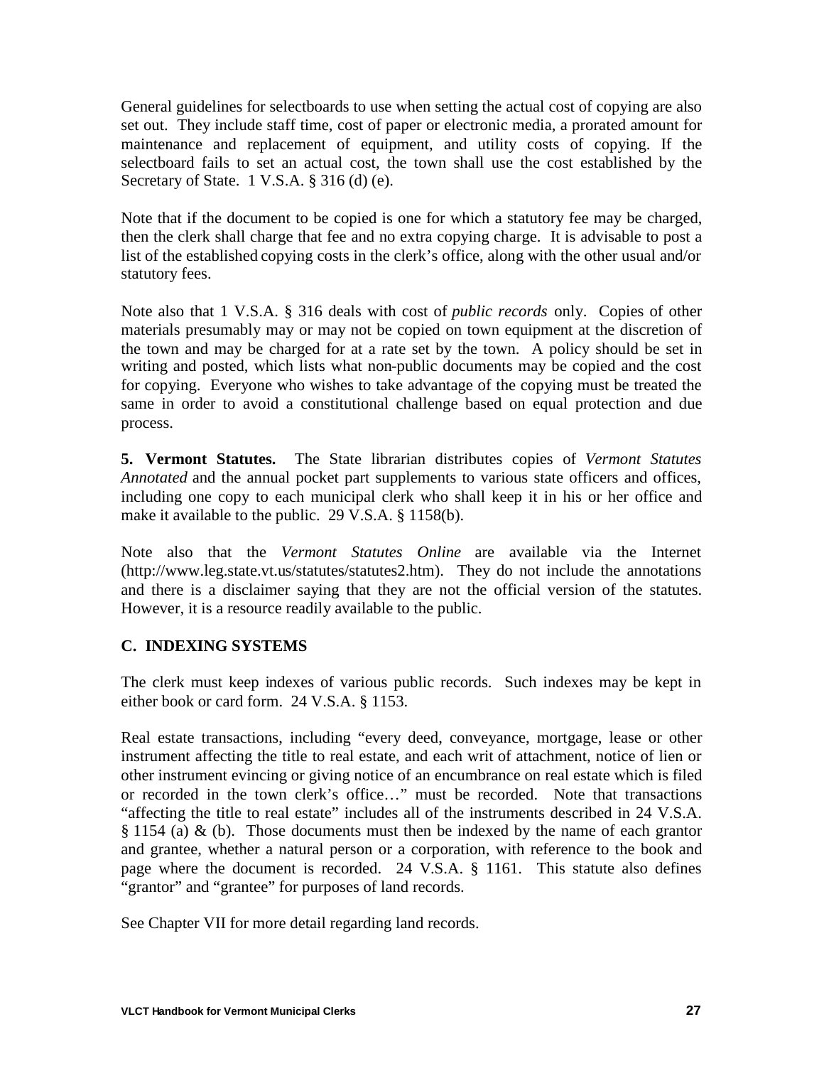General guidelines for selectboards to use when setting the actual cost of copying are also set out. They include staff time, cost of paper or electronic media, a prorated amount for maintenance and replacement of equipment, and utility costs of copying. If the selectboard fails to set an actual cost, the town shall use the cost established by the Secretary of State. 1 V.S.A. § 316 (d) (e).

Note that if the document to be copied is one for which a statutory fee may be charged, then the clerk shall charge that fee and no extra copying charge. It is advisable to post a list of the established copying costs in the clerk's office, along with the other usual and/or statutory fees.

Note also that 1 V.S.A. § 316 deals with cost of *public records* only. Copies of other materials presumably may or may not be copied on town equipment at the discretion of the town and may be charged for at a rate set by the town. A policy should be set in writing and posted, which lists what non-public documents may be copied and the cost for copying. Everyone who wishes to take advantage of the copying must be treated the same in order to avoid a constitutional challenge based on equal protection and due process.

**5. Vermont Statutes.** The State librarian distributes copies of *Vermont Statutes Annotated* and the annual pocket part supplements to various state officers and offices, including one copy to each municipal clerk who shall keep it in his or her office and make it available to the public. 29 V.S.A. § 1158(b).

Note also that the *Vermont Statutes Online* are available via the Internet (http://www.leg.state.vt.us/statutes/statutes2.htm). They do not include the annotations and there is a disclaimer saying that they are not the official version of the statutes. However, it is a resource readily available to the public.

## C. INDEXING SYSTEMS

The clerk must keep indexes of various public records. Such indexes may be kept in either book or card form. 24 V.S.A. § 1153.

Real estate transactions, including "every deed, conveyance, mortgage, lease or other instrument affecting the title to real estate, and each writ of attachment, notice of lien or other instrument evincing or giving notice of an encumbrance on real estate which is filed or recorded in the town clerk's office…" must be recorded. Note that transactions "affecting the title to real estate" includes all of the instruments described in 24 V.S.A. § 1154 (a) & (b). Those documents must then be indexed by the name of each grantor and grantee, whether a natural person or a corporation, with reference to the book and page where the document is recorded. 24 V.S.A. § 1161. This statute also defines "grantor" and "grantee" for purposes of land records.

See Chapter VII for more detail regarding land records.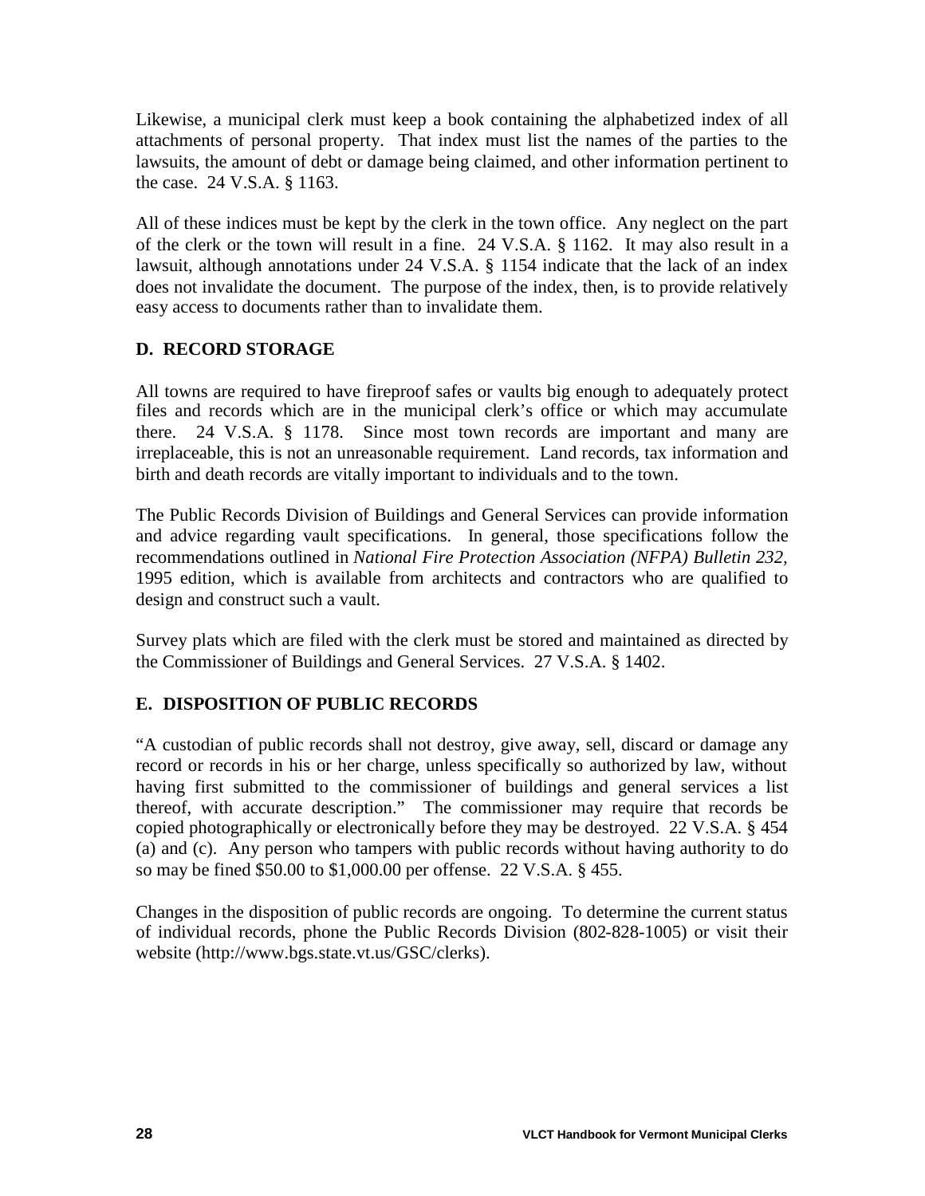Likewise, a municipal clerk must keep a book containing the alphabetized index of all attachments of personal property. That index must list the names of the parties to the lawsuits, the amount of debt or damage being claimed, and other information pertinent to the case. 24 V.S.A. § 1163.

All of these indices must be kept by the clerk in the town office. Any neglect on the part of the clerk or the town will result in a fine. 24 V.S.A. § 1162. It may also result in a lawsuit, although annotations under 24 V.S.A. § 1154 indicate that the lack of an index does not invalidate the document. The purpose of the index, then, is to provide relatively easy access to documents rather than to invalidate them.

## D. RECORD STORAGE

All towns are required to have fireproof safes or vaults big enough to adequately protect files and records which are in the municipal clerk's office or which may accumulate there. 24 V.S.A. § 1178. Since most town records are important and many are irreplaceable, this is not an unreasonable requirement. Land records, tax information and birth and death records are vitally important to individuals and to the town.

The Public Records Division of Buildings and General Services can provide information and advice regarding vault specifications. In general, those specifications follow the recommendations outlined in *National Fire Protection Association (NFPA) Bulletin 232*, 1995 edition, which is available from architects and contractors who are qualified to design and construct such a vault.

Survey plats which are filed with the clerk must be stored and maintained as directed by the Commissioner of Buildings and General Services. 27 V.S.A. § 1402.

## E. DISPOSITION OF PUBLIC RECORDS

"A custodian of public records shall not destroy, give away, sell, discard or damage any record or records in his or her charge, unless specifically so authorized by law, without having first submitted to the commissioner of buildings and general services a list thereof, with accurate description." The commissioner may require that records be copied photographically or electronically before they may be destroyed. 22 V.S.A. § 454 (a) and (c). Any person who tampers with public records without having authority to do so may be fined $50.00 to $1,000.00 per offense. 22 V.S.A. § 455.

Changes in the disposition of public records are ongoing. To determine the current status of individual records, phone the Public Records Division (802-828-1005) or visit their website (http://www.bgs.state.vt.us/GSC/clerks).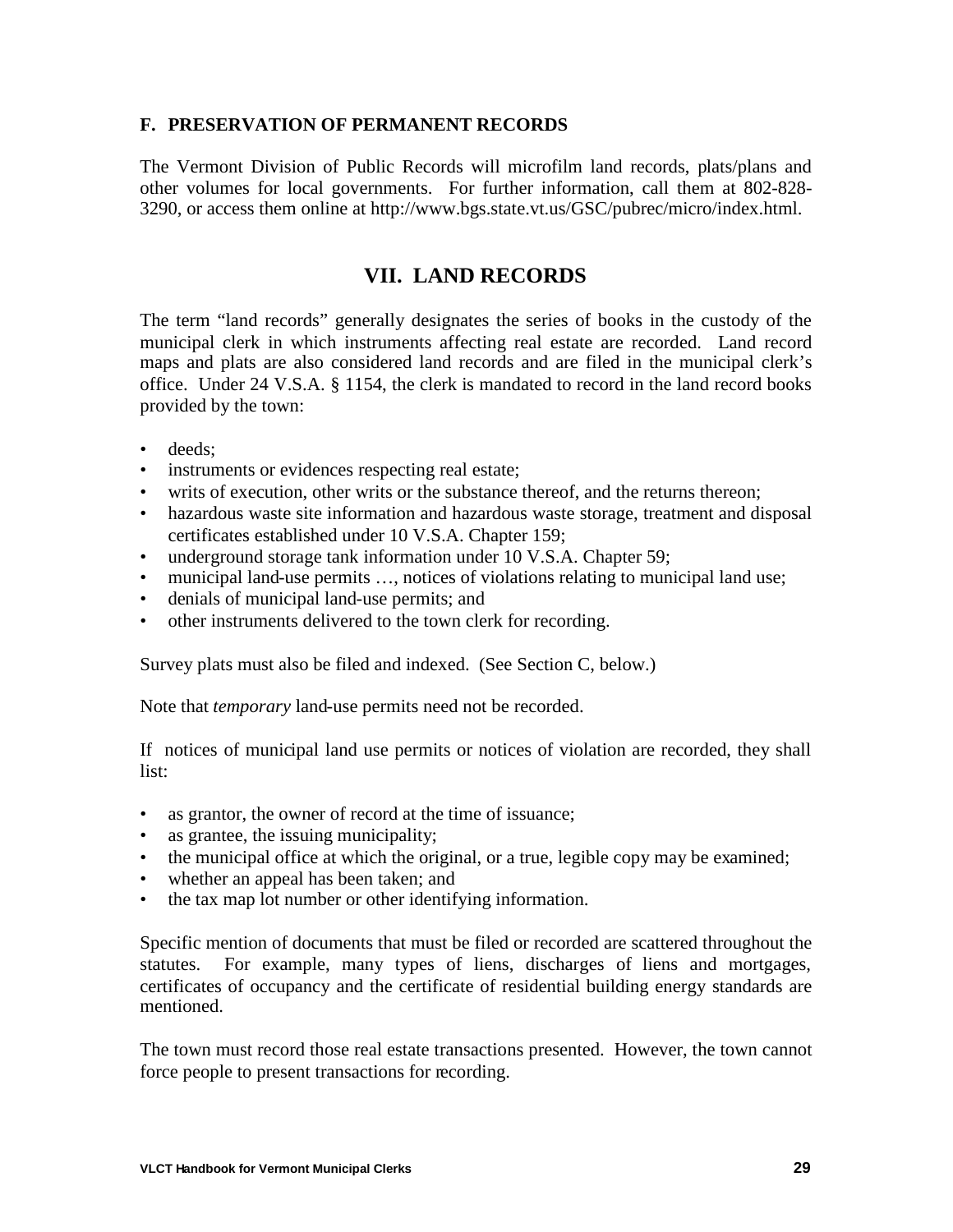### F. PRESERVATION OF PERMANENT RECORDS

The Vermont Division of Public Records will microfilm land records, plats/plans and other volumes for local governments. For further information, call them at 802-828-3290, or access them online at http://www.bgs.state.vt.us/GSC/pubrec/micro/index.html.

## VII. LAND RECORDS

The term "land records" generally designates the series of books in the custody of the municipal clerk in which instruments affecting real estate are recorded. Land record maps and plats are also considered land records and are filed in the municipal clerk's office. Under 24 V.S.A. § 1154, the clerk is mandated to record in the land record books provided by the town:

- deeds;
- instruments or evidences respecting real estate;
- writs of execution, other writs or the substance thereof, and the returns thereon;
- hazardous waste site information and hazardous waste storage, treatment and disposal certificates established under 10 V.S.A. Chapter 159;
- underground storage tank information under 10 V.S.A. Chapter 59;
- municipal land-use permits …, notices of violations relating to municipal land use;
- denials of municipal land-use permits; and
- other instruments delivered to the town clerk for recording.

Survey plats must also be filed and indexed. (See Section C, below.)

Note that *temporary* land-use permits need not be recorded.

If notices of municipal land use permits or notices of violation are recorded, they shall list:

- as grantor, the owner of record at the time of issuance;
- as grantee, the issuing municipality;
- the municipal office at which the original, or a true, legible copy may be examined;
- whether an appeal has been taken; and
- the tax map lot number or other identifying information.

Specific mention of documents that must be filed or recorded are scattered throughout the statutes. For example, many types of liens, discharges of liens and mortgages, certificates of occupancy and the certificate of residential building energy standards are mentioned.

The town must record those real estate transactions presented. However, the town cannot force people to present transactions for recording.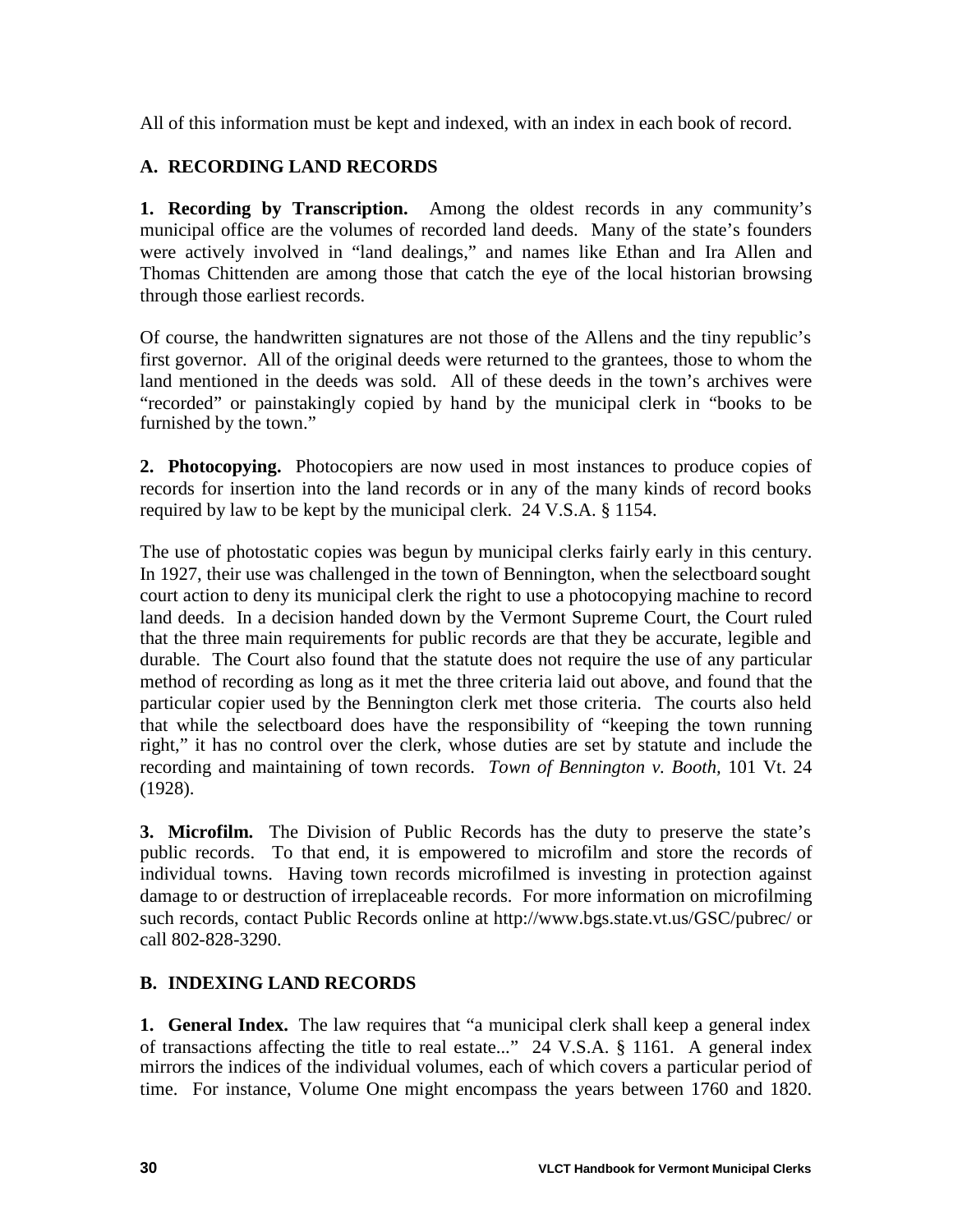All of this information must be kept and indexed, with an index in each book of record.

## A. RECORDING LAND RECORDS

**1. Recording by Transcription.** Among the oldest records in any community's municipal office are the volumes of recorded land deeds. Many of the state's founders were actively involved in "land dealings," and names like Ethan and Ira Allen and Thomas Chittenden are among those that catch the eye of the local historian browsing through those earliest records.

Of course, the handwritten signatures are not those of the Allens and the tiny republic's first governor. All of the original deeds were returned to the grantees, those to whom the land mentioned in the deeds was sold. All of these deeds in the town's archives were "recorded" or painstakingly copied by hand by the municipal clerk in "books to be furnished by the town."

**2. Photocopying.** Photocopiers are now used in most instances to produce copies of records for insertion into the land records or in any of the many kinds of record books required by law to be kept by the municipal clerk. 24 V.S.A. § 1154.

The use of photostatic copies was begun by municipal clerks fairly early in this century. In 1927, their use was challenged in the town of Bennington, when the selectboard sought court action to deny its municipal clerk the right to use a photocopying machine to record land deeds. In a decision handed down by the Vermont Supreme Court, the Court ruled that the three main requirements for public records are that they be accurate, legible and durable. The Court also found that the statute does not require the use of any particular method of recording as long as it met the three criteria laid out above, and found that the particular copier used by the Bennington clerk met those criteria. The courts also held that while the selectboard does have the responsibility of "keeping the town running right," it has no control over the clerk, whose duties are set by statute and include the recording and maintaining of town records. *Town of Bennington v. Booth,* 101 Vt. 24 (1928).

**3. Microfilm.** The Division of Public Records has the duty to preserve the state's public records. To that end, it is empowered to microfilm and store the records of individual towns. Having town records microfilmed is investing in protection against damage to or destruction of irreplaceable records. For more information on microfilming such records, contact Public Records online at http://www.bgs.state.vt.us/GSC/pubrec/ or call 802-828-3290.

## B. INDEXING LAND RECORDS

**1. General Index.** The law requires that "a municipal clerk shall keep a general index of transactions affecting the title to real estate..." 24 V.S.A. § 1161. A general index mirrors the indices of the individual volumes, each of which covers a particular period of time. For instance, Volume One might encompass the years between 1760 and 1820.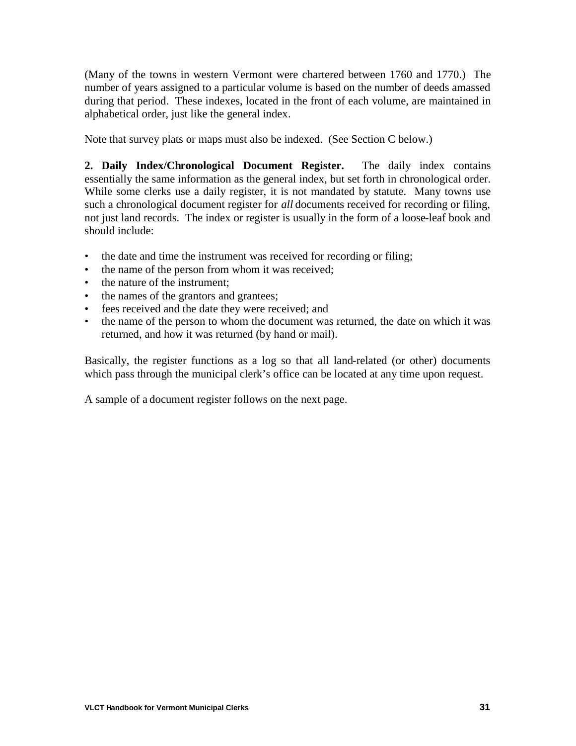(Many of the towns in western Vermont were chartered between 1760 and 1770.) The number of years assigned to a particular volume is based on the number of deeds amassed during that period. These indexes, located in the front of each volume, are maintained in alphabetical order, just like the general index.

Note that survey plats or maps must also be indexed. (See Section C below.)

**2. Daily Index/Chronological Document Register.** The daily index contains essentially the same information as the general index, but set forth in chronological order. While some clerks use a daily register, it is not mandated by statute. Many towns use such a chronological document register for *all* documents received for recording or filing, not just land records. The index or register is usually in the form of a loose-leaf book and should include:

- the date and time the instrument was received for recording or filing;
- the name of the person from whom it was received;
- the nature of the instrument;
- the names of the grantors and grantees;
- fees received and the date they were received; and
- the name of the person to whom the document was returned, the date on which it was returned, and how it was returned (by hand or mail).

Basically, the register functions as a log so that all land-related (or other) documents which pass through the municipal clerk's office can be located at any time upon request.

A sample of a document register follows on the next page.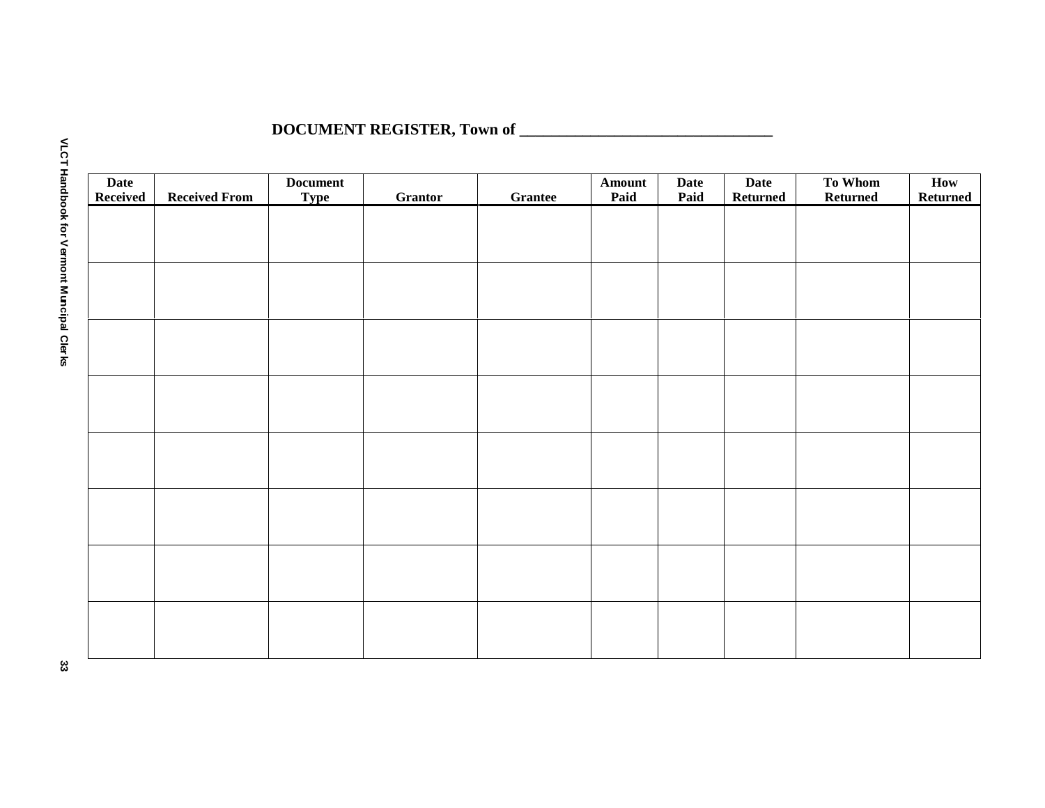# DOCUMENT REGISTER, Town of ______________________________

| Date Received | Received From | Document Type | Grantor | Grantee | Amount Paid | Date Paid | Date Returned | To Whom Returned | How Returned |
|---|---|---|---|---|---|---|---|---|---|
| | | | | | | | | | |
| | | | | | | | | | |
| | | | | | | | | | |
| | | | | | | | | | |
| | | | | | | | | | |
| | | | | | | | | | |
| | | | | | | | | | |
| | | | | | | | | | |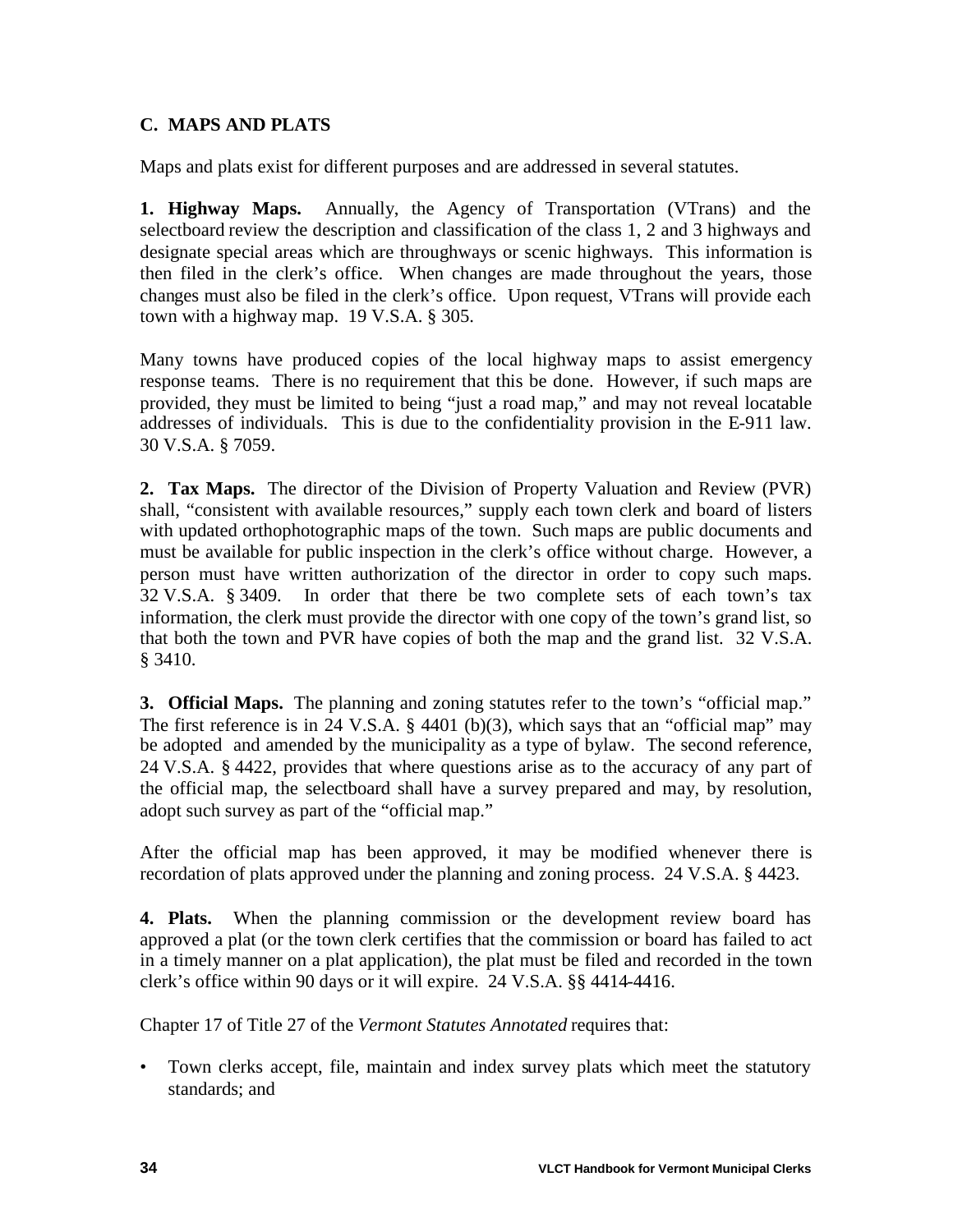## C. MAPS AND PLATS

Maps and plats exist for different purposes and are addressed in several statutes.

**1. Highway Maps.** Annually, the Agency of Transportation (VTrans) and the selectboard review the description and classification of the class 1, 2 and 3 highways and designate special areas which are throughways or scenic highways. This information is then filed in the clerk's office. When changes are made throughout the years, those changes must also be filed in the clerk's office. Upon request, VTrans will provide each town with a highway map. 19 V.S.A. § 305.

Many towns have produced copies of the local highway maps to assist emergency response teams. There is no requirement that this be done. However, if such maps are provided, they must be limited to being "just a road map," and may not reveal locatable addresses of individuals. This is due to the confidentiality provision in the E-911 law. 30 V.S.A. § 7059.

**2. Tax Maps.** The director of the Division of Property Valuation and Review (PVR) shall, "consistent with available resources," supply each town clerk and board of listers with updated orthophotographic maps of the town. Such maps are public documents and must be available for public inspection in the clerk's office without charge. However, a person must have written authorization of the director in order to copy such maps. 32 V.S.A. § 3409. In order that there be two complete sets of each town's tax information, the clerk must provide the director with one copy of the town's grand list, so that both the town and PVR have copies of both the map and the grand list. 32 V.S.A. § 3410.

**3. Official Maps.** The planning and zoning statutes refer to the town's "official map." The first reference is in 24 V.S.A. § 4401 (b)(3), which says that an "official map" may be adopted and amended by the municipality as a type of bylaw. The second reference, 24 V.S.A. § 4422, provides that where questions arise as to the accuracy of any part of the official map, the selectboard shall have a survey prepared and may, by resolution, adopt such survey as part of the "official map."

After the official map has been approved, it may be modified whenever there is recordation of plats approved under the planning and zoning process. 24 V.S.A. § 4423.

**4. Plats.** When the planning commission or the development review board has approved a plat (or the town clerk certifies that the commission or board has failed to act in a timely manner on a plat application), the plat must be filed and recorded in the town clerk's office within 90 days or it will expire. 24 V.S.A. §§ 4414-4416.

Chapter 17 of Title 27 of the *Vermont Statutes Annotated* requires that:

- Town clerks accept, file, maintain and index survey plats which meet the statutory standards; and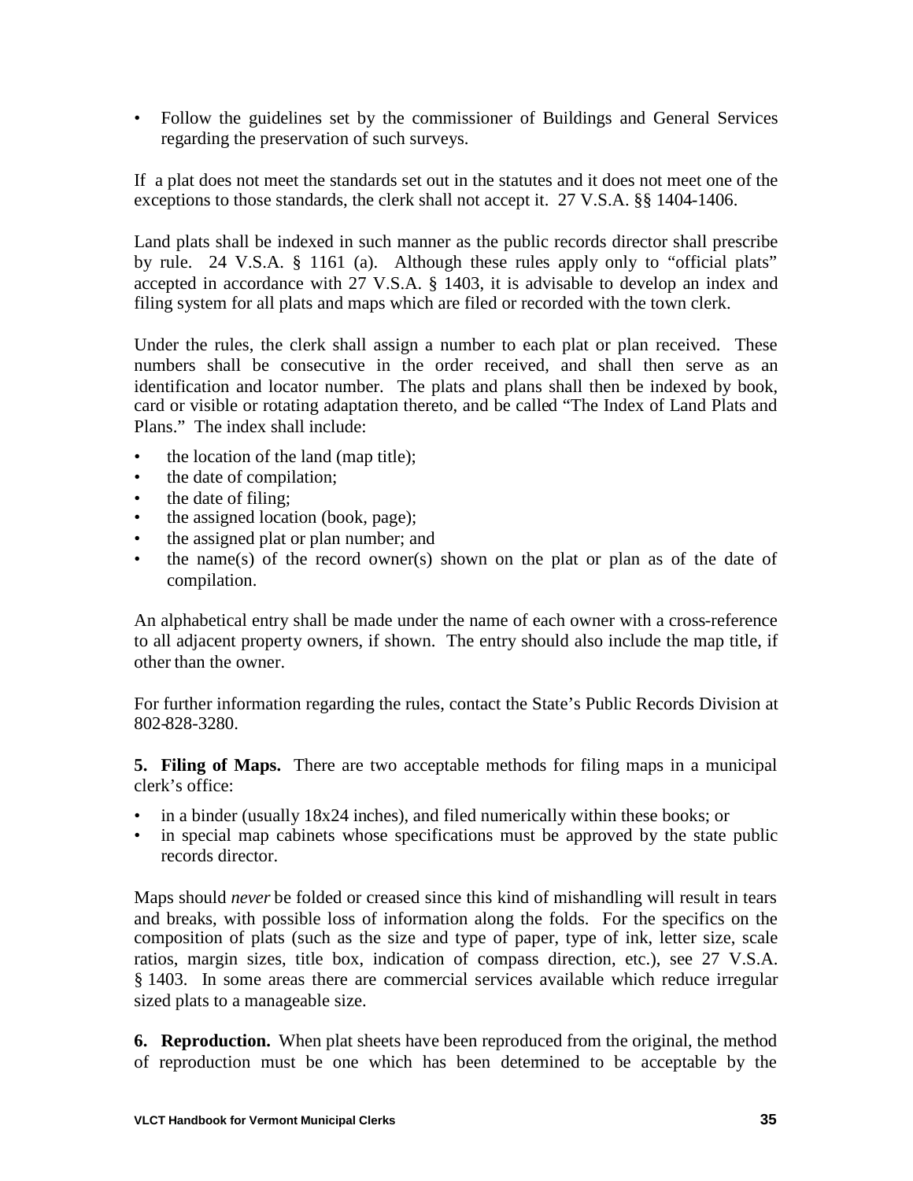- Follow the guidelines set by the commissioner of Buildings and General Services regarding the preservation of such surveys.

If a plat does not meet the standards set out in the statutes and it does not meet one of the exceptions to those standards, the clerk shall not accept it. 27 V.S.A. §§ 1404-1406.

Land plats shall be indexed in such manner as the public records director shall prescribe by rule. 24 V.S.A. § 1161 (a). Although these rules apply only to "official plats" accepted in accordance with 27 V.S.A. § 1403, it is advisable to develop an index and filing system for all plats and maps which are filed or recorded with the town clerk.

Under the rules, the clerk shall assign a number to each plat or plan received. These numbers shall be consecutive in the order received, and shall then serve as an identification and locator number. The plats and plans shall then be indexed by book, card or visible or rotating adaptation thereto, and be called "The Index of Land Plats and Plans." The index shall include:

- the location of the land (map title);
- the date of compilation;
- the date of filing;
- the assigned location (book, page);
- the assigned plat or plan number; and
- the name(s) of the record owner(s) shown on the plat or plan as of the date of compilation.

An alphabetical entry shall be made under the name of each owner with a cross-reference to all adjacent property owners, if shown. The entry should also include the map title, if other than the owner.

For further information regarding the rules, contact the State's Public Records Division at 802-828-3280.

**5. Filing of Maps.** There are two acceptable methods for filing maps in a municipal clerk's office:

- in a binder (usually 18x24 inches), and filed numerically within these books; or
- in special map cabinets whose specifications must be approved by the state public records director.

Maps should *never* be folded or creased since this kind of mishandling will result in tears and breaks, with possible loss of information along the folds. For the specifics on the composition of plats (such as the size and type of paper, type of ink, letter size, scale ratios, margin sizes, title box, indication of compass direction, etc.), see 27 V.S.A. § 1403. In some areas there are commercial services available which reduce irregular sized plats to a manageable size.

**6. Reproduction.** When plat sheets have been reproduced from the original, the method of reproduction must be one which has been determined to be acceptable by the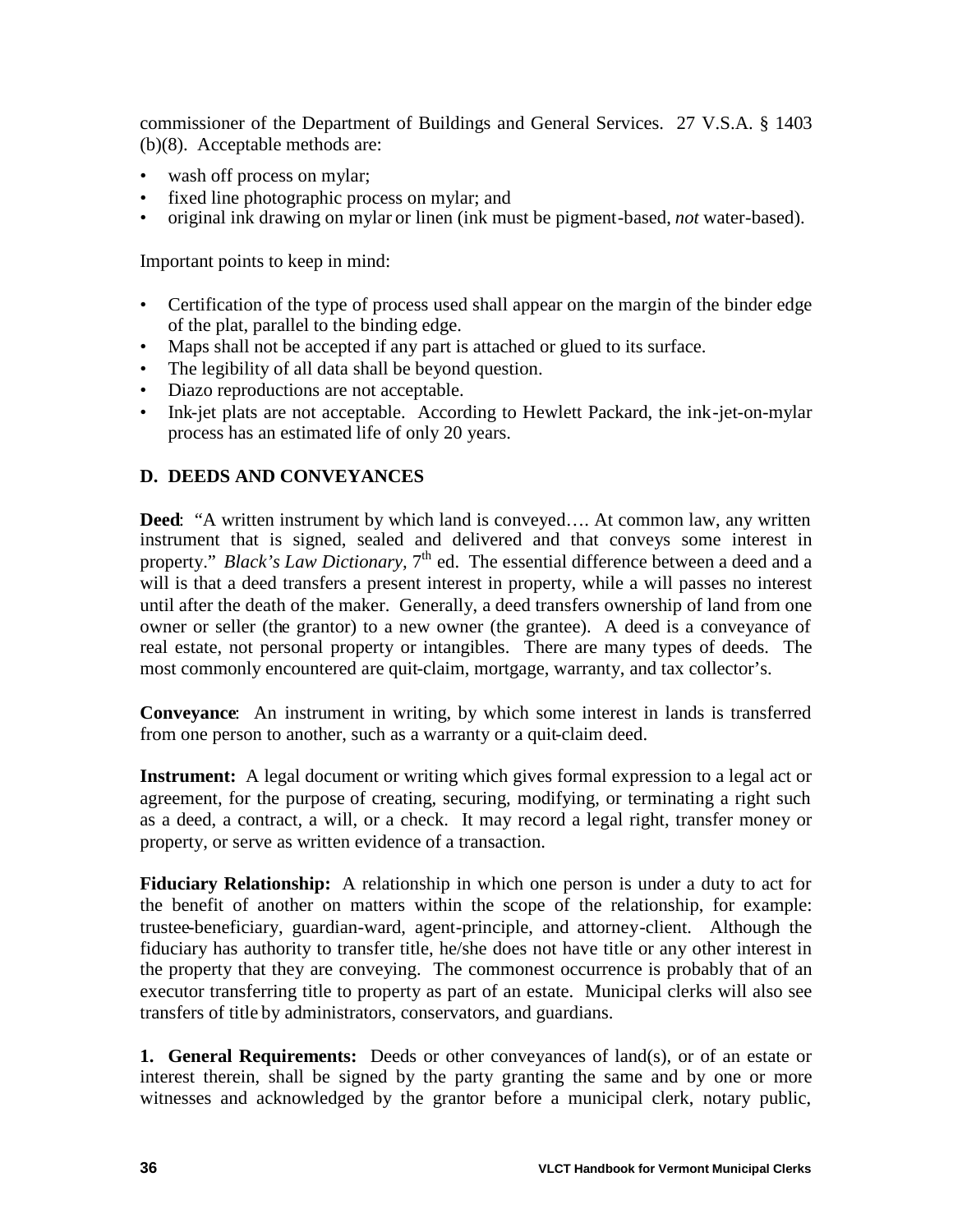commissioner of the Department of Buildings and General Services. 27 V.S.A. § 1403 (b)(8). Acceptable methods are:

- wash off process on mylar;
- fixed line photographic process on mylar; and
- original ink drawing on mylar or linen (ink must be pigment-based, *not* water-based).

Important points to keep in mind:

- Certification of the type of process used shall appear on the margin of the binder edge of the plat, parallel to the binding edge.
- Maps shall not be accepted if any part is attached or glued to its surface.
- The legibility of all data shall be beyond question.
- Diazo reproductions are not acceptable.
- Ink-jet plats are not acceptable. According to Hewlett Packard, the ink-jet-on-mylar process has an estimated life of only 20 years.

## D. DEEDS AND CONVEYANCES

**Deed**: "A written instrument by which land is conveyed…. At common law, any written instrument that is signed, sealed and delivered and that conveys some interest in property." *Black's Law Dictionary*, 7th ed. The essential difference between a deed and a will is that a deed transfers a present interest in property, while a will passes no interest until after the death of the maker. Generally, a deed transfers ownership of land from one owner or seller (the grantor) to a new owner (the grantee). A deed is a conveyance of real estate, not personal property or intangibles. There are many types of deeds. The most commonly encountered are quit-claim, mortgage, warranty, and tax collector's.

**Conveyance**: An instrument in writing, by which some interest in lands is transferred from one person to another, such as a warranty or a quit-claim deed.

**Instrument:** A legal document or writing which gives formal expression to a legal act or agreement, for the purpose of creating, securing, modifying, or terminating a right such as a deed, a contract, a will, or a check. It may record a legal right, transfer money or property, or serve as written evidence of a transaction.

**Fiduciary Relationship:** A relationship in which one person is under a duty to act for the benefit of another on matters within the scope of the relationship, for example: trustee-beneficiary, guardian-ward, agent-principle, and attorney-client. Although the fiduciary has authority to transfer title, he/she does not have title or any other interest in the property that they are conveying. The commonest occurrence is probably that of an executor transferring title to property as part of an estate. Municipal clerks will also see transfers of title by administrators, conservators, and guardians.

**1. General Requirements:** Deeds or other conveyances of land(s), or of an estate or interest therein, shall be signed by the party granting the same and by one or more witnesses and acknowledged by the grantor before a municipal clerk, notary public,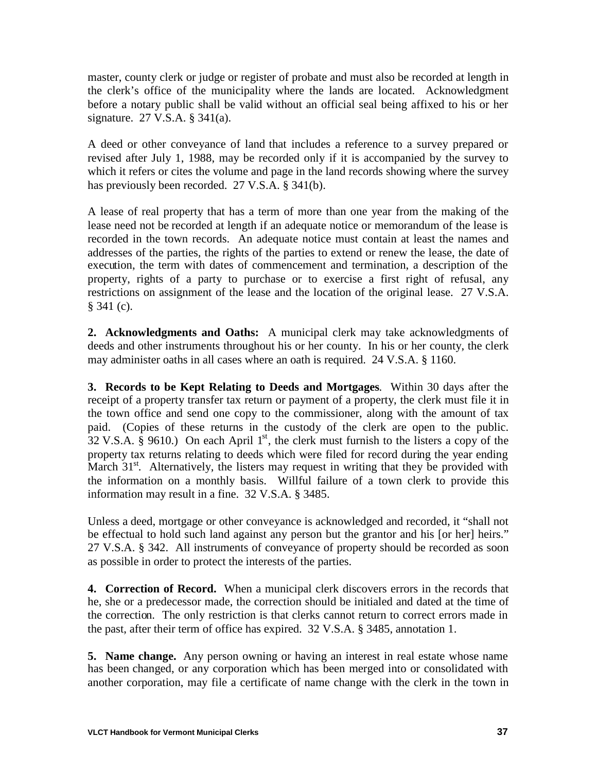master, county clerk or judge or register of probate and must also be recorded at length in the clerk's office of the municipality where the lands are located. Acknowledgment before a notary public shall be valid without an official seal being affixed to his or her signature. 27 V.S.A. § 341(a).

A deed or other conveyance of land that includes a reference to a survey prepared or revised after July 1, 1988, may be recorded only if it is accompanied by the survey to which it refers or cites the volume and page in the land records showing where the survey has previously been recorded. 27 V.S.A. § 341(b).

A lease of real property that has a term of more than one year from the making of the lease need not be recorded at length if an adequate notice or memorandum of the lease is recorded in the town records. An adequate notice must contain at least the names and addresses of the parties, the rights of the parties to extend or renew the lease, the date of execution, the term with dates of commencement and termination, a description of the property, rights of a party to purchase or to exercise a first right of refusal, any restrictions on assignment of the lease and the location of the original lease. 27 V.S.A. § 341 (c).

**2. Acknowledgments and Oaths:** A municipal clerk may take acknowledgments of deeds and other instruments throughout his or her county. In his or her county, the clerk may administer oaths in all cases where an oath is required. 24 V.S.A. § 1160.

**3. Records to be Kept Relating to Deeds and Mortgages**. Within 30 days after the receipt of a property transfer tax return or payment of a property, the clerk must file it in the town office and send one copy to the commissioner, along with the amount of tax paid. (Copies of these returns in the custody of the clerk are open to the public. 32 V.S.A. § 9610.) On each April 1st, the clerk must furnish to the listers a copy of the property tax returns relating to deeds which were filed for record during the year ending March 31st. Alternatively, the listers may request in writing that they be provided with the information on a monthly basis. Willful failure of a town clerk to provide this information may result in a fine. 32 V.S.A. § 3485.

Unless a deed, mortgage or other conveyance is acknowledged and recorded, it "shall not be effectual to hold such land against any person but the grantor and his [or her] heirs." 27 V.S.A. § 342. All instruments of conveyance of property should be recorded as soon as possible in order to protect the interests of the parties.

**4. Correction of Record.** When a municipal clerk discovers errors in the records that he, she or a predecessor made, the correction should be initialed and dated at the time of the correction. The only restriction is that clerks cannot return to correct errors made in the past, after their term of office has expired. 32 V.S.A. § 3485, annotation 1.

**5. Name change.** Any person owning or having an interest in real estate whose name has been changed, or any corporation which has been merged into or consolidated with another corporation, may file a certificate of name change with the clerk in the town in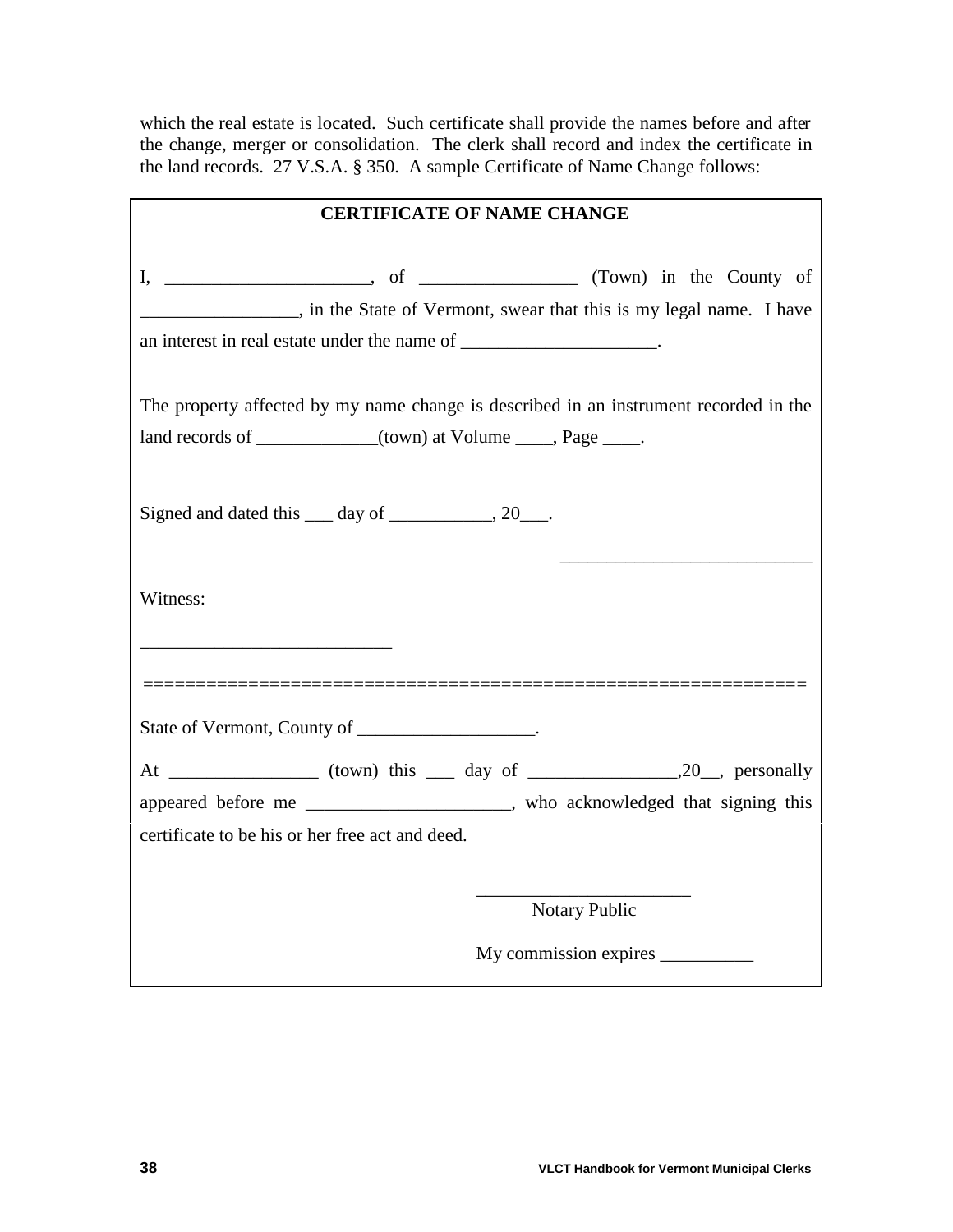which the real estate is located. Such certificate shall provide the names before and after the change, merger or consolidation. The clerk shall record and index the certificate in the land records. 27 V.S.A. § 350. A sample Certificate of Name Change follows:

**CERTIFICATE OF NAME CHANGE**

I, ______________________, of ________________ (Town) in the County of _________________, in the State of Vermont, swear that this is my legal name. I have an interest in real estate under the name of _____________________.

The property affected by my name change is described in an instrument recorded in the land records of _____________(town) at Volume ____, Page ____.

Signed and dated this ___ day of ___________, 20___.

__________________________

Witness:

__________________________

==============================================================

State of Vermont, County of ___________________.

At ________________ (town) this ___ day of ________________,20__, personally appeared before me ______________________, who acknowledged that signing this certificate to be his or her free act and deed.

______________________
Notary Public

My commission expires __________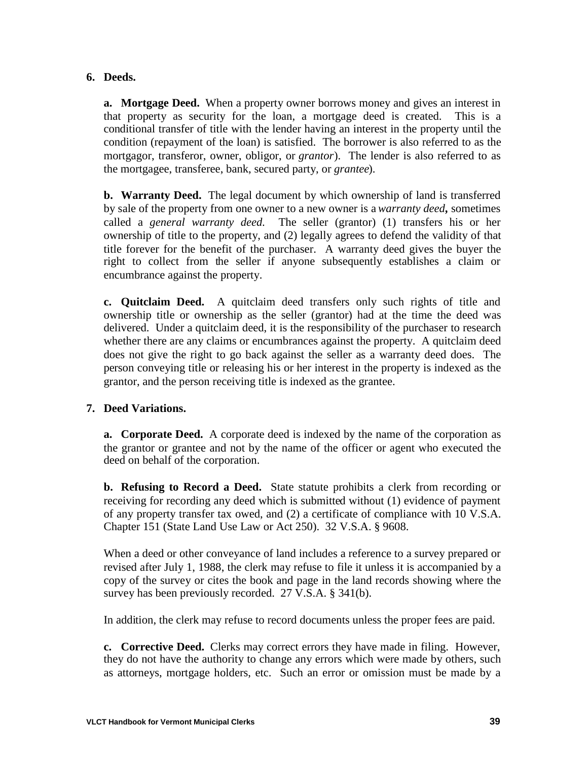## 6. Deeds.

**a. Mortgage Deed.** When a property owner borrows money and gives an interest in that property as security for the loan, a mortgage deed is created. This is a conditional transfer of title with the lender having an interest in the property until the condition (repayment of the loan) is satisfied. The borrower is also referred to as the mortgagor, transferor, owner, obligor, or *grantor*). The lender is also referred to as the mortgagee, transferee, bank, secured party, or *grantee*).

**b. Warranty Deed.** The legal document by which ownership of land is transferred by sale of the property from one owner to a new owner is a *warranty deed***,** sometimes called a *general warranty deed.* The seller (grantor) (1) transfers his or her ownership of title to the property, and (2) legally agrees to defend the validity of that title forever for the benefit of the purchaser. A warranty deed gives the buyer the right to collect from the seller if anyone subsequently establishes a claim or encumbrance against the property.

**c. Quitclaim Deed.** A quitclaim deed transfers only such rights of title and ownership title or ownership as the seller (grantor) had at the time the deed was delivered. Under a quitclaim deed, it is the responsibility of the purchaser to research whether there are any claims or encumbrances against the property. A quitclaim deed does not give the right to go back against the seller as a warranty deed does. The person conveying title or releasing his or her interest in the property is indexed as the grantor, and the person receiving title is indexed as the grantee.

## 7. Deed Variations.

**a. Corporate Deed.** A corporate deed is indexed by the name of the corporation as the grantor or grantee and not by the name of the officer or agent who executed the deed on behalf of the corporation.

**b. Refusing to Record a Deed.** State statute prohibits a clerk from recording or receiving for recording any deed which is submitted without (1) evidence of payment of any property transfer tax owed, and (2) a certificate of compliance with 10 V.S.A. Chapter 151 (State Land Use Law or Act 250). 32 V.S.A. § 9608.

When a deed or other conveyance of land includes a reference to a survey prepared or revised after July 1, 1988, the clerk may refuse to file it unless it is accompanied by a copy of the survey or cites the book and page in the land records showing where the survey has been previously recorded. 27 V.S.A. § 341(b).

In addition, the clerk may refuse to record documents unless the proper fees are paid.

**c. Corrective Deed.** Clerks may correct errors they have made in filing. However, they do not have the authority to change any errors which were made by others, such as attorneys, mortgage holders, etc. Such an error or omission must be made by a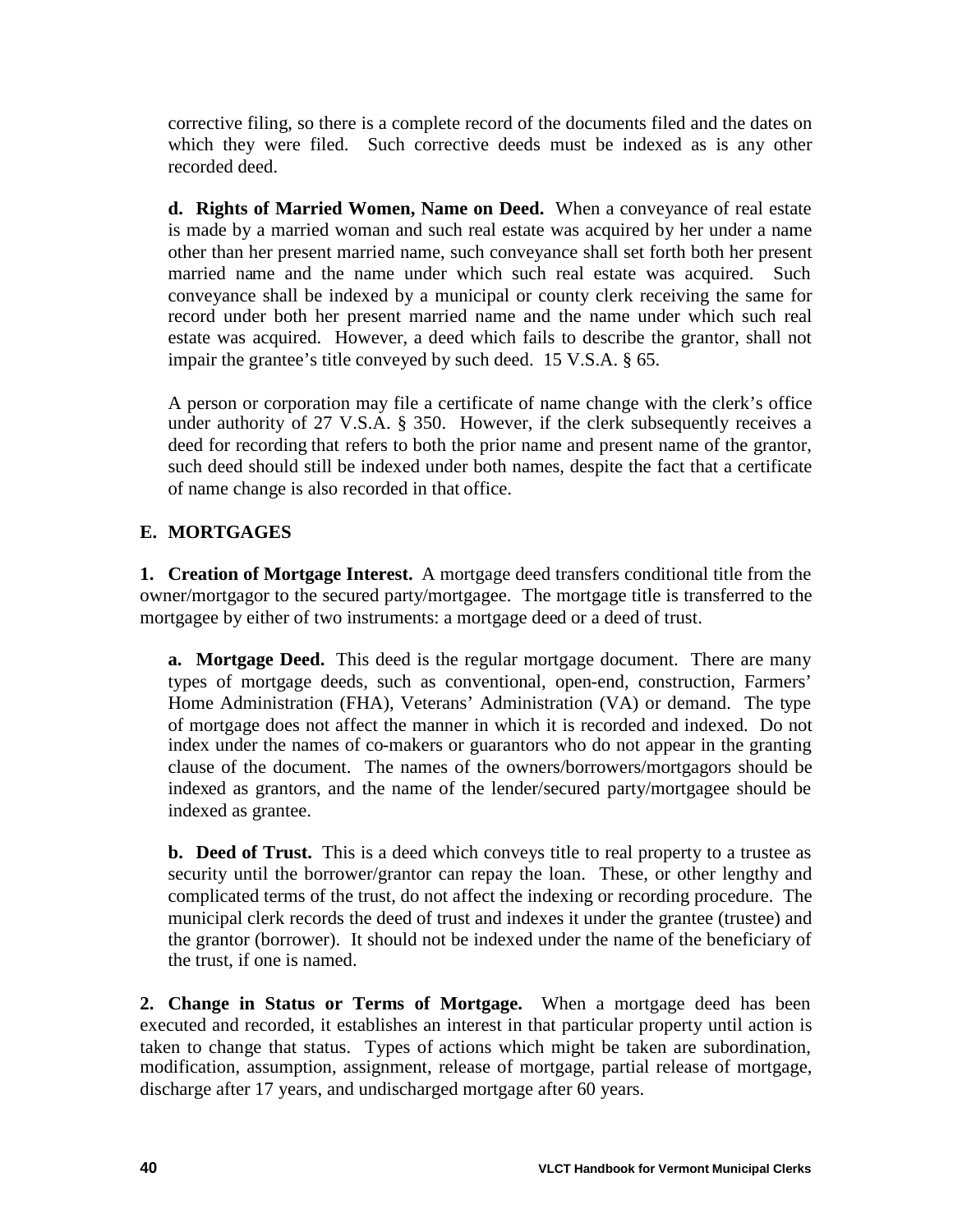corrective filing, so there is a complete record of the documents filed and the dates on which they were filed. Such corrective deeds must be indexed as is any other recorded deed.

**d. Rights of Married Women, Name on Deed.** When a conveyance of real estate is made by a married woman and such real estate was acquired by her under a name other than her present married name, such conveyance shall set forth both her present married name and the name under which such real estate was acquired. Such conveyance shall be indexed by a municipal or county clerk receiving the same for record under both her present married name and the name under which such real estate was acquired. However, a deed which fails to describe the grantor, shall not impair the grantee's title conveyed by such deed. 15 V.S.A. § 65.

A person or corporation may file a certificate of name change with the clerk's office under authority of 27 V.S.A. § 350. However, if the clerk subsequently receives a deed for recording that refers to both the prior name and present name of the grantor, such deed should still be indexed under both names, despite the fact that a certificate of name change is also recorded in that office.

## E. MORTGAGES

**1. Creation of Mortgage Interest.** A mortgage deed transfers conditional title from the owner/mortgagor to the secured party/mortgagee. The mortgage title is transferred to the mortgagee by either of two instruments: a mortgage deed or a deed of trust.

**a. Mortgage Deed.** This deed is the regular mortgage document. There are many types of mortgage deeds, such as conventional, open-end, construction, Farmers' Home Administration (FHA), Veterans' Administration (VA) or demand. The type of mortgage does not affect the manner in which it is recorded and indexed. Do not index under the names of co-makers or guarantors who do not appear in the granting clause of the document. The names of the owners/borrowers/mortgagors should be indexed as grantors, and the name of the lender/secured party/mortgagee should be indexed as grantee.

**b. Deed of Trust.** This is a deed which conveys title to real property to a trustee as security until the borrower/grantor can repay the loan. These, or other lengthy and complicated terms of the trust, do not affect the indexing or recording procedure. The municipal clerk records the deed of trust and indexes it under the grantee (trustee) and the grantor (borrower). It should not be indexed under the name of the beneficiary of the trust, if one is named.

**2. Change in Status or Terms of Mortgage.** When a mortgage deed has been executed and recorded, it establishes an interest in that particular property until action is taken to change that status. Types of actions which might be taken are subordination, modification, assumption, assignment, release of mortgage, partial release of mortgage, discharge after 17 years, and undischarged mortgage after 60 years.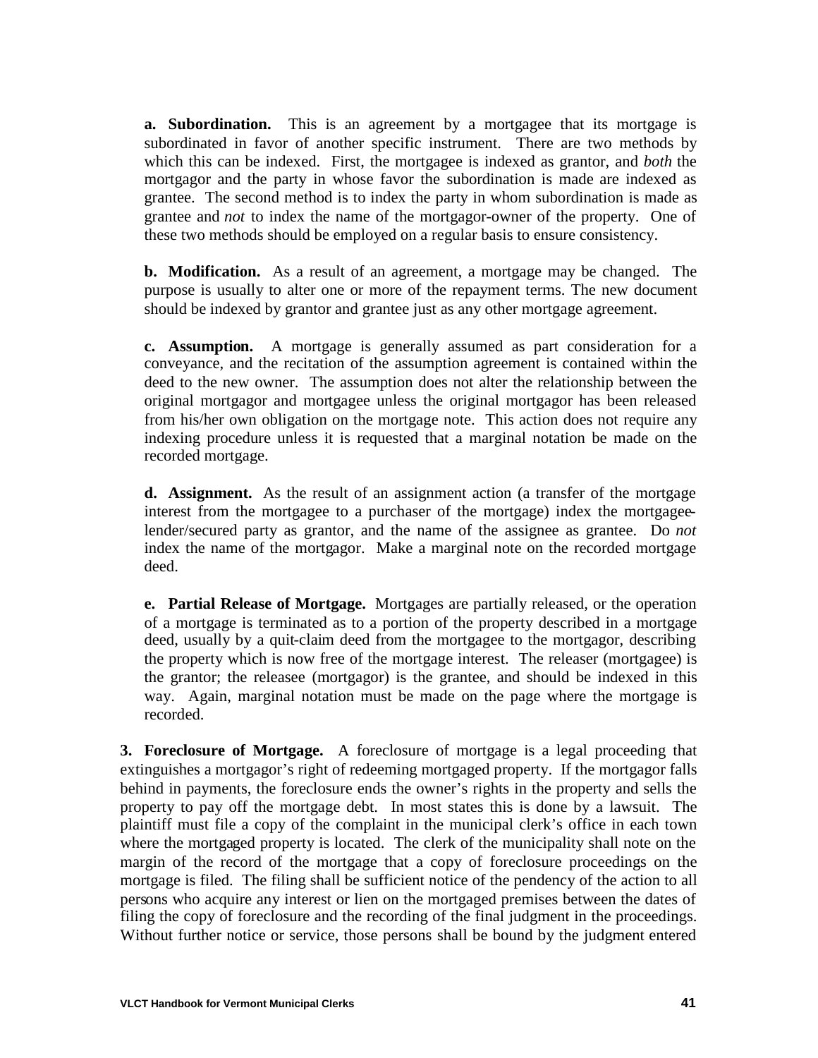**a. Subordination.** This is an agreement by a mortgagee that its mortgage is subordinated in favor of another specific instrument. There are two methods by which this can be indexed. First, the mortgagee is indexed as grantor, and *both* the mortgagor and the party in whose favor the subordination is made are indexed as grantee. The second method is to index the party in whom subordination is made as grantee and *not* to index the name of the mortgagor-owner of the property. One of these two methods should be employed on a regular basis to ensure consistency.

**b. Modification.** As a result of an agreement, a mortgage may be changed. The purpose is usually to alter one or more of the repayment terms. The new document should be indexed by grantor and grantee just as any other mortgage agreement.

**c. Assumption.** A mortgage is generally assumed as part consideration for a conveyance, and the recitation of the assumption agreement is contained within the deed to the new owner. The assumption does not alter the relationship between the original mortgagor and mortgagee unless the original mortgagor has been released from his/her own obligation on the mortgage note. This action does not require any indexing procedure unless it is requested that a marginal notation be made on the recorded mortgage.

**d. Assignment.** As the result of an assignment action (a transfer of the mortgage interest from the mortgagee to a purchaser of the mortgage) index the mortgagee-lender/secured party as grantor, and the name of the assignee as grantee. Do *not* index the name of the mortgagor. Make a marginal note on the recorded mortgage deed.

**e. Partial Release of Mortgage.** Mortgages are partially released, or the operation of a mortgage is terminated as to a portion of the property described in a mortgage deed, usually by a quit-claim deed from the mortgagee to the mortgagor, describing the property which is now free of the mortgage interest. The releaser (mortgagee) is the grantor; the releasee (mortgagor) is the grantee, and should be indexed in this way. Again, marginal notation must be made on the page where the mortgage is recorded.

**3. Foreclosure of Mortgage.** A foreclosure of mortgage is a legal proceeding that extinguishes a mortgagor's right of redeeming mortgaged property. If the mortgagor falls behind in payments, the foreclosure ends the owner's rights in the property and sells the property to pay off the mortgage debt. In most states this is done by a lawsuit. The plaintiff must file a copy of the complaint in the municipal clerk's office in each town where the mortgaged property is located. The clerk of the municipality shall note on the margin of the record of the mortgage that a copy of foreclosure proceedings on the mortgage is filed. The filing shall be sufficient notice of the pendency of the action to all persons who acquire any interest or lien on the mortgaged premises between the dates of filing the copy of foreclosure and the recording of the final judgment in the proceedings. Without further notice or service, those persons shall be bound by the judgment entered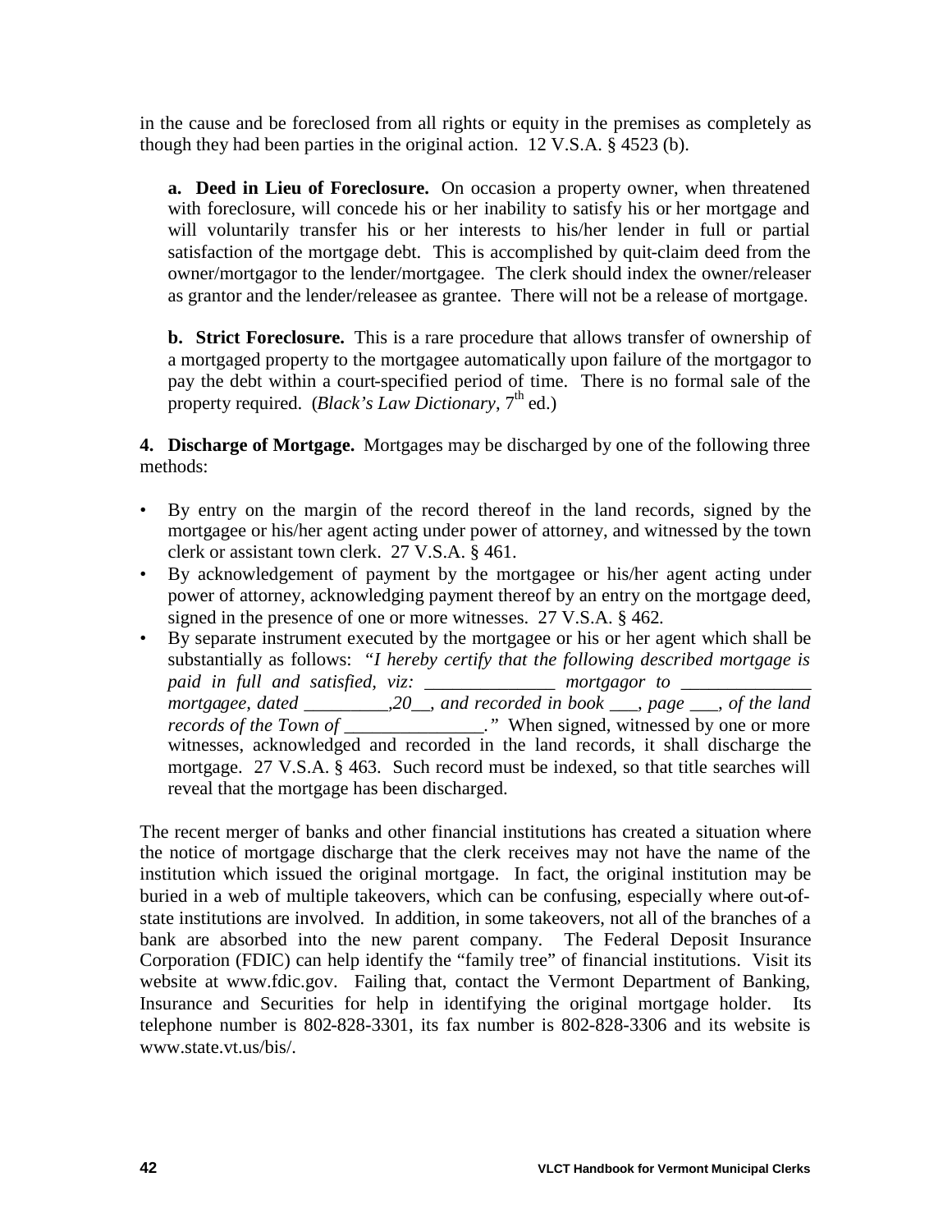in the cause and be foreclosed from all rights or equity in the premises as completely as though they had been parties in the original action. 12 V.S.A. § 4523 (b).

**a. Deed in Lieu of Foreclosure.** On occasion a property owner, when threatened with foreclosure, will concede his or her inability to satisfy his or her mortgage and will voluntarily transfer his or her interests to his/her lender in full or partial satisfaction of the mortgage debt. This is accomplished by quit-claim deed from the owner/mortgagor to the lender/mortgagee. The clerk should index the owner/releaser as grantor and the lender/releasee as grantee. There will not be a release of mortgage.

**b. Strict Foreclosure.** This is a rare procedure that allows transfer of ownership of a mortgaged property to the mortgagee automatically upon failure of the mortgagor to pay the debt within a court-specified period of time. There is no formal sale of the property required. (*Black's Law Dictionary*, 7th ed.)

**4. Discharge of Mortgage.** Mortgages may be discharged by one of the following three methods:

- By entry on the margin of the record thereof in the land records, signed by the mortgagee or his/her agent acting under power of attorney, and witnessed by the town clerk or assistant town clerk. 27 V.S.A. § 461.
- By acknowledgement of payment by the mortgagee or his/her agent acting under power of attorney, acknowledging payment thereof by an entry on the mortgage deed, signed in the presence of one or more witnesses. 27 V.S.A. § 462.
- By separate instrument executed by the mortgagee or his or her agent which shall be substantially as follows: *"I hereby certify that the following described mortgage is paid in full and satisfied, viz: ______________ mortgagor to ______________ mortgagee, dated _________,20__, and recorded in book ___, page ___, of the land records of the Town of _______________."* When signed, witnessed by one or more witnesses, acknowledged and recorded in the land records, it shall discharge the mortgage. 27 V.S.A. § 463. Such record must be indexed, so that title searches will reveal that the mortgage has been discharged.

The recent merger of banks and other financial institutions has created a situation where the notice of mortgage discharge that the clerk receives may not have the name of the institution which issued the original mortgage. In fact, the original institution may be buried in a web of multiple takeovers, which can be confusing, especially where out-of-state institutions are involved. In addition, in some takeovers, not all of the branches of a bank are absorbed into the new parent company. The Federal Deposit Insurance Corporation (FDIC) can help identify the "family tree" of financial institutions. Visit its website at www.fdic.gov. Failing that, contact the Vermont Department of Banking, Insurance and Securities for help in identifying the original mortgage holder. Its telephone number is 802-828-3301, its fax number is 802-828-3306 and its website is www.state.vt.us/bis/.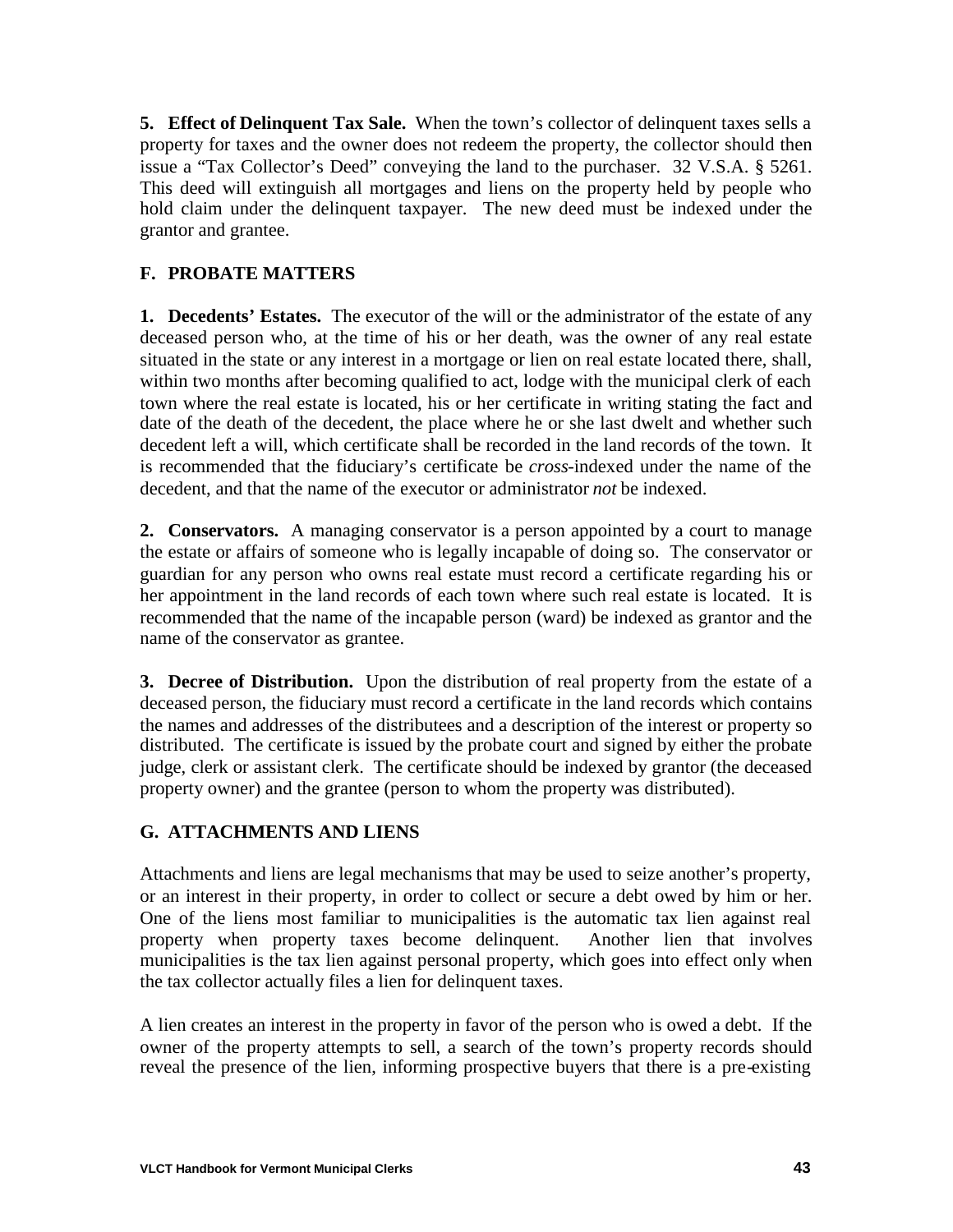**5. Effect of Delinquent Tax Sale.** When the town's collector of delinquent taxes sells a property for taxes and the owner does not redeem the property, the collector should then issue a "Tax Collector's Deed" conveying the land to the purchaser. 32 V.S.A. § 5261. This deed will extinguish all mortgages and liens on the property held by people who hold claim under the delinquent taxpayer. The new deed must be indexed under the grantor and grantee.

## F. PROBATE MATTERS

**1. Decedents' Estates.** The executor of the will or the administrator of the estate of any deceased person who, at the time of his or her death, was the owner of any real estate situated in the state or any interest in a mortgage or lien on real estate located there, shall, within two months after becoming qualified to act, lodge with the municipal clerk of each town where the real estate is located, his or her certificate in writing stating the fact and date of the death of the decedent, the place where he or she last dwelt and whether such decedent left a will, which certificate shall be recorded in the land records of the town. It is recommended that the fiduciary's certificate be *cross*-indexed under the name of the decedent, and that the name of the executor or administrator *not* be indexed.

**2. Conservators.** A managing conservator is a person appointed by a court to manage the estate or affairs of someone who is legally incapable of doing so. The conservator or guardian for any person who owns real estate must record a certificate regarding his or her appointment in the land records of each town where such real estate is located. It is recommended that the name of the incapable person (ward) be indexed as grantor and the name of the conservator as grantee.

**3. Decree of Distribution.** Upon the distribution of real property from the estate of a deceased person, the fiduciary must record a certificate in the land records which contains the names and addresses of the distributees and a description of the interest or property so distributed. The certificate is issued by the probate court and signed by either the probate judge, clerk or assistant clerk. The certificate should be indexed by grantor (the deceased property owner) and the grantee (person to whom the property was distributed).

## G. ATTACHMENTS AND LIENS

Attachments and liens are legal mechanisms that may be used to seize another's property, or an interest in their property, in order to collect or secure a debt owed by him or her. One of the liens most familiar to municipalities is the automatic tax lien against real property when property taxes become delinquent. Another lien that involves municipalities is the tax lien against personal property, which goes into effect only when the tax collector actually files a lien for delinquent taxes.

A lien creates an interest in the property in favor of the person who is owed a debt. If the owner of the property attempts to sell, a search of the town's property records should reveal the presence of the lien, informing prospective buyers that there is a pre-existing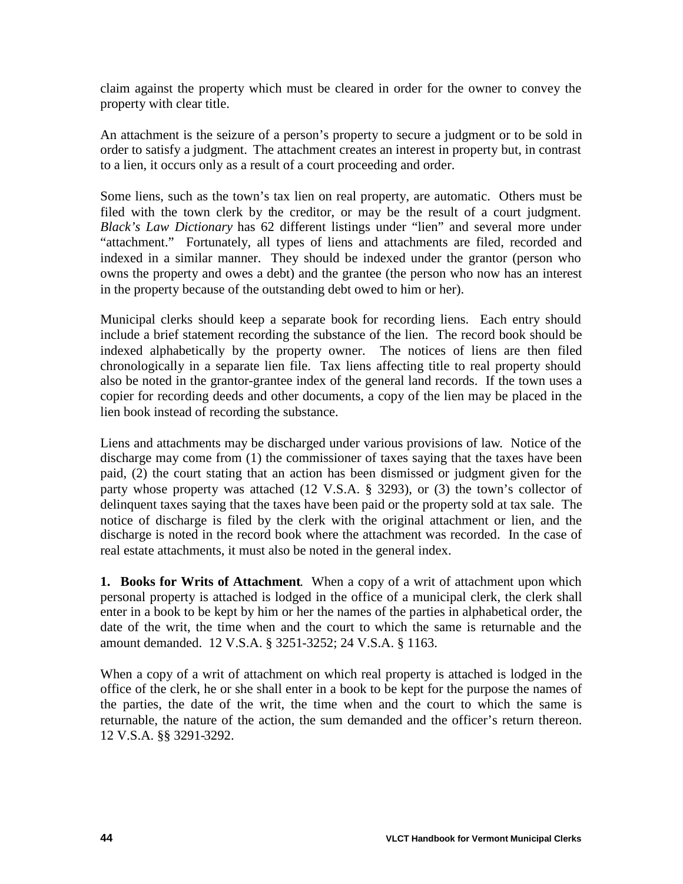claim against the property which must be cleared in order for the owner to convey the property with clear title.

An attachment is the seizure of a person's property to secure a judgment or to be sold in order to satisfy a judgment. The attachment creates an interest in property but, in contrast to a lien, it occurs only as a result of a court proceeding and order.

Some liens, such as the town's tax lien on real property, are automatic. Others must be filed with the town clerk by the creditor, or may be the result of a court judgment. *Black's Law Dictionary* has 62 different listings under "lien" and several more under "attachment." Fortunately, all types of liens and attachments are filed, recorded and indexed in a similar manner. They should be indexed under the grantor (person who owns the property and owes a debt) and the grantee (the person who now has an interest in the property because of the outstanding debt owed to him or her).

Municipal clerks should keep a separate book for recording liens. Each entry should include a brief statement recording the substance of the lien. The record book should be indexed alphabetically by the property owner. The notices of liens are then filed chronologically in a separate lien file. Tax liens affecting title to real property should also be noted in the grantor-grantee index of the general land records. If the town uses a copier for recording deeds and other documents, a copy of the lien may be placed in the lien book instead of recording the substance.

Liens and attachments may be discharged under various provisions of law. Notice of the discharge may come from (1) the commissioner of taxes saying that the taxes have been paid, (2) the court stating that an action has been dismissed or judgment given for the party whose property was attached (12 V.S.A. § 3293), or (3) the town's collector of delinquent taxes saying that the taxes have been paid or the property sold at tax sale. The notice of discharge is filed by the clerk with the original attachment or lien, and the discharge is noted in the record book where the attachment was recorded. In the case of real estate attachments, it must also be noted in the general index.

**1. Books for Writs of Attachment**. When a copy of a writ of attachment upon which personal property is attached is lodged in the office of a municipal clerk, the clerk shall enter in a book to be kept by him or her the names of the parties in alphabetical order, the date of the writ, the time when and the court to which the same is returnable and the amount demanded. 12 V.S.A. § 3251-3252; 24 V.S.A. § 1163.

When a copy of a writ of attachment on which real property is attached is lodged in the office of the clerk, he or she shall enter in a book to be kept for the purpose the names of the parties, the date of the writ, the time when and the court to which the same is returnable, the nature of the action, the sum demanded and the officer's return thereon. 12 V.S.A. §§ 3291-3292.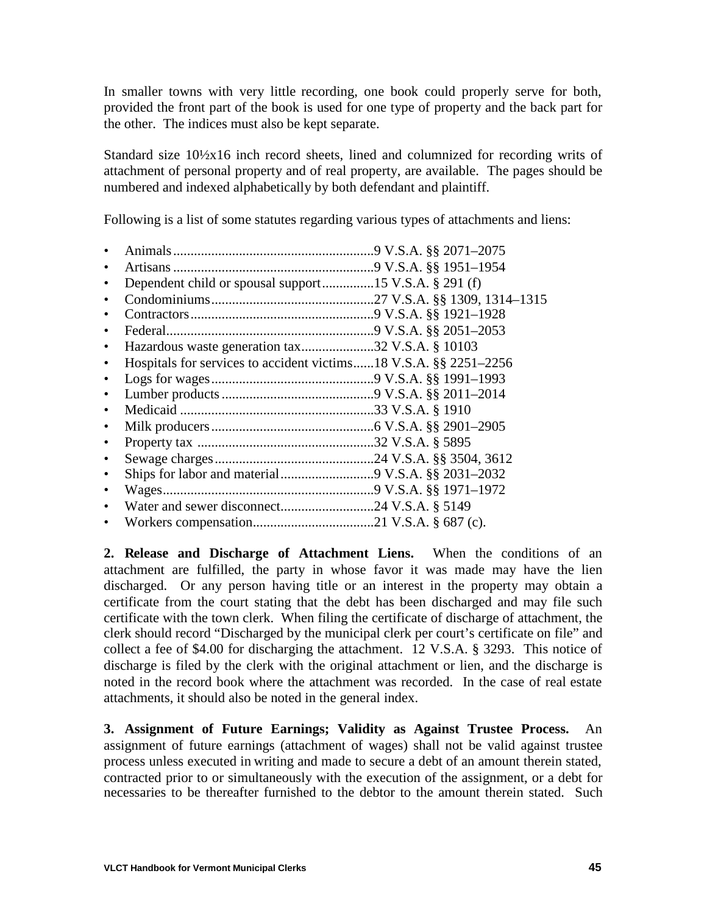In smaller towns with very little recording, one book could properly serve for both, provided the front part of the book is used for one type of property and the back part for the other. The indices must also be kept separate.

Standard size 10½x16 inch record sheets, lined and columnized for recording writs of attachment of personal property and of real property, are available. The pages should be numbered and indexed alphabetically by both defendant and plaintiff.

Following is a list of some statutes regarding various types of attachments and liens:

- Animals..........................................................9 V.S.A. §§ 2071–2075
- Artisans..........................................................9 V.S.A. §§ 1951–1954
- Dependent child or spousal support...............15 V.S.A. § 291 (f)
- Condominiums...............................................27 V.S.A. §§ 1309, 1314–1315
- Contractors.....................................................9 V.S.A. §§ 1921–1928
- Federal............................................................9 V.S.A. §§ 2051–2053
- Hazardous waste generation tax.....................32 V.S.A. § 10103
- Hospitals for services to accident victims......18 V.S.A. §§ 2251–2256
- Logs for wages...............................................9 V.S.A. §§ 1991–1993
- Lumber products............................................9 V.S.A. §§ 2011–2014
- Medicaid........................................................33 V.S.A. § 1910
- Milk producers...............................................6 V.S.A. §§ 2901–2905
- Property tax...................................................32 V.S.A. § 5895
- Sewage charges..............................................24 V.S.A. §§ 3504, 3612
- Ships for labor and material...........................9 V.S.A. §§ 2031–2032
- Wages.............................................................9 V.S.A. §§ 1971–1972
- Water and sewer disconnect...........................24 V.S.A. § 5149
- Workers compensation...................................21 V.S.A. § 687 (c).

**2. Release and Discharge of Attachment Liens.** When the conditions of an attachment are fulfilled, the party in whose favor it was made may have the lien discharged. Or any person having title or an interest in the property may obtain a certificate from the court stating that the debt has been discharged and may file such certificate with the town clerk. When filing the certificate of discharge of attachment, the clerk should record "Discharged by the municipal clerk per court's certificate on file" and collect a fee of $4.00 for discharging the attachment. 12 V.S.A. § 3293. This notice of discharge is filed by the clerk with the original attachment or lien, and the discharge is noted in the record book where the attachment was recorded. In the case of real estate attachments, it should also be noted in the general index.

**3. Assignment of Future Earnings; Validity as Against Trustee Process.** An assignment of future earnings (attachment of wages) shall not be valid against trustee process unless executed in writing and made to secure a debt of an amount therein stated, contracted prior to or simultaneously with the execution of the assignment, or a debt for necessaries to be thereafter furnished to the debtor to the amount therein stated. Such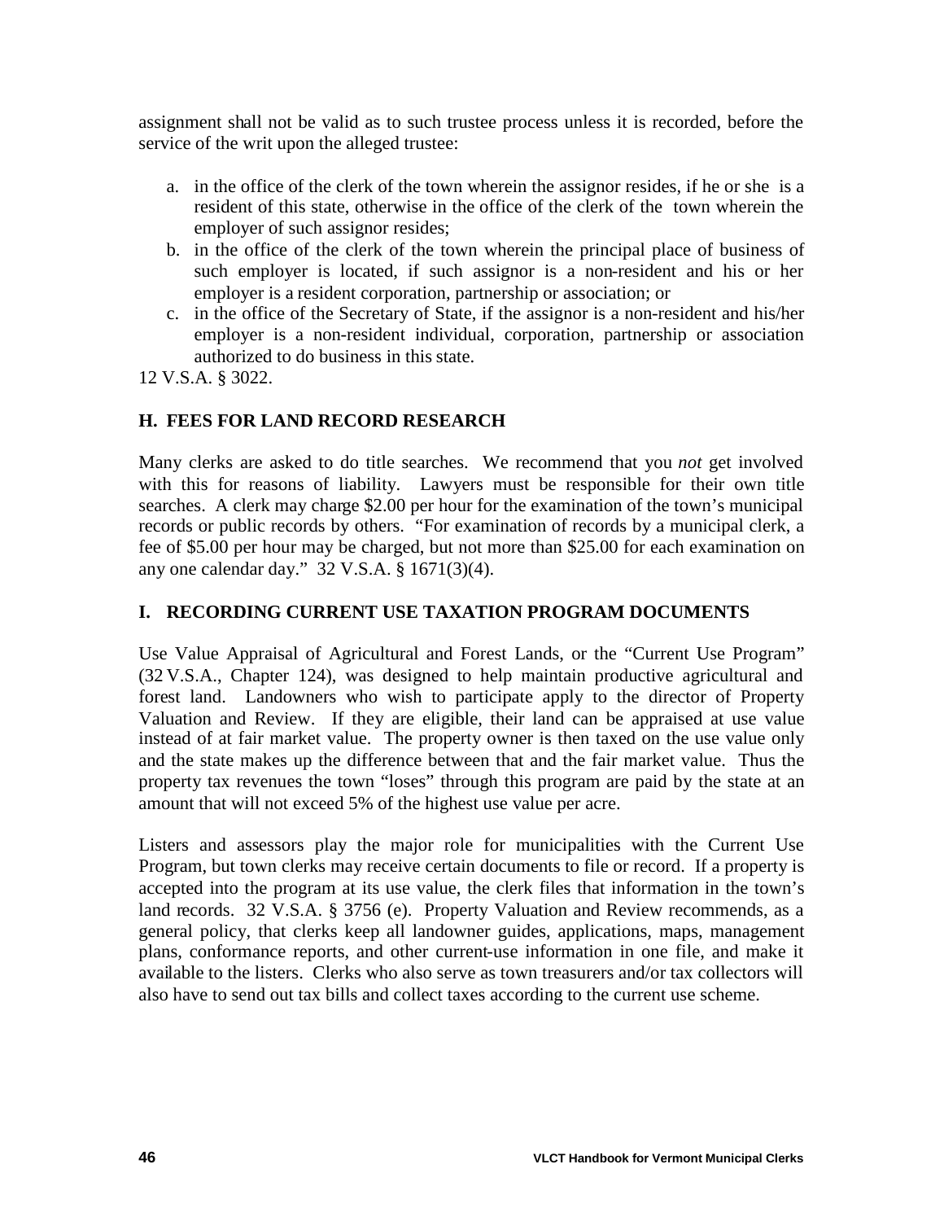assignment shall not be valid as to such trustee process unless it is recorded, before the service of the writ upon the alleged trustee:

a. in the office of the clerk of the town wherein the assignor resides, if he or she is a resident of this state, otherwise in the office of the clerk of the town wherein the employer of such assignor resides;
b. in the office of the clerk of the town wherein the principal place of business of such employer is located, if such assignor is a non-resident and his or her employer is a resident corporation, partnership or association; or
c. in the office of the Secretary of State, if the assignor is a non-resident and his/her employer is a non-resident individual, corporation, partnership or association authorized to do business in this state.

12 V.S.A. § 3022.

## H. FEES FOR LAND RECORD RESEARCH

Many clerks are asked to do title searches. We recommend that you *not* get involved with this for reasons of liability. Lawyers must be responsible for their own title searches. A clerk may charge $2.00 per hour for the examination of the town's municipal records or public records by others. "For examination of records by a municipal clerk, a fee of $5.00 per hour may be charged, but not more than $25.00 for each examination on any one calendar day." 32 V.S.A. § 1671(3)(4).

## I. RECORDING CURRENT USE TAXATION PROGRAM DOCUMENTS

Use Value Appraisal of Agricultural and Forest Lands, or the "Current Use Program" (32 V.S.A., Chapter 124), was designed to help maintain productive agricultural and forest land. Landowners who wish to participate apply to the director of Property Valuation and Review. If they are eligible, their land can be appraised at use value instead of at fair market value. The property owner is then taxed on the use value only and the state makes up the difference between that and the fair market value. Thus the property tax revenues the town "loses" through this program are paid by the state at an amount that will not exceed 5% of the highest use value per acre.

Listers and assessors play the major role for municipalities with the Current Use Program, but town clerks may receive certain documents to file or record. If a property is accepted into the program at its use value, the clerk files that information in the town's land records. 32 V.S.A. § 3756 (e). Property Valuation and Review recommends, as a general policy, that clerks keep all landowner guides, applications, maps, management plans, conformance reports, and other current-use information in one file, and make it available to the listers. Clerks who also serve as town treasurers and/or tax collectors will also have to send out tax bills and collect taxes according to the current use scheme.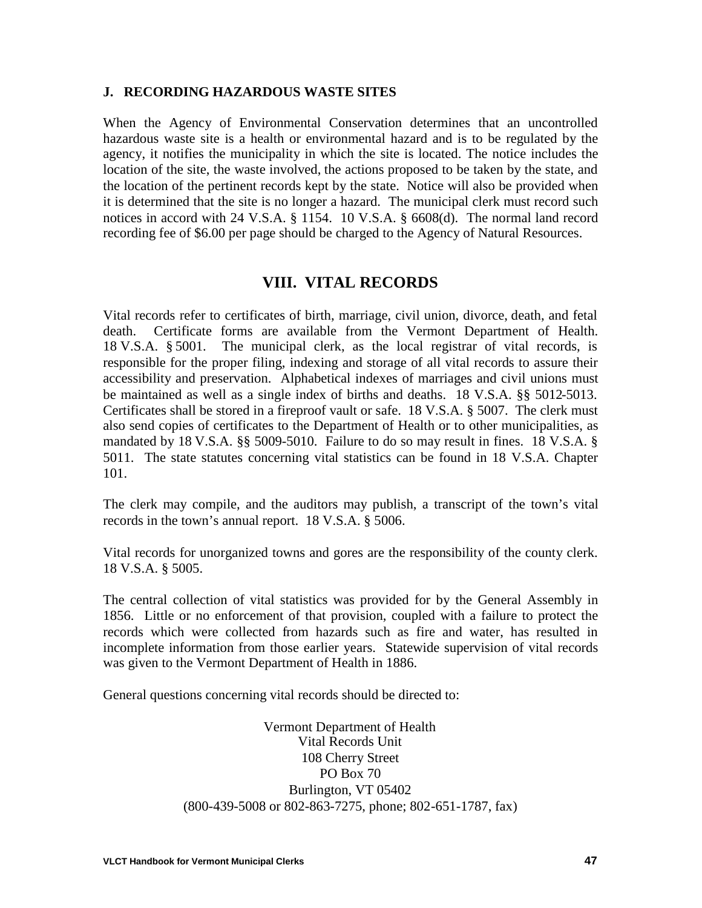### J. RECORDING HAZARDOUS WASTE SITES

When the Agency of Environmental Conservation determines that an uncontrolled hazardous waste site is a health or environmental hazard and is to be regulated by the agency, it notifies the municipality in which the site is located. The notice includes the location of the site, the waste involved, the actions proposed to be taken by the state, and the location of the pertinent records kept by the state. Notice will also be provided when it is determined that the site is no longer a hazard. The municipal clerk must record such notices in accord with 24 V.S.A. § 1154. 10 V.S.A. § 6608(d). The normal land record recording fee of $6.00 per page should be charged to the Agency of Natural Resources.

## VIII. VITAL RECORDS

Vital records refer to certificates of birth, marriage, civil union, divorce, death, and fetal death. Certificate forms are available from the Vermont Department of Health. 18 V.S.A. § 5001. The municipal clerk, as the local registrar of vital records, is responsible for the proper filing, indexing and storage of all vital records to assure their accessibility and preservation. Alphabetical indexes of marriages and civil unions must be maintained as well as a single index of births and deaths. 18 V.S.A. §§ 5012-5013. Certificates shall be stored in a fireproof vault or safe. 18 V.S.A. § 5007. The clerk must also send copies of certificates to the Department of Health or to other municipalities, as mandated by 18 V.S.A. §§ 5009-5010. Failure to do so may result in fines. 18 V.S.A. § 5011. The state statutes concerning vital statistics can be found in 18 V.S.A. Chapter 101.

The clerk may compile, and the auditors may publish, a transcript of the town's vital records in the town's annual report. 18 V.S.A. § 5006.

Vital records for unorganized towns and gores are the responsibility of the county clerk. 18 V.S.A. § 5005.

The central collection of vital statistics was provided for by the General Assembly in 1856. Little or no enforcement of that provision, coupled with a failure to protect the records which were collected from hazards such as fire and water, has resulted in incomplete information from those earlier years. Statewide supervision of vital records was given to the Vermont Department of Health in 1886.

General questions concerning vital records should be directed to:

Vermont Department of Health
Vital Records Unit
108 Cherry Street
PO Box 70
Burlington, VT 05402
(800-439-5008 or 802-863-7275, phone; 802-651-1787, fax)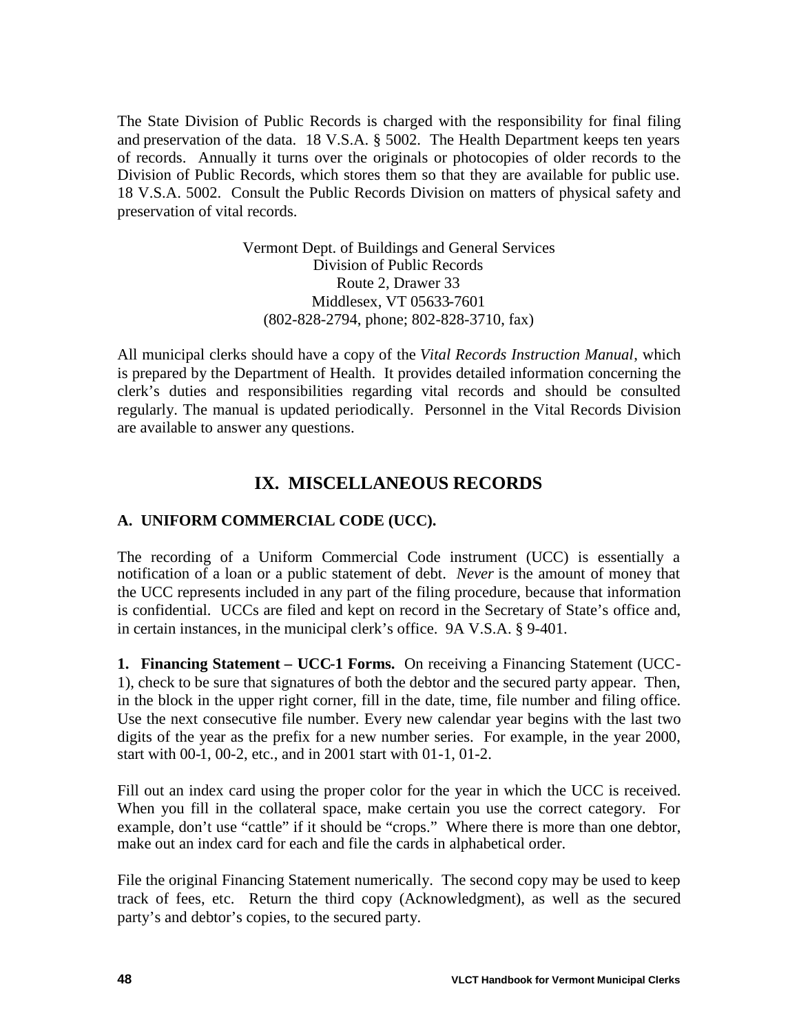The State Division of Public Records is charged with the responsibility for final filing and preservation of the data. 18 V.S.A. § 5002. The Health Department keeps ten years of records. Annually it turns over the originals or photocopies of older records to the Division of Public Records, which stores them so that they are available for public use. 18 V.S.A. 5002. Consult the Public Records Division on matters of physical safety and preservation of vital records.

Vermont Dept. of Buildings and General Services
Division of Public Records
Route 2, Drawer 33
Middlesex, VT 05633-7601
(802-828-2794, phone; 802-828-3710, fax)

All municipal clerks should have a copy of the *Vital Records Instruction Manual*, which is prepared by the Department of Health. It provides detailed information concerning the clerk's duties and responsibilities regarding vital records and should be consulted regularly. The manual is updated periodically. Personnel in the Vital Records Division are available to answer any questions.

# IX. MISCELLANEOUS RECORDS

## A. UNIFORM COMMERCIAL CODE (UCC).

The recording of a Uniform Commercial Code instrument (UCC) is essentially a notification of a loan or a public statement of debt. *Never* is the amount of money that the UCC represents included in any part of the filing procedure, because that information is confidential. UCCs are filed and kept on record in the Secretary of State's office and, in certain instances, in the municipal clerk's office. 9A V.S.A. § 9-401.

**1. Financing Statement – UCC-1 Forms.** On receiving a Financing Statement (UCC-1), check to be sure that signatures of both the debtor and the secured party appear. Then, in the block in the upper right corner, fill in the date, time, file number and filing office. Use the next consecutive file number. Every new calendar year begins with the last two digits of the year as the prefix for a new number series. For example, in the year 2000, start with 00-1, 00-2, etc., and in 2001 start with 01-1, 01-2.

Fill out an index card using the proper color for the year in which the UCC is received. When you fill in the collateral space, make certain you use the correct category. For example, don't use "cattle" if it should be "crops." Where there is more than one debtor, make out an index card for each and file the cards in alphabetical order.

File the original Financing Statement numerically. The second copy may be used to keep track of fees, etc. Return the third copy (Acknowledgment), as well as the secured party's and debtor's copies, to the secured party.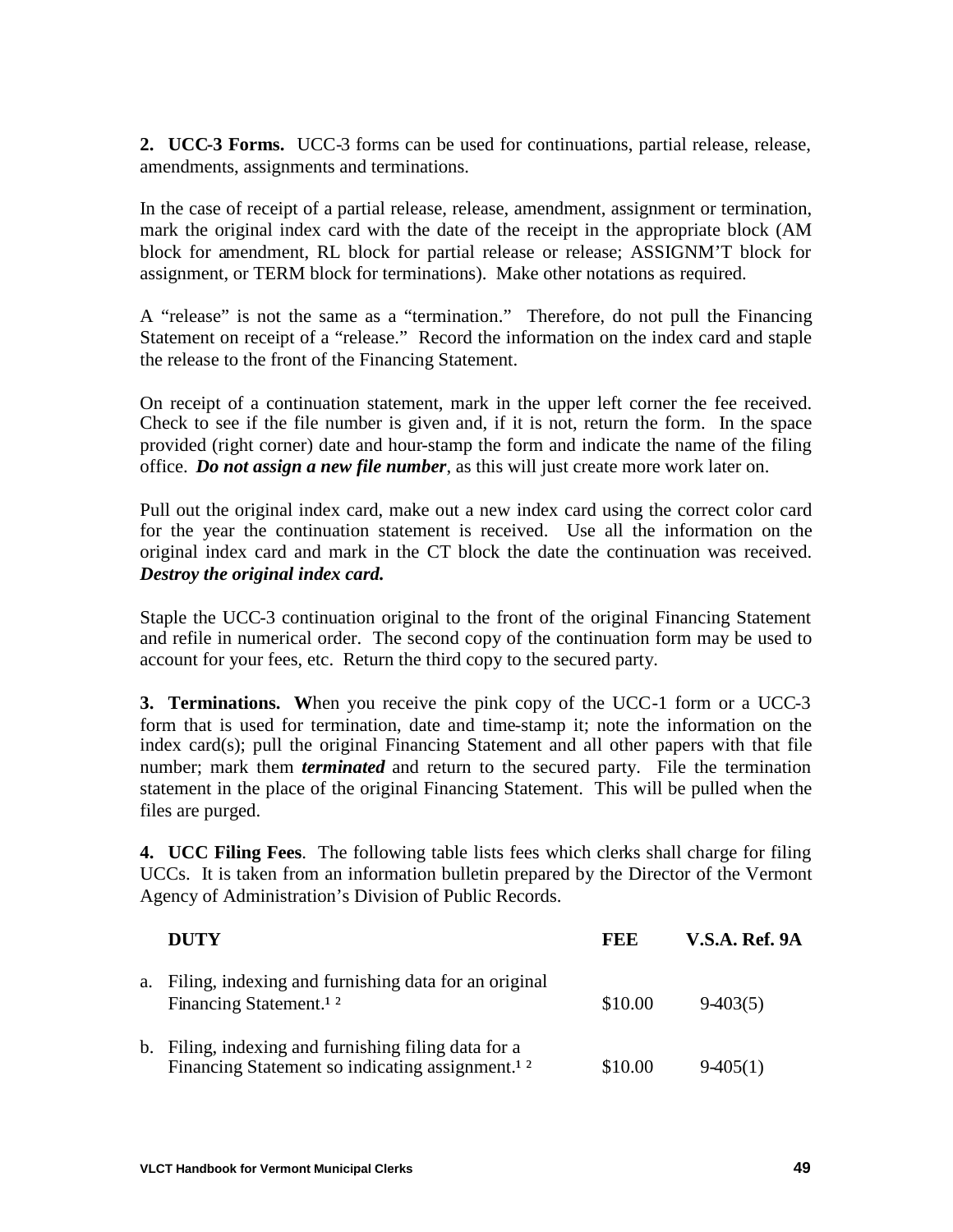**2. UCC-3 Forms.** UCC-3 forms can be used for continuations, partial release, release, amendments, assignments and terminations.

In the case of receipt of a partial release, release, amendment, assignment or termination, mark the original index card with the date of the receipt in the appropriate block (AM block for amendment, RL block for partial release or release; ASSIGNM'T block for assignment, or TERM block for terminations). Make other notations as required.

A "release" is not the same as a "termination." Therefore, do not pull the Financing Statement on receipt of a "release." Record the information on the index card and staple the release to the front of the Financing Statement.

On receipt of a continuation statement, mark in the upper left corner the fee received. Check to see if the file number is given and, if it is not, return the form. In the space provided (right corner) date and hour-stamp the form and indicate the name of the filing office. ***Do not assign a new file number***, as this will just create more work later on.

Pull out the original index card, make out a new index card using the correct color card for the year the continuation statement is received. Use all the information on the original index card and mark in the CT block the date the continuation was received. ***Destroy the original index card.***

Staple the UCC-3 continuation original to the front of the original Financing Statement and refile in numerical order. The second copy of the continuation form may be used to account for your fees, etc. Return the third copy to the secured party.

**3. Terminations.** When you receive the pink copy of the UCC-1 form or a UCC-3 form that is used for termination, date and time-stamp it; note the information on the index card(s); pull the original Financing Statement and all other papers with that file number; mark them ***terminated*** and return to the secured party. File the termination statement in the place of the original Financing Statement. This will be pulled when the files are purged.

**4. UCC Filing Fees**. The following table lists fees which clerks shall charge for filing UCCs. It is taken from an information bulletin prepared by the Director of the Vermont Agency of Administration's Division of Public Records.

| DUTY | FEE | V.S.A. Ref. 9A |
|---|---|---|
| a. Filing, indexing and furnishing data for an original Financing Statement.[1 2] | $10.00 | 9-403(5) |
| b. Filing, indexing and furnishing filing data for a Financing Statement so indicating assignment.[1 2] | $10.00 | 9-405(1) |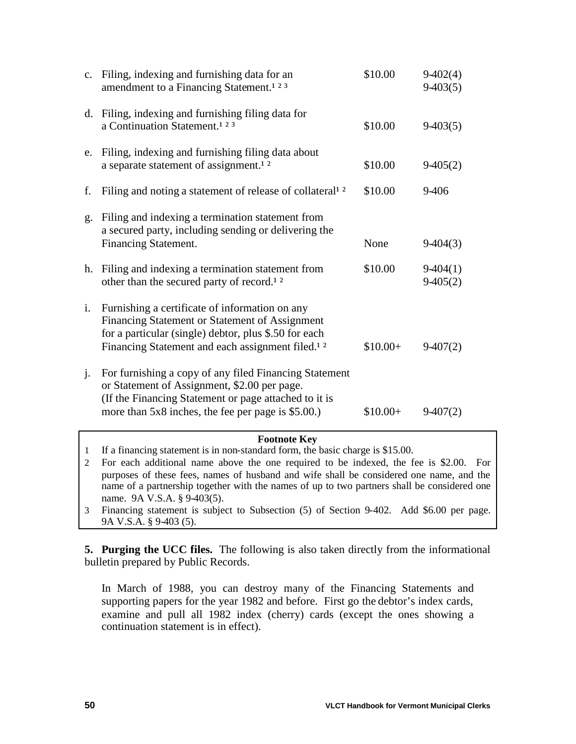| | | | |
|---|---|---|---|
| c. | Filing, indexing and furnishing data for an amendment to a Financing Statement.[1 2 3] | $10.00 | 9-402(4) 9-403(5) |
| d. | Filing, indexing and furnishing filing data for a Continuation Statement.[1 2 3] | $10.00 | 9-403(5) |
| e. | Filing, indexing and furnishing filing data about a separate statement of assignment.[1 2] | $10.00 | 9-405(2) |
| f. | Filing and noting a statement of release of collateral[1 2] | $10.00 | 9-406 |
| g. | Filing and indexing a termination statement from a secured party, including sending or delivering the Financing Statement. | None | 9-404(3) |
| h. | Filing and indexing a termination statement from other than the secured party of record.[1 2] | $10.00 | 9-404(1) 9-405(2) |
| i. | Furnishing a certificate of information on any Financing Statement or Statement of Assignment for a particular (single) debtor, plus $.50 for each Financing Statement and each assignment filed.[1 2] | $10.00+ | 9-407(2) |
| j. | For furnishing a copy of any filed Financing Statement or Statement of Assignment, $2.00 per page. (If the Financing Statement or page attached to it is more than 5x8 inches, the fee per page is $5.00.) | $10.00+ | 9-407(2) |

**Footnote Key**

1. If a financing statement is in non-standard form, the basic charge is $15.00.
2. For each additional name above the one required to be indexed, the fee is $2.00. For purposes of these fees, names of husband and wife shall be considered one name, and the name of a partnership together with the names of up to two partners shall be considered one name. 9A V.S.A. § 9-403(5).
3. Financing statement is subject to Subsection (5) of Section 9-402. Add $6.00 per page. 9A V.S.A. § 9-403 (5).

**5. Purging the UCC files.** The following is also taken directly from the informational bulletin prepared by Public Records.

> In March of 1988, you can destroy many of the Financing Statements and supporting papers for the year 1982 and before. First go the debtor's index cards, examine and pull all 1982 index (cherry) cards (except the ones showing a continuation statement is in effect).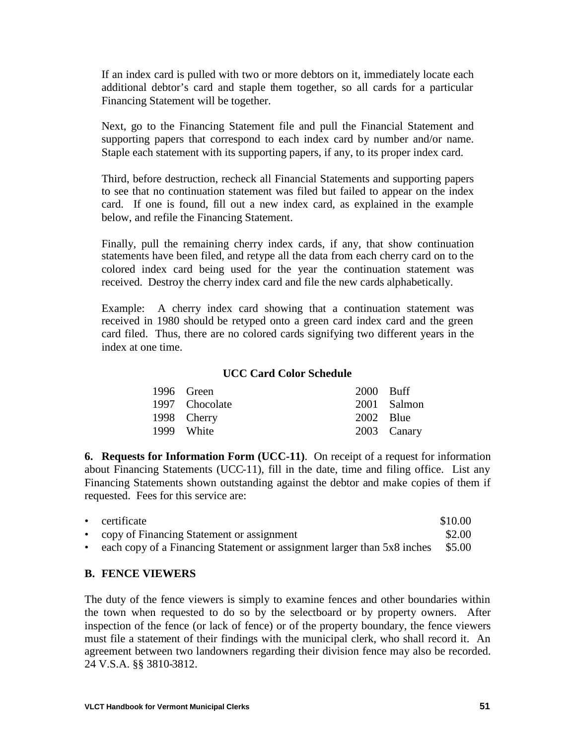If an index card is pulled with two or more debtors on it, immediately locate each additional debtor's card and staple them together, so all cards for a particular Financing Statement will be together.

Next, go to the Financing Statement file and pull the Financial Statement and supporting papers that correspond to each index card by number and/or name. Staple each statement with its supporting papers, if any, to its proper index card.

Third, before destruction, recheck all Financial Statements and supporting papers to see that no continuation statement was filed but failed to appear on the index card. If one is found, fill out a new index card, as explained in the example below, and refile the Financing Statement.

Finally, pull the remaining cherry index cards, if any, that show continuation statements have been filed, and retype all the data from each cherry card on to the colored index card being used for the year the continuation statement was received. Destroy the cherry index card and file the new cards alphabetically.

Example: A cherry index card showing that a continuation statement was received in 1980 should be retyped onto a green card index card and the green card filed. Thus, there are no colored cards signifying two different years in the index at one time.

**UCC Card Color Schedule**

| | | | |
|---|---|---|---|
| 1996 | Green | 2000 | Buff |
| 1997 | Chocolate | 2001 | Salmon |
| 1998 | Cherry | 2002 | Blue |
| 1999 | White | 2003 | Canary |

**6. Requests for Information Form (UCC-11)**. On receipt of a request for information about Financing Statements (UCC-11), fill in the date, time and filing office. List any Financing Statements shown outstanding against the debtor and make copies of them if requested. Fees for this service are:

- certificate $10.00
- copy of Financing Statement or assignment $2.00
- each copy of a Financing Statement or assignment larger than 5x8 inches $5.00

## B. FENCE VIEWERS

The duty of the fence viewers is simply to examine fences and other boundaries within the town when requested to do so by the selectboard or by property owners. After inspection of the fence (or lack of fence) or of the property boundary, the fence viewers must file a statement of their findings with the municipal clerk, who shall record it. An agreement between two landowners regarding their division fence may also be recorded. 24 V.S.A. §§ 3810-3812.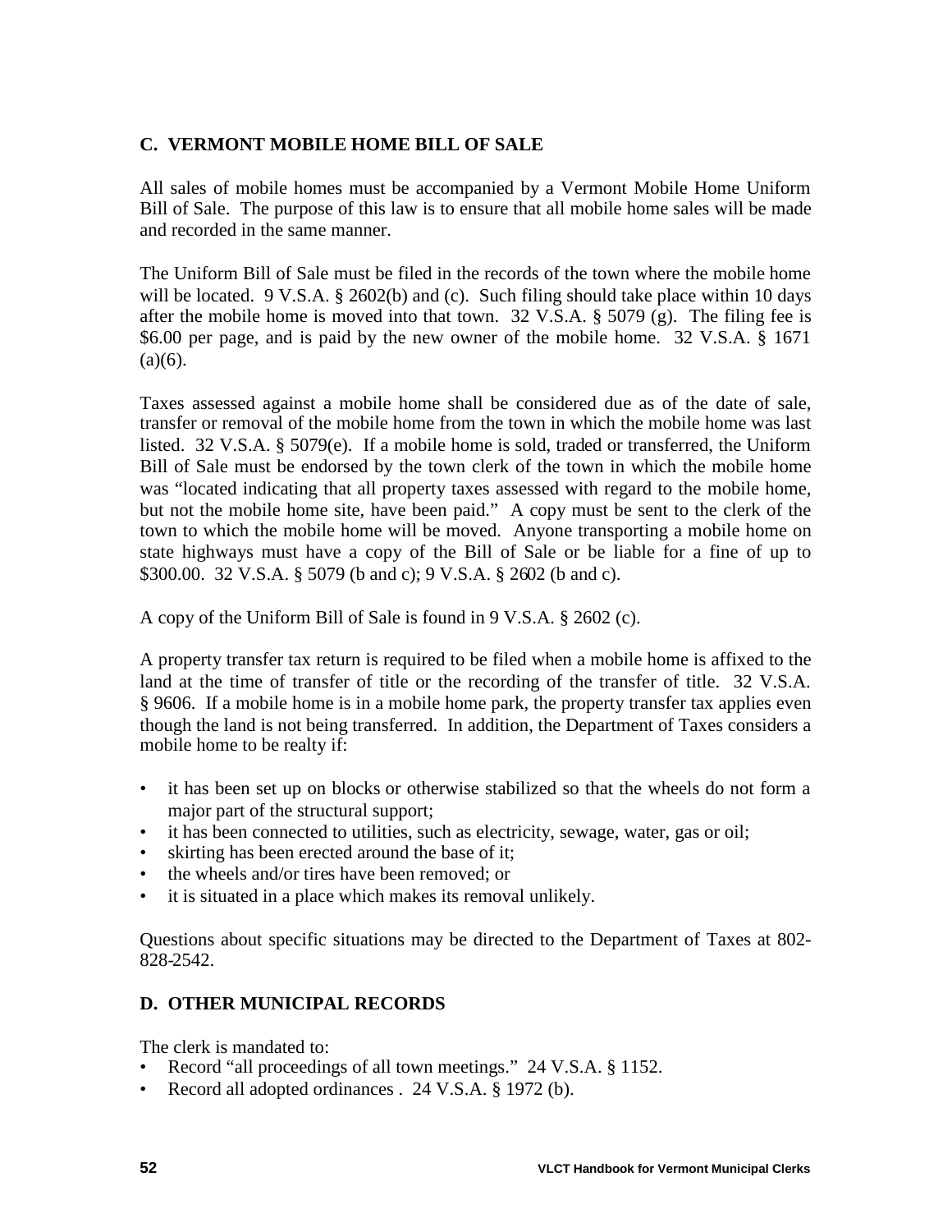## C. VERMONT MOBILE HOME BILL OF SALE

All sales of mobile homes must be accompanied by a Vermont Mobile Home Uniform Bill of Sale. The purpose of this law is to ensure that all mobile home sales will be made and recorded in the same manner.

The Uniform Bill of Sale must be filed in the records of the town where the mobile home will be located. 9 V.S.A. § 2602(b) and (c). Such filing should take place within 10 days after the mobile home is moved into that town. 32 V.S.A. § 5079 (g). The filing fee is $6.00 per page, and is paid by the new owner of the mobile home. 32 V.S.A. § 1671 (a)(6).

Taxes assessed against a mobile home shall be considered due as of the date of sale, transfer or removal of the mobile home from the town in which the mobile home was last listed. 32 V.S.A. § 5079(e). If a mobile home is sold, traded or transferred, the Uniform Bill of Sale must be endorsed by the town clerk of the town in which the mobile home was "located indicating that all property taxes assessed with regard to the mobile home, but not the mobile home site, have been paid." A copy must be sent to the clerk of the town to which the mobile home will be moved. Anyone transporting a mobile home on state highways must have a copy of the Bill of Sale or be liable for a fine of up to $300.00. 32 V.S.A. § 5079 (b and c); 9 V.S.A. § 2602 (b and c).

A copy of the Uniform Bill of Sale is found in 9 V.S.A. § 2602 (c).

A property transfer tax return is required to be filed when a mobile home is affixed to the land at the time of transfer of title or the recording of the transfer of title. 32 V.S.A. § 9606. If a mobile home is in a mobile home park, the property transfer tax applies even though the land is not being transferred. In addition, the Department of Taxes considers a mobile home to be realty if:

- it has been set up on blocks or otherwise stabilized so that the wheels do not form a major part of the structural support;
- it has been connected to utilities, such as electricity, sewage, water, gas or oil;
- skirting has been erected around the base of it;
- the wheels and/or tires have been removed; or
- it is situated in a place which makes its removal unlikely.

Questions about specific situations may be directed to the Department of Taxes at 802-828-2542.

## D. OTHER MUNICIPAL RECORDS

The clerk is mandated to:

- Record "all proceedings of all town meetings." 24 V.S.A. § 1152.
- Record all adopted ordinances . 24 V.S.A. § 1972 (b).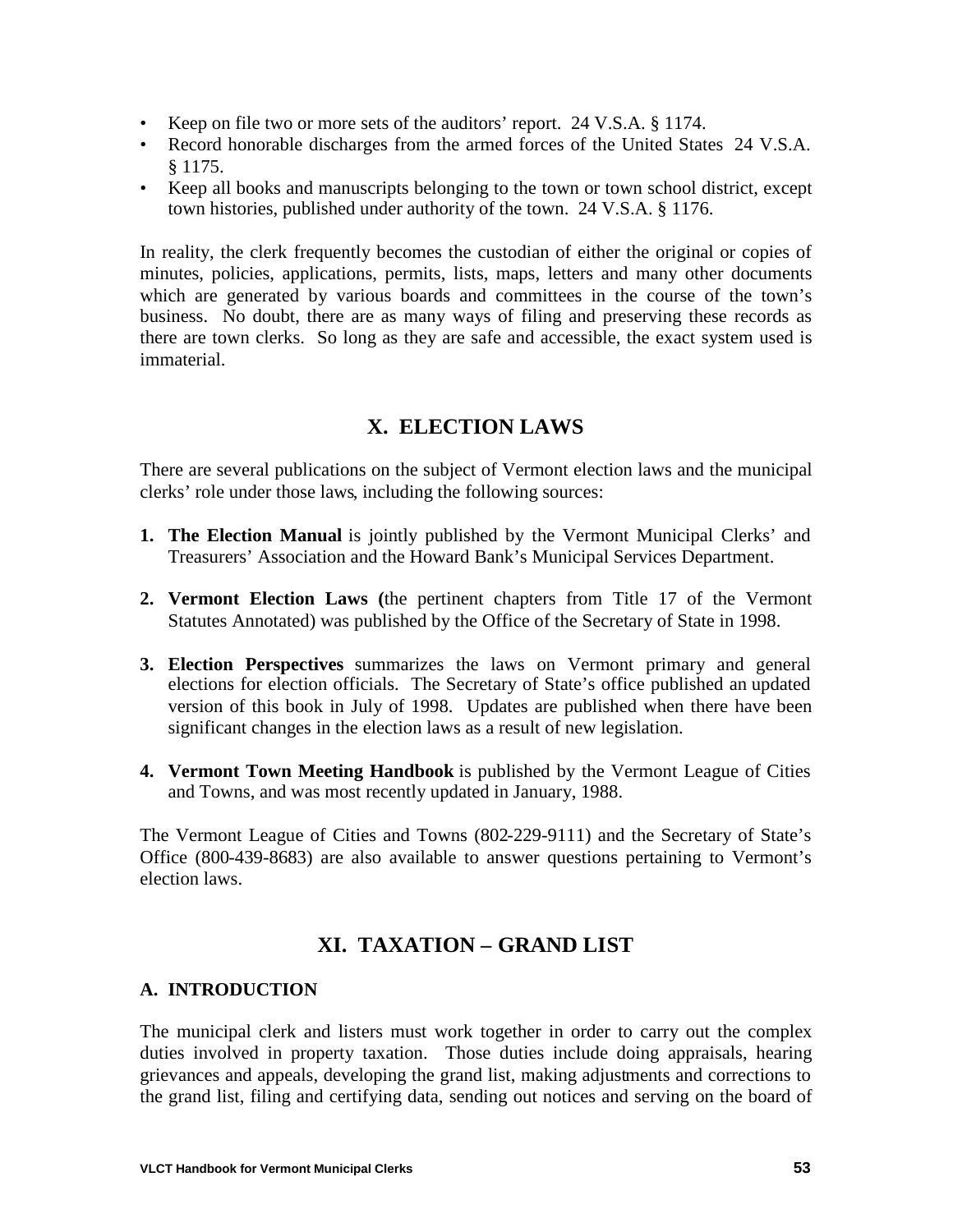- Keep on file two or more sets of the auditors' report. 24 V.S.A. § 1174.
- Record honorable discharges from the armed forces of the United States 24 V.S.A. § 1175.
- Keep all books and manuscripts belonging to the town or town school district, except town histories, published under authority of the town. 24 V.S.A. § 1176.

In reality, the clerk frequently becomes the custodian of either the original or copies of minutes, policies, applications, permits, lists, maps, letters and many other documents which are generated by various boards and committees in the course of the town's business. No doubt, there are as many ways of filing and preserving these records as there are town clerks. So long as they are safe and accessible, the exact system used is immaterial.

## X. ELECTION LAWS

There are several publications on the subject of Vermont election laws and the municipal clerks' role under those laws, including the following sources:

1. **The Election Manual** is jointly published by the Vermont Municipal Clerks' and Treasurers' Association and the Howard Bank's Municipal Services Department.

2. **Vermont Election Laws (**the pertinent chapters from Title 17 of the Vermont Statutes Annotated) was published by the Office of the Secretary of State in 1998.

3. **Election Perspectives** summarizes the laws on Vermont primary and general elections for election officials. The Secretary of State's office published an updated version of this book in July of 1998. Updates are published when there have been significant changes in the election laws as a result of new legislation.

4. **Vermont Town Meeting Handbook** is published by the Vermont League of Cities and Towns, and was most recently updated in January, 1988.

The Vermont League of Cities and Towns (802-229-9111) and the Secretary of State's Office (800-439-8683) are also available to answer questions pertaining to Vermont's election laws.

## XI. TAXATION – GRAND LIST

### A. INTRODUCTION

The municipal clerk and listers must work together in order to carry out the complex duties involved in property taxation. Those duties include doing appraisals, hearing grievances and appeals, developing the grand list, making adjustments and corrections to the grand list, filing and certifying data, sending out notices and serving on the board of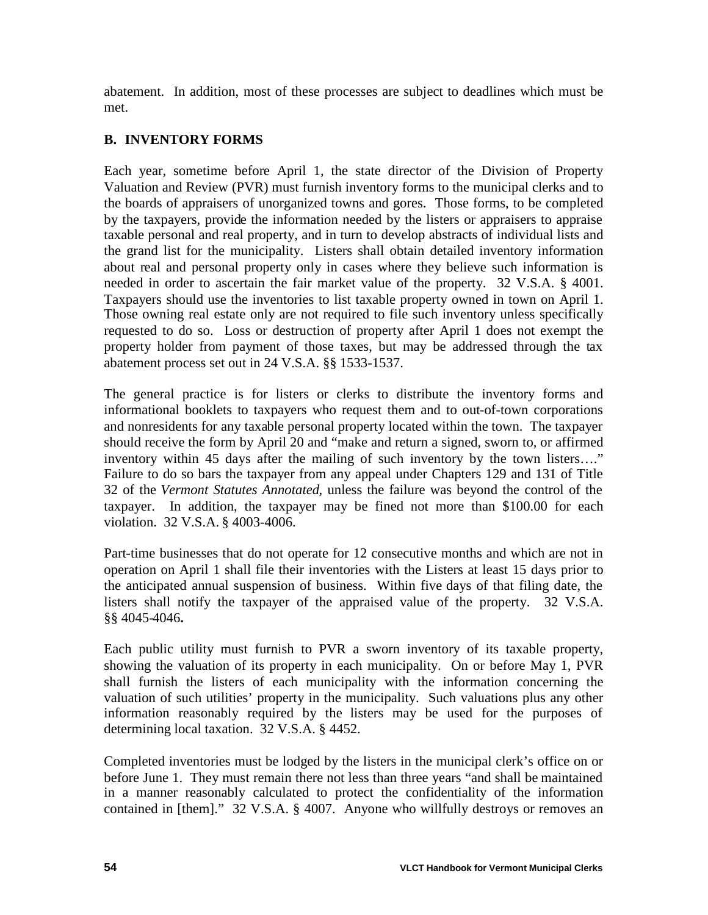abatement. In addition, most of these processes are subject to deadlines which must be met.

## B. INVENTORY FORMS

Each year, sometime before April 1, the state director of the Division of Property Valuation and Review (PVR) must furnish inventory forms to the municipal clerks and to the boards of appraisers of unorganized towns and gores. Those forms, to be completed by the taxpayers, provide the information needed by the listers or appraisers to appraise taxable personal and real property, and in turn to develop abstracts of individual lists and the grand list for the municipality. Listers shall obtain detailed inventory information about real and personal property only in cases where they believe such information is needed in order to ascertain the fair market value of the property. 32 V.S.A. § 4001. Taxpayers should use the inventories to list taxable property owned in town on April 1. Those owning real estate only are not required to file such inventory unless specifically requested to do so. Loss or destruction of property after April 1 does not exempt the property holder from payment of those taxes, but may be addressed through the tax abatement process set out in 24 V.S.A. §§ 1533-1537.

The general practice is for listers or clerks to distribute the inventory forms and informational booklets to taxpayers who request them and to out-of-town corporations and nonresidents for any taxable personal property located within the town. The taxpayer should receive the form by April 20 and "make and return a signed, sworn to, or affirmed inventory within 45 days after the mailing of such inventory by the town listers…." Failure to do so bars the taxpayer from any appeal under Chapters 129 and 131 of Title 32 of the *Vermont Statutes Annotated*, unless the failure was beyond the control of the taxpayer. In addition, the taxpayer may be fined not more than $100.00 for each violation. 32 V.S.A. § 4003-4006.

Part-time businesses that do not operate for 12 consecutive months and which are not in operation on April 1 shall file their inventories with the Listers at least 15 days prior to the anticipated annual suspension of business. Within five days of that filing date, the listers shall notify the taxpayer of the appraised value of the property. 32 V.S.A. §§ 4045-4046**.**

Each public utility must furnish to PVR a sworn inventory of its taxable property, showing the valuation of its property in each municipality. On or before May 1, PVR shall furnish the listers of each municipality with the information concerning the valuation of such utilities' property in the municipality. Such valuations plus any other information reasonably required by the listers may be used for the purposes of determining local taxation. 32 V.S.A. § 4452.

Completed inventories must be lodged by the listers in the municipal clerk's office on or before June 1. They must remain there not less than three years "and shall be maintained in a manner reasonably calculated to protect the confidentiality of the information contained in [them]." 32 V.S.A. § 4007. Anyone who willfully destroys or removes an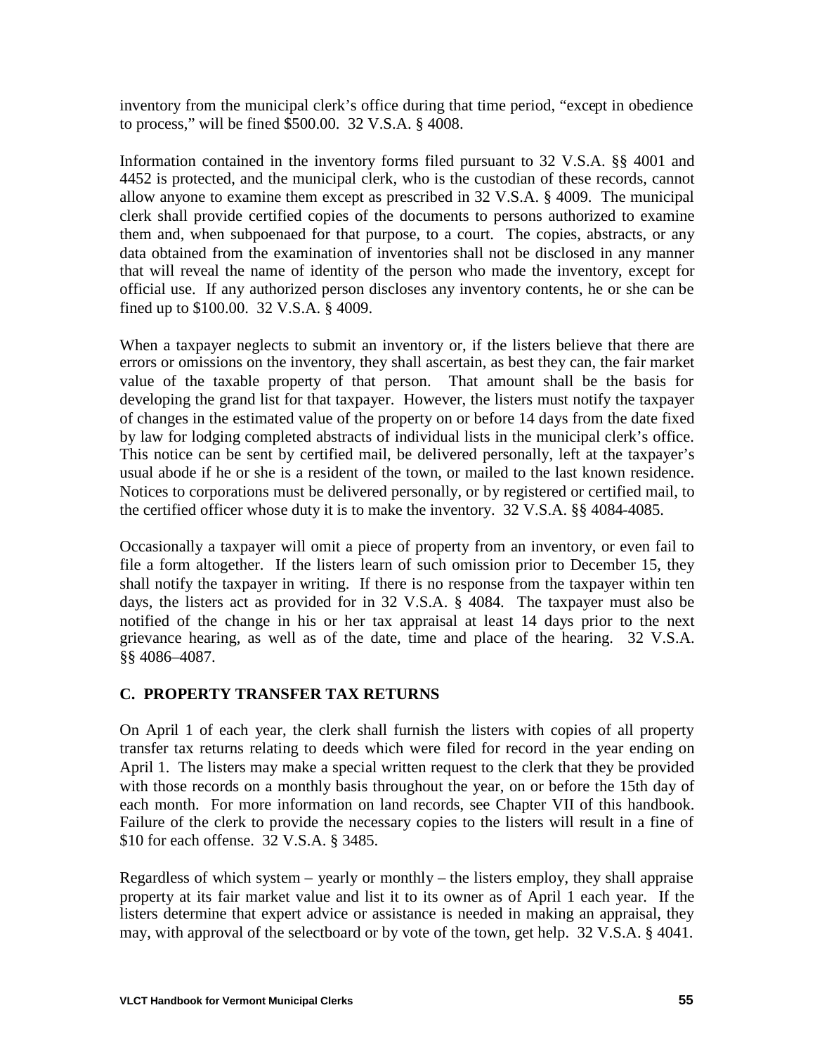inventory from the municipal clerk's office during that time period, "except in obedience to process," will be fined $500.00. 32 V.S.A. § 4008.

Information contained in the inventory forms filed pursuant to 32 V.S.A. §§ 4001 and 4452 is protected, and the municipal clerk, who is the custodian of these records, cannot allow anyone to examine them except as prescribed in 32 V.S.A. § 4009. The municipal clerk shall provide certified copies of the documents to persons authorized to examine them and, when subpoenaed for that purpose, to a court. The copies, abstracts, or any data obtained from the examination of inventories shall not be disclosed in any manner that will reveal the name of identity of the person who made the inventory, except for official use. If any authorized person discloses any inventory contents, he or she can be fined up to $100.00. 32 V.S.A. § 4009.

When a taxpayer neglects to submit an inventory or, if the listers believe that there are errors or omissions on the inventory, they shall ascertain, as best they can, the fair market value of the taxable property of that person. That amount shall be the basis for developing the grand list for that taxpayer. However, the listers must notify the taxpayer of changes in the estimated value of the property on or before 14 days from the date fixed by law for lodging completed abstracts of individual lists in the municipal clerk's office. This notice can be sent by certified mail, be delivered personally, left at the taxpayer's usual abode if he or she is a resident of the town, or mailed to the last known residence. Notices to corporations must be delivered personally, or by registered or certified mail, to the certified officer whose duty it is to make the inventory. 32 V.S.A. §§ 4084-4085.

Occasionally a taxpayer will omit a piece of property from an inventory, or even fail to file a form altogether. If the listers learn of such omission prior to December 15, they shall notify the taxpayer in writing. If there is no response from the taxpayer within ten days, the listers act as provided for in 32 V.S.A. § 4084. The taxpayer must also be notified of the change in his or her tax appraisal at least 14 days prior to the next grievance hearing, as well as of the date, time and place of the hearing. 32 V.S.A. §§ 4086–4087.

## C. PROPERTY TRANSFER TAX RETURNS

On April 1 of each year, the clerk shall furnish the listers with copies of all property transfer tax returns relating to deeds which were filed for record in the year ending on April 1. The listers may make a special written request to the clerk that they be provided with those records on a monthly basis throughout the year, on or before the 15th day of each month. For more information on land records, see Chapter VII of this handbook. Failure of the clerk to provide the necessary copies to the listers will result in a fine of $10 for each offense. 32 V.S.A. § 3485.

Regardless of which system – yearly or monthly – the listers employ, they shall appraise property at its fair market value and list it to its owner as of April 1 each year. If the listers determine that expert advice or assistance is needed in making an appraisal, they may, with approval of the selectboard or by vote of the town, get help. 32 V.S.A. § 4041.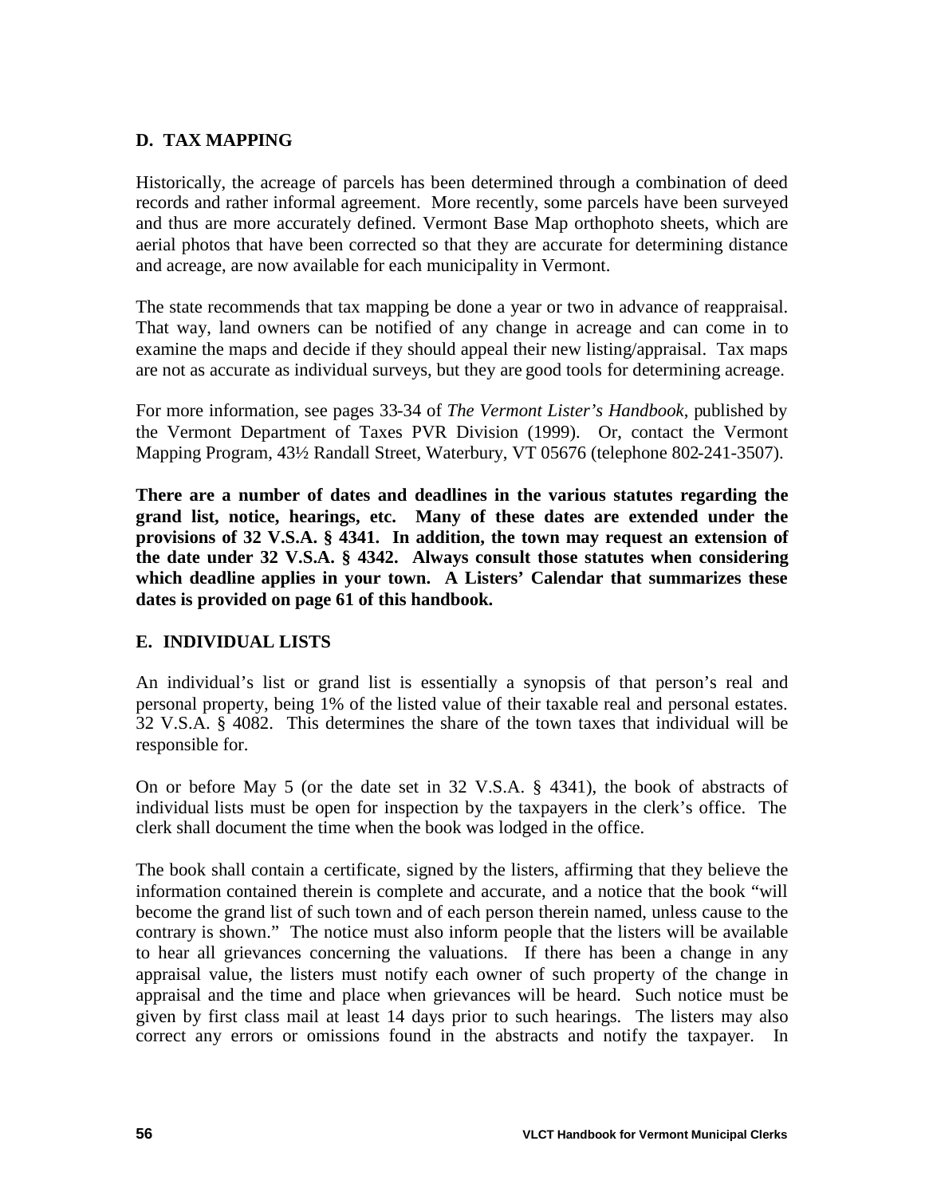## D. TAX MAPPING

Historically, the acreage of parcels has been determined through a combination of deed records and rather informal agreement. More recently, some parcels have been surveyed and thus are more accurately defined. Vermont Base Map orthophoto sheets, which are aerial photos that have been corrected so that they are accurate for determining distance and acreage, are now available for each municipality in Vermont.

The state recommends that tax mapping be done a year or two in advance of reappraisal. That way, land owners can be notified of any change in acreage and can come in to examine the maps and decide if they should appeal their new listing/appraisal. Tax maps are not as accurate as individual surveys, but they are good tools for determining acreage.

For more information, see pages 33-34 of *The Vermont Lister's Handbook*, published by the Vermont Department of Taxes PVR Division (1999). Or, contact the Vermont Mapping Program, 43½ Randall Street, Waterbury, VT 05676 (telephone 802-241-3507).

**There are a number of dates and deadlines in the various statutes regarding the grand list, notice, hearings, etc. Many of these dates are extended under the provisions of 32 V.S.A. § 4341. In addition, the town may request an extension of the date under 32 V.S.A. § 4342. Always consult those statutes when considering which deadline applies in your town. A Listers' Calendar that summarizes these dates is provided on page 61 of this handbook.**

## E. INDIVIDUAL LISTS

An individual's list or grand list is essentially a synopsis of that person's real and personal property, being 1% of the listed value of their taxable real and personal estates. 32 V.S.A. § 4082. This determines the share of the town taxes that individual will be responsible for.

On or before May 5 (or the date set in 32 V.S.A. § 4341), the book of abstracts of individual lists must be open for inspection by the taxpayers in the clerk's office. The clerk shall document the time when the book was lodged in the office.

The book shall contain a certificate, signed by the listers, affirming that they believe the information contained therein is complete and accurate, and a notice that the book "will become the grand list of such town and of each person therein named, unless cause to the contrary is shown." The notice must also inform people that the listers will be available to hear all grievances concerning the valuations. If there has been a change in any appraisal value, the listers must notify each owner of such property of the change in appraisal and the time and place when grievances will be heard. Such notice must be given by first class mail at least 14 days prior to such hearings. The listers may also correct any errors or omissions found in the abstracts and notify the taxpayer. In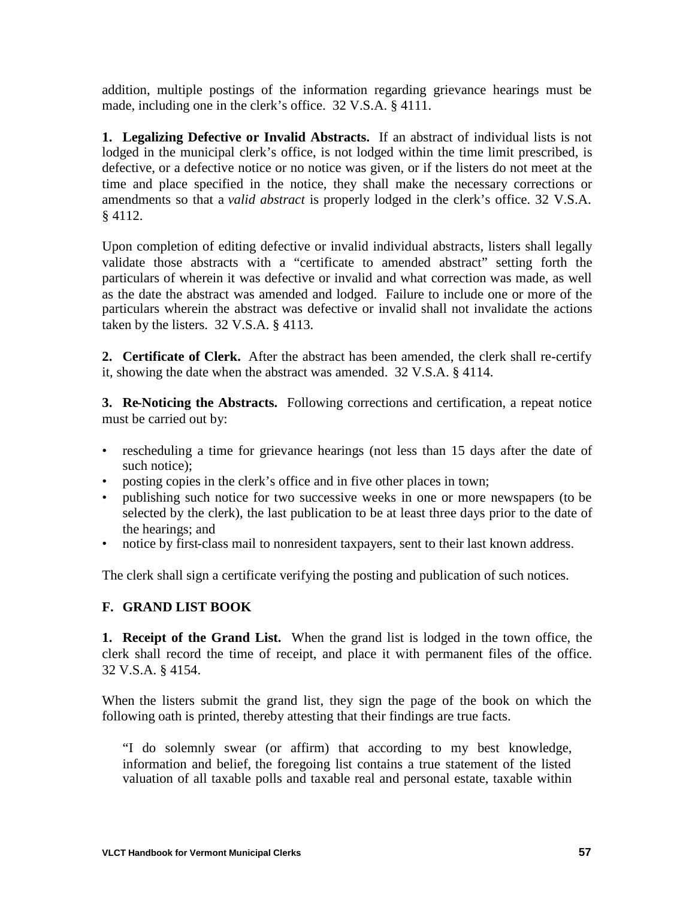addition, multiple postings of the information regarding grievance hearings must be made, including one in the clerk's office. 32 V.S.A. § 4111.

**1. Legalizing Defective or Invalid Abstracts.** If an abstract of individual lists is not lodged in the municipal clerk's office, is not lodged within the time limit prescribed, is defective, or a defective notice or no notice was given, or if the listers do not meet at the time and place specified in the notice, they shall make the necessary corrections or amendments so that a *valid abstract* is properly lodged in the clerk's office. 32 V.S.A. § 4112.

Upon completion of editing defective or invalid individual abstracts, listers shall legally validate those abstracts with a "certificate to amended abstract" setting forth the particulars of wherein it was defective or invalid and what correction was made, as well as the date the abstract was amended and lodged. Failure to include one or more of the particulars wherein the abstract was defective or invalid shall not invalidate the actions taken by the listers. 32 V.S.A. § 4113.

**2. Certificate of Clerk.** After the abstract has been amended, the clerk shall re-certify it, showing the date when the abstract was amended. 32 V.S.A. § 4114.

**3. Re-Noticing the Abstracts.** Following corrections and certification, a repeat notice must be carried out by:

- rescheduling a time for grievance hearings (not less than 15 days after the date of such notice);
- posting copies in the clerk's office and in five other places in town;
- publishing such notice for two successive weeks in one or more newspapers (to be selected by the clerk), the last publication to be at least three days prior to the date of the hearings; and
- notice by first-class mail to nonresident taxpayers, sent to their last known address.

The clerk shall sign a certificate verifying the posting and publication of such notices.

### F. GRAND LIST BOOK

**1. Receipt of the Grand List.** When the grand list is lodged in the town office, the clerk shall record the time of receipt, and place it with permanent files of the office. 32 V.S.A. § 4154.

When the listers submit the grand list, they sign the page of the book on which the following oath is printed, thereby attesting that their findings are true facts.

> "I do solemnly swear (or affirm) that according to my best knowledge, information and belief, the foregoing list contains a true statement of the listed valuation of all taxable polls and taxable real and personal estate, taxable within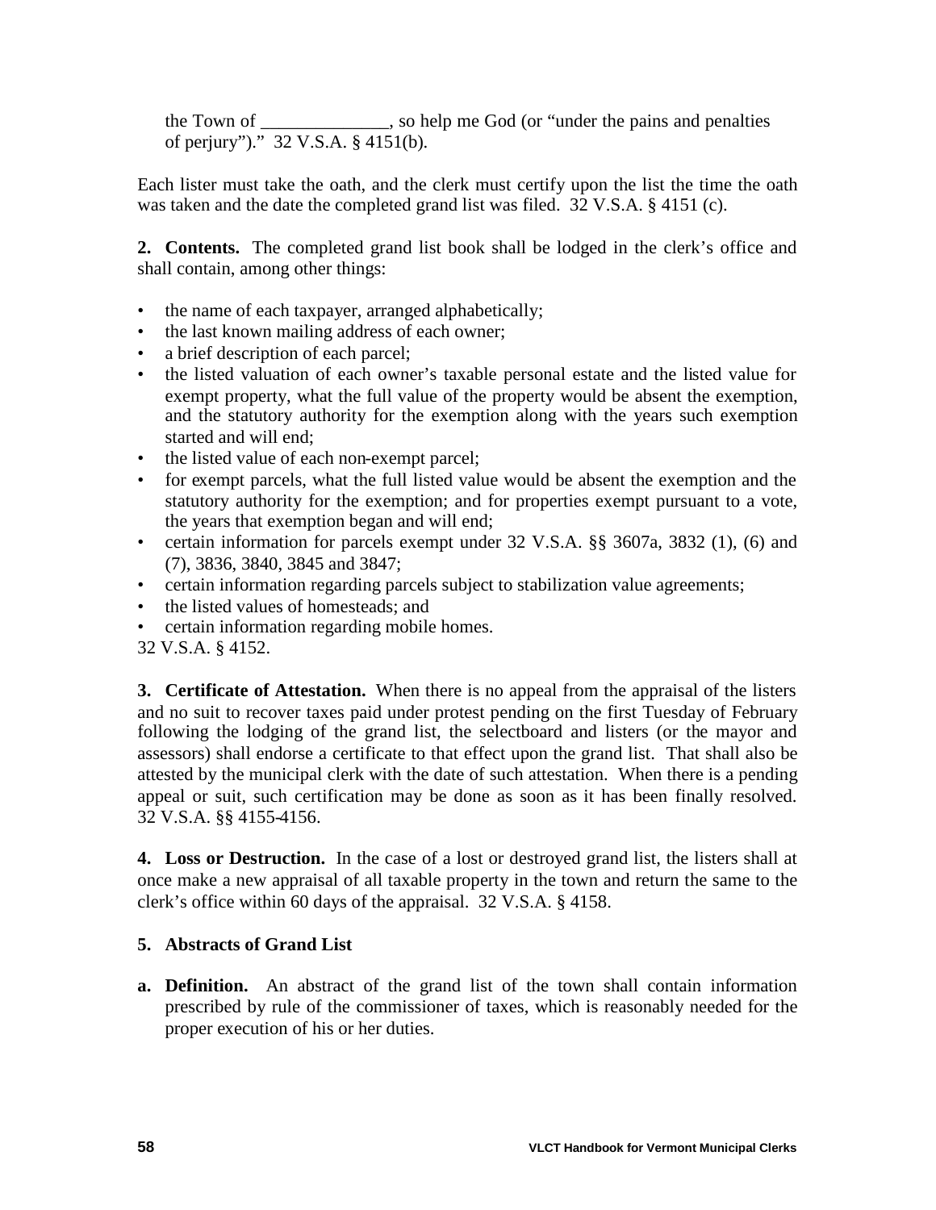the Town of ______________, so help me God (or "under the pains and penalties of perjury")." 32 V.S.A. § 4151(b).

Each lister must take the oath, and the clerk must certify upon the list the time the oath was taken and the date the completed grand list was filed. 32 V.S.A. § 4151 (c).

**2. Contents.** The completed grand list book shall be lodged in the clerk's office and shall contain, among other things:

- the name of each taxpayer, arranged alphabetically;
- the last known mailing address of each owner;
- a brief description of each parcel;
- the listed valuation of each owner's taxable personal estate and the listed value for exempt property, what the full value of the property would be absent the exemption, and the statutory authority for the exemption along with the years such exemption started and will end;
- the listed value of each non-exempt parcel;
- for exempt parcels, what the full listed value would be absent the exemption and the statutory authority for the exemption; and for properties exempt pursuant to a vote, the years that exemption began and will end;
- certain information for parcels exempt under 32 V.S.A. §§ 3607a, 3832 (1), (6) and (7), 3836, 3840, 3845 and 3847;
- certain information regarding parcels subject to stabilization value agreements;
- the listed values of homesteads; and
- certain information regarding mobile homes.

32 V.S.A. § 4152.

**3. Certificate of Attestation.** When there is no appeal from the appraisal of the listers and no suit to recover taxes paid under protest pending on the first Tuesday of February following the lodging of the grand list, the selectboard and listers (or the mayor and assessors) shall endorse a certificate to that effect upon the grand list. That shall also be attested by the municipal clerk with the date of such attestation. When there is a pending appeal or suit, such certification may be done as soon as it has been finally resolved. 32 V.S.A. §§ 4155-4156.

**4. Loss or Destruction.** In the case of a lost or destroyed grand list, the listers shall at once make a new appraisal of all taxable property in the town and return the same to the clerk's office within 60 days of the appraisal. 32 V.S.A. § 4158.

**5. Abstracts of Grand List**

**a. Definition.** An abstract of the grand list of the town shall contain information prescribed by rule of the commissioner of taxes, which is reasonably needed for the proper execution of his or her duties.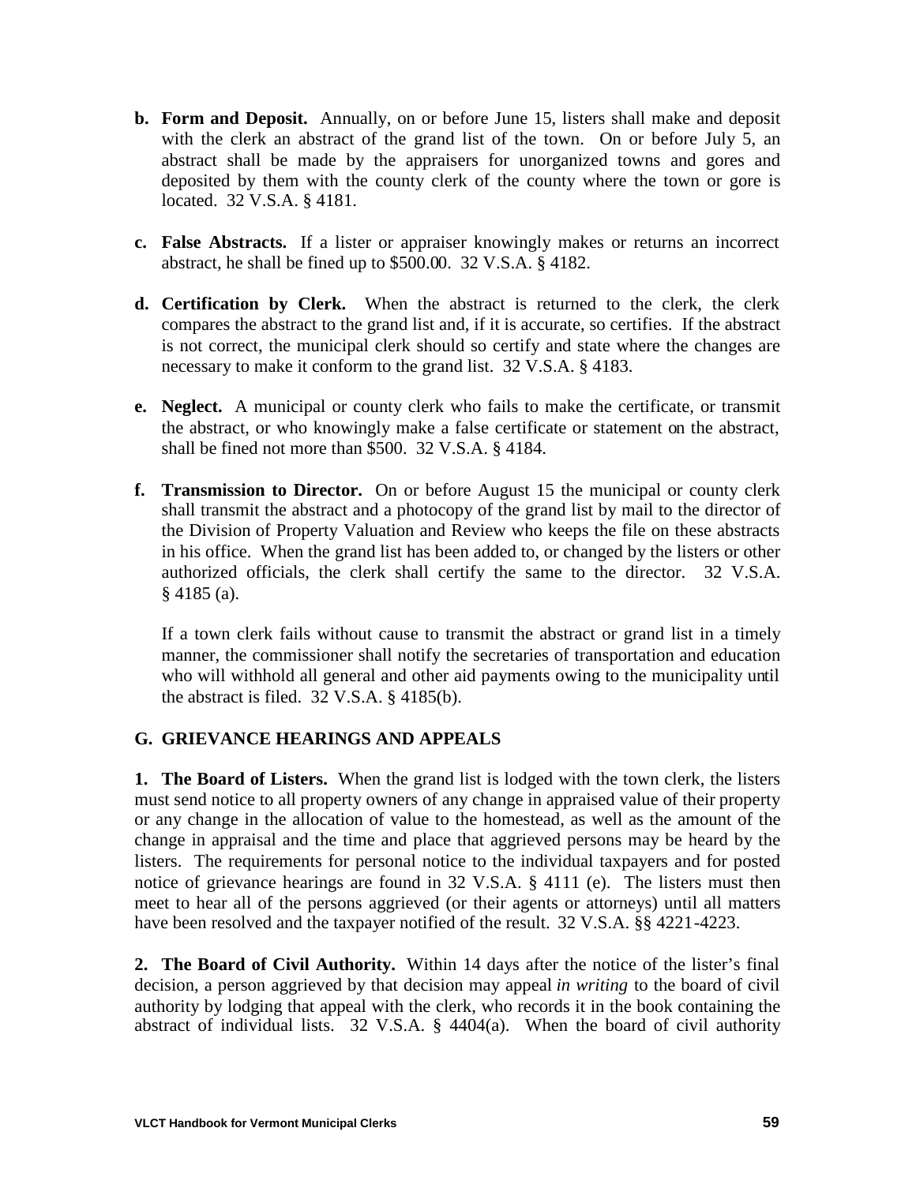**b. Form and Deposit.** Annually, on or before June 15, listers shall make and deposit with the clerk an abstract of the grand list of the town. On or before July 5, an abstract shall be made by the appraisers for unorganized towns and gores and deposited by them with the county clerk of the county where the town or gore is located. 32 V.S.A. § 4181.

**c. False Abstracts.** If a lister or appraiser knowingly makes or returns an incorrect abstract, he shall be fined up to $500.00. 32 V.S.A. § 4182.

**d. Certification by Clerk.** When the abstract is returned to the clerk, the clerk compares the abstract to the grand list and, if it is accurate, so certifies. If the abstract is not correct, the municipal clerk should so certify and state where the changes are necessary to make it conform to the grand list. 32 V.S.A. § 4183.

**e. Neglect.** A municipal or county clerk who fails to make the certificate, or transmit the abstract, or who knowingly make a false certificate or statement on the abstract, shall be fined not more than $500. 32 V.S.A. § 4184.

**f. Transmission to Director.** On or before August 15 the municipal or county clerk shall transmit the abstract and a photocopy of the grand list by mail to the director of the Division of Property Valuation and Review who keeps the file on these abstracts in his office. When the grand list has been added to, or changed by the listers or other authorized officials, the clerk shall certify the same to the director. 32 V.S.A. § 4185 (a).

If a town clerk fails without cause to transmit the abstract or grand list in a timely manner, the commissioner shall notify the secretaries of transportation and education who will withhold all general and other aid payments owing to the municipality until the abstract is filed. 32 V.S.A. § 4185(b).

### G. GRIEVANCE HEARINGS AND APPEALS

**1. The Board of Listers.** When the grand list is lodged with the town clerk, the listers must send notice to all property owners of any change in appraised value of their property or any change in the allocation of value to the homestead, as well as the amount of the change in appraisal and the time and place that aggrieved persons may be heard by the listers. The requirements for personal notice to the individual taxpayers and for posted notice of grievance hearings are found in 32 V.S.A. § 4111 (e). The listers must then meet to hear all of the persons aggrieved (or their agents or attorneys) until all matters have been resolved and the taxpayer notified of the result. 32 V.S.A. §§ 4221-4223.

**2. The Board of Civil Authority.** Within 14 days after the notice of the lister's final decision, a person aggrieved by that decision may appeal *in writing* to the board of civil authority by lodging that appeal with the clerk, who records it in the book containing the abstract of individual lists. 32 V.S.A. § 4404(a). When the board of civil authority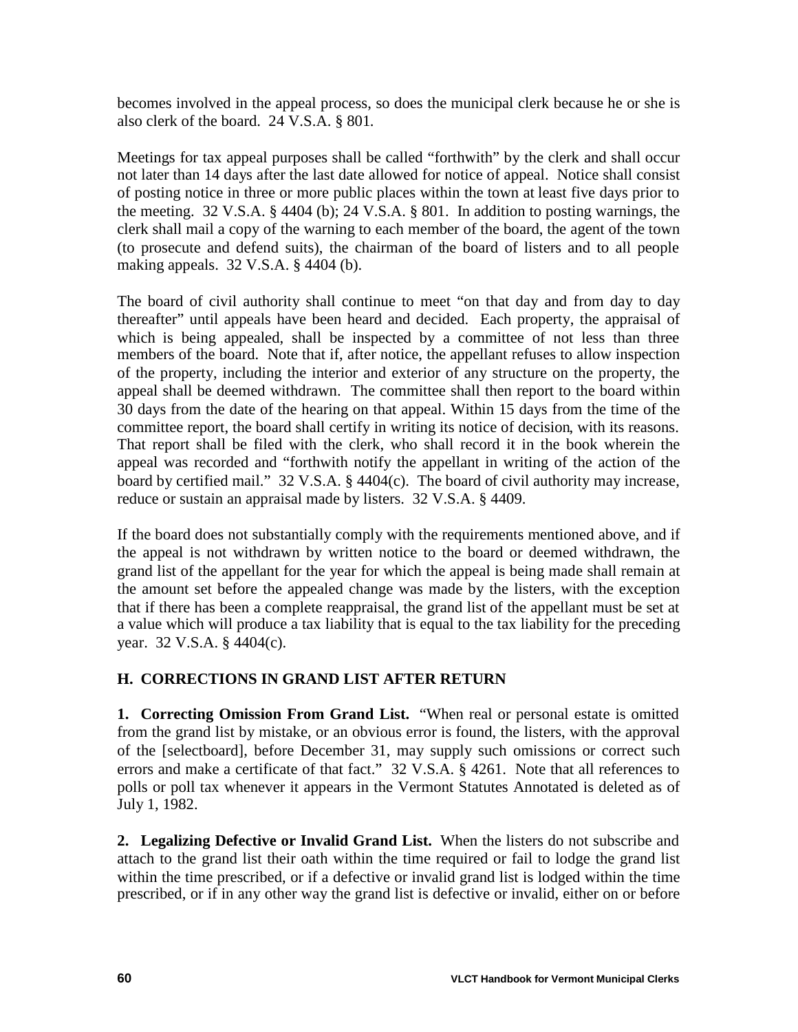becomes involved in the appeal process, so does the municipal clerk because he or she is also clerk of the board. 24 V.S.A. § 801.

Meetings for tax appeal purposes shall be called "forthwith" by the clerk and shall occur not later than 14 days after the last date allowed for notice of appeal. Notice shall consist of posting notice in three or more public places within the town at least five days prior to the meeting. 32 V.S.A. § 4404 (b); 24 V.S.A. § 801. In addition to posting warnings, the clerk shall mail a copy of the warning to each member of the board, the agent of the town (to prosecute and defend suits), the chairman of the board of listers and to all people making appeals. 32 V.S.A. § 4404 (b).

The board of civil authority shall continue to meet "on that day and from day to day thereafter" until appeals have been heard and decided. Each property, the appraisal of which is being appealed, shall be inspected by a committee of not less than three members of the board. Note that if, after notice, the appellant refuses to allow inspection of the property, including the interior and exterior of any structure on the property, the appeal shall be deemed withdrawn. The committee shall then report to the board within 30 days from the date of the hearing on that appeal. Within 15 days from the time of the committee report, the board shall certify in writing its notice of decision, with its reasons. That report shall be filed with the clerk, who shall record it in the book wherein the appeal was recorded and "forthwith notify the appellant in writing of the action of the board by certified mail." 32 V.S.A. § 4404(c). The board of civil authority may increase, reduce or sustain an appraisal made by listers. 32 V.S.A. § 4409.

If the board does not substantially comply with the requirements mentioned above, and if the appeal is not withdrawn by written notice to the board or deemed withdrawn, the grand list of the appellant for the year for which the appeal is being made shall remain at the amount set before the appealed change was made by the listers, with the exception that if there has been a complete reappraisal, the grand list of the appellant must be set at a value which will produce a tax liability that is equal to the tax liability for the preceding year. 32 V.S.A. § 4404(c).

## H. CORRECTIONS IN GRAND LIST AFTER RETURN

**1. Correcting Omission From Grand List.** "When real or personal estate is omitted from the grand list by mistake, or an obvious error is found, the listers, with the approval of the [selectboard], before December 31, may supply such omissions or correct such errors and make a certificate of that fact." 32 V.S.A. § 4261. Note that all references to polls or poll tax whenever it appears in the Vermont Statutes Annotated is deleted as of July 1, 1982.

**2. Legalizing Defective or Invalid Grand List.** When the listers do not subscribe and attach to the grand list their oath within the time required or fail to lodge the grand list within the time prescribed, or if a defective or invalid grand list is lodged within the time prescribed, or if in any other way the grand list is defective or invalid, either on or before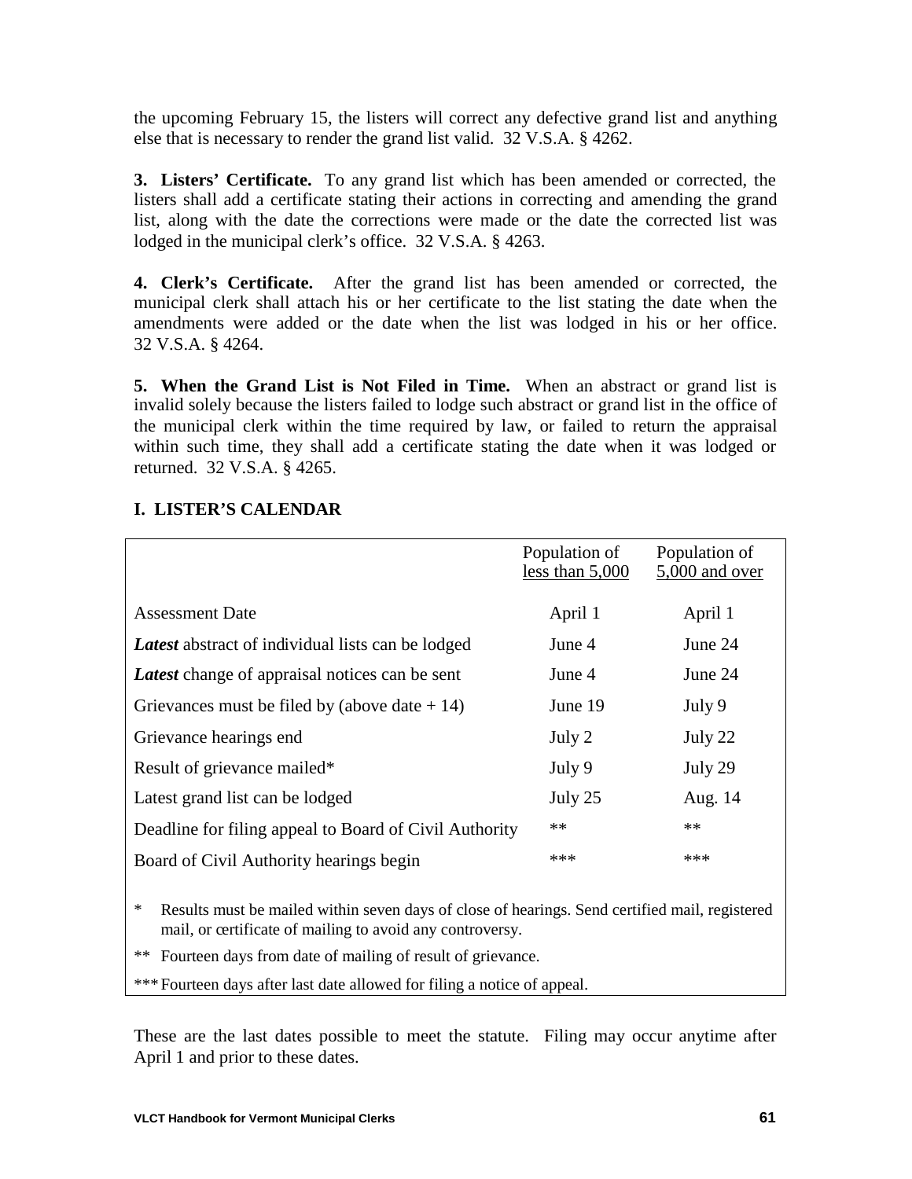the upcoming February 15, the listers will correct any defective grand list and anything else that is necessary to render the grand list valid. 32 V.S.A. § 4262.

**3. Listers' Certificate.** To any grand list which has been amended or corrected, the listers shall add a certificate stating their actions in correcting and amending the grand list, along with the date the corrections were made or the date the corrected list was lodged in the municipal clerk's office. 32 V.S.A. § 4263.

**4. Clerk's Certificate.** After the grand list has been amended or corrected, the municipal clerk shall attach his or her certificate to the list stating the date when the amendments were added or the date when the list was lodged in his or her office. 32 V.S.A. § 4264.

**5. When the Grand List is Not Filed in Time.** When an abstract or grand list is invalid solely because the listers failed to lodge such abstract or grand list in the office of the municipal clerk within the time required by law, or failed to return the appraisal within such time, they shall add a certificate stating the date when it was lodged or returned. 32 V.S.A. § 4265.

## I. LISTER'S CALENDAR

| | Population of less than 5,000 | Population of 5,000 and over |
|---|---|---|
| Assessment Date | April 1 | April 1 |
| ***Latest*** abstract of individual lists can be lodged | June 4 | June 24 |
| ***Latest*** change of appraisal notices can be sent | June 4 | June 24 |
| Grievances must be filed by (above date + 14) | June 19 | July 9 |
| Grievance hearings end | July 2 | July 22 |
| Result of grievance mailed* | July 9 | July 29 |
| Latest grand list can be lodged | July 25 | Aug. 14 |
| Deadline for filing appeal to Board of Civil Authority | ** | ** |
| Board of Civil Authority hearings begin | *** | *** |

\* Results must be mailed within seven days of close of hearings. Send certified mail, registered mail, or certificate of mailing to avoid any controversy.

** Fourteen days from date of mailing of result of grievance.

*** Fourteen days after last date allowed for filing a notice of appeal.

These are the last dates possible to meet the statute. Filing may occur anytime after April 1 and prior to these dates.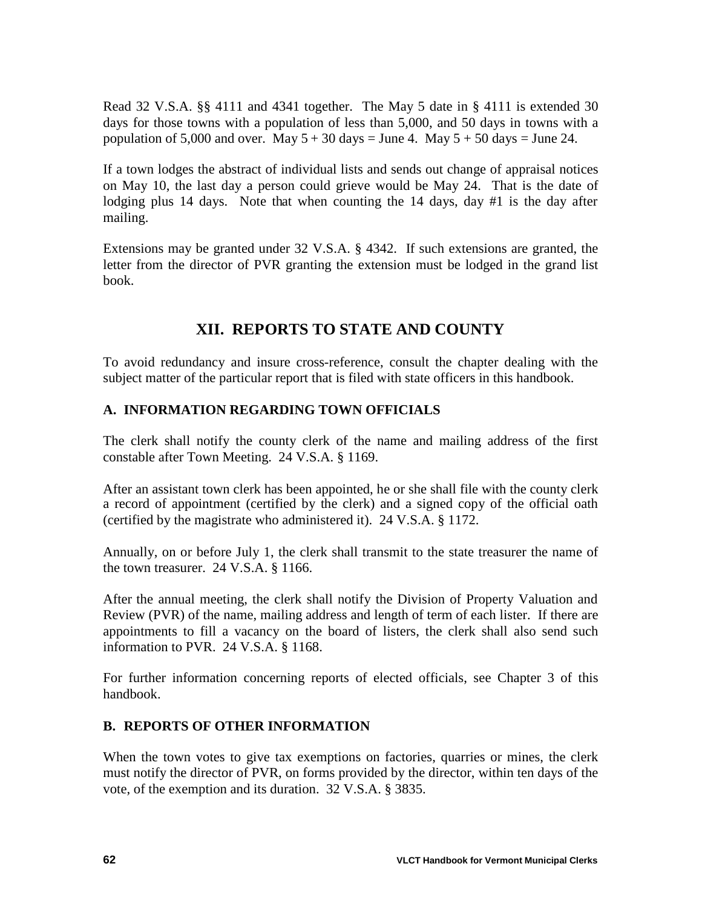Read 32 V.S.A. §§ 4111 and 4341 together. The May 5 date in § 4111 is extended 30 days for those towns with a population of less than 5,000, and 50 days in towns with a population of 5,000 and over. May 5 + 30 days = June 4. May 5 + 50 days = June 24.

If a town lodges the abstract of individual lists and sends out change of appraisal notices on May 10, the last day a person could grieve would be May 24. That is the date of lodging plus 14 days. Note that when counting the 14 days, day #1 is the day after mailing.

Extensions may be granted under 32 V.S.A. § 4342. If such extensions are granted, the letter from the director of PVR granting the extension must be lodged in the grand list book.

## XII. REPORTS TO STATE AND COUNTY

To avoid redundancy and insure cross-reference, consult the chapter dealing with the subject matter of the particular report that is filed with state officers in this handbook.

### A. INFORMATION REGARDING TOWN OFFICIALS

The clerk shall notify the county clerk of the name and mailing address of the first constable after Town Meeting. 24 V.S.A. § 1169.

After an assistant town clerk has been appointed, he or she shall file with the county clerk a record of appointment (certified by the clerk) and a signed copy of the official oath (certified by the magistrate who administered it). 24 V.S.A. § 1172.

Annually, on or before July 1, the clerk shall transmit to the state treasurer the name of the town treasurer. 24 V.S.A. § 1166.

After the annual meeting, the clerk shall notify the Division of Property Valuation and Review (PVR) of the name, mailing address and length of term of each lister. If there are appointments to fill a vacancy on the board of listers, the clerk shall also send such information to PVR. 24 V.S.A. § 1168.

For further information concerning reports of elected officials, see Chapter 3 of this handbook.

### B. REPORTS OF OTHER INFORMATION

When the town votes to give tax exemptions on factories, quarries or mines, the clerk must notify the director of PVR, on forms provided by the director, within ten days of the vote, of the exemption and its duration. 32 V.S.A. § 3835.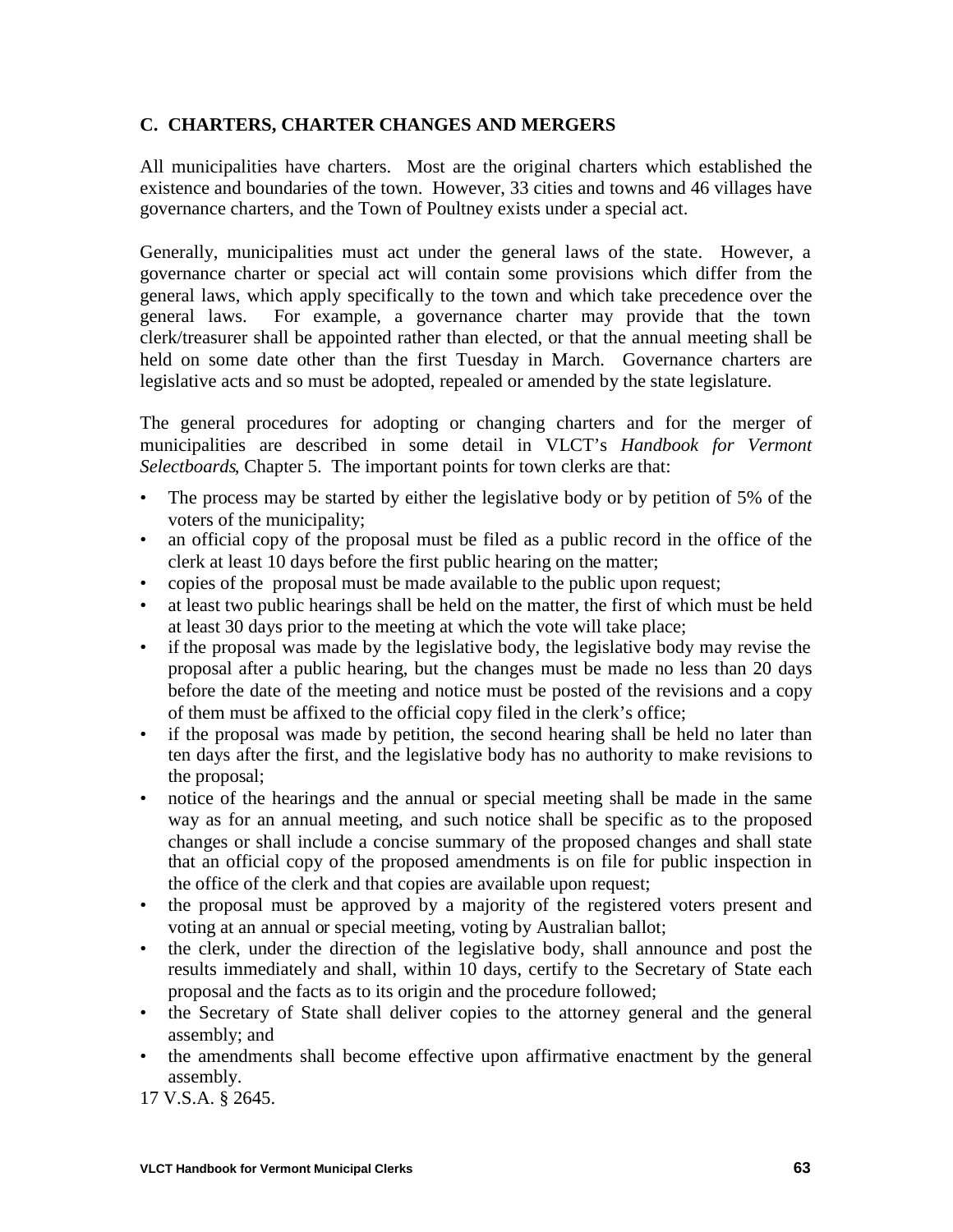### C. CHARTERS, CHARTER CHANGES AND MERGERS

All municipalities have charters. Most are the original charters which established the existence and boundaries of the town. However, 33 cities and towns and 46 villages have governance charters, and the Town of Poultney exists under a special act.

Generally, municipalities must act under the general laws of the state. However, a governance charter or special act will contain some provisions which differ from the general laws, which apply specifically to the town and which take precedence over the general laws. For example, a governance charter may provide that the town clerk/treasurer shall be appointed rather than elected, or that the annual meeting shall be held on some date other than the first Tuesday in March. Governance charters are legislative acts and so must be adopted, repealed or amended by the state legislature.

The general procedures for adopting or changing charters and for the merger of municipalities are described in some detail in VLCT's *Handbook for Vermont Selectboards*, Chapter 5. The important points for town clerks are that:

- The process may be started by either the legislative body or by petition of 5% of the voters of the municipality;
- an official copy of the proposal must be filed as a public record in the office of the clerk at least 10 days before the first public hearing on the matter;
- copies of the proposal must be made available to the public upon request;
- at least two public hearings shall be held on the matter, the first of which must be held at least 30 days prior to the meeting at which the vote will take place;
- if the proposal was made by the legislative body, the legislative body may revise the proposal after a public hearing, but the changes must be made no less than 20 days before the date of the meeting and notice must be posted of the revisions and a copy of them must be affixed to the official copy filed in the clerk's office;
- if the proposal was made by petition, the second hearing shall be held no later than ten days after the first, and the legislative body has no authority to make revisions to the proposal;
- notice of the hearings and the annual or special meeting shall be made in the same way as for an annual meeting, and such notice shall be specific as to the proposed changes or shall include a concise summary of the proposed changes and shall state that an official copy of the proposed amendments is on file for public inspection in the office of the clerk and that copies are available upon request;
- the proposal must be approved by a majority of the registered voters present and voting at an annual or special meeting, voting by Australian ballot;
- the clerk, under the direction of the legislative body, shall announce and post the results immediately and shall, within 10 days, certify to the Secretary of State each proposal and the facts as to its origin and the procedure followed;
- the Secretary of State shall deliver copies to the attorney general and the general assembly; and
- the amendments shall become effective upon affirmative enactment by the general assembly.

17 V.S.A. § 2645.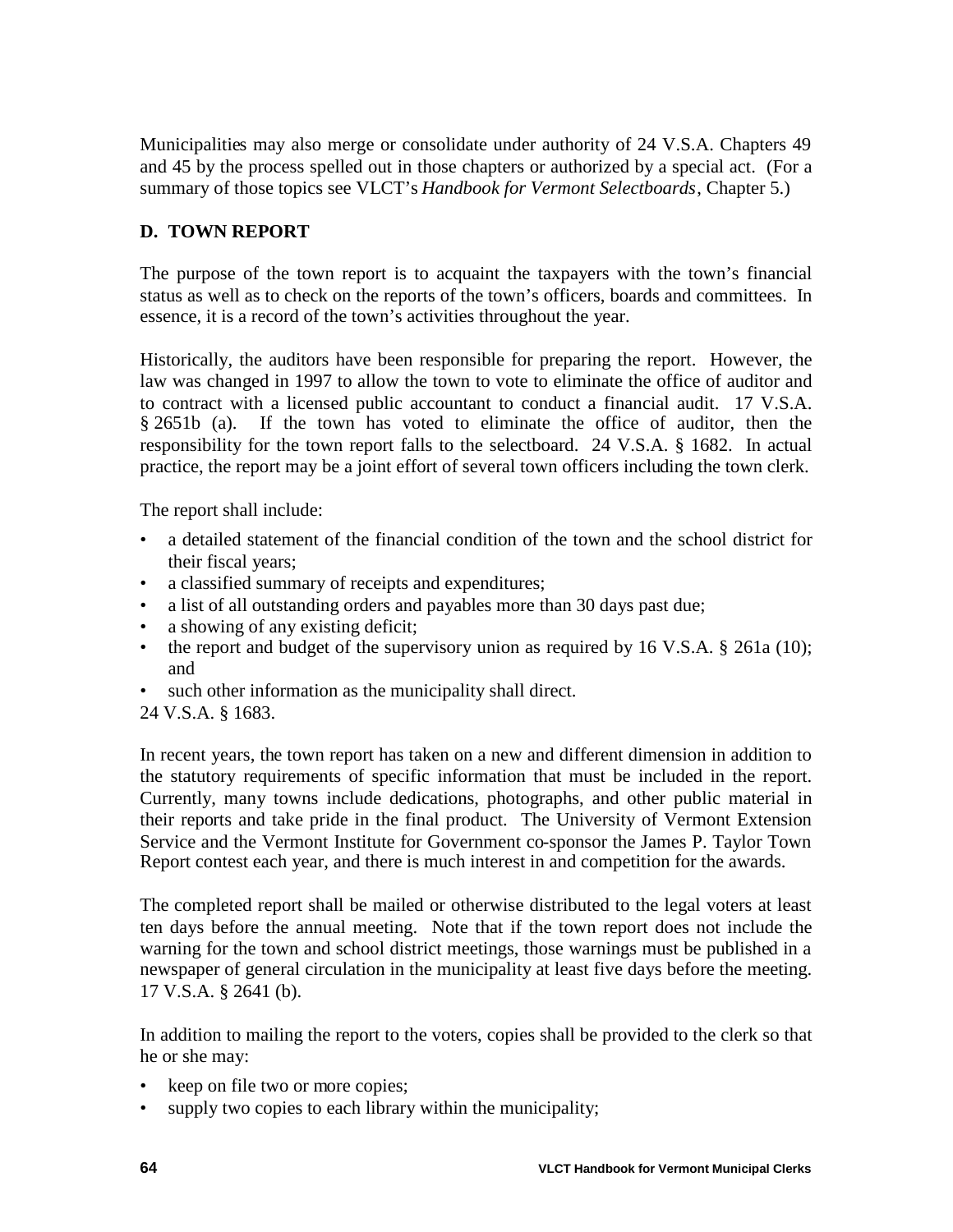Municipalities may also merge or consolidate under authority of 24 V.S.A. Chapters 49 and 45 by the process spelled out in those chapters or authorized by a special act. (For a summary of those topics see VLCT's *Handbook for Vermont Selectboards*, Chapter 5.)

## D. TOWN REPORT

The purpose of the town report is to acquaint the taxpayers with the town's financial status as well as to check on the reports of the town's officers, boards and committees. In essence, it is a record of the town's activities throughout the year.

Historically, the auditors have been responsible for preparing the report. However, the law was changed in 1997 to allow the town to vote to eliminate the office of auditor and to contract with a licensed public accountant to conduct a financial audit. 17 V.S.A. § 2651b (a). If the town has voted to eliminate the office of auditor, then the responsibility for the town report falls to the selectboard. 24 V.S.A. § 1682. In actual practice, the report may be a joint effort of several town officers including the town clerk.

The report shall include:

- a detailed statement of the financial condition of the town and the school district for their fiscal years;
- a classified summary of receipts and expenditures;
- a list of all outstanding orders and payables more than 30 days past due;
- a showing of any existing deficit;
- the report and budget of the supervisory union as required by 16 V.S.A. § 261a (10); and
- such other information as the municipality shall direct.

24 V.S.A. § 1683.

In recent years, the town report has taken on a new and different dimension in addition to the statutory requirements of specific information that must be included in the report. Currently, many towns include dedications, photographs, and other public material in their reports and take pride in the final product. The University of Vermont Extension Service and the Vermont Institute for Government co-sponsor the James P. Taylor Town Report contest each year, and there is much interest in and competition for the awards.

The completed report shall be mailed or otherwise distributed to the legal voters at least ten days before the annual meeting. Note that if the town report does not include the warning for the town and school district meetings, those warnings must be published in a newspaper of general circulation in the municipality at least five days before the meeting. 17 V.S.A. § 2641 (b).

In addition to mailing the report to the voters, copies shall be provided to the clerk so that he or she may:

- keep on file two or more copies;
- supply two copies to each library within the municipality;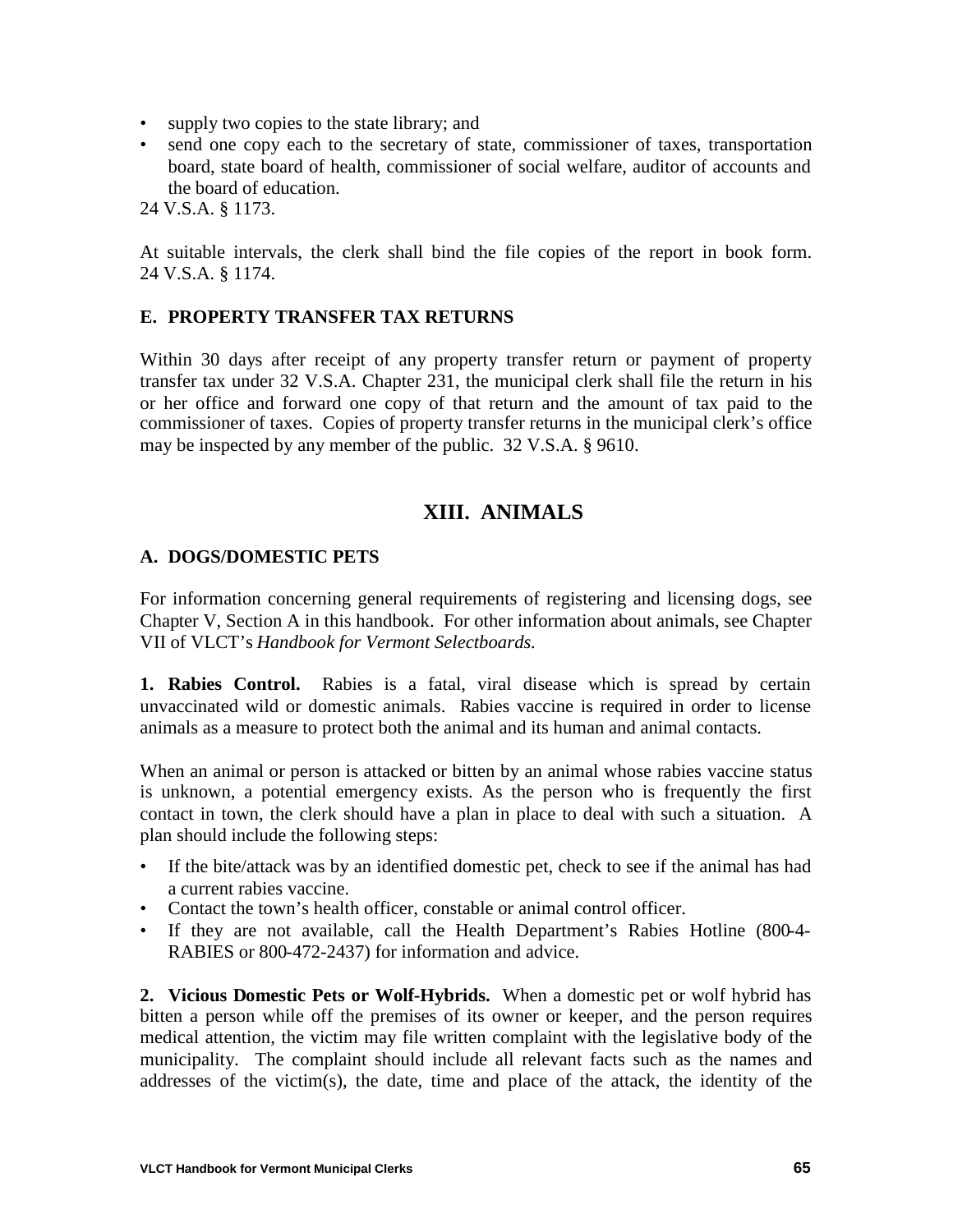- supply two copies to the state library; and
- send one copy each to the secretary of state, commissioner of taxes, transportation board, state board of health, commissioner of social welfare, auditor of accounts and the board of education.

24 V.S.A. § 1173.

At suitable intervals, the clerk shall bind the file copies of the report in book form. 24 V.S.A. § 1174.

### E. PROPERTY TRANSFER TAX RETURNS

Within 30 days after receipt of any property transfer return or payment of property transfer tax under 32 V.S.A. Chapter 231, the municipal clerk shall file the return in his or her office and forward one copy of that return and the amount of tax paid to the commissioner of taxes. Copies of property transfer returns in the municipal clerk's office may be inspected by any member of the public. 32 V.S.A. § 9610.

## XIII. ANIMALS

### A. DOGS/DOMESTIC PETS

For information concerning general requirements of registering and licensing dogs, see Chapter V, Section A in this handbook. For other information about animals, see Chapter VII of VLCT's *Handbook for Vermont Selectboards.*

**1. Rabies Control.** Rabies is a fatal, viral disease which is spread by certain unvaccinated wild or domestic animals. Rabies vaccine is required in order to license animals as a measure to protect both the animal and its human and animal contacts.

When an animal or person is attacked or bitten by an animal whose rabies vaccine status is unknown, a potential emergency exists. As the person who is frequently the first contact in town, the clerk should have a plan in place to deal with such a situation. A plan should include the following steps:

- If the bite/attack was by an identified domestic pet, check to see if the animal has had a current rabies vaccine.
- Contact the town's health officer, constable or animal control officer.
- If they are not available, call the Health Department's Rabies Hotline (800-4-RABIES or 800-472-2437) for information and advice.

**2. Vicious Domestic Pets or Wolf-Hybrids.** When a domestic pet or wolf hybrid has bitten a person while off the premises of its owner or keeper, and the person requires medical attention, the victim may file written complaint with the legislative body of the municipality. The complaint should include all relevant facts such as the names and addresses of the victim(s), the date, time and place of the attack, the identity of the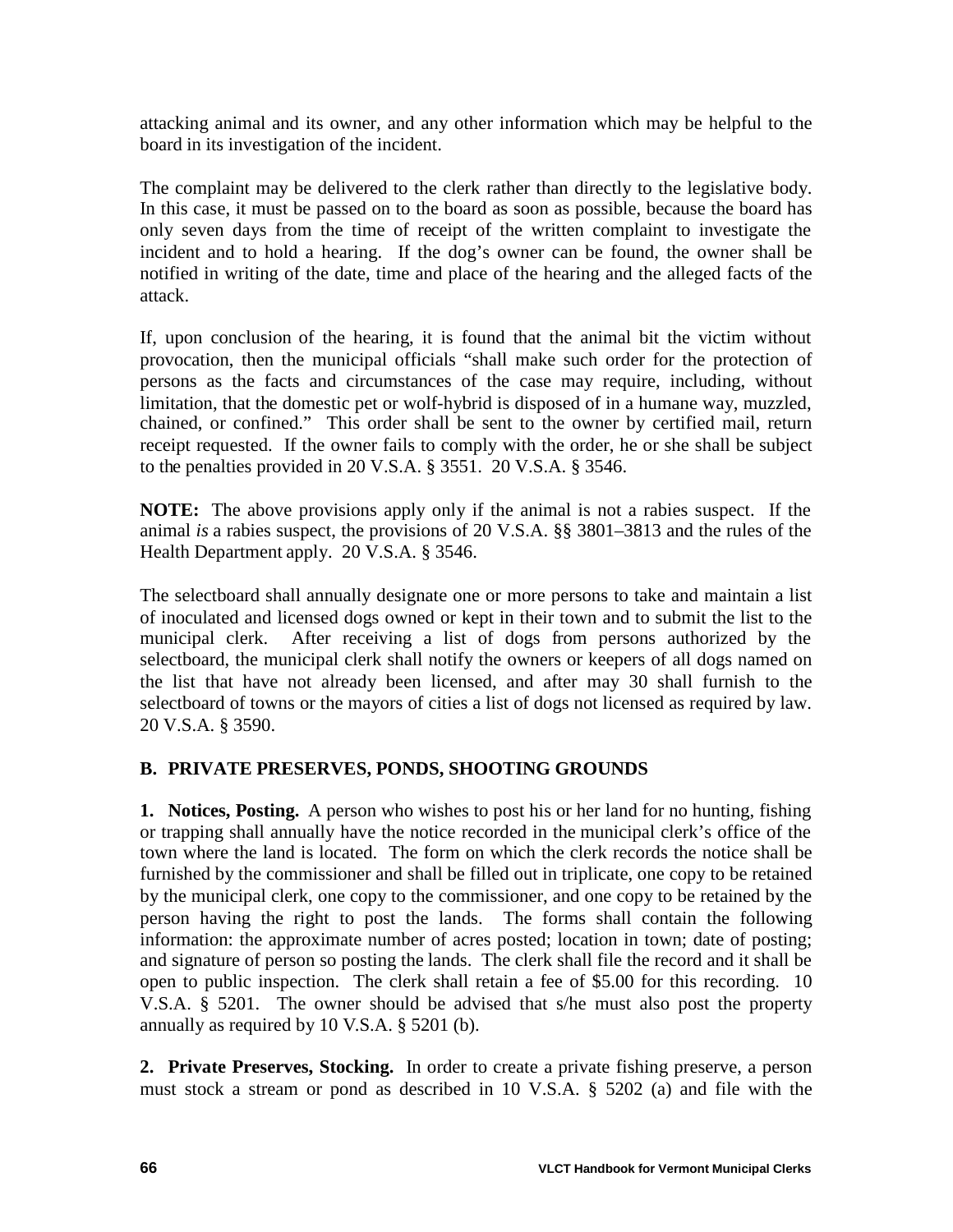attacking animal and its owner, and any other information which may be helpful to the board in its investigation of the incident.

The complaint may be delivered to the clerk rather than directly to the legislative body. In this case, it must be passed on to the board as soon as possible, because the board has only seven days from the time of receipt of the written complaint to investigate the incident and to hold a hearing. If the dog's owner can be found, the owner shall be notified in writing of the date, time and place of the hearing and the alleged facts of the attack.

If, upon conclusion of the hearing, it is found that the animal bit the victim without provocation, then the municipal officials "shall make such order for the protection of persons as the facts and circumstances of the case may require, including, without limitation, that the domestic pet or wolf-hybrid is disposed of in a humane way, muzzled, chained, or confined." This order shall be sent to the owner by certified mail, return receipt requested. If the owner fails to comply with the order, he or she shall be subject to the penalties provided in 20 V.S.A. § 3551. 20 V.S.A. § 3546.

**NOTE:** The above provisions apply only if the animal is not a rabies suspect. If the animal *is* a rabies suspect, the provisions of 20 V.S.A. §§ 3801–3813 and the rules of the Health Department apply. 20 V.S.A. § 3546.

The selectboard shall annually designate one or more persons to take and maintain a list of inoculated and licensed dogs owned or kept in their town and to submit the list to the municipal clerk. After receiving a list of dogs from persons authorized by the selectboard, the municipal clerk shall notify the owners or keepers of all dogs named on the list that have not already been licensed, and after may 30 shall furnish to the selectboard of towns or the mayors of cities a list of dogs not licensed as required by law. 20 V.S.A. § 3590.

## B. PRIVATE PRESERVES, PONDS, SHOOTING GROUNDS

**1. Notices, Posting.** A person who wishes to post his or her land for no hunting, fishing or trapping shall annually have the notice recorded in the municipal clerk's office of the town where the land is located. The form on which the clerk records the notice shall be furnished by the commissioner and shall be filled out in triplicate, one copy to be retained by the municipal clerk, one copy to the commissioner, and one copy to be retained by the person having the right to post the lands. The forms shall contain the following information: the approximate number of acres posted; location in town; date of posting; and signature of person so posting the lands. The clerk shall file the record and it shall be open to public inspection. The clerk shall retain a fee of $5.00 for this recording. 10 V.S.A. § 5201. The owner should be advised that s/he must also post the property annually as required by 10 V.S.A. § 5201 (b).

**2. Private Preserves, Stocking.** In order to create a private fishing preserve, a person must stock a stream or pond as described in 10 V.S.A. § 5202 (a) and file with the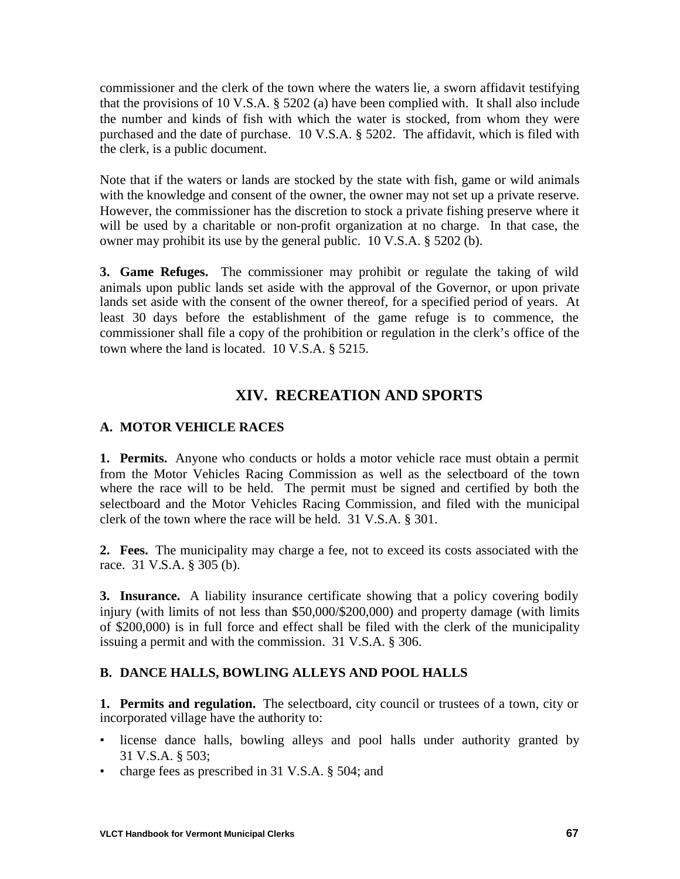commissioner and the clerk of the town where the waters lie, a sworn affidavit testifying that the provisions of 10 V.S.A. § 5202 (a) have been complied with. It shall also include the number and kinds of fish with which the water is stocked, from whom they were purchased and the date of purchase. 10 V.S.A. § 5202. The affidavit, which is filed with the clerk, is a public document.

Note that if the waters or lands are stocked by the state with fish, game or wild animals with the knowledge and consent of the owner, the owner may not set up a private reserve. However, the commissioner has the discretion to stock a private fishing preserve where it will be used by a charitable or non-profit organization at no charge. In that case, the owner may prohibit its use by the general public. 10 V.S.A. § 5202 (b).

**3. Game Refuges.** The commissioner may prohibit or regulate the taking of wild animals upon public lands set aside with the approval of the Governor, or upon private lands set aside with the consent of the owner thereof, for a specified period of years. At least 30 days before the establishment of the game refuge is to commence, the commissioner shall file a copy of the prohibition or regulation in the clerk's office of the town where the land is located. 10 V.S.A. § 5215.

## XIV. RECREATION AND SPORTS

### A. MOTOR VEHICLE RACES

**1. Permits.** Anyone who conducts or holds a motor vehicle race must obtain a permit from the Motor Vehicles Racing Commission as well as the selectboard of the town where the race will to be held. The permit must be signed and certified by both the selectboard and the Motor Vehicles Racing Commission, and filed with the municipal clerk of the town where the race will be held. 31 V.S.A. § 301.

**2. Fees.** The municipality may charge a fee, not to exceed its costs associated with the race. 31 V.S.A. § 305 (b).

**3. Insurance.** A liability insurance certificate showing that a policy covering bodily injury (with limits of not less than $50,000/$200,000) and property damage (with limits of $200,000) is in full force and effect shall be filed with the clerk of the municipality issuing a permit and with the commission. 31 V.S.A. § 306.

### B. DANCE HALLS, BOWLING ALLEYS AND POOL HALLS

**1. Permits and regulation.** The selectboard, city council or trustees of a town, city or incorporated village have the authority to:

- license dance halls, bowling alleys and pool halls under authority granted by 31 V.S.A. § 503;
- charge fees as prescribed in 31 V.S.A. § 504; and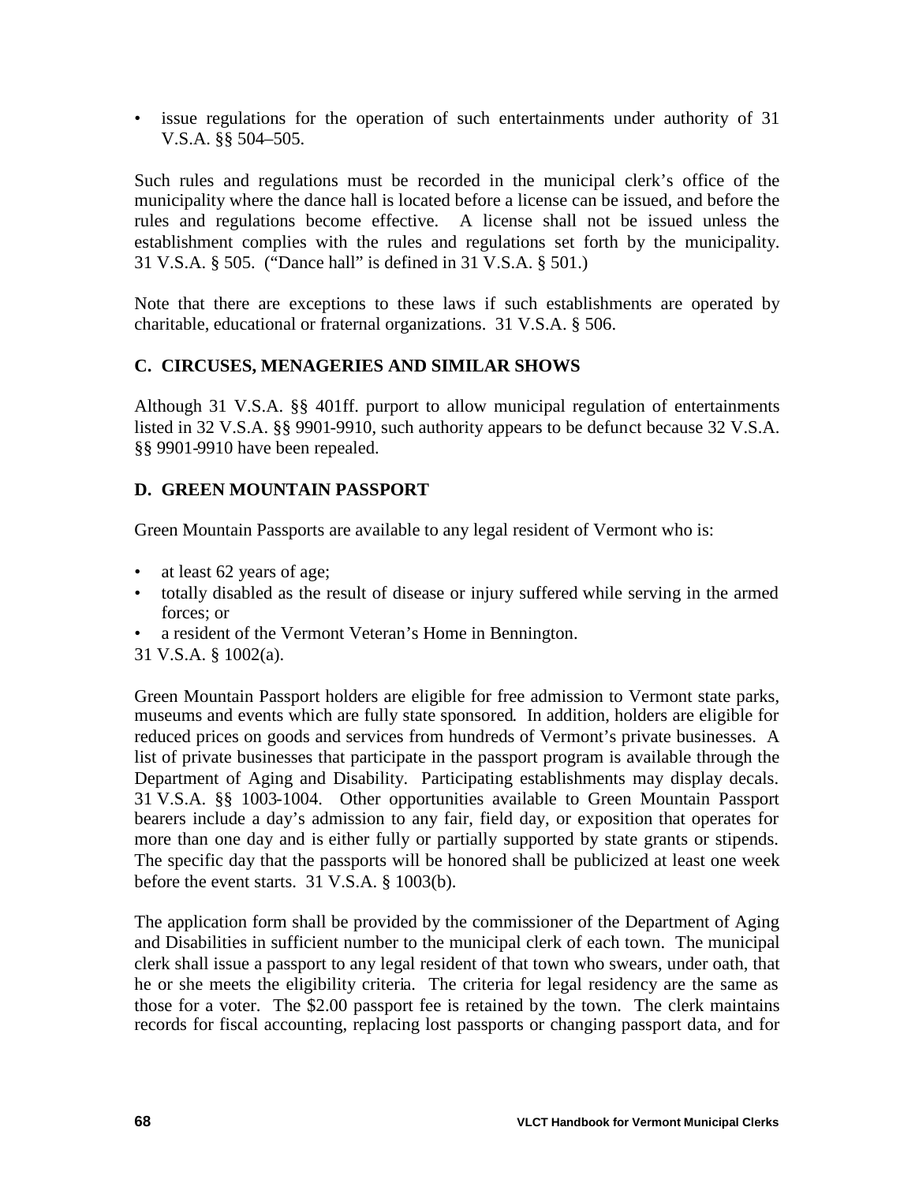- issue regulations for the operation of such entertainments under authority of 31 V.S.A. §§ 504–505.

Such rules and regulations must be recorded in the municipal clerk's office of the municipality where the dance hall is located before a license can be issued, and before the rules and regulations become effective. A license shall not be issued unless the establishment complies with the rules and regulations set forth by the municipality. 31 V.S.A. § 505. ("Dance hall" is defined in 31 V.S.A. § 501.)

Note that there are exceptions to these laws if such establishments are operated by charitable, educational or fraternal organizations. 31 V.S.A. § 506.

## C. CIRCUSES, MENAGERIES AND SIMILAR SHOWS

Although 31 V.S.A. §§ 401ff. purport to allow municipal regulation of entertainments listed in 32 V.S.A. §§ 9901-9910, such authority appears to be defunct because 32 V.S.A. §§ 9901-9910 have been repealed.

## D. GREEN MOUNTAIN PASSPORT

Green Mountain Passports are available to any legal resident of Vermont who is:

- at least 62 years of age;
- totally disabled as the result of disease or injury suffered while serving in the armed forces; or
- a resident of the Vermont Veteran's Home in Bennington.

31 V.S.A. § 1002(a).

Green Mountain Passport holders are eligible for free admission to Vermont state parks, museums and events which are fully state sponsored. In addition, holders are eligible for reduced prices on goods and services from hundreds of Vermont's private businesses. A list of private businesses that participate in the passport program is available through the Department of Aging and Disability. Participating establishments may display decals. 31 V.S.A. §§ 1003-1004. Other opportunities available to Green Mountain Passport bearers include a day's admission to any fair, field day, or exposition that operates for more than one day and is either fully or partially supported by state grants or stipends. The specific day that the passports will be honored shall be publicized at least one week before the event starts. 31 V.S.A. § 1003(b).

The application form shall be provided by the commissioner of the Department of Aging and Disabilities in sufficient number to the municipal clerk of each town. The municipal clerk shall issue a passport to any legal resident of that town who swears, under oath, that he or she meets the eligibility criteria. The criteria for legal residency are the same as those for a voter. The $2.00 passport fee is retained by the town. The clerk maintains records for fiscal accounting, replacing lost passports or changing passport data, and for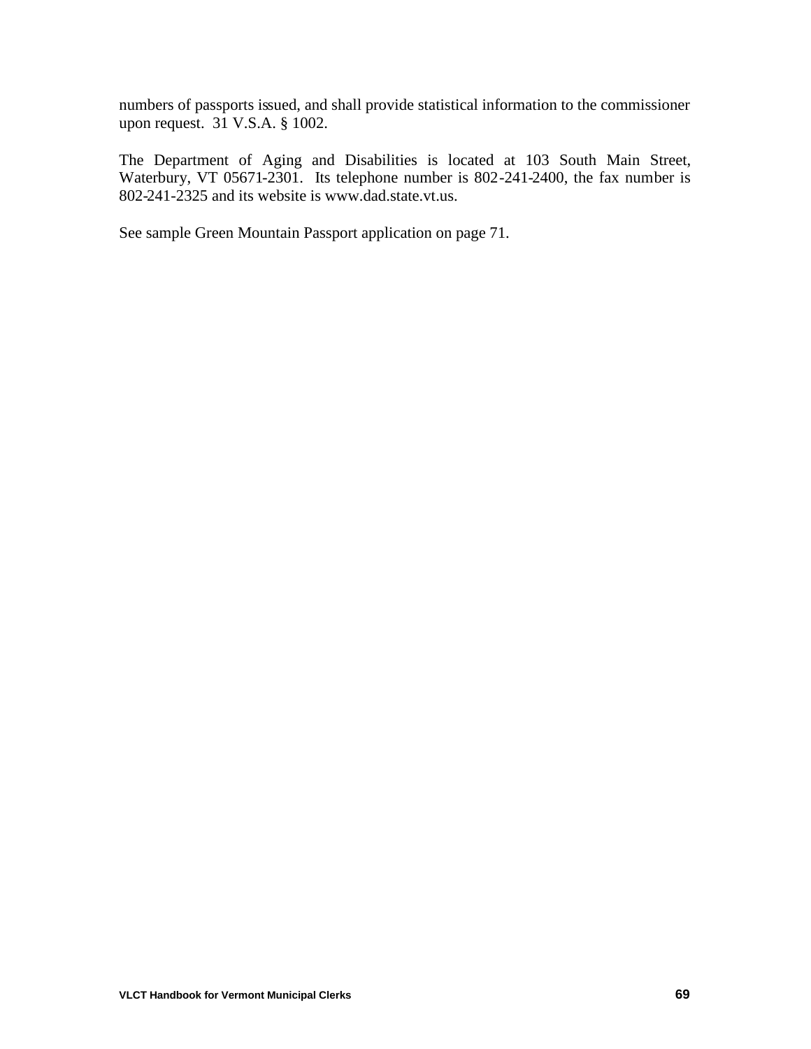numbers of passports issued, and shall provide statistical information to the commissioner upon request. 31 V.S.A. § 1002.

The Department of Aging and Disabilities is located at 103 South Main Street, Waterbury, VT 05671-2301. Its telephone number is 802-241-2400, the fax number is 802-241-2325 and its website is www.dad.state.vt.us.

See sample Green Mountain Passport application on page 71.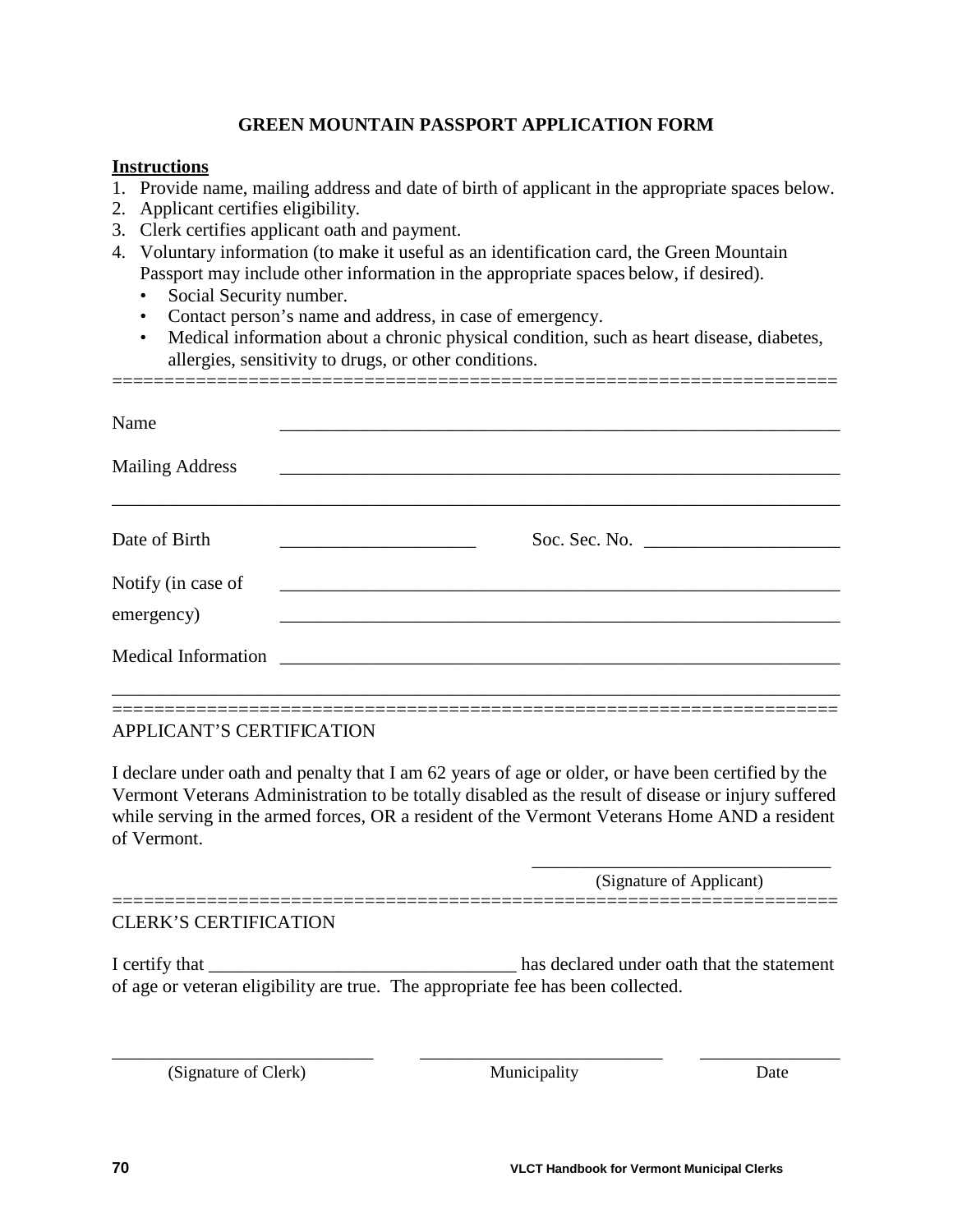## GREEN MOUNTAIN PASSPORT APPLICATION FORM

**Instructions**

1. Provide name, mailing address and date of birth of applicant in the appropriate spaces below.
2. Applicant certifies eligibility.
3. Clerk certifies applicant oath and payment.
4. Voluntary information (to make it useful as an identification card, the Green Mountain Passport may include other information in the appropriate spaces below, if desired).
   - Social Security number.
   - Contact person's name and address, in case of emergency.
   - Medical information about a chronic physical condition, such as heart disease, diabetes, allergies, sensitivity to drugs, or other conditions.

======================================================================

Name ______________________________________________________________

Mailing Address ______________________________________________________________

______________________________________________________________________

Date of Birth ____________________ Soc. Sec. No. ____________________

Notify (in case of ______________________________________________________________

emergency) ______________________________________________________________

Medical Information ______________________________________________________________

______________________________________________________________________

======================================================================

APPLICANT'S CERTIFICATION

I declare under oath and penalty that I am 62 years of age or older, or have been certified by the Vermont Veterans Administration to be totally disabled as the result of disease or injury suffered while serving in the armed forces, OR a resident of the Vermont Veterans Home AND a resident of Vermont.

______________________________
(Signature of Applicant)

======================================================================

CLERK'S CERTIFICATION

I certify that ______________________________ has declared under oath that the statement of age or veteran eligibility are true. The appropriate fee has been collected.

______________________________ ______________________________ ________________
(Signature of Clerk) Municipality Date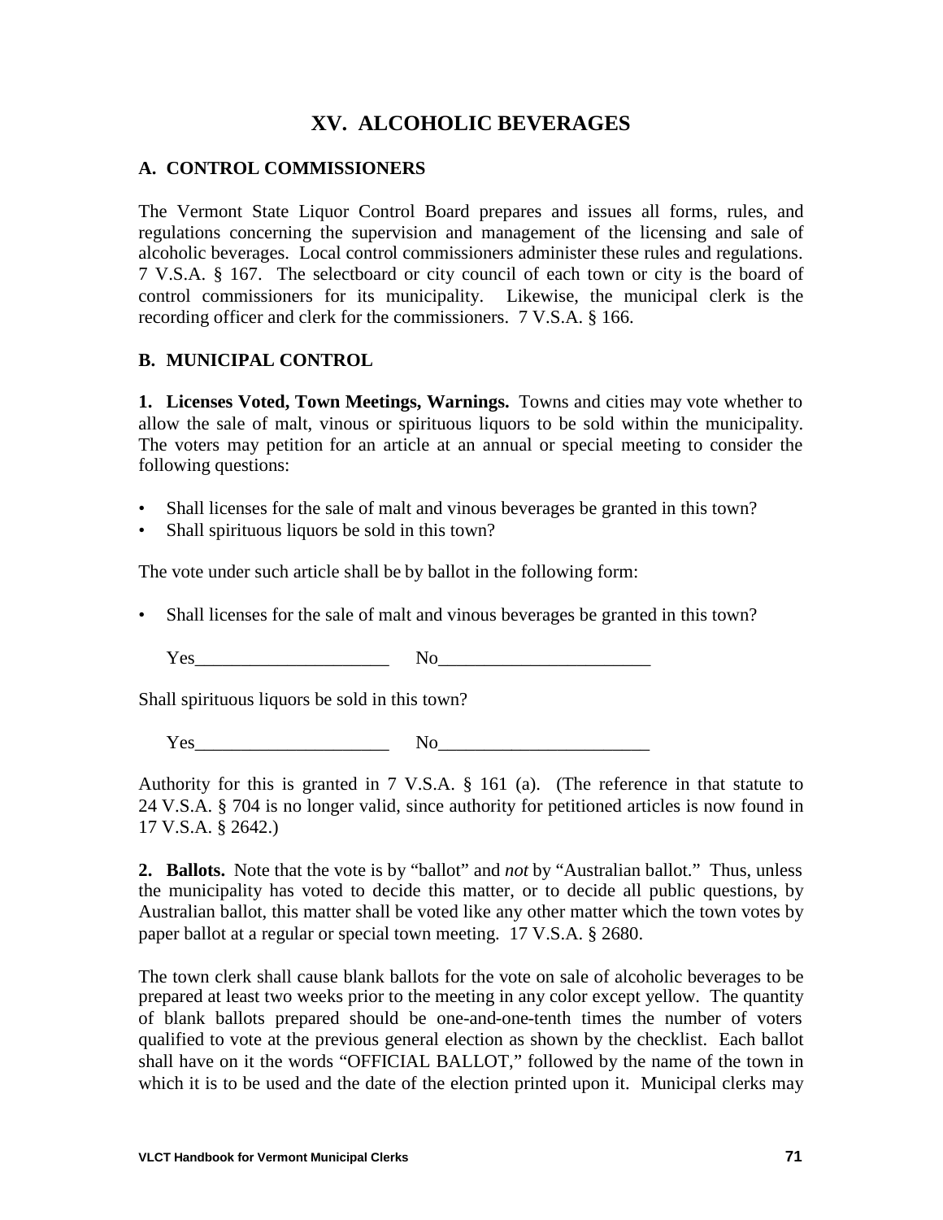# XV. ALCOHOLIC BEVERAGES

## A. CONTROL COMMISSIONERS

The Vermont State Liquor Control Board prepares and issues all forms, rules, and regulations concerning the supervision and management of the licensing and sale of alcoholic beverages. Local control commissioners administer these rules and regulations. 7 V.S.A. § 167. The selectboard or city council of each town or city is the board of control commissioners for its municipality. Likewise, the municipal clerk is the recording officer and clerk for the commissioners. 7 V.S.A. § 166.

## B. MUNICIPAL CONTROL

**1. Licenses Voted, Town Meetings, Warnings.** Towns and cities may vote whether to allow the sale of malt, vinous or spirituous liquors to be sold within the municipality. The voters may petition for an article at an annual or special meeting to consider the following questions:

- Shall licenses for the sale of malt and vinous beverages be granted in this town?
- Shall spirituous liquors be sold in this town?

The vote under such article shall be by ballot in the following form:

- Shall licenses for the sale of malt and vinous beverages be granted in this town?

  Yes_____________________ No_______________________

Shall spirituous liquors be sold in this town?

  Yes_____________________ No_______________________

Authority for this is granted in 7 V.S.A. § 161 (a). (The reference in that statute to 24 V.S.A. § 704 is no longer valid, since authority for petitioned articles is now found in 17 V.S.A. § 2642.)

**2. Ballots.** Note that the vote is by "ballot" and *not* by "Australian ballot." Thus, unless the municipality has voted to decide this matter, or to decide all public questions, by Australian ballot, this matter shall be voted like any other matter which the town votes by paper ballot at a regular or special town meeting. 17 V.S.A. § 2680.

The town clerk shall cause blank ballots for the vote on sale of alcoholic beverages to be prepared at least two weeks prior to the meeting in any color except yellow. The quantity of blank ballots prepared should be one-and-one-tenth times the number of voters qualified to vote at the previous general election as shown by the checklist. Each ballot shall have on it the words "OFFICIAL BALLOT," followed by the name of the town in which it is to be used and the date of the election printed upon it. Municipal clerks may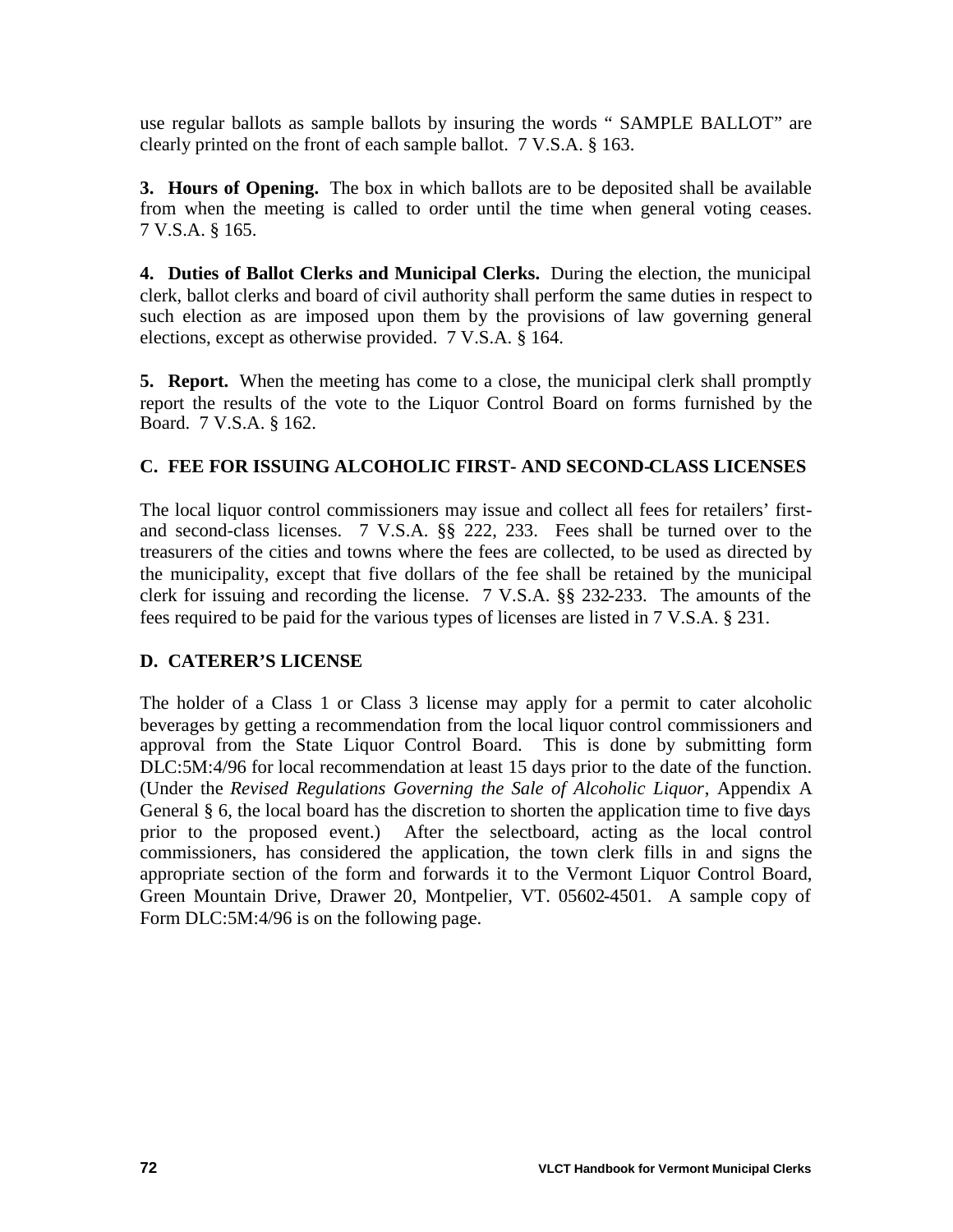use regular ballots as sample ballots by insuring the words " SAMPLE BALLOT" are clearly printed on the front of each sample ballot. 7 V.S.A. § 163.

**3. Hours of Opening.** The box in which ballots are to be deposited shall be available from when the meeting is called to order until the time when general voting ceases. 7 V.S.A. § 165.

**4. Duties of Ballot Clerks and Municipal Clerks.** During the election, the municipal clerk, ballot clerks and board of civil authority shall perform the same duties in respect to such election as are imposed upon them by the provisions of law governing general elections, except as otherwise provided. 7 V.S.A. § 164.

**5. Report.** When the meeting has come to a close, the municipal clerk shall promptly report the results of the vote to the Liquor Control Board on forms furnished by the Board. 7 V.S.A. § 162.

### C. FEE FOR ISSUING ALCOHOLIC FIRST- AND SECOND-CLASS LICENSES

The local liquor control commissioners may issue and collect all fees for retailers' first- and second-class licenses. 7 V.S.A. §§ 222, 233. Fees shall be turned over to the treasurers of the cities and towns where the fees are collected, to be used as directed by the municipality, except that five dollars of the fee shall be retained by the municipal clerk for issuing and recording the license. 7 V.S.A. §§ 232-233. The amounts of the fees required to be paid for the various types of licenses are listed in 7 V.S.A. § 231.

### D. CATERER'S LICENSE

The holder of a Class 1 or Class 3 license may apply for a permit to cater alcoholic beverages by getting a recommendation from the local liquor control commissioners and approval from the State Liquor Control Board. This is done by submitting form DLC:5M:4/96 for local recommendation at least 15 days prior to the date of the function. (Under the *Revised Regulations Governing the Sale of Alcoholic Liquor*, Appendix A General § 6, the local board has the discretion to shorten the application time to five days prior to the proposed event.) After the selectboard, acting as the local control commissioners, has considered the application, the town clerk fills in and signs the appropriate section of the form and forwards it to the Vermont Liquor Control Board, Green Mountain Drive, Drawer 20, Montpelier, VT. 05602-4501. A sample copy of Form DLC:5M:4/96 is on the following page.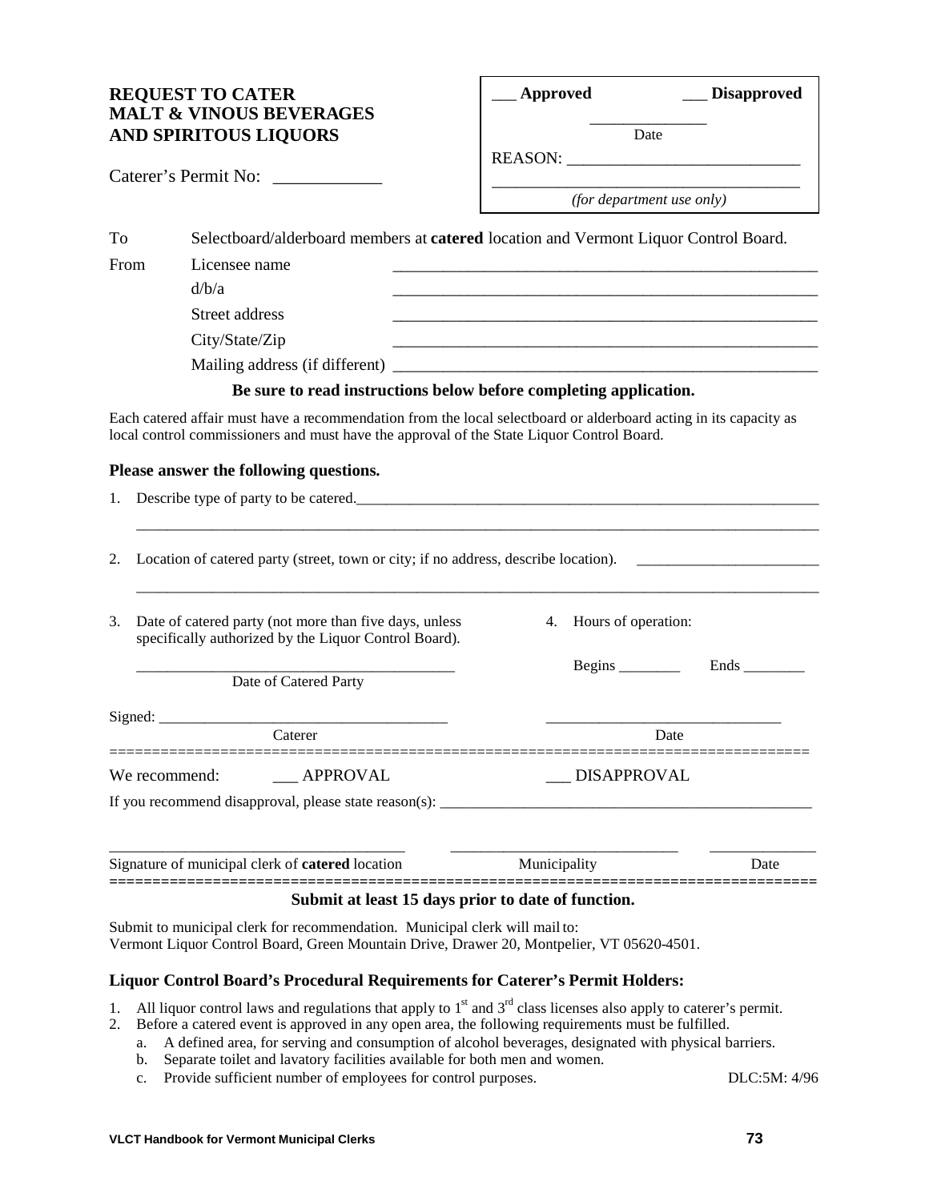**REQUEST TO CATER**
**MALT & VINOUS BEVERAGES**
**AND SPIRITOUS LIQUORS**

Caterer's Permit No: ____________

| ___ **Approved** | ___ **Disapproved** |
|---|---|
| _____________ Date | |
| REASON: ____________________________ | |
| ____________________________________ *(for department use only)* | |

To Selectboard/alderboard members at **catered** location and Vermont Liquor Control Board.

From Licensee name ____________________________________________________

d/b/a ____________________________________________________

Street address ____________________________________________________

City/State/Zip ____________________________________________________

Mailing address (if different) ____________________________________________________

**Be sure to read instructions below before completing application.**

Each catered affair must have a recommendation from the local selectboard or alderboard acting in its capacity as local control commissioners and must have the approval of the State Liquor Control Board.

**Please answer the following questions.**

1. Describe type of party to be catered.______________________________________________________________

   ______________________________________________________________________________________

2. Location of catered party (street, town or city; if no address, describe location). ________________________

   ______________________________________________________________________________________

3. Date of catered party (not more than five days, unless specifically authorized by the Liquor Control Board).

   __________________________________________
   Date of Catered Party

4. Hours of operation:

   Begins ________ Ends ________

Signed: ______________________________________ ______________________________
Caterer Date

================================================================================

We recommend: ___ APPROVAL ___ DISAPPROVAL

If you recommend disapproval, please state reason(s): __________________________________________________

______________________________________ ____________________________ _____________
Signature of municipal clerk of **catered** location Municipality Date

================================================================================

**Submit at least 15 days prior to date of function.**

Submit to municipal clerk for recommendation. Municipal clerk will mail to:
Vermont Liquor Control Board, Green Mountain Drive, Drawer 20, Montpelier, VT 05620-4501.

**Liquor Control Board's Procedural Requirements for Caterer's Permit Holders:**

1. All liquor control laws and regulations that apply to 1st and 3rd class licenses also apply to caterer's permit.
2. Before a catered event is approved in any open area, the following requirements must be fulfilled.
   a. A defined area, for serving and consumption of alcohol beverages, designated with physical barriers.
   b. Separate toilet and lavatory facilities available for both men and women.
   c. Provide sufficient number of employees for control purposes.

DLC:5M: 4/96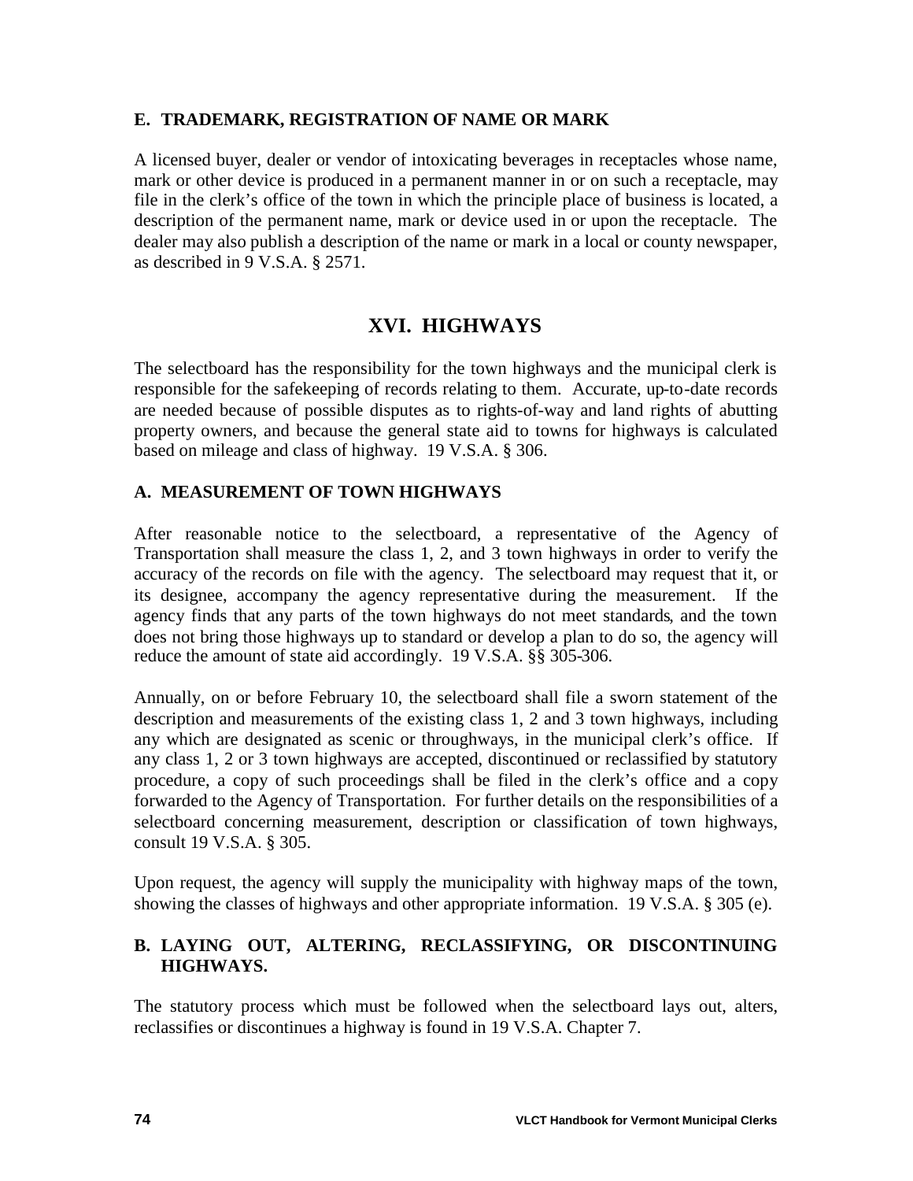### E. TRADEMARK, REGISTRATION OF NAME OR MARK

A licensed buyer, dealer or vendor of intoxicating beverages in receptacles whose name, mark or other device is produced in a permanent manner in or on such a receptacle, may file in the clerk's office of the town in which the principle place of business is located, a description of the permanent name, mark or device used in or upon the receptacle. The dealer may also publish a description of the name or mark in a local or county newspaper, as described in 9 V.S.A. § 2571.

## XVI. HIGHWAYS

The selectboard has the responsibility for the town highways and the municipal clerk is responsible for the safekeeping of records relating to them. Accurate, up-to-date records are needed because of possible disputes as to rights-of-way and land rights of abutting property owners, and because the general state aid to towns for highways is calculated based on mileage and class of highway. 19 V.S.A. § 306.

### A. MEASUREMENT OF TOWN HIGHWAYS

After reasonable notice to the selectboard, a representative of the Agency of Transportation shall measure the class 1, 2, and 3 town highways in order to verify the accuracy of the records on file with the agency. The selectboard may request that it, or its designee, accompany the agency representative during the measurement. If the agency finds that any parts of the town highways do not meet standards, and the town does not bring those highways up to standard or develop a plan to do so, the agency will reduce the amount of state aid accordingly. 19 V.S.A. §§ 305-306.

Annually, on or before February 10, the selectboard shall file a sworn statement of the description and measurements of the existing class 1, 2 and 3 town highways, including any which are designated as scenic or throughways, in the municipal clerk's office. If any class 1, 2 or 3 town highways are accepted, discontinued or reclassified by statutory procedure, a copy of such proceedings shall be filed in the clerk's office and a copy forwarded to the Agency of Transportation. For further details on the responsibilities of a selectboard concerning measurement, description or classification of town highways, consult 19 V.S.A. § 305.

Upon request, the agency will supply the municipality with highway maps of the town, showing the classes of highways and other appropriate information. 19 V.S.A. § 305 (e).

### B. LAYING OUT, ALTERING, RECLASSIFYING, OR DISCONTINUING HIGHWAYS.

The statutory process which must be followed when the selectboard lays out, alters, reclassifies or discontinues a highway is found in 19 V.S.A. Chapter 7.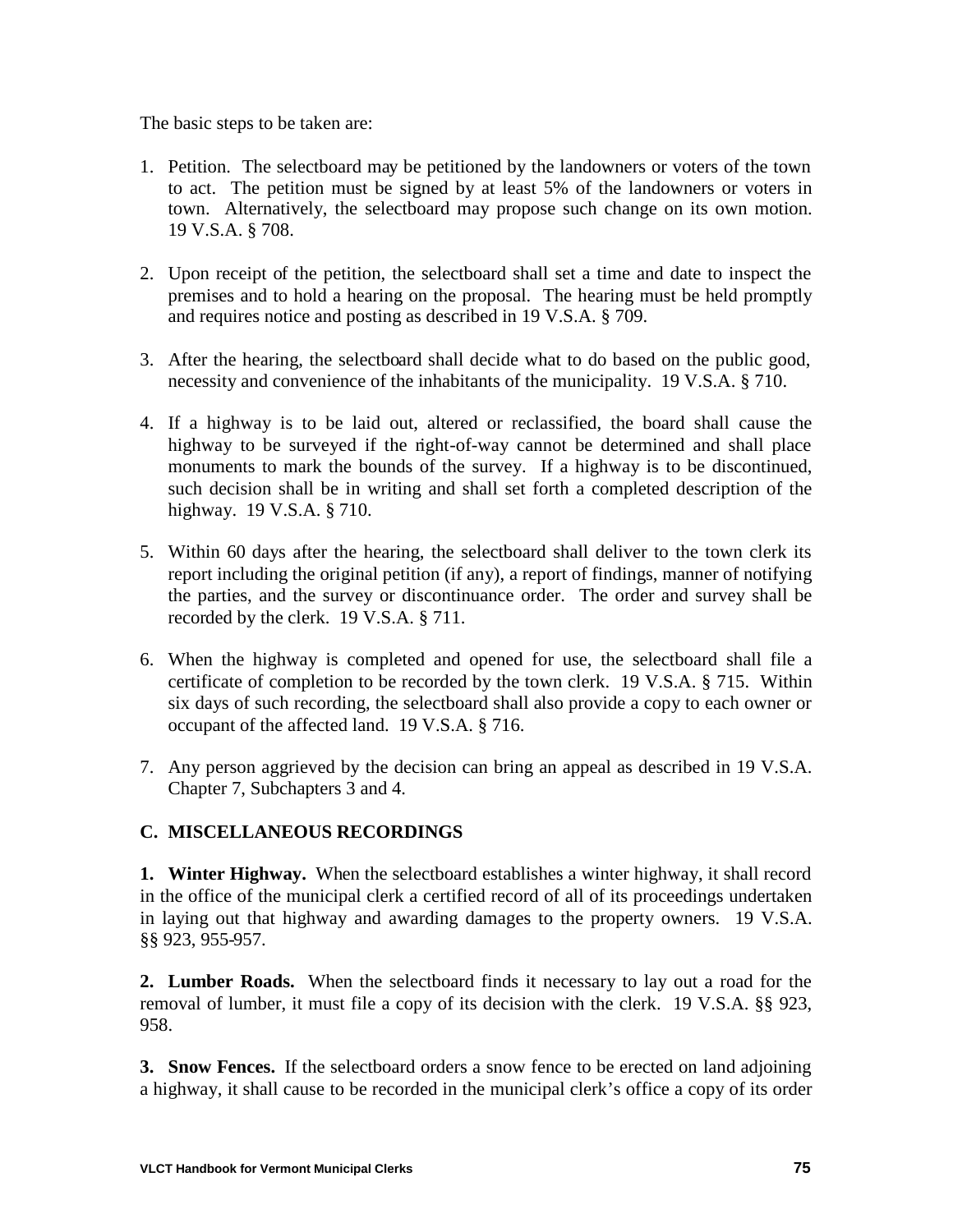The basic steps to be taken are:

1. Petition. The selectboard may be petitioned by the landowners or voters of the town to act. The petition must be signed by at least 5% of the landowners or voters in town. Alternatively, the selectboard may propose such change on its own motion. 19 V.S.A. § 708.

2. Upon receipt of the petition, the selectboard shall set a time and date to inspect the premises and to hold a hearing on the proposal. The hearing must be held promptly and requires notice and posting as described in 19 V.S.A. § 709.

3. After the hearing, the selectboard shall decide what to do based on the public good, necessity and convenience of the inhabitants of the municipality. 19 V.S.A. § 710.

4. If a highway is to be laid out, altered or reclassified, the board shall cause the highway to be surveyed if the right-of-way cannot be determined and shall place monuments to mark the bounds of the survey. If a highway is to be discontinued, such decision shall be in writing and shall set forth a completed description of the highway. 19 V.S.A. § 710.

5. Within 60 days after the hearing, the selectboard shall deliver to the town clerk its report including the original petition (if any), a report of findings, manner of notifying the parties, and the survey or discontinuance order. The order and survey shall be recorded by the clerk. 19 V.S.A. § 711.

6. When the highway is completed and opened for use, the selectboard shall file a certificate of completion to be recorded by the town clerk. 19 V.S.A. § 715. Within six days of such recording, the selectboard shall also provide a copy to each owner or occupant of the affected land. 19 V.S.A. § 716.

7. Any person aggrieved by the decision can bring an appeal as described in 19 V.S.A. Chapter 7, Subchapters 3 and 4.

## C. MISCELLANEOUS RECORDINGS

**1. Winter Highway.** When the selectboard establishes a winter highway, it shall record in the office of the municipal clerk a certified record of all of its proceedings undertaken in laying out that highway and awarding damages to the property owners. 19 V.S.A. §§ 923, 955-957.

**2. Lumber Roads.** When the selectboard finds it necessary to lay out a road for the removal of lumber, it must file a copy of its decision with the clerk. 19 V.S.A. §§ 923, 958.

**3. Snow Fences.** If the selectboard orders a snow fence to be erected on land adjoining a highway, it shall cause to be recorded in the municipal clerk's office a copy of its order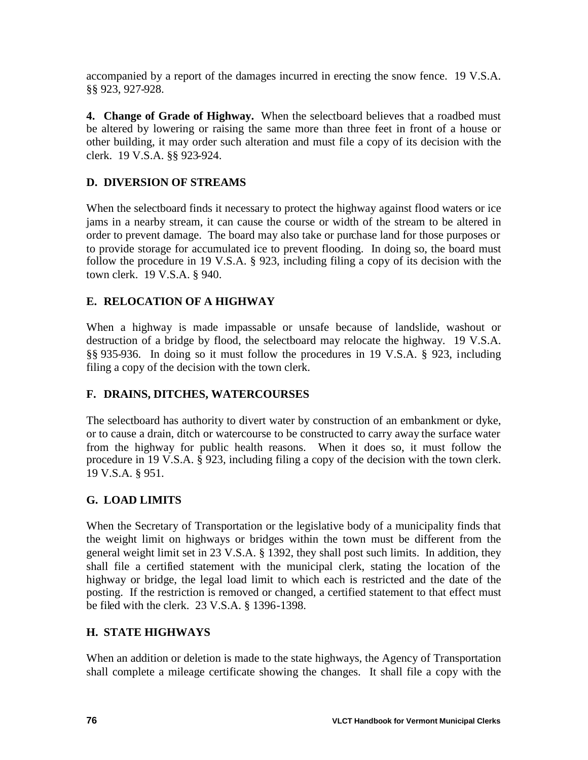accompanied by a report of the damages incurred in erecting the snow fence. 19 V.S.A. §§ 923, 927-928.

**4. Change of Grade of Highway.** When the selectboard believes that a roadbed must be altered by lowering or raising the same more than three feet in front of a house or other building, it may order such alteration and must file a copy of its decision with the clerk. 19 V.S.A. §§ 923-924.

## D. DIVERSION OF STREAMS

When the selectboard finds it necessary to protect the highway against flood waters or ice jams in a nearby stream, it can cause the course or width of the stream to be altered in order to prevent damage. The board may also take or purchase land for those purposes or to provide storage for accumulated ice to prevent flooding. In doing so, the board must follow the procedure in 19 V.S.A. § 923, including filing a copy of its decision with the town clerk. 19 V.S.A. § 940.

## E. RELOCATION OF A HIGHWAY

When a highway is made impassable or unsafe because of landslide, washout or destruction of a bridge by flood, the selectboard may relocate the highway. 19 V.S.A. §§ 935-936. In doing so it must follow the procedures in 19 V.S.A. § 923, including filing a copy of the decision with the town clerk.

## F. DRAINS, DITCHES, WATERCOURSES

The selectboard has authority to divert water by construction of an embankment or dyke, or to cause a drain, ditch or watercourse to be constructed to carry away the surface water from the highway for public health reasons. When it does so, it must follow the procedure in 19 V.S.A. § 923, including filing a copy of the decision with the town clerk. 19 V.S.A. § 951.

## G. LOAD LIMITS

When the Secretary of Transportation or the legislative body of a municipality finds that the weight limit on highways or bridges within the town must be different from the general weight limit set in 23 V.S.A. § 1392, they shall post such limits. In addition, they shall file a certified statement with the municipal clerk, stating the location of the highway or bridge, the legal load limit to which each is restricted and the date of the posting. If the restriction is removed or changed, a certified statement to that effect must be filed with the clerk. 23 V.S.A. § 1396-1398.

## H. STATE HIGHWAYS

When an addition or deletion is made to the state highways, the Agency of Transportation shall complete a mileage certificate showing the changes. It shall file a copy with the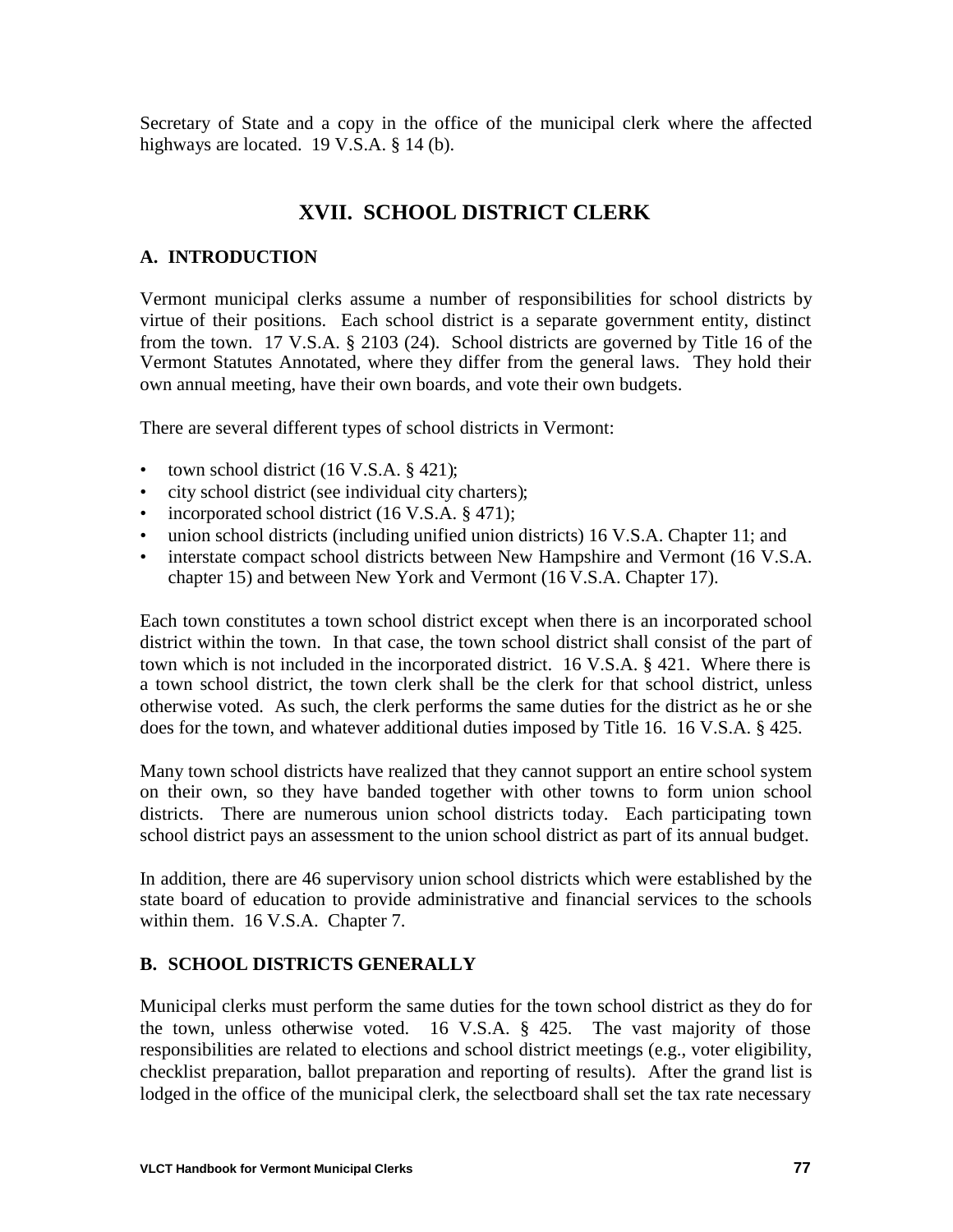Secretary of State and a copy in the office of the municipal clerk where the affected highways are located. 19 V.S.A. § 14 (b).

## XVII. SCHOOL DISTRICT CLERK

### A. INTRODUCTION

Vermont municipal clerks assume a number of responsibilities for school districts by virtue of their positions. Each school district is a separate government entity, distinct from the town. 17 V.S.A. § 2103 (24). School districts are governed by Title 16 of the Vermont Statutes Annotated, where they differ from the general laws. They hold their own annual meeting, have their own boards, and vote their own budgets.

There are several different types of school districts in Vermont:

- town school district (16 V.S.A. § 421);
- city school district (see individual city charters);
- incorporated school district (16 V.S.A. § 471);
- union school districts (including unified union districts) 16 V.S.A. Chapter 11; and
- interstate compact school districts between New Hampshire and Vermont (16 V.S.A. chapter 15) and between New York and Vermont (16 V.S.A. Chapter 17).

Each town constitutes a town school district except when there is an incorporated school district within the town. In that case, the town school district shall consist of the part of town which is not included in the incorporated district. 16 V.S.A. § 421. Where there is a town school district, the town clerk shall be the clerk for that school district, unless otherwise voted. As such, the clerk performs the same duties for the district as he or she does for the town, and whatever additional duties imposed by Title 16. 16 V.S.A. § 425.

Many town school districts have realized that they cannot support an entire school system on their own, so they have banded together with other towns to form union school districts. There are numerous union school districts today. Each participating town school district pays an assessment to the union school district as part of its annual budget.

In addition, there are 46 supervisory union school districts which were established by the state board of education to provide administrative and financial services to the schools within them. 16 V.S.A. Chapter 7.

### B. SCHOOL DISTRICTS GENERALLY

Municipal clerks must perform the same duties for the town school district as they do for the town, unless otherwise voted. 16 V.S.A. § 425. The vast majority of those responsibilities are related to elections and school district meetings (e.g., voter eligibility, checklist preparation, ballot preparation and reporting of results). After the grand list is lodged in the office of the municipal clerk, the selectboard shall set the tax rate necessary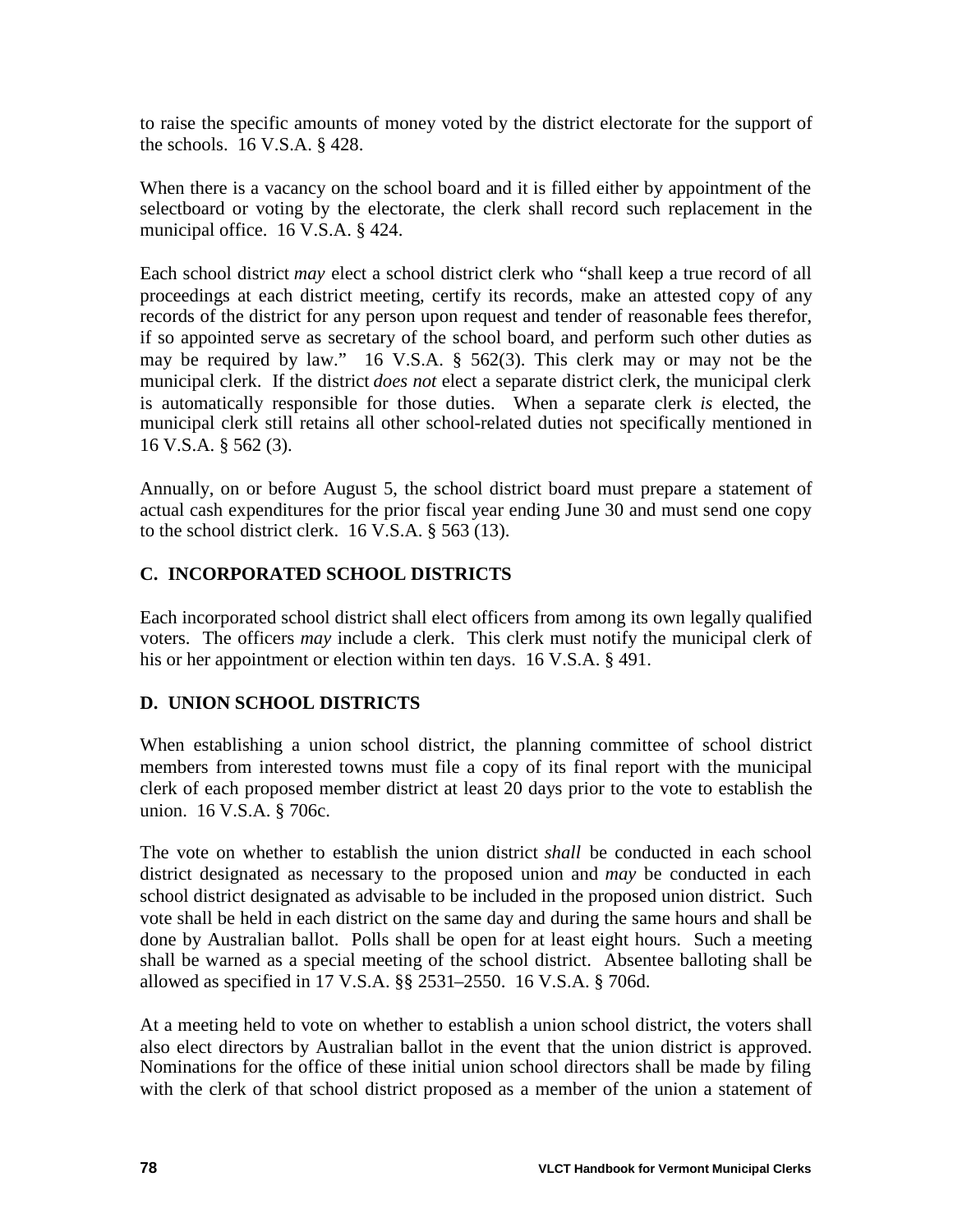to raise the specific amounts of money voted by the district electorate for the support of the schools. 16 V.S.A. § 428.

When there is a vacancy on the school board and it is filled either by appointment of the selectboard or voting by the electorate, the clerk shall record such replacement in the municipal office. 16 V.S.A. § 424.

Each school district *may* elect a school district clerk who "shall keep a true record of all proceedings at each district meeting, certify its records, make an attested copy of any records of the district for any person upon request and tender of reasonable fees therefor, if so appointed serve as secretary of the school board, and perform such other duties as may be required by law." 16 V.S.A. § 562(3). This clerk may or may not be the municipal clerk. If the district *does not* elect a separate district clerk, the municipal clerk is automatically responsible for those duties. When a separate clerk *is* elected, the municipal clerk still retains all other school-related duties not specifically mentioned in 16 V.S.A. § 562 (3).

Annually, on or before August 5, the school district board must prepare a statement of actual cash expenditures for the prior fiscal year ending June 30 and must send one copy to the school district clerk. 16 V.S.A. § 563 (13).

## C. INCORPORATED SCHOOL DISTRICTS

Each incorporated school district shall elect officers from among its own legally qualified voters. The officers *may* include a clerk. This clerk must notify the municipal clerk of his or her appointment or election within ten days. 16 V.S.A. § 491.

## D. UNION SCHOOL DISTRICTS

When establishing a union school district, the planning committee of school district members from interested towns must file a copy of its final report with the municipal clerk of each proposed member district at least 20 days prior to the vote to establish the union. 16 V.S.A. § 706c.

The vote on whether to establish the union district *shall* be conducted in each school district designated as necessary to the proposed union and *may* be conducted in each school district designated as advisable to be included in the proposed union district. Such vote shall be held in each district on the same day and during the same hours and shall be done by Australian ballot. Polls shall be open for at least eight hours. Such a meeting shall be warned as a special meeting of the school district. Absentee balloting shall be allowed as specified in 17 V.S.A. §§ 2531–2550. 16 V.S.A. § 706d.

At a meeting held to vote on whether to establish a union school district, the voters shall also elect directors by Australian ballot in the event that the union district is approved. Nominations for the office of these initial union school directors shall be made by filing with the clerk of that school district proposed as a member of the union a statement of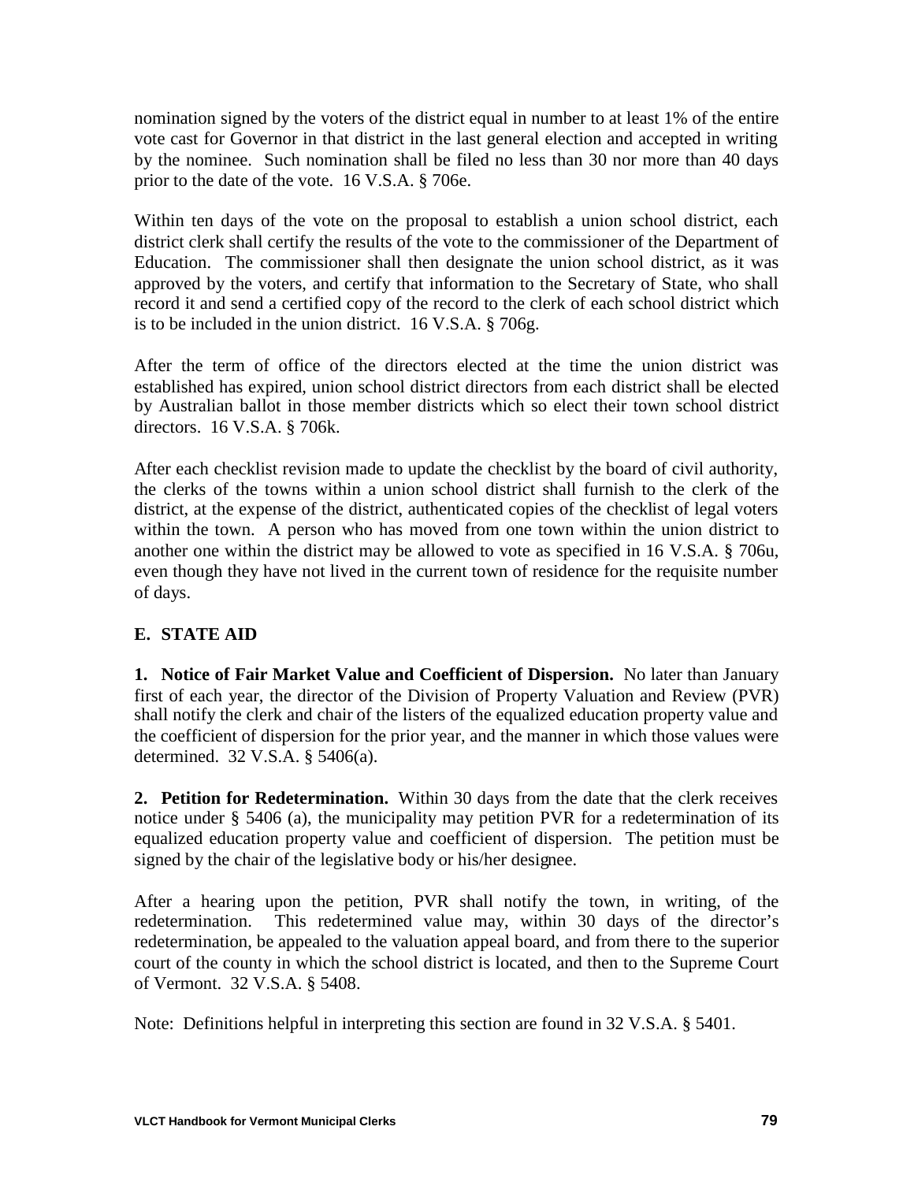nomination signed by the voters of the district equal in number to at least 1% of the entire vote cast for Governor in that district in the last general election and accepted in writing by the nominee. Such nomination shall be filed no less than 30 nor more than 40 days prior to the date of the vote. 16 V.S.A. § 706e.

Within ten days of the vote on the proposal to establish a union school district, each district clerk shall certify the results of the vote to the commissioner of the Department of Education. The commissioner shall then designate the union school district, as it was approved by the voters, and certify that information to the Secretary of State, who shall record it and send a certified copy of the record to the clerk of each school district which is to be included in the union district. 16 V.S.A. § 706g.

After the term of office of the directors elected at the time the union district was established has expired, union school district directors from each district shall be elected by Australian ballot in those member districts which so elect their town school district directors. 16 V.S.A. § 706k.

After each checklist revision made to update the checklist by the board of civil authority, the clerks of the towns within a union school district shall furnish to the clerk of the district, at the expense of the district, authenticated copies of the checklist of legal voters within the town. A person who has moved from one town within the union district to another one within the district may be allowed to vote as specified in 16 V.S.A. § 706u, even though they have not lived in the current town of residence for the requisite number of days.

## E. STATE AID

**1. Notice of Fair Market Value and Coefficient of Dispersion.** No later than January first of each year, the director of the Division of Property Valuation and Review (PVR) shall notify the clerk and chair of the listers of the equalized education property value and the coefficient of dispersion for the prior year, and the manner in which those values were determined. 32 V.S.A. § 5406(a).

**2. Petition for Redetermination.** Within 30 days from the date that the clerk receives notice under § 5406 (a), the municipality may petition PVR for a redetermination of its equalized education property value and coefficient of dispersion. The petition must be signed by the chair of the legislative body or his/her designee.

After a hearing upon the petition, PVR shall notify the town, in writing, of the redetermination. This redetermined value may, within 30 days of the director's redetermination, be appealed to the valuation appeal board, and from there to the superior court of the county in which the school district is located, and then to the Supreme Court of Vermont. 32 V.S.A. § 5408.

Note: Definitions helpful in interpreting this section are found in 32 V.S.A. § 5401.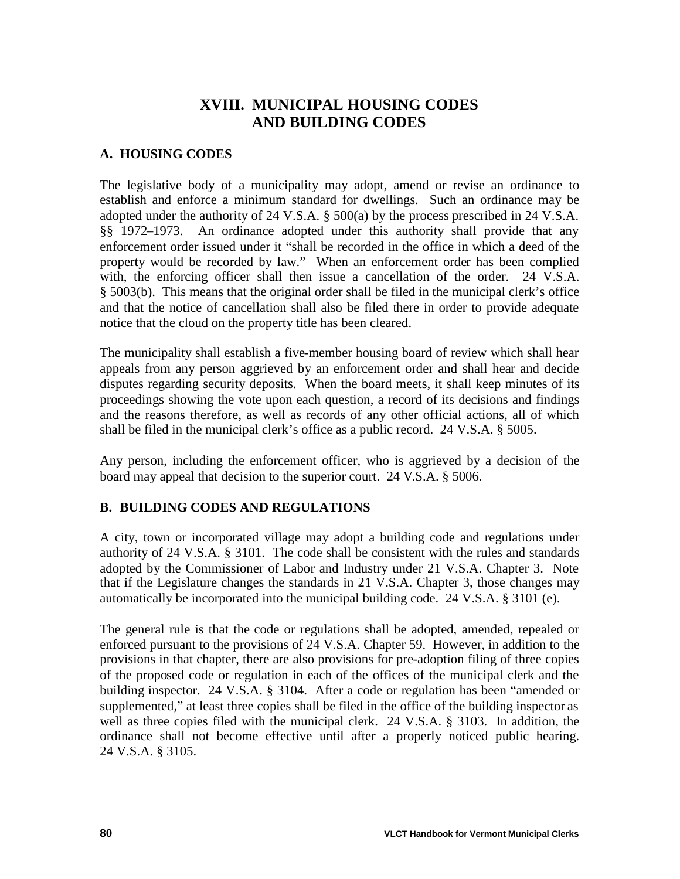# XVIII. MUNICIPAL HOUSING CODES AND BUILDING CODES

## A. HOUSING CODES

The legislative body of a municipality may adopt, amend or revise an ordinance to establish and enforce a minimum standard for dwellings. Such an ordinance may be adopted under the authority of 24 V.S.A. § 500(a) by the process prescribed in 24 V.S.A. §§ 1972–1973. An ordinance adopted under this authority shall provide that any enforcement order issued under it "shall be recorded in the office in which a deed of the property would be recorded by law." When an enforcement order has been complied with, the enforcing officer shall then issue a cancellation of the order. 24 V.S.A. § 5003(b). This means that the original order shall be filed in the municipal clerk's office and that the notice of cancellation shall also be filed there in order to provide adequate notice that the cloud on the property title has been cleared.

The municipality shall establish a five-member housing board of review which shall hear appeals from any person aggrieved by an enforcement order and shall hear and decide disputes regarding security deposits. When the board meets, it shall keep minutes of its proceedings showing the vote upon each question, a record of its decisions and findings and the reasons therefore, as well as records of any other official actions, all of which shall be filed in the municipal clerk's office as a public record. 24 V.S.A. § 5005.

Any person, including the enforcement officer, who is aggrieved by a decision of the board may appeal that decision to the superior court. 24 V.S.A. § 5006.

## B. BUILDING CODES AND REGULATIONS

A city, town or incorporated village may adopt a building code and regulations under authority of 24 V.S.A. § 3101. The code shall be consistent with the rules and standards adopted by the Commissioner of Labor and Industry under 21 V.S.A. Chapter 3. Note that if the Legislature changes the standards in 21 V.S.A. Chapter 3, those changes may automatically be incorporated into the municipal building code. 24 V.S.A. § 3101 (e).

The general rule is that the code or regulations shall be adopted, amended, repealed or enforced pursuant to the provisions of 24 V.S.A. Chapter 59. However, in addition to the provisions in that chapter, there are also provisions for pre-adoption filing of three copies of the proposed code or regulation in each of the offices of the municipal clerk and the building inspector. 24 V.S.A. § 3104. After a code or regulation has been "amended or supplemented," at least three copies shall be filed in the office of the building inspector as well as three copies filed with the municipal clerk. 24 V.S.A. § 3103. In addition, the ordinance shall not become effective until after a properly noticed public hearing. 24 V.S.A. § 3105.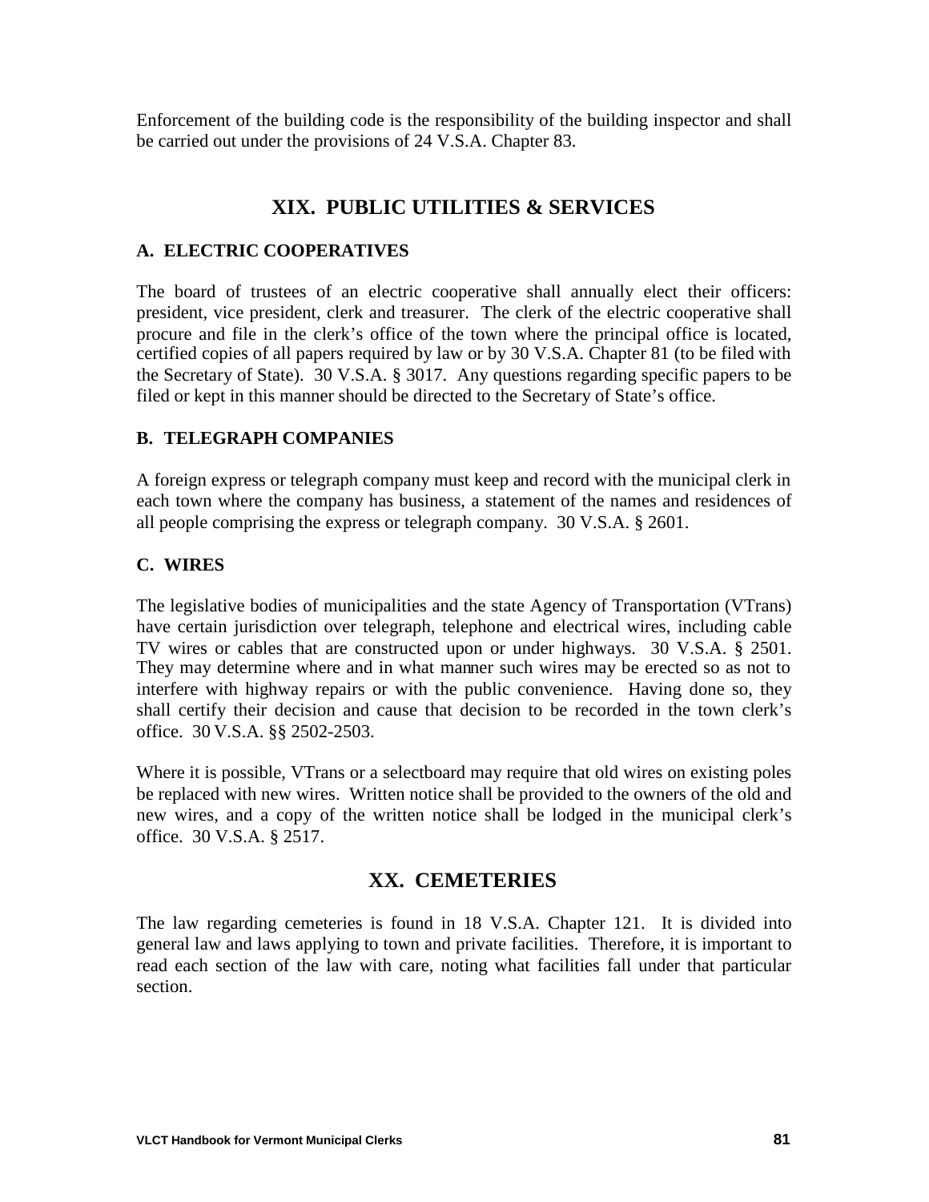Enforcement of the building code is the responsibility of the building inspector and shall be carried out under the provisions of 24 V.S.A. Chapter 83.

## XIX. PUBLIC UTILITIES & SERVICES

### A. ELECTRIC COOPERATIVES

The board of trustees of an electric cooperative shall annually elect their officers: president, vice president, clerk and treasurer. The clerk of the electric cooperative shall procure and file in the clerk's office of the town where the principal office is located, certified copies of all papers required by law or by 30 V.S.A. Chapter 81 (to be filed with the Secretary of State). 30 V.S.A. § 3017. Any questions regarding specific papers to be filed or kept in this manner should be directed to the Secretary of State's office.

### B. TELEGRAPH COMPANIES

A foreign express or telegraph company must keep and record with the municipal clerk in each town where the company has business, a statement of the names and residences of all people comprising the express or telegraph company. 30 V.S.A. § 2601.

### C. WIRES

The legislative bodies of municipalities and the state Agency of Transportation (VTrans) have certain jurisdiction over telegraph, telephone and electrical wires, including cable TV wires or cables that are constructed upon or under highways. 30 V.S.A. § 2501. They may determine where and in what manner such wires may be erected so as not to interfere with highway repairs or with the public convenience. Having done so, they shall certify their decision and cause that decision to be recorded in the town clerk's office. 30 V.S.A. §§ 2502-2503.

Where it is possible, VTrans or a selectboard may require that old wires on existing poles be replaced with new wires. Written notice shall be provided to the owners of the old and new wires, and a copy of the written notice shall be lodged in the municipal clerk's office. 30 V.S.A. § 2517.

## XX. CEMETERIES

The law regarding cemeteries is found in 18 V.S.A. Chapter 121. It is divided into general law and laws applying to town and private facilities. Therefore, it is important to read each section of the law with care, noting what facilities fall under that particular section.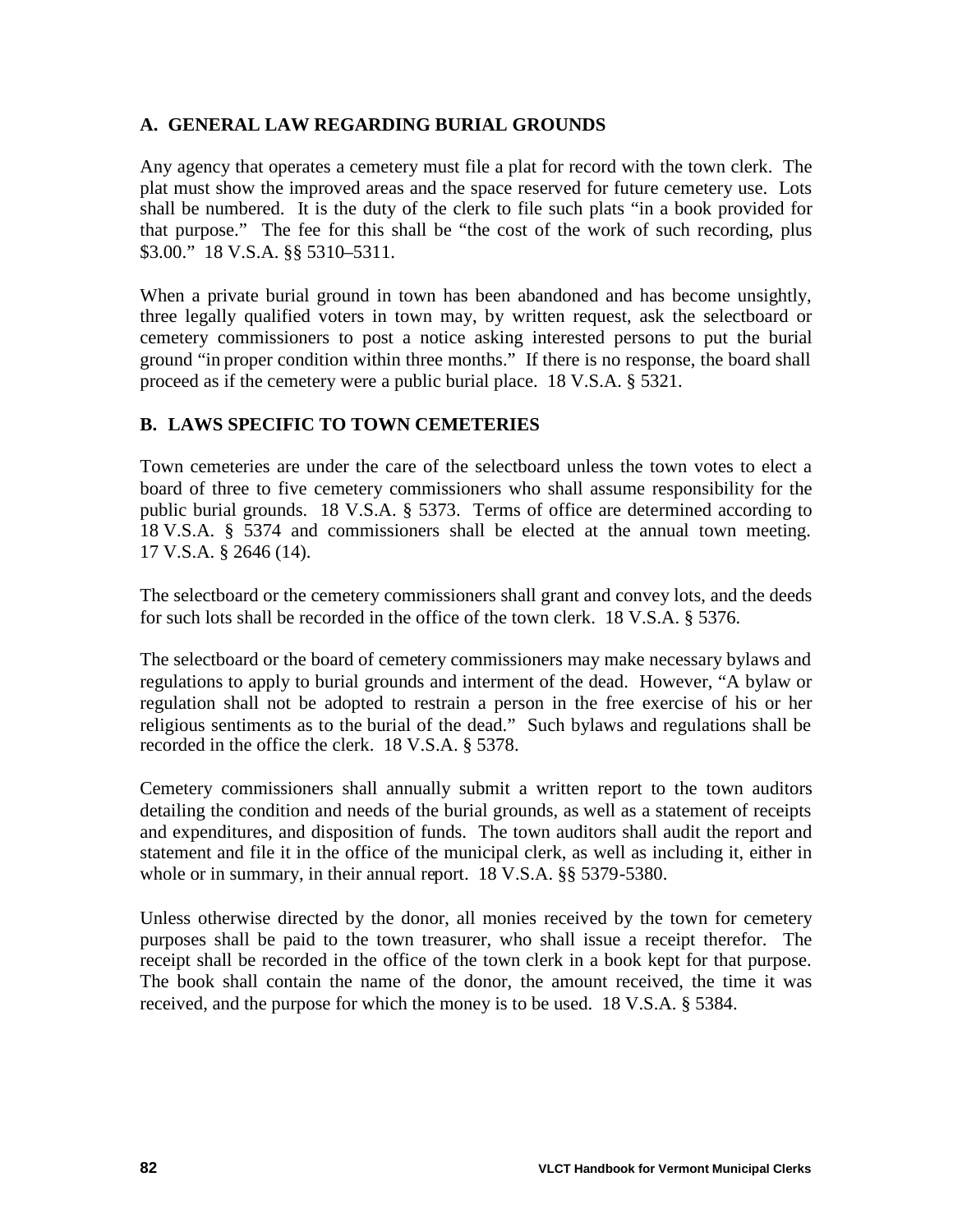## A. GENERAL LAW REGARDING BURIAL GROUNDS

Any agency that operates a cemetery must file a plat for record with the town clerk. The plat must show the improved areas and the space reserved for future cemetery use. Lots shall be numbered. It is the duty of the clerk to file such plats "in a book provided for that purpose." The fee for this shall be "the cost of the work of such recording, plus $3.00." 18 V.S.A. §§ 5310–5311.

When a private burial ground in town has been abandoned and has become unsightly, three legally qualified voters in town may, by written request, ask the selectboard or cemetery commissioners to post a notice asking interested persons to put the burial ground "in proper condition within three months." If there is no response, the board shall proceed as if the cemetery were a public burial place. 18 V.S.A. § 5321.

## B. LAWS SPECIFIC TO TOWN CEMETERIES

Town cemeteries are under the care of the selectboard unless the town votes to elect a board of three to five cemetery commissioners who shall assume responsibility for the public burial grounds. 18 V.S.A. § 5373. Terms of office are determined according to 18 V.S.A. § 5374 and commissioners shall be elected at the annual town meeting. 17 V.S.A. § 2646 (14).

The selectboard or the cemetery commissioners shall grant and convey lots, and the deeds for such lots shall be recorded in the office of the town clerk. 18 V.S.A. § 5376.

The selectboard or the board of cemetery commissioners may make necessary bylaws and regulations to apply to burial grounds and interment of the dead. However, "A bylaw or regulation shall not be adopted to restrain a person in the free exercise of his or her religious sentiments as to the burial of the dead." Such bylaws and regulations shall be recorded in the office the clerk. 18 V.S.A. § 5378.

Cemetery commissioners shall annually submit a written report to the town auditors detailing the condition and needs of the burial grounds, as well as a statement of receipts and expenditures, and disposition of funds. The town auditors shall audit the report and statement and file it in the office of the municipal clerk, as well as including it, either in whole or in summary, in their annual report. 18 V.S.A. §§ 5379-5380.

Unless otherwise directed by the donor, all monies received by the town for cemetery purposes shall be paid to the town treasurer, who shall issue a receipt therefor. The receipt shall be recorded in the office of the town clerk in a book kept for that purpose. The book shall contain the name of the donor, the amount received, the time it was received, and the purpose for which the money is to be used. 18 V.S.A. § 5384.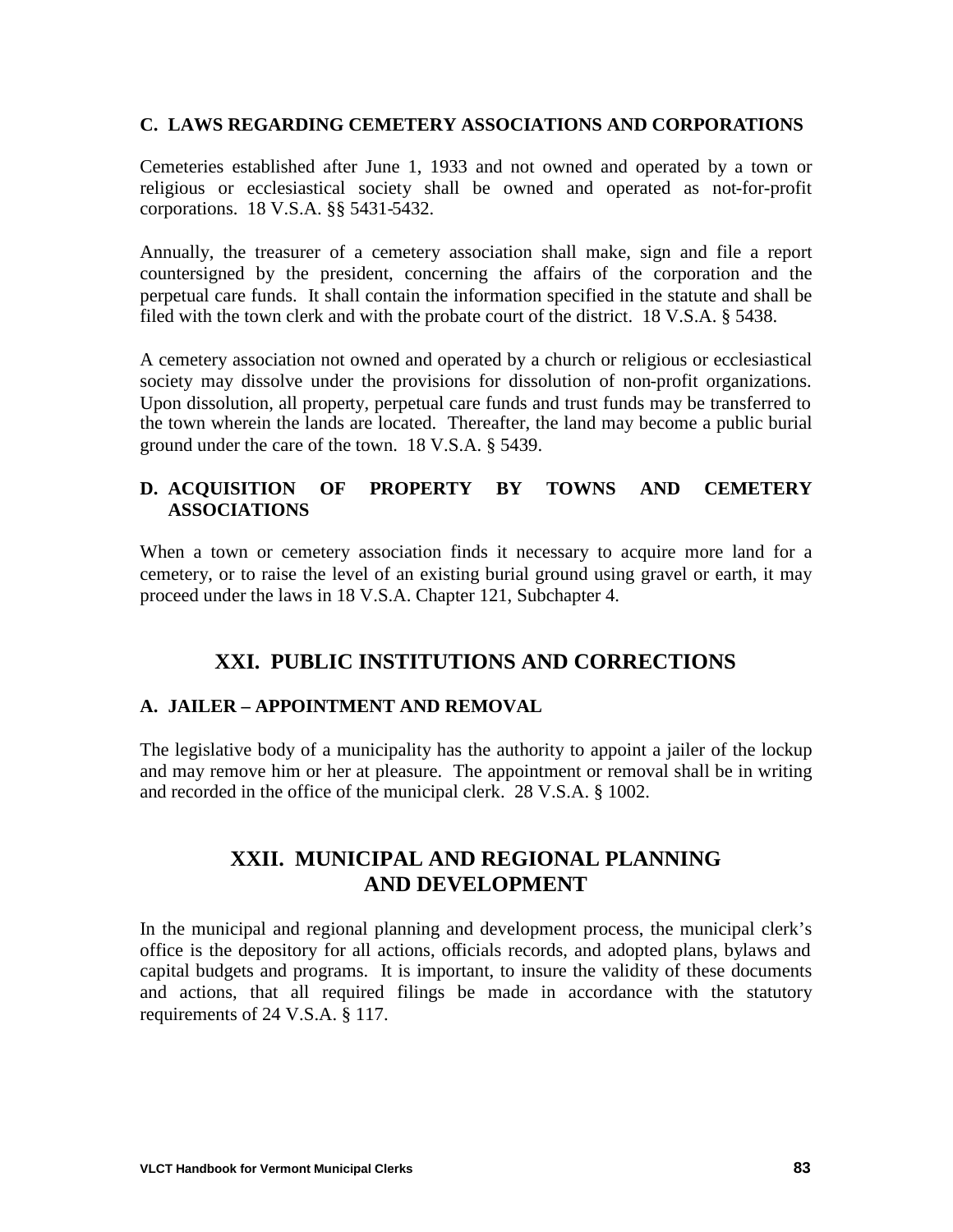### C. LAWS REGARDING CEMETERY ASSOCIATIONS AND CORPORATIONS

Cemeteries established after June 1, 1933 and not owned and operated by a town or religious or ecclesiastical society shall be owned and operated as not-for-profit corporations. 18 V.S.A. §§ 5431-5432.

Annually, the treasurer of a cemetery association shall make, sign and file a report countersigned by the president, concerning the affairs of the corporation and the perpetual care funds. It shall contain the information specified in the statute and shall be filed with the town clerk and with the probate court of the district. 18 V.S.A. § 5438.

A cemetery association not owned and operated by a church or religious or ecclesiastical society may dissolve under the provisions for dissolution of non-profit organizations. Upon dissolution, all property, perpetual care funds and trust funds may be transferred to the town wherein the lands are located. Thereafter, the land may become a public burial ground under the care of the town. 18 V.S.A. § 5439.

### D. ACQUISITION OF PROPERTY BY TOWNS AND CEMETERY ASSOCIATIONS

When a town or cemetery association finds it necessary to acquire more land for a cemetery, or to raise the level of an existing burial ground using gravel or earth, it may proceed under the laws in 18 V.S.A. Chapter 121, Subchapter 4.

## XXI. PUBLIC INSTITUTIONS AND CORRECTIONS

### A. JAILER – APPOINTMENT AND REMOVAL

The legislative body of a municipality has the authority to appoint a jailer of the lockup and may remove him or her at pleasure. The appointment or removal shall be in writing and recorded in the office of the municipal clerk. 28 V.S.A. § 1002.

## XXII. MUNICIPAL AND REGIONAL PLANNING AND DEVELOPMENT

In the municipal and regional planning and development process, the municipal clerk's office is the depository for all actions, officials records, and adopted plans, bylaws and capital budgets and programs. It is important, to insure the validity of these documents and actions, that all required filings be made in accordance with the statutory requirements of 24 V.S.A. § 117.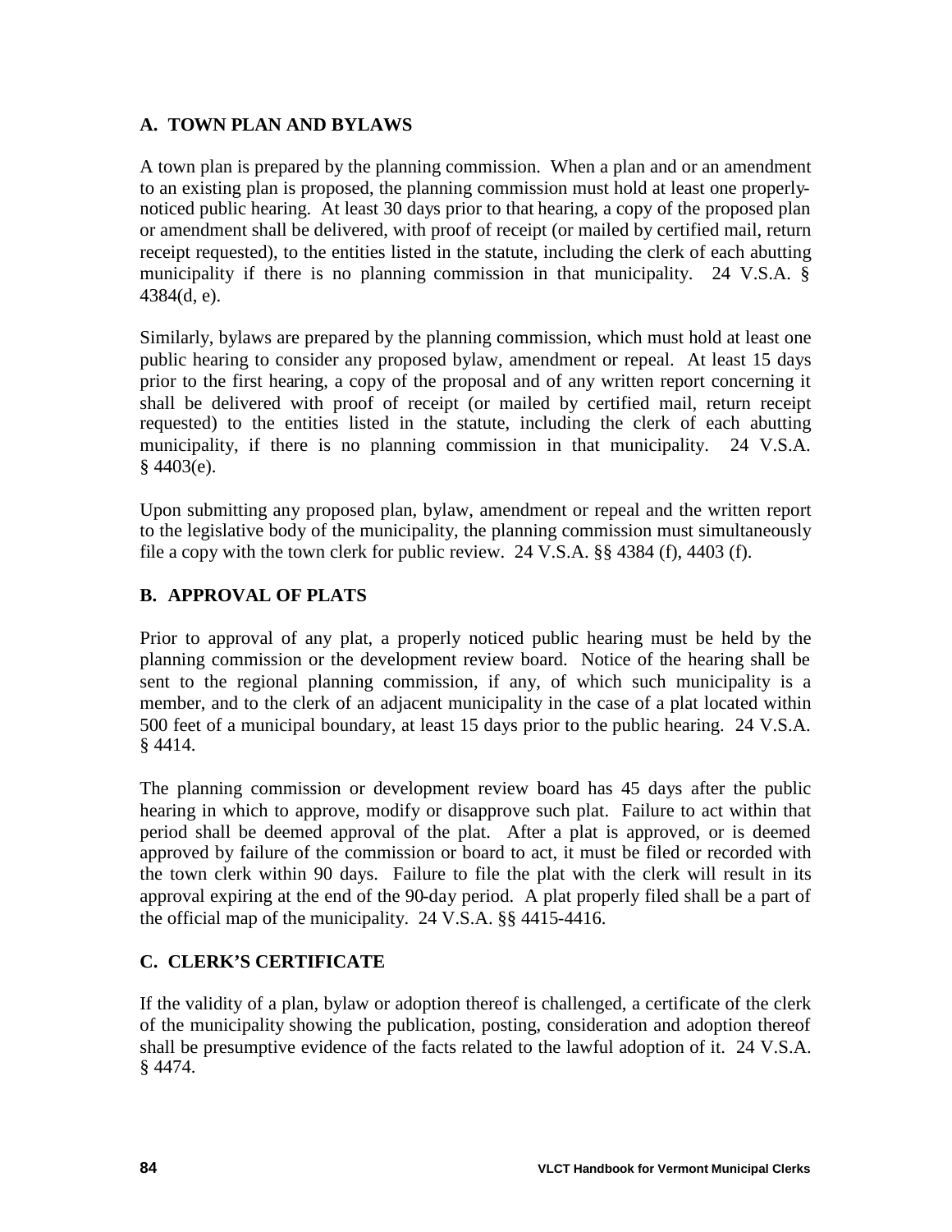## A. TOWN PLAN AND BYLAWS

A town plan is prepared by the planning commission. When a plan and or an amendment to an existing plan is proposed, the planning commission must hold at least one properly-noticed public hearing. At least 30 days prior to that hearing, a copy of the proposed plan or amendment shall be delivered, with proof of receipt (or mailed by certified mail, return receipt requested), to the entities listed in the statute, including the clerk of each abutting municipality if there is no planning commission in that municipality. 24 V.S.A. § 4384(d, e).

Similarly, bylaws are prepared by the planning commission, which must hold at least one public hearing to consider any proposed bylaw, amendment or repeal. At least 15 days prior to the first hearing, a copy of the proposal and of any written report concerning it shall be delivered with proof of receipt (or mailed by certified mail, return receipt requested) to the entities listed in the statute, including the clerk of each abutting municipality, if there is no planning commission in that municipality. 24 V.S.A. § 4403(e).

Upon submitting any proposed plan, bylaw, amendment or repeal and the written report to the legislative body of the municipality, the planning commission must simultaneously file a copy with the town clerk for public review. 24 V.S.A. §§ 4384 (f), 4403 (f).

## B. APPROVAL OF PLATS

Prior to approval of any plat, a properly noticed public hearing must be held by the planning commission or the development review board. Notice of the hearing shall be sent to the regional planning commission, if any, of which such municipality is a member, and to the clerk of an adjacent municipality in the case of a plat located within 500 feet of a municipal boundary, at least 15 days prior to the public hearing. 24 V.S.A. § 4414.

The planning commission or development review board has 45 days after the public hearing in which to approve, modify or disapprove such plat. Failure to act within that period shall be deemed approval of the plat. After a plat is approved, or is deemed approved by failure of the commission or board to act, it must be filed or recorded with the town clerk within 90 days. Failure to file the plat with the clerk will result in its approval expiring at the end of the 90-day period. A plat properly filed shall be a part of the official map of the municipality. 24 V.S.A. §§ 4415-4416.

## C. CLERK'S CERTIFICATE

If the validity of a plan, bylaw or adoption thereof is challenged, a certificate of the clerk of the municipality showing the publication, posting, consideration and adoption thereof shall be presumptive evidence of the facts related to the lawful adoption of it. 24 V.S.A. § 4474.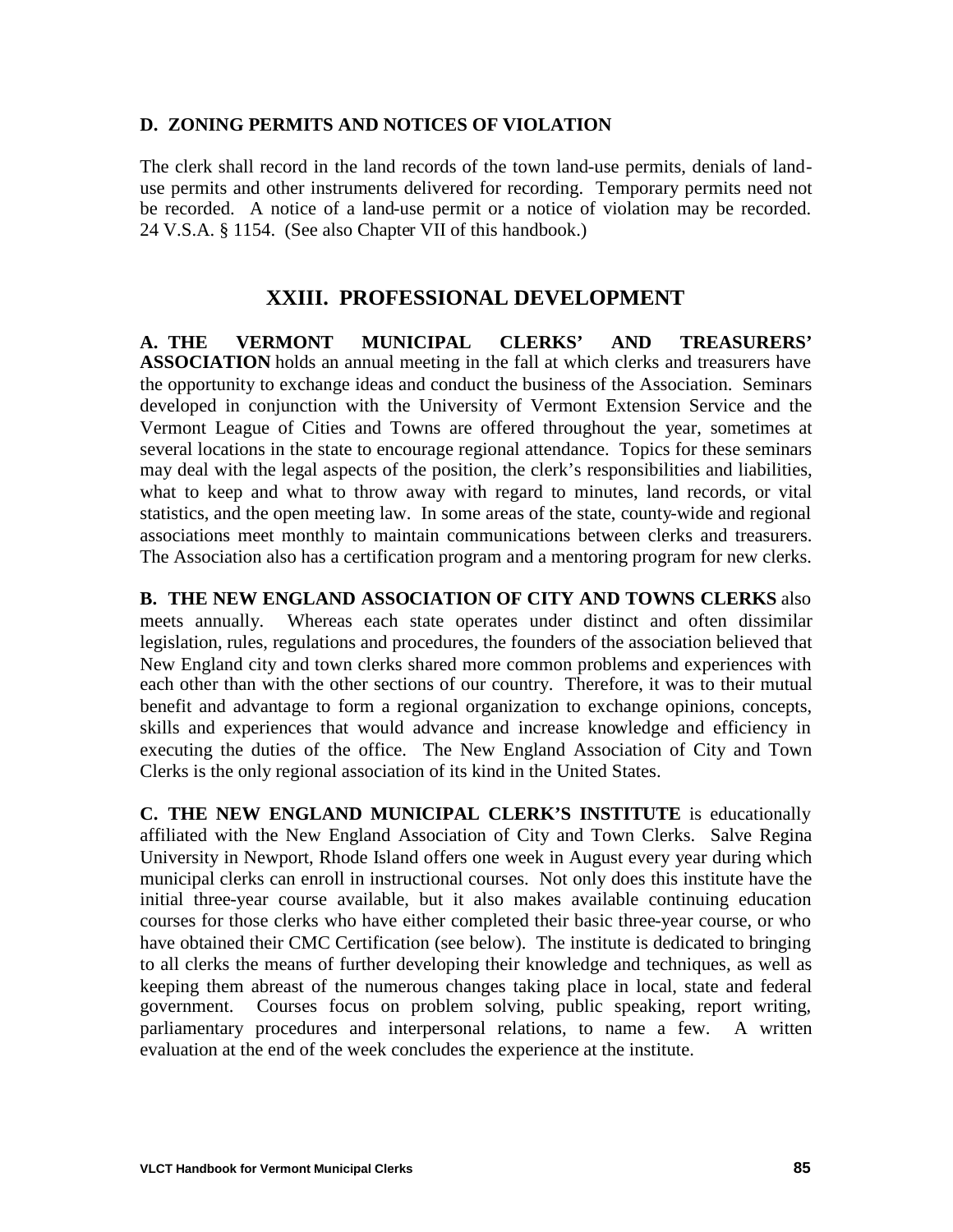### D. ZONING PERMITS AND NOTICES OF VIOLATION

The clerk shall record in the land records of the town land-use permits, denials of land-use permits and other instruments delivered for recording. Temporary permits need not be recorded. A notice of a land-use permit or a notice of violation may be recorded. 24 V.S.A. § 1154. (See also Chapter VII of this handbook.)

## XXIII. PROFESSIONAL DEVELOPMENT

**A. THE VERMONT MUNICIPAL CLERKS' AND TREASURERS' ASSOCIATION** holds an annual meeting in the fall at which clerks and treasurers have the opportunity to exchange ideas and conduct the business of the Association. Seminars developed in conjunction with the University of Vermont Extension Service and the Vermont League of Cities and Towns are offered throughout the year, sometimes at several locations in the state to encourage regional attendance. Topics for these seminars may deal with the legal aspects of the position, the clerk's responsibilities and liabilities, what to keep and what to throw away with regard to minutes, land records, or vital statistics, and the open meeting law. In some areas of the state, county-wide and regional associations meet monthly to maintain communications between clerks and treasurers. The Association also has a certification program and a mentoring program for new clerks.

**B. THE NEW ENGLAND ASSOCIATION OF CITY AND TOWNS CLERKS** also meets annually. Whereas each state operates under distinct and often dissimilar legislation, rules, regulations and procedures, the founders of the association believed that New England city and town clerks shared more common problems and experiences with each other than with the other sections of our country. Therefore, it was to their mutual benefit and advantage to form a regional organization to exchange opinions, concepts, skills and experiences that would advance and increase knowledge and efficiency in executing the duties of the office. The New England Association of City and Town Clerks is the only regional association of its kind in the United States.

**C. THE NEW ENGLAND MUNICIPAL CLERK'S INSTITUTE** is educationally affiliated with the New England Association of City and Town Clerks. Salve Regina University in Newport, Rhode Island offers one week in August every year during which municipal clerks can enroll in instructional courses. Not only does this institute have the initial three-year course available, but it also makes available continuing education courses for those clerks who have either completed their basic three-year course, or who have obtained their CMC Certification (see below). The institute is dedicated to bringing to all clerks the means of further developing their knowledge and techniques, as well as keeping them abreast of the numerous changes taking place in local, state and federal government. Courses focus on problem solving, public speaking, report writing, parliamentary procedures and interpersonal relations, to name a few. A written evaluation at the end of the week concludes the experience at the institute.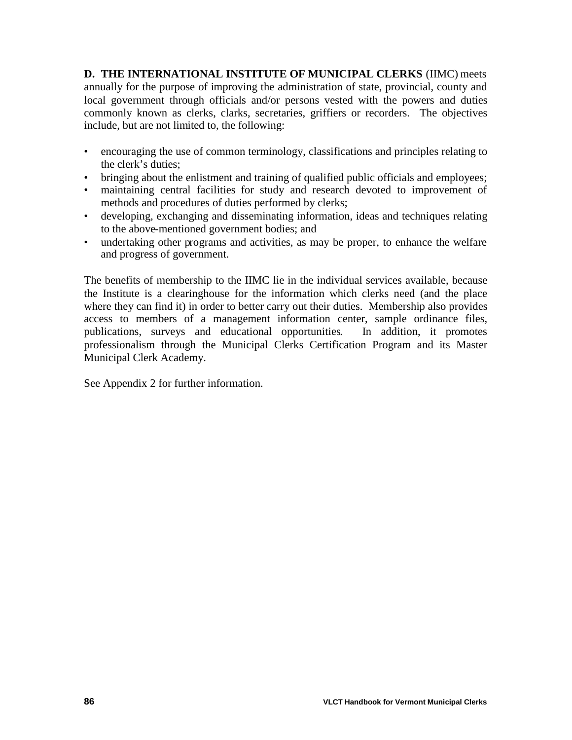**D. THE INTERNATIONAL INSTITUTE OF MUNICIPAL CLERKS** (IIMC) meets annually for the purpose of improving the administration of state, provincial, county and local government through officials and/or persons vested with the powers and duties commonly known as clerks, clarks, secretaries, griffiers or recorders. The objectives include, but are not limited to, the following:

- encouraging the use of common terminology, classifications and principles relating to the clerk's duties;
- bringing about the enlistment and training of qualified public officials and employees;
- maintaining central facilities for study and research devoted to improvement of methods and procedures of duties performed by clerks;
- developing, exchanging and disseminating information, ideas and techniques relating to the above-mentioned government bodies; and
- undertaking other programs and activities, as may be proper, to enhance the welfare and progress of government.

The benefits of membership to the IIMC lie in the individual services available, because the Institute is a clearinghouse for the information which clerks need (and the place where they can find it) in order to better carry out their duties. Membership also provides access to members of a management information center, sample ordinance files, publications, surveys and educational opportunities. In addition, it promotes professionalism through the Municipal Clerks Certification Program and its Master Municipal Clerk Academy.

See Appendix 2 for further information.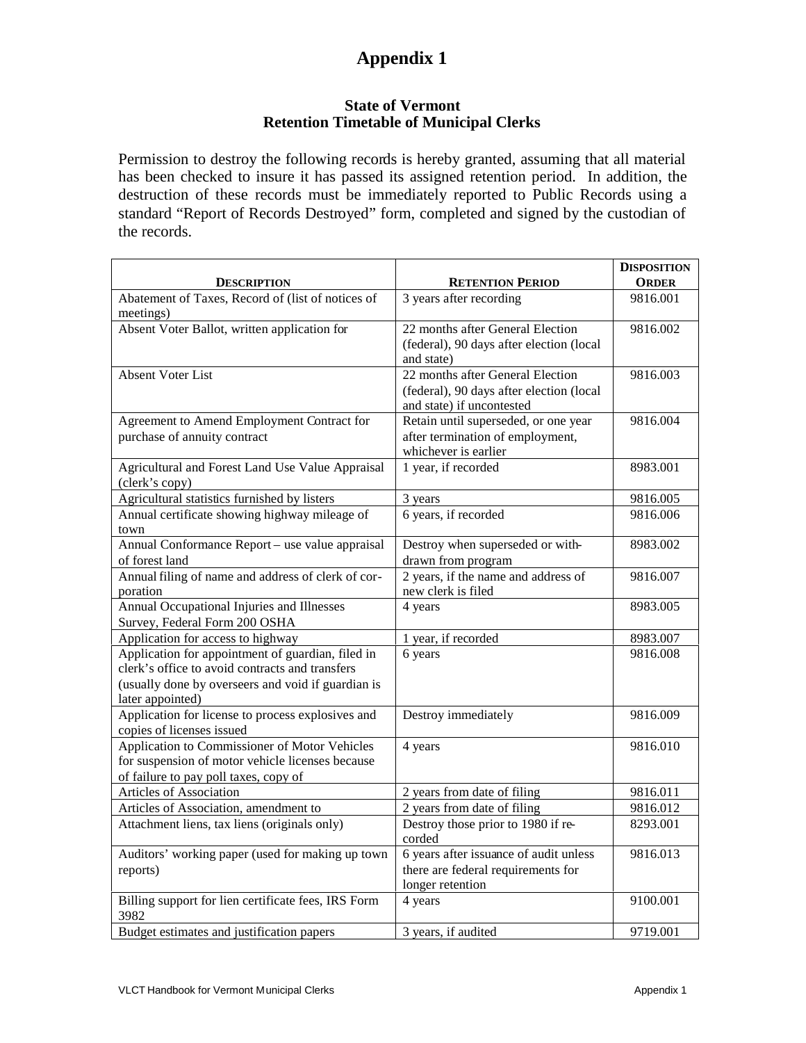# Appendix 1

### State of Vermont
### Retention Timetable of Municipal Clerks

Permission to destroy the following records is hereby granted, assuming that all material has been checked to insure it has passed its assigned retention period. In addition, the destruction of these records must be immediately reported to Public Records using a standard "Report of Records Destroyed" form, completed and signed by the custodian of the records.

| DESCRIPTION | RETENTION PERIOD | DISPOSITION ORDER |
|---|---|---|
| Abatement of Taxes, Record of (list of notices of meetings) | 3 years after recording | 9816.001 |
| Absent Voter Ballot, written application for | 22 months after General Election (federal), 90 days after election (local and state) | 9816.002 |
| Absent Voter List | 22 months after General Election (federal), 90 days after election (local and state) if uncontested | 9816.003 |
| Agreement to Amend Employment Contract for purchase of annuity contract | Retain until superseded, or one year after termination of employment, whichever is earlier | 9816.004 |
| Agricultural and Forest Land Use Value Appraisal (clerk's copy) | 1 year, if recorded | 8983.001 |
| Agricultural statistics furnished by listers | 3 years | 9816.005 |
| Annual certificate showing highway mileage of town | 6 years, if recorded | 9816.006 |
| Annual Conformance Report – use value appraisal of forest land | Destroy when superseded or withdrawn from program | 8983.002 |
| Annual filing of name and address of clerk of corporation | 2 years, if the name and address of new clerk is filed | 9816.007 |
| Annual Occupational Injuries and Illnesses Survey, Federal Form 200 OSHA | 4 years | 8983.005 |
| Application for access to highway | 1 year, if recorded | 8983.007 |
| Application for appointment of guardian, filed in clerk's office to avoid contracts and transfers (usually done by overseers and void if guardian is later appointed) | 6 years | 9816.008 |
| Application for license to process explosives and copies of licenses issued | Destroy immediately | 9816.009 |
| Application to Commissioner of Motor Vehicles for suspension of motor vehicle licenses because of failure to pay poll taxes, copy of | 4 years | 9816.010 |
| Articles of Association | 2 years from date of filing | 9816.011 |
| Articles of Association, amendment to | 2 years from date of filing | 9816.012 |
| Attachment liens, tax liens (originals only) | Destroy those prior to 1980 if recorded | 8293.001 |
| Auditors' working paper (used for making up town reports) | 6 years after issuance of audit unless there are federal requirements for longer retention | 9816.013 |
| Billing support for lien certificate fees, IRS Form 3982 | 4 years | 9100.001 |
| Budget estimates and justification papers | 3 years, if audited | 9719.001 |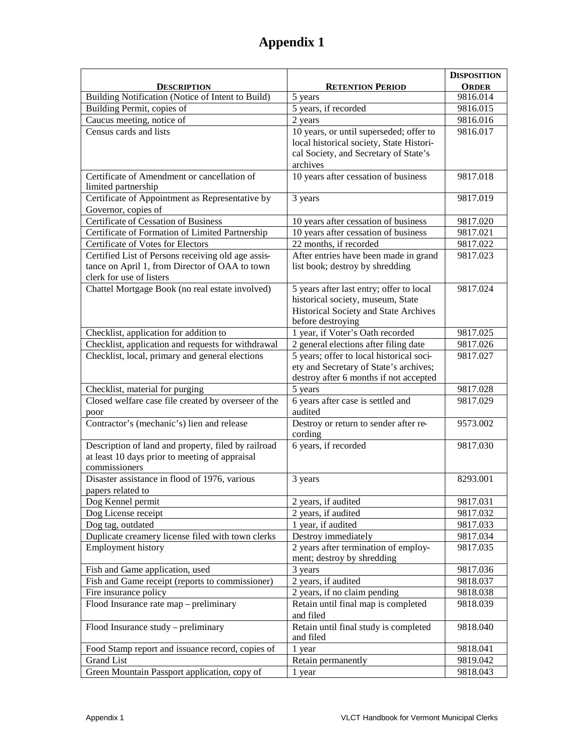# Appendix 1

| DESCRIPTION | RETENTION PERIOD | DISPOSITION ORDER |
|---|---|---|
| Building Notification (Notice of Intent to Build) | 5 years | 9816.014 |
| Building Permit, copies of | 5 years, if recorded | 9816.015 |
| Caucus meeting, notice of | 2 years | 9816.016 |
| Census cards and lists | 10 years, or until superseded; offer to local historical society, State Historical Society, and Secretary of State's archives | 9816.017 |
| Certificate of Amendment or cancellation of limited partnership | 10 years after cessation of business | 9817.018 |
| Certificate of Appointment as Representative by Governor, copies of | 3 years | 9817.019 |
| Certificate of Cessation of Business | 10 years after cessation of business | 9817.020 |
| Certificate of Formation of Limited Partnership | 10 years after cessation of business | 9817.021 |
| Certificate of Votes for Electors | 22 months, if recorded | 9817.022 |
| Certified List of Persons receiving old age assistance on April 1, from Director of OAA to town clerk for use of listers | After entries have been made in grand list book; destroy by shredding | 9817.023 |
| Chattel Mortgage Book (no real estate involved) | 5 years after last entry; offer to local historical society, museum, State Historical Society and State Archives before destroying | 9817.024 |
| Checklist, application for addition to | 1 year, if Voter's Oath recorded | 9817.025 |
| Checklist, application and requests for withdrawal | 2 general elections after filing date | 9817.026 |
| Checklist, local, primary and general elections | 5 years; offer to local historical society and Secretary of State's archives; destroy after 6 months if not accepted | 9817.027 |
| Checklist, material for purging | 5 years | 9817.028 |
| Closed welfare case file created by overseer of the poor | 6 years after case is settled and audited | 9817.029 |
| Contractor's (mechanic's) lien and release | Destroy or return to sender after recording | 9573.002 |
| Description of land and property, filed by railroad at least 10 days prior to meeting of appraisal commissioners | 6 years, if recorded | 9817.030 |
| Disaster assistance in flood of 1976, various papers related to | 3 years | 8293.001 |
| Dog Kennel permit | 2 years, if audited | 9817.031 |
| Dog License receipt | 2 years, if audited | 9817.032 |
| Dog tag, outdated | 1 year, if audited | 9817.033 |
| Duplicate creamery license filed with town clerks | Destroy immediately | 9817.034 |
| Employment history | 2 years after termination of employment; destroy by shredding | 9817.035 |
| Fish and Game application, used | 3 years | 9817.036 |
| Fish and Game receipt (reports to commissioner) | 2 years, if audited | 9818.037 |
| Fire insurance policy | 2 years, if no claim pending | 9818.038 |
| Flood Insurance rate map – preliminary | Retain until final map is completed and filed | 9818.039 |
| Flood Insurance study – preliminary | Retain until final study is completed and filed | 9818.040 |
| Food Stamp report and issuance record, copies of | 1 year | 9818.041 |
| Grand List | Retain permanently | 9819.042 |
| Green Mountain Passport application, copy of | 1 year | 9818.043 |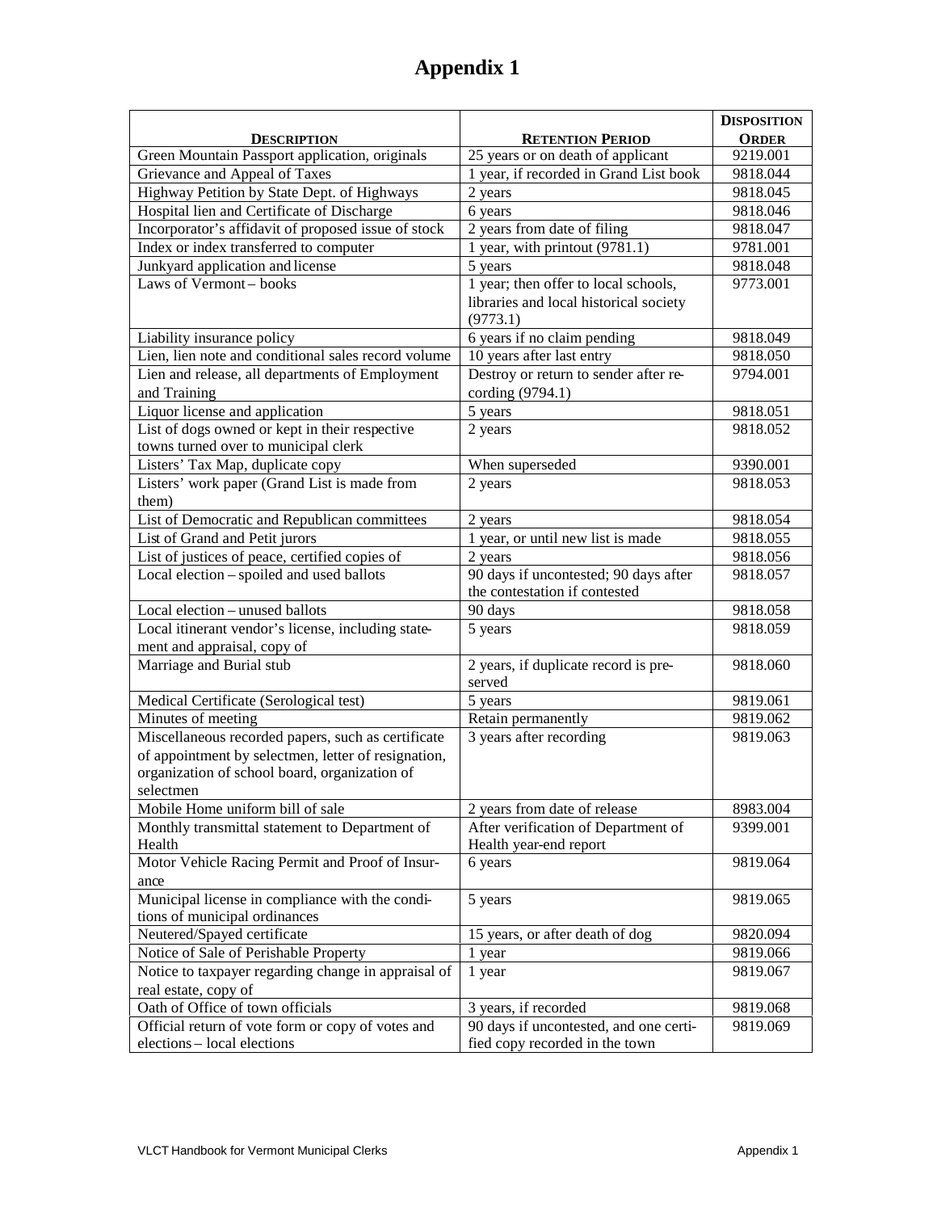# Appendix 1

| Description | Retention Period | Disposition Order |
|---|---|---|
| Green Mountain Passport application, originals | 25 years or on death of applicant | 9219.001 |
| Grievance and Appeal of Taxes | 1 year, if recorded in Grand List book | 9818.044 |
| Highway Petition by State Dept. of Highways | 2 years | 9818.045 |
| Hospital lien and Certificate of Discharge | 6 years | 9818.046 |
| Incorporator's affidavit of proposed issue of stock | 2 years from date of filing | 9818.047 |
| Index or index transferred to computer | 1 year, with printout (9781.1) | 9781.001 |
| Junkyard application and license | 5 years | 9818.048 |
| Laws of Vermont – books | 1 year; then offer to local schools, libraries and local historical society (9773.1) | 9773.001 |
| Liability insurance policy | 6 years if no claim pending | 9818.049 |
| Lien, lien note and conditional sales record volume | 10 years after last entry | 9818.050 |
| Lien and release, all departments of Employment and Training | Destroy or return to sender after recording (9794.1) | 9794.001 |
| Liquor license and application | 5 years | 9818.051 |
| List of dogs owned or kept in their respective towns turned over to municipal clerk | 2 years | 9818.052 |
| Listers' Tax Map, duplicate copy | When superseded | 9390.001 |
| Listers' work paper (Grand List is made from them) | 2 years | 9818.053 |
| List of Democratic and Republican committees | 2 years | 9818.054 |
| List of Grand and Petit jurors | 1 year, or until new list is made | 9818.055 |
| List of justices of peace, certified copies of | 2 years | 9818.056 |
| Local election – spoiled and used ballots | 90 days if uncontested; 90 days after the contestation if contested | 9818.057 |
| Local election – unused ballots | 90 days | 9818.058 |
| Local itinerant vendor's license, including statement and appraisal, copy of | 5 years | 9818.059 |
| Marriage and Burial stub | 2 years, if duplicate record is preserved | 9818.060 |
| Medical Certificate (Serological test) | 5 years | 9819.061 |
| Minutes of meeting | Retain permanently | 9819.062 |
| Miscellaneous recorded papers, such as certificate of appointment by selectmen, letter of resignation, organization of school board, organization of selectmen | 3 years after recording | 9819.063 |
| Mobile Home uniform bill of sale | 2 years from date of release | 8983.004 |
| Monthly transmittal statement to Department of Health | After verification of Department of Health year-end report | 9399.001 |
| Motor Vehicle Racing Permit and Proof of Insurance | 6 years | 9819.064 |
| Municipal license in compliance with the conditions of municipal ordinances | 5 years | 9819.065 |
| Neutered/Spayed certificate | 15 years, or after death of dog | 9820.094 |
| Notice of Sale of Perishable Property | 1 year | 9819.066 |
| Notice to taxpayer regarding change in appraisal of real estate, copy of | 1 year | 9819.067 |
| Oath of Office of town officials | 3 years, if recorded | 9819.068 |
| Official return of vote form or copy of votes and elections – local elections | 90 days if uncontested, and one certified copy recorded in the town | 9819.069 |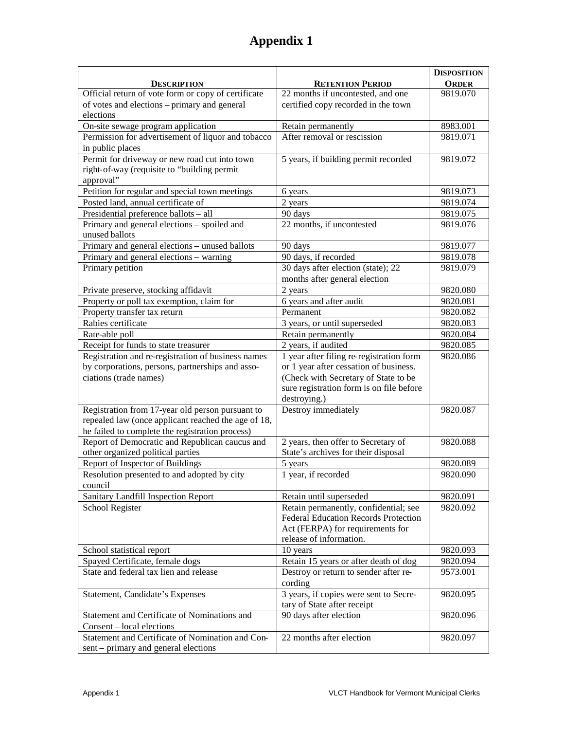# Appendix 1

| DESCRIPTION | RETENTION PERIOD | DISPOSITION ORDER |
|---|---|---|
| Official return of vote form or copy of certificate of votes and elections – primary and general elections | 22 months if uncontested, and one certified copy recorded in the town | 9819.070 |
| On-site sewage program application | Retain permanently | 8983.001 |
| Permission for advertisement of liquor and tobacco in public places | After removal or rescission | 9819.071 |
| Permit for driveway or new road cut into town right-of-way (requisite to "building permit approval" | 5 years, if building permit recorded | 9819.072 |
| Petition for regular and special town meetings | 6 years | 9819.073 |
| Posted land, annual certificate of | 2 years | 9819.074 |
| Presidential preference ballots – all | 90 days | 9819.075 |
| Primary and general elections – spoiled and unused ballots | 22 months, if uncontested | 9819.076 |
| Primary and general elections – unused ballots | 90 days | 9819.077 |
| Primary and general elections – warning | 90 days, if recorded | 9819.078 |
| Primary petition | 30 days after election (state); 22 months after general election | 9819.079 |
| Private preserve, stocking affidavit | 2 years | 9820.080 |
| Property or poll tax exemption, claim for | 6 years and after audit | 9820.081 |
| Property transfer tax return | Permanent | 9820.082 |
| Rabies certificate | 3 years, or until superseded | 9820.083 |
| Rate-able poll | Retain permanently | 9820.084 |
| Receipt for funds to state treasurer | 2 years, if audited | 9820.085 |
| Registration and re-registration of business names by corporations, persons, partnerships and associations (trade names) | 1 year after filing re-registration form or 1 year after cessation of business. (Check with Secretary of State to be sure registration form is on file before destroying.) | 9820.086 |
| Registration from 17-year old person pursuant to repealed law (once applicant reached the age of 18, he failed to complete the registration process) | Destroy immediately | 9820.087 |
| Report of Democratic and Republican caucus and other organized political parties | 2 years, then offer to Secretary of State's archives for their disposal | 9820.088 |
| Report of Inspector of Buildings | 5 years | 9820.089 |
| Resolution presented to and adopted by city council | 1 year, if recorded | 9820.090 |
| Sanitary Landfill Inspection Report | Retain until superseded | 9820.091 |
| School Register | Retain permanently, confidential; see Federal Education Records Protection Act (FERPA) for requirements for release of information. | 9820.092 |
| School statistical report | 10 years | 9820.093 |
| Spayed Certificate, female dogs | Retain 15 years or after death of dog | 9820.094 |
| State and federal tax lien and release | Destroy or return to sender after recording | 9573.001 |
| Statement, Candidate's Expenses | 3 years, if copies were sent to Secretary of State after receipt | 9820.095 |
| Statement and Certificate of Nominations and Consent – local elections | 90 days after election | 9820.096 |
| Statement and Certificate of Nomination and Consent – primary and general elections | 22 months after election | 9820.097 |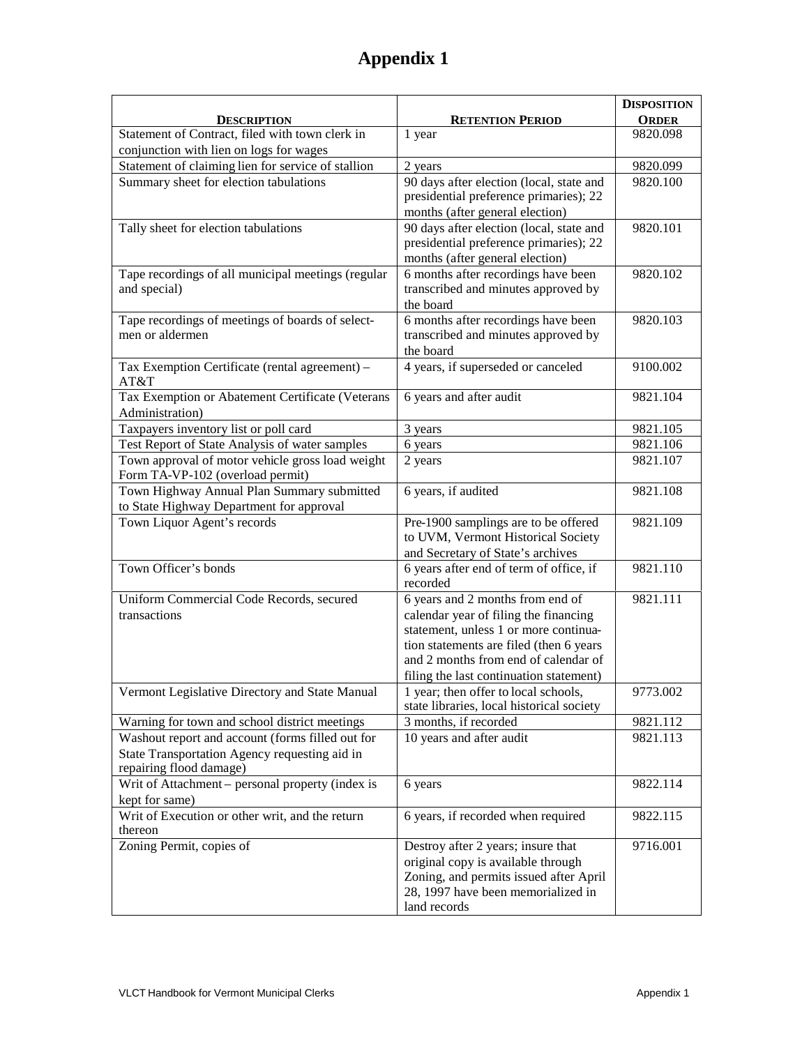# Appendix 1

| DESCRIPTION | RETENTION PERIOD | DISPOSITION ORDER |
|---|---|---|
| Statement of Contract, filed with town clerk in conjunction with lien on logs for wages | 1 year | 9820.098 |
| Statement of claiming lien for service of stallion | 2 years | 9820.099 |
| Summary sheet for election tabulations | 90 days after election (local, state and presidential preference primaries); 22 months (after general election) | 9820.100 |
| Tally sheet for election tabulations | 90 days after election (local, state and presidential preference primaries); 22 months (after general election) | 9820.101 |
| Tape recordings of all municipal meetings (regular and special) | 6 months after recordings have been transcribed and minutes approved by the board | 9820.102 |
| Tape recordings of meetings of boards of select-men or aldermen | 6 months after recordings have been transcribed and minutes approved by the board | 9820.103 |
| Tax Exemption Certificate (rental agreement) – AT&T | 4 years, if superseded or canceled | 9100.002 |
| Tax Exemption or Abatement Certificate (Veterans Administration) | 6 years and after audit | 9821.104 |
| Taxpayers inventory list or poll card | 3 years | 9821.105 |
| Test Report of State Analysis of water samples | 6 years | 9821.106 |
| Town approval of motor vehicle gross load weight Form TA-VP-102 (overload permit) | 2 years | 9821.107 |
| Town Highway Annual Plan Summary submitted to State Highway Department for approval | 6 years, if audited | 9821.108 |
| Town Liquor Agent's records | Pre-1900 samplings are to be offered to UVM, Vermont Historical Society and Secretary of State's archives | 9821.109 |
| Town Officer's bonds | 6 years after end of term of office, if recorded | 9821.110 |
| Uniform Commercial Code Records, secured transactions | 6 years and 2 months from end of calendar year of filing the financing statement, unless 1 or more continuation statements are filed (then 6 years and 2 months from end of calendar of filing the last continuation statement) | 9821.111 |
| Vermont Legislative Directory and State Manual | 1 year; then offer to local schools, state libraries, local historical society | 9773.002 |
| Warning for town and school district meetings | 3 months, if recorded | 9821.112 |
| Washout report and account (forms filled out for State Transportation Agency requesting aid in repairing flood damage) | 10 years and after audit | 9821.113 |
| Writ of Attachment – personal property (index is kept for same) | 6 years | 9822.114 |
| Writ of Execution or other writ, and the return thereon | 6 years, if recorded when required | 9822.115 |
| Zoning Permit, copies of | Destroy after 2 years; insure that original copy is available through Zoning, and permits issued after April 28, 1997 have been memorialized in land records | 9716.001 |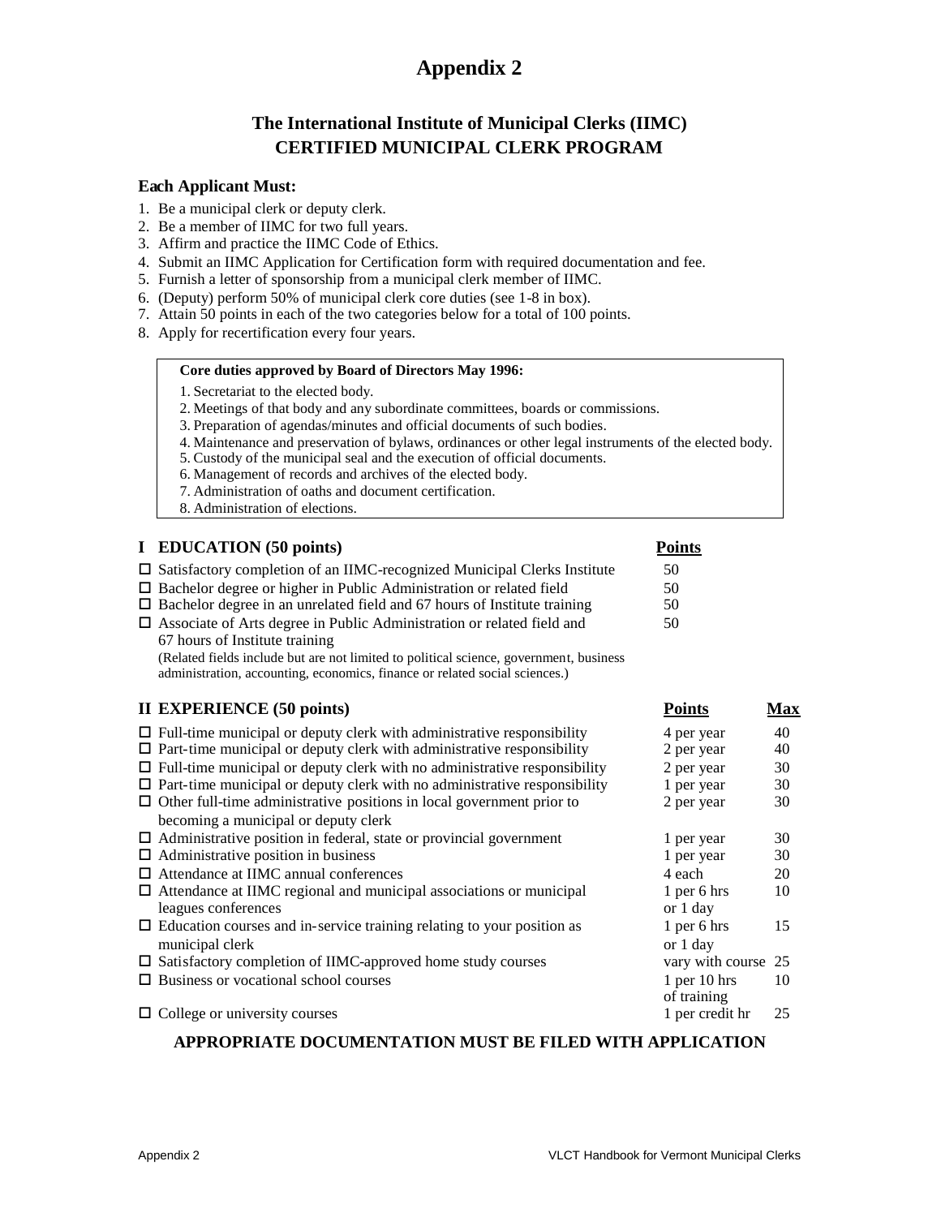# Appendix 2

## The International Institute of Municipal Clerks (IIMC) CERTIFIED MUNICIPAL CLERK PROGRAM

**Each Applicant Must:**

1. Be a municipal clerk or deputy clerk.
2. Be a member of IIMC for two full years.
3. Affirm and practice the IIMC Code of Ethics.
4. Submit an IIMC Application for Certification form with required documentation and fee.
5. Furnish a letter of sponsorship from a municipal clerk member of IIMC.
6. (Deputy) perform 50% of municipal clerk core duties (see 1-8 in box).
7. Attain 50 points in each of the two categories below for a total of 100 points.
8. Apply for recertification every four years.

> **Core duties approved by Board of Directors May 1996:**
>
> 1. Secretariat to the elected body.
> 2. Meetings of that body and any subordinate committees, boards or commissions.
> 3. Preparation of agendas/minutes and official documents of such bodies.
> 4. Maintenance and preservation of bylaws, ordinances or other legal instruments of the elected body.
> 5. Custody of the municipal seal and the execution of official documents.
> 6. Management of records and archives of the elected body.
> 7. Administration of oaths and document certification.
> 8. Administration of elections.

### I EDUCATION (50 points)

| | Points |
|---|---|
| ☐ Satisfactory completion of an IIMC-recognized Municipal Clerks Institute | 50 |
| ☐ Bachelor degree or higher in Public Administration or related field | 50 |
| ☐ Bachelor degree in an unrelated field and 67 hours of Institute training | 50 |
| ☐ Associate of Arts degree in Public Administration or related field and 67 hours of Institute training | 50 |

(Related fields include but are not limited to political science, government, business administration, accounting, economics, finance or related social sciences.)

### II EXPERIENCE (50 points)

| | Points | Max |
|---|---|---|
| ☐ Full-time municipal or deputy clerk with administrative responsibility | 4 per year | 40 |
| ☐ Part-time municipal or deputy clerk with administrative responsibility | 2 per year | 40 |
| ☐ Full-time municipal or deputy clerk with no administrative responsibility | 2 per year | 30 |
| ☐ Part-time municipal or deputy clerk with no administrative responsibility | 1 per year | 30 |
| ☐ Other full-time administrative positions in local government prior to becoming a municipal or deputy clerk | 2 per year | 30 |
| ☐ Administrative position in federal, state or provincial government | 1 per year | 30 |
| ☐ Administrative position in business | 1 per year | 30 |
| ☐ Attendance at IIMC annual conferences | 4 each | 20 |
| ☐ Attendance at IIMC regional and municipal associations or municipal leagues conferences | 1 per 6 hrs or 1 day | 10 |
| ☐ Education courses and in-service training relating to your position as municipal clerk | 1 per 6 hrs or 1 day | 15 |
| ☐ Satisfactory completion of IIMC-approved home study courses | vary with course | 25 |
| ☐ Business or vocational school courses | 1 per 10 hrs of training | 10 |
| ☐ College or university courses | 1 per credit hr | 25 |

**APPROPRIATE DOCUMENTATION MUST BE FILED WITH APPLICATION**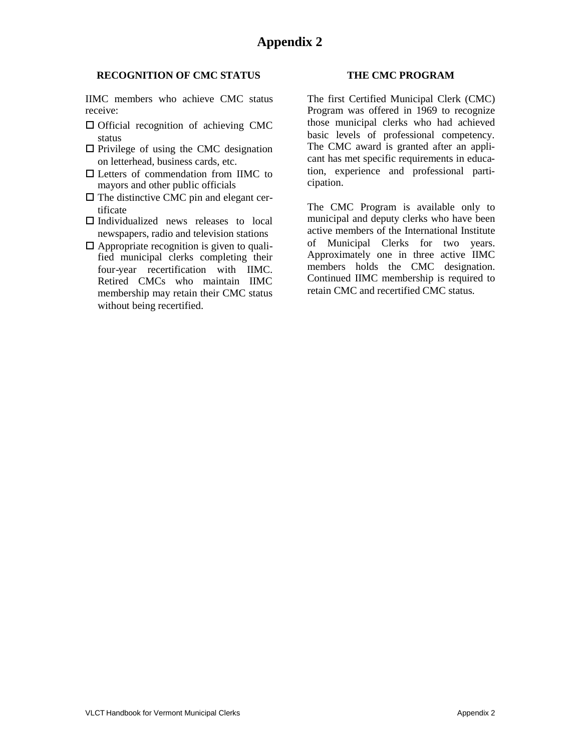# Appendix 2

## RECOGNITION OF CMC STATUS

IIMC members who achieve CMC status receive:

- Official recognition of achieving CMC status
- Privilege of using the CMC designation on letterhead, business cards, etc.
- Letters of commendation from IIMC to mayors and other public officials
- The distinctive CMC pin and elegant certificate
- Individualized news releases to local newspapers, radio and television stations
- Appropriate recognition is given to qualified municipal clerks completing their four-year recertification with IIMC. Retired CMCs who maintain IIMC membership may retain their CMC status without being recertified.

## THE CMC PROGRAM

The first Certified Municipal Clerk (CMC) Program was offered in 1969 to recognize those municipal clerks who had achieved basic levels of professional competency. The CMC award is granted after an applicant has met specific requirements in education, experience and professional participation.

The CMC Program is available only to municipal and deputy clerks who have been active members of the International Institute of Municipal Clerks for two years. Approximately one in three active IIMC members holds the CMC designation. Continued IIMC membership is required to retain CMC and recertified CMC status.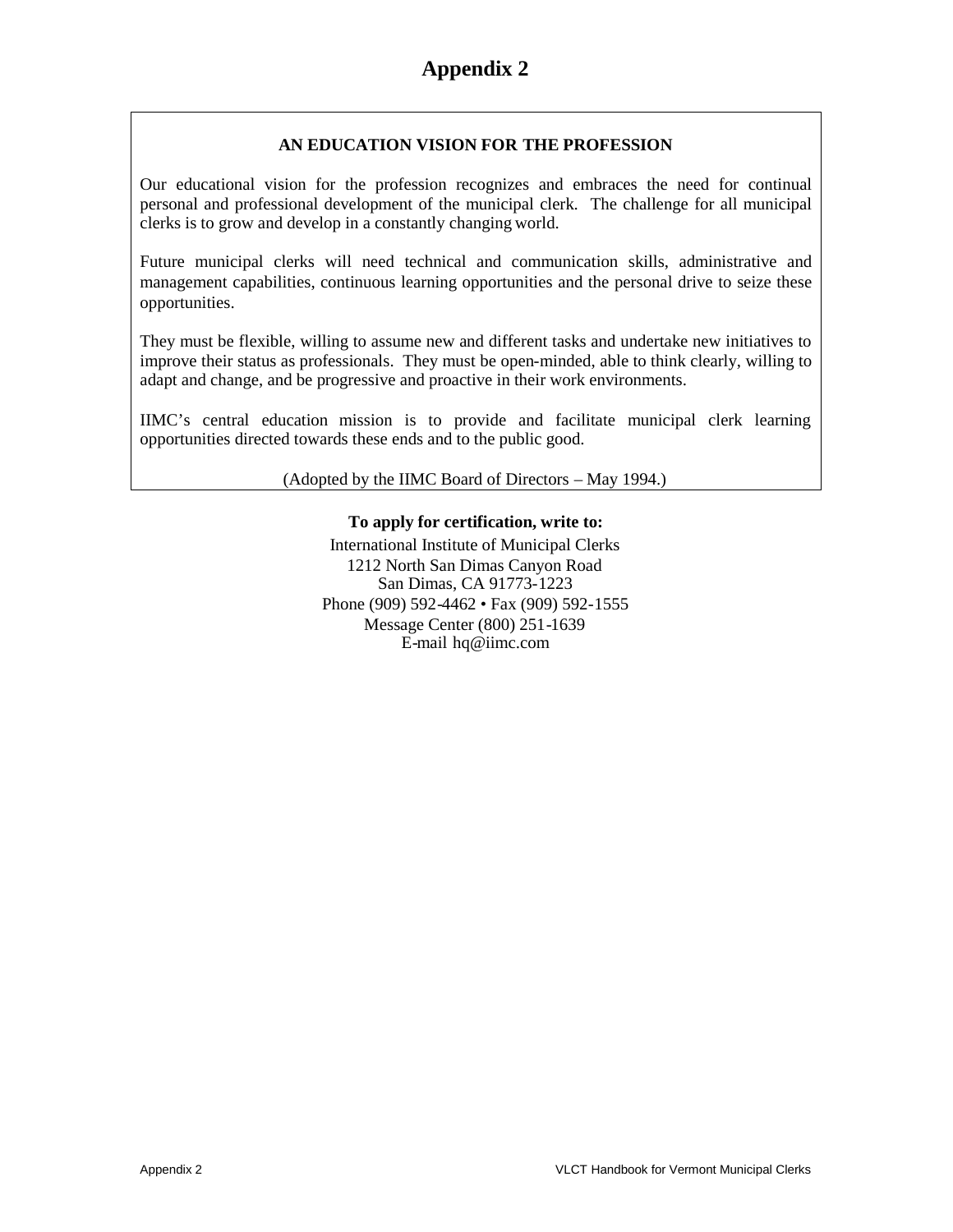# Appendix 2

**AN EDUCATION VISION FOR THE PROFESSION**

Our educational vision for the profession recognizes and embraces the need for continual personal and professional development of the municipal clerk. The challenge for all municipal clerks is to grow and develop in a constantly changing world.

Future municipal clerks will need technical and communication skills, administrative and management capabilities, continuous learning opportunities and the personal drive to seize these opportunities.

They must be flexible, willing to assume new and different tasks and undertake new initiatives to improve their status as professionals. They must be open-minded, able to think clearly, willing to adapt and change, and be progressive and proactive in their work environments.

IIMC's central education mission is to provide and facilitate municipal clerk learning opportunities directed towards these ends and to the public good.

(Adopted by the IIMC Board of Directors – May 1994.)

**To apply for certification, write to:**

International Institute of Municipal Clerks
1212 North San Dimas Canyon Road
San Dimas, CA 91773-1223
Phone (909) 592-4462 • Fax (909) 592-1555
Message Center (800) 251-1639
E-mail hq@iimc.com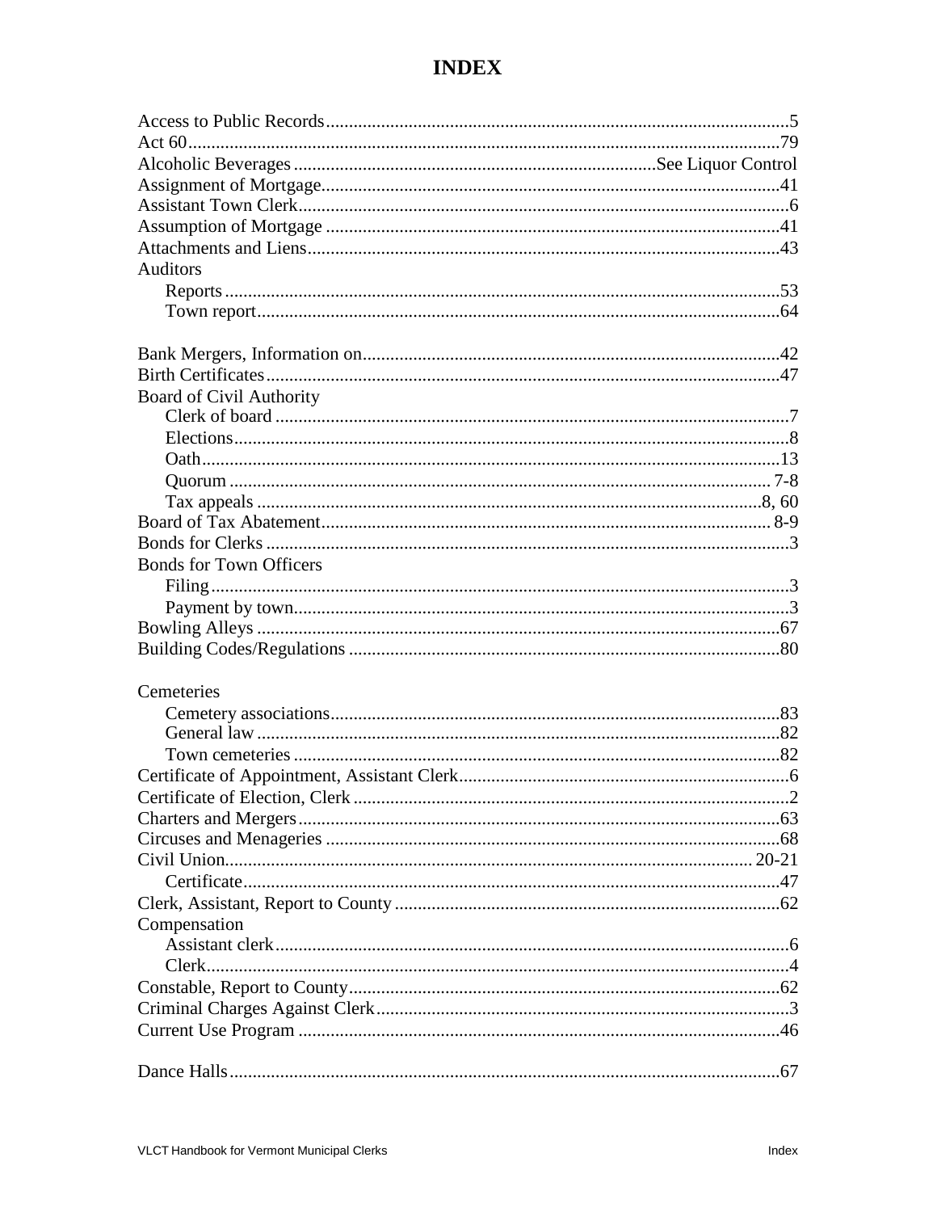# INDEX

Access to Public Records....5
Act 60....79
Alcoholic Beverages....See Liquor Control
Assignment of Mortgage....41
Assistant Town Clerk....6
Assumption of Mortgage....41
Attachments and Liens....43
Auditors
- Reports....53
- Town report....64

Bank Mergers, Information on....42
Birth Certificates....47
Board of Civil Authority
- Clerk of board....7
- Elections....8
- Oath....13
- Quorum....7-8
- Tax appeals....8, 60

Board of Tax Abatement....8-9
Bonds for Clerks....3
Bonds for Town Officers
- Filing....3
- Payment by town....3

Bowling Alleys....67
Building Codes/Regulations....80

Cemeteries
- Cemetery associations....83
- General law....82
- Town cemeteries....82

Certificate of Appointment, Assistant Clerk....6
Certificate of Election, Clerk....2
Charters and Mergers....63
Circuses and Menageries....68
Civil Union....20-21
- Certificate....47

Clerk, Assistant, Report to County....62
Compensation
- Assistant clerk....6
- Clerk....4

Constable, Report to County....62
Criminal Charges Against Clerk....3
Current Use Program....46

Dance Halls....67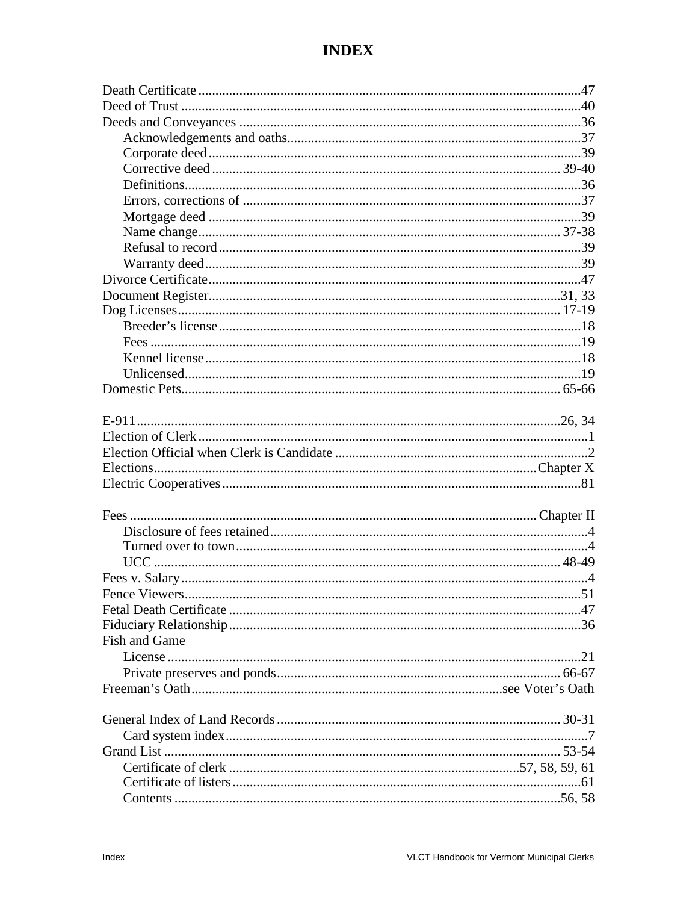# INDEX

Death Certificate ... 47
Deed of Trust ... 40
Deeds and Conveyances ... 36
- Acknowledgements and oaths ... 37
- Corporate deed ... 39
- Corrective deed ... 39-40
- Definitions ... 36
- Errors, corrections of ... 37
- Mortgage deed ... 39
- Name change ... 37-38
- Refusal to record ... 39
- Warranty deed ... 39

Divorce Certificate ... 47
Document Register ... 31, 33
Dog Licenses ... 17-19
- Breeder's license ... 18
- Fees ... 19
- Kennel license ... 18
- Unlicensed ... 19

Domestic Pets ... 65-66

E-911 ... 26, 34
Election of Clerk ... 1
Election Official when Clerk is Candidate ... 2
Elections ... Chapter X
Electric Cooperatives ... 81

Fees ... Chapter II
- Disclosure of fees retained ... 4
- Turned over to town ... 4
- UCC ... 48-49

Fees v. Salary ... 4
Fence Viewers ... 51
Fetal Death Certificate ... 47
Fiduciary Relationship ... 36
Fish and Game
- License ... 21
- Private preserves and ponds ... 66-67

Freeman's Oath ... see Voter's Oath

General Index of Land Records ... 30-31
- Card system index ... 7

Grand List ... 53-54
- Certificate of clerk ... 57, 58, 59, 61
- Certificate of listers ... 61
- Contents ... 56, 58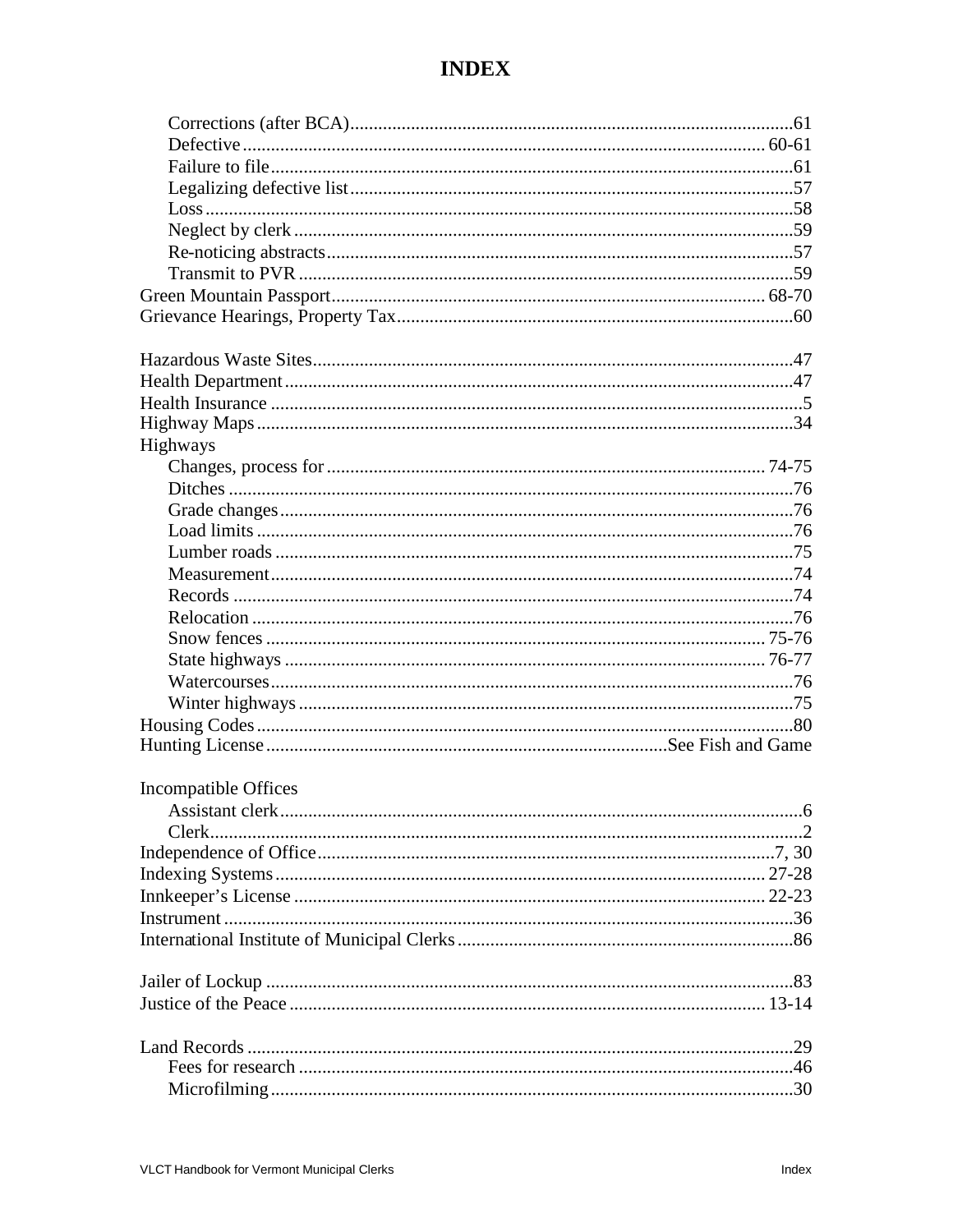# INDEX

- Corrections (after BCA) ... 61
- Defective ... 60-61
- Failure to file ... 61
- Legalizing defective list ... 57
- Loss ... 58
- Neglect by clerk ... 59
- Re-noticing abstracts ... 57
- Transmit to PVR ... 59

Green Mountain Passport ... 68-70
Grievance Hearings, Property Tax ... 60

Hazardous Waste Sites ... 47
Health Department ... 47
Health Insurance ... 5
Highway Maps ... 34
Highways
- Changes, process for ... 74-75
- Ditches ... 76
- Grade changes ... 76
- Load limits ... 76
- Lumber roads ... 75
- Measurement ... 74
- Records ... 74
- Relocation ... 76
- Snow fences ... 75-76
- State highways ... 76-77
- Watercourses ... 76
- Winter highways ... 75

Housing Codes ... 80
Hunting License ... See Fish and Game

Incompatible Offices
- Assistant clerk ... 6
- Clerk ... 2

Independence of Office ... 7, 30
Indexing Systems ... 27-28
Innkeeper's License ... 22-23
Instrument ... 36
International Institute of Municipal Clerks ... 86

Jailer of Lockup ... 83
Justice of the Peace ... 13-14

Land Records ... 29
- Fees for research ... 46
- Microfilming ... 30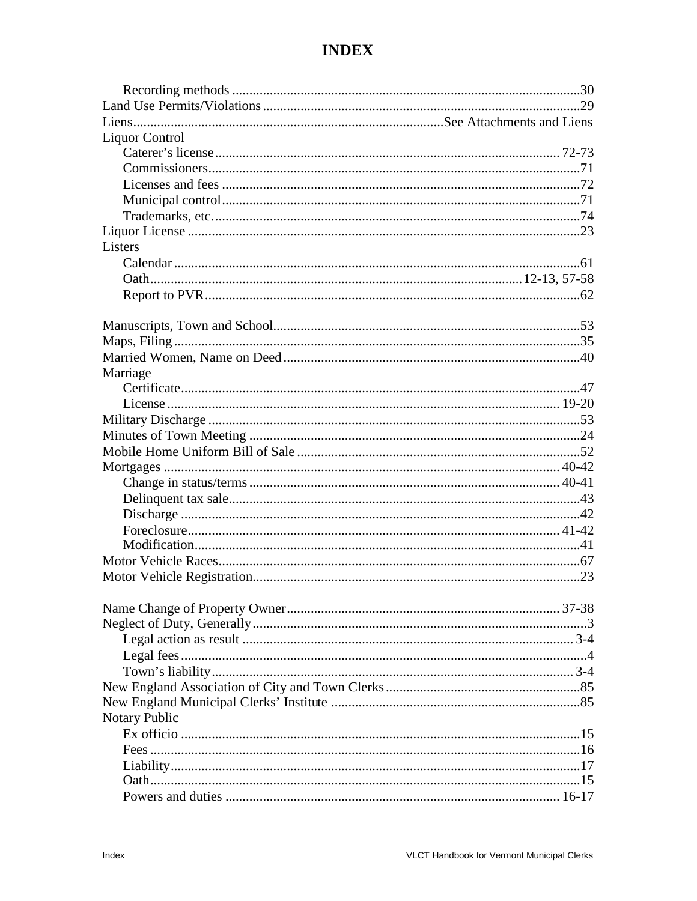# INDEX

- Recording methods ... 30
- Land Use Permits/Violations ... 29
- Liens ... See Attachments and Liens
- Liquor Control
  - Caterer's license ... 72-73
  - Commissioners ... 71
  - Licenses and fees ... 72
  - Municipal control ... 71
  - Trademarks, etc. ... 74
- Liquor License ... 23
- Listers
  - Calendar ... 61
  - Oath ... 12-13, 57-58
  - Report to PVR ... 62

- Manuscripts, Town and School ... 53
- Maps, Filing ... 35
- Married Women, Name on Deed ... 40
- Marriage
  - Certificate ... 47
  - License ... 19-20
- Military Discharge ... 53
- Minutes of Town Meeting ... 24
- Mobile Home Uniform Bill of Sale ... 52
- Mortgages ... 40-42
  - Change in status/terms ... 40-41
  - Delinquent tax sale ... 43
  - Discharge ... 42
  - Foreclosure ... 41-42
  - Modification ... 41
- Motor Vehicle Races ... 67
- Motor Vehicle Registration ... 23

- Name Change of Property Owner ... 37-38
- Neglect of Duty, Generally ... 3
  - Legal action as result ... 3-4
  - Legal fees ... 4
  - Town's liability ... 3-4
- New England Association of City and Town Clerks ... 85
- New England Municipal Clerks' Institute ... 85
- Notary Public
  - Ex officio ... 15
  - Fees ... 16
  - Liability ... 17
  - Oath ... 15
  - Powers and duties ... 16-17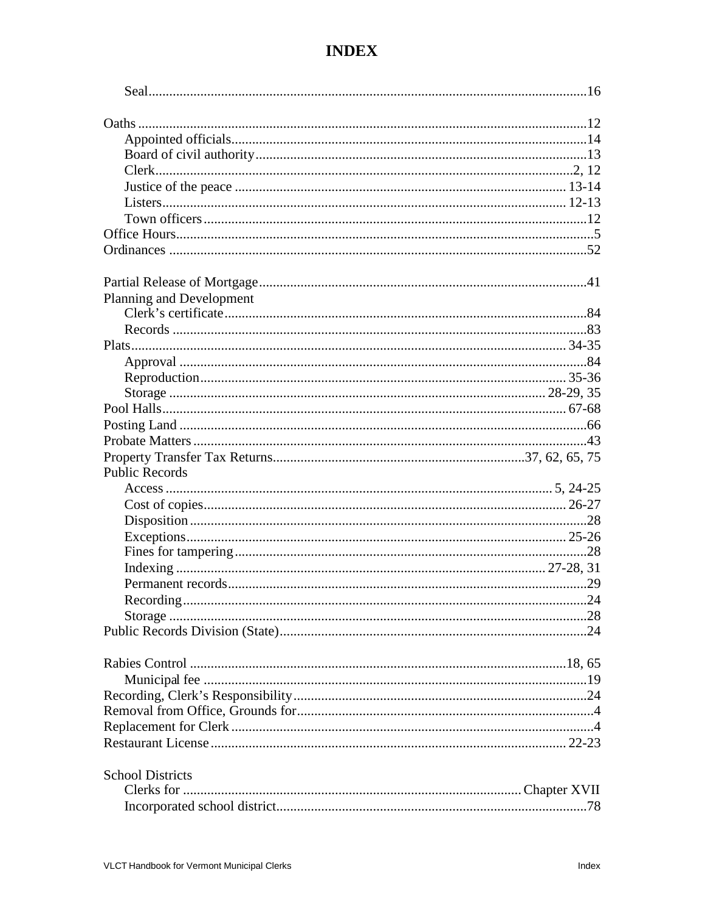# INDEX

- Seal ... 16

Oaths ... 12
- Appointed officials ... 14
- Board of civil authority ... 13
- Clerk ... 2, 12
- Justice of the peace ... 13-14
- Listers ... 12-13
- Town officers ... 12

Office Hours ... 5
Ordinances ... 52

Partial Release of Mortgage ... 41
Planning and Development
- Clerk's certificate ... 84
- Records ... 83

Plats ... 34-35
- Approval ... 84
- Reproduction ... 35-36
- Storage ... 28-29, 35

Pool Halls ... 67-68
Posting Land ... 66
Probate Matters ... 43
Property Transfer Tax Returns ... 37, 62, 65, 75
Public Records
- Access ... 5, 24-25
- Cost of copies ... 26-27
- Disposition ... 28
- Exceptions ... 25-26
- Fines for tampering ... 28
- Indexing ... 27-28, 31
- Permanent records ... 29
- Recording ... 24
- Storage ... 28

Public Records Division (State) ... 24

Rabies Control ... 18, 65
- Municipal fee ... 19

Recording, Clerk's Responsibility ... 24
Removal from Office, Grounds for ... 4
Replacement for Clerk ... 4
Restaurant License ... 22-23

School Districts
- Clerks for ... Chapter XVII
- Incorporated school district ... 78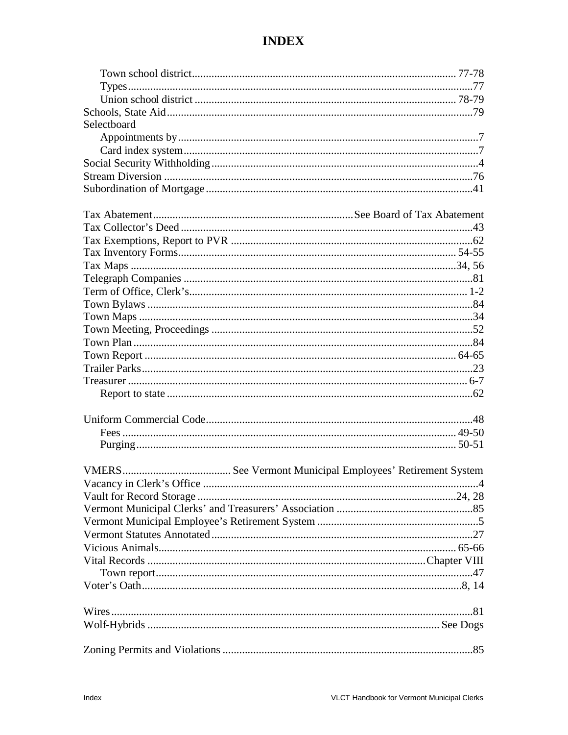# INDEX

- Town school district ... 77-78
- Types ... 77
- Union school district ... 78-79

Schools, State Aid ... 79

Selectboard
- Appointments by ... 7
- Card index system ... 7

Social Security Withholding ... 4

Stream Diversion ... 76

Subordination of Mortgage ... 41

Tax Abatement ... See Board of Tax Abatement

Tax Collector's Deed ... 43

Tax Exemptions, Report to PVR ... 62

Tax Inventory Forms ... 54-55

Tax Maps ... 34, 56

Telegraph Companies ... 81

Term of Office, Clerk's ... 1-2

Town Bylaws ... 84

Town Maps ... 34

Town Meeting, Proceedings ... 52

Town Plan ... 84

Town Report ... 64-65

Trailer Parks ... 23

Treasurer ... 6-7
- Report to state ... 62

Uniform Commercial Code ... 48
- Fees ... 49-50
- Purging ... 50-51

VMERS ... See Vermont Municipal Employees' Retirement System

Vacancy in Clerk's Office ... 4

Vault for Record Storage ... 24, 28

Vermont Municipal Clerks' and Treasurers' Association ... 85

Vermont Municipal Employee's Retirement System ... 5

Vermont Statutes Annotated ... 27

Vicious Animals ... 65-66

Vital Records ... Chapter VIII
- Town report ... 47

Voter's Oath ... 8, 14

Wires ... 81

Wolf-Hybrids ... See Dogs

Zoning Permits and Violations ... 85